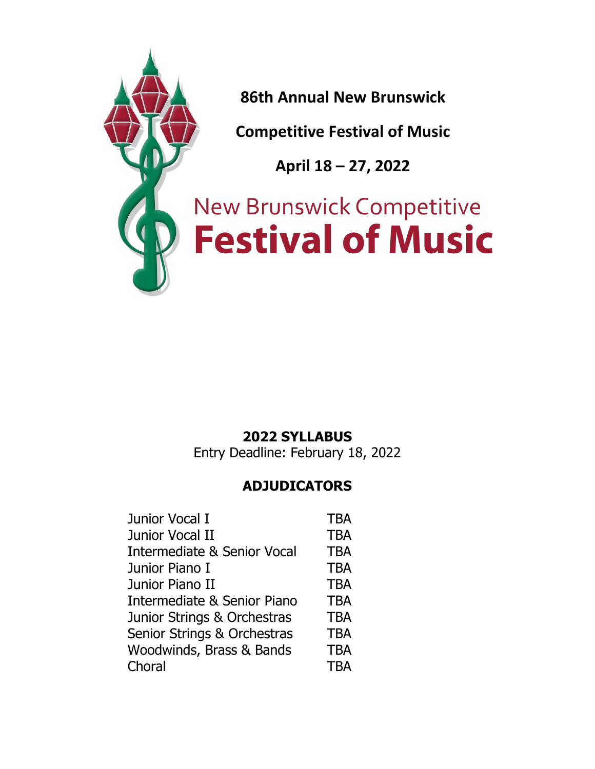# 86th Annual New Brunswick Competitive Festival of Music

**April 18 – 27, 2022**

New Brunswick Competitive
**Festival of Music**

## 2022 SYLLABUS

Entry Deadline: February 18, 2022

## ADJUDICATORS

| | |
|---|---|
| Junior Vocal I | TBA |
| Junior Vocal II | TBA |
| Intermediate & Senior Vocal | TBA |
| Junior Piano I | TBA |
| Junior Piano II | TBA |
| Intermediate & Senior Piano | TBA |
| Junior Strings & Orchestras | TBA |
| Senior Strings & Orchestras | TBA |
| Woodwinds, Brass & Bands | TBA |
| Choral | TBA |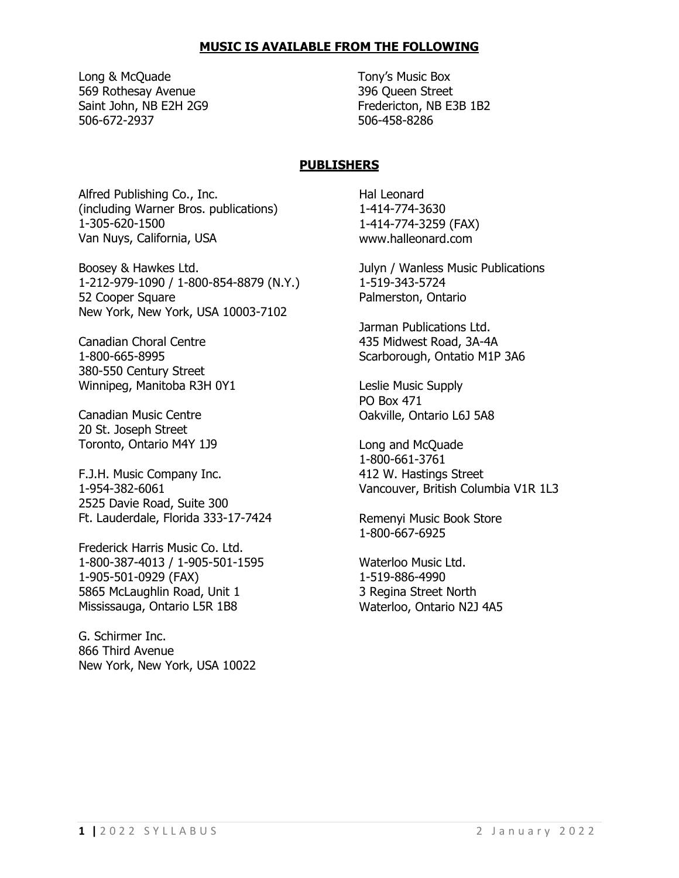## MUSIC IS AVAILABLE FROM THE FOLLOWING

Long & McQuade
569 Rothesay Avenue
Saint John, NB E2H 2G9
506-672-2937

Tony's Music Box
396 Queen Street
Fredericton, NB E3B 1B2
506-458-8286

## PUBLISHERS

Alfred Publishing Co., Inc.
(including Warner Bros. publications)
1-305-620-1500
Van Nuys, California, USA

Boosey & Hawkes Ltd.
1-212-979-1090 / 1-800-854-8879 (N.Y.)
52 Cooper Square
New York, New York, USA 10003-7102

Canadian Choral Centre
1-800-665-8995
380-550 Century Street
Winnipeg, Manitoba R3H 0Y1

Canadian Music Centre
20 St. Joseph Street
Toronto, Ontario M4Y 1J9

F.J.H. Music Company Inc.
1-954-382-6061
2525 Davie Road, Suite 300
Ft. Lauderdale, Florida 333-17-7424

Frederick Harris Music Co. Ltd.
1-800-387-4013 / 1-905-501-1595
1-905-501-0929 (FAX)
5865 McLaughlin Road, Unit 1
Mississauga, Ontario L5R 1B8

G. Schirmer Inc.
866 Third Avenue
New York, New York, USA 10022

Hal Leonard
1-414-774-3630
1-414-774-3259 (FAX)
www.halleonard.com

Julyn / Wanless Music Publications
1-519-343-5724
Palmerston, Ontario

Jarman Publications Ltd.
435 Midwest Road, 3A-4A
Scarborough, Ontatio M1P 3A6

Leslie Music Supply
PO Box 471
Oakville, Ontario L6J 5A8

Long and McQuade
1-800-661-3761
412 W. Hastings Street
Vancouver, British Columbia V1R 1L3

Remenyi Music Book Store
1-800-667-6925

Waterloo Music Ltd.
1-519-886-4990
3 Regina Street North
Waterloo, Ontario N2J 4A5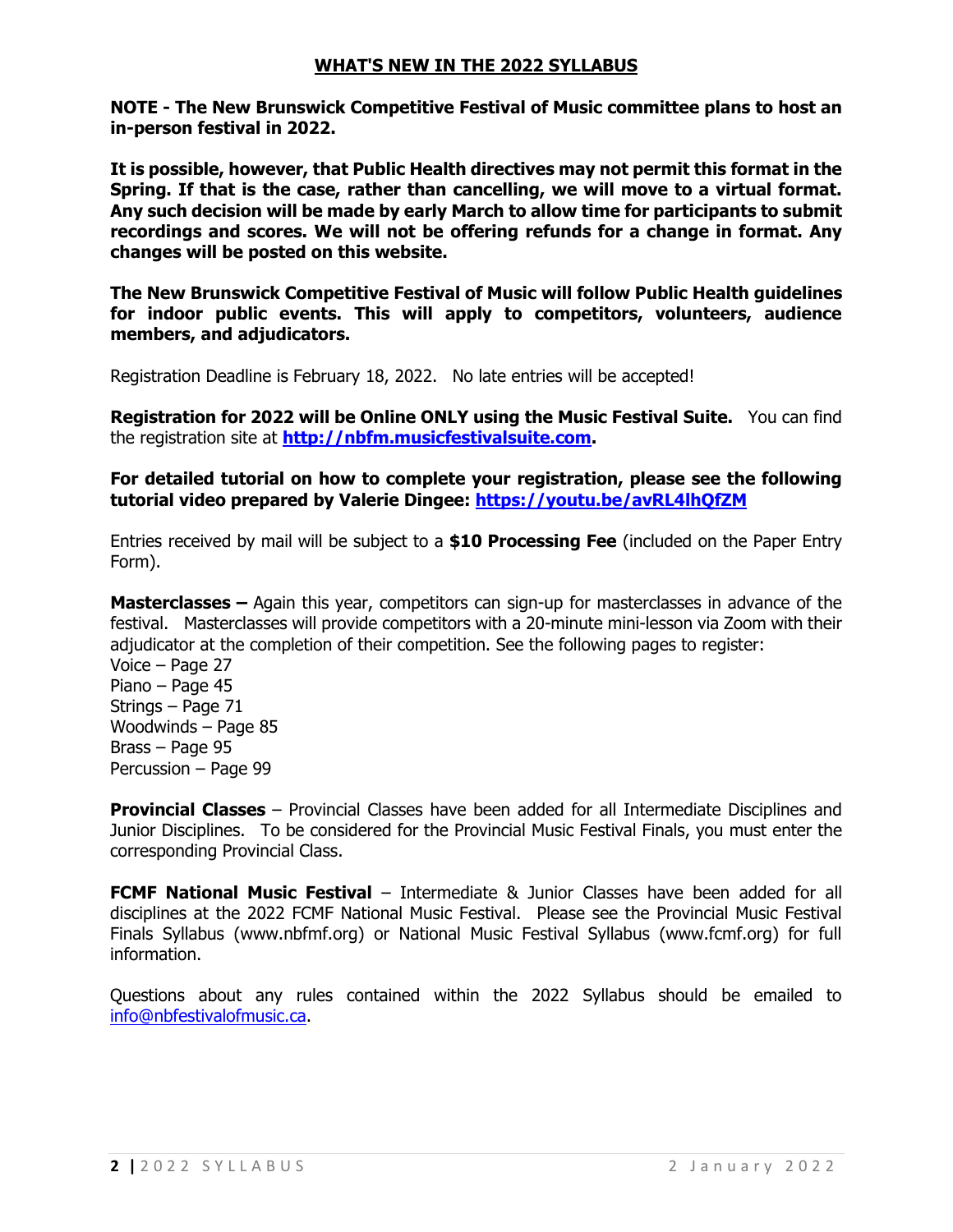## WHAT'S NEW IN THE 2022 SYLLABUS

**NOTE - The New Brunswick Competitive Festival of Music committee plans to host an in-person festival in 2022.**

**It is possible, however, that Public Health directives may not permit this format in the Spring. If that is the case, rather than cancelling, we will move to a virtual format. Any such decision will be made by early March to allow time for participants to submit recordings and scores. We will not be offering refunds for a change in format. Any changes will be posted on this website.**

**The New Brunswick Competitive Festival of Music will follow Public Health guidelines for indoor public events. This will apply to competitors, volunteers, audience members, and adjudicators.**

Registration Deadline is February 18, 2022. No late entries will be accepted!

**Registration for 2022 will be Online ONLY using the Music Festival Suite.** You can find the registration site at **http://nbfm.musicfestivalsuite.com**.

**For detailed tutorial on how to complete your registration, please see the following tutorial video prepared by Valerie Dingee: https://youtu.be/avRL4lhQfZM**

Entries received by mail will be subject to a **$10 Processing Fee** (included on the Paper Entry Form).

**Masterclasses –** Again this year, competitors can sign-up for masterclasses in advance of the festival. Masterclasses will provide competitors with a 20-minute mini-lesson via Zoom with their adjudicator at the completion of their competition. See the following pages to register:
Voice – Page 27
Piano – Page 45
Strings – Page 71
Woodwinds – Page 85
Brass – Page 95
Percussion – Page 99

**Provincial Classes** – Provincial Classes have been added for all Intermediate Disciplines and Junior Disciplines. To be considered for the Provincial Music Festival Finals, you must enter the corresponding Provincial Class.

**FCMF National Music Festival** – Intermediate & Junior Classes have been added for all disciplines at the 2022 FCMF National Music Festival. Please see the Provincial Music Festival Finals Syllabus (www.nbfmf.org) or National Music Festival Syllabus (www.fcmf.org) for full information.

Questions about any rules contained within the 2022 Syllabus should be emailed to info@nbfestivalofmusic.ca.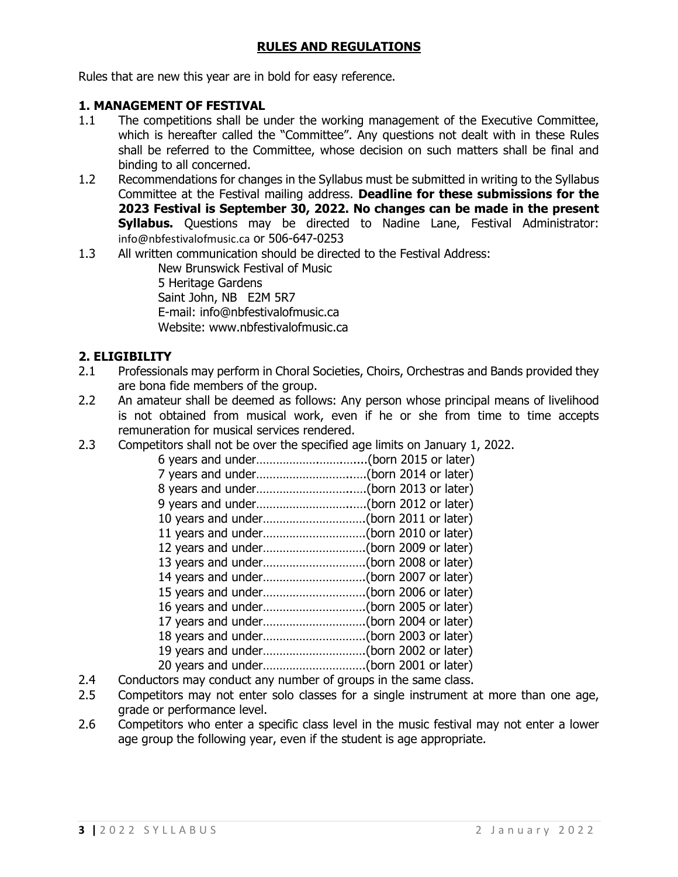## RULES AND REGULATIONS

Rules that are new this year are in bold for easy reference.

### 1. MANAGEMENT OF FESTIVAL

1.1 The competitions shall be under the working management of the Executive Committee, which is hereafter called the "Committee". Any questions not dealt with in these Rules shall be referred to the Committee, whose decision on such matters shall be final and binding to all concerned.

1.2 Recommendations for changes in the Syllabus must be submitted in writing to the Syllabus Committee at the Festival mailing address. **Deadline for these submissions for the 2023 Festival is September 30, 2022. No changes can be made in the present Syllabus.** Questions may be directed to Nadine Lane, Festival Administrator: info@nbfestivalofmusic.ca or 506-647-0253

1.3 All written communication should be directed to the Festival Address:

New Brunswick Festival of Music
5 Heritage Gardens
Saint John, NB E2M 5R7
E-mail: info@nbfestivalofmusic.ca
Website: www.nbfestivalofmusic.ca

### 2. ELIGIBILITY

2.1 Professionals may perform in Choral Societies, Choirs, Orchestras and Bands provided they are bona fide members of the group.

2.2 An amateur shall be deemed as follows: Any person whose principal means of livelihood is not obtained from musical work, even if he or she from time to time accepts remuneration for musical services rendered.

2.3 Competitors shall not be over the specified age limits on January 1, 2022.

6 years and under……………………………(born 2015 or later)
7 years and under……………………………(born 2014 or later)
8 years and under……………………………(born 2013 or later)
9 years and under……………………………(born 2012 or later)
10 years and under…………………………(born 2011 or later)
11 years and under…………………………(born 2010 or later)
12 years and under…………………………(born 2009 or later)
13 years and under…………………………(born 2008 or later)
14 years and under…………………………(born 2007 or later)
15 years and under…………………………(born 2006 or later)
16 years and under…………………………(born 2005 or later)
17 years and under…………………………(born 2004 or later)
18 years and under…………………………(born 2003 or later)
19 years and under…………………………(born 2002 or later)
20 years and under…………………………(born 2001 or later)

2.4 Conductors may conduct any number of groups in the same class.

2.5 Competitors may not enter solo classes for a single instrument at more than one age, grade or performance level.

2.6 Competitors who enter a specific class level in the music festival may not enter a lower age group the following year, even if the student is age appropriate.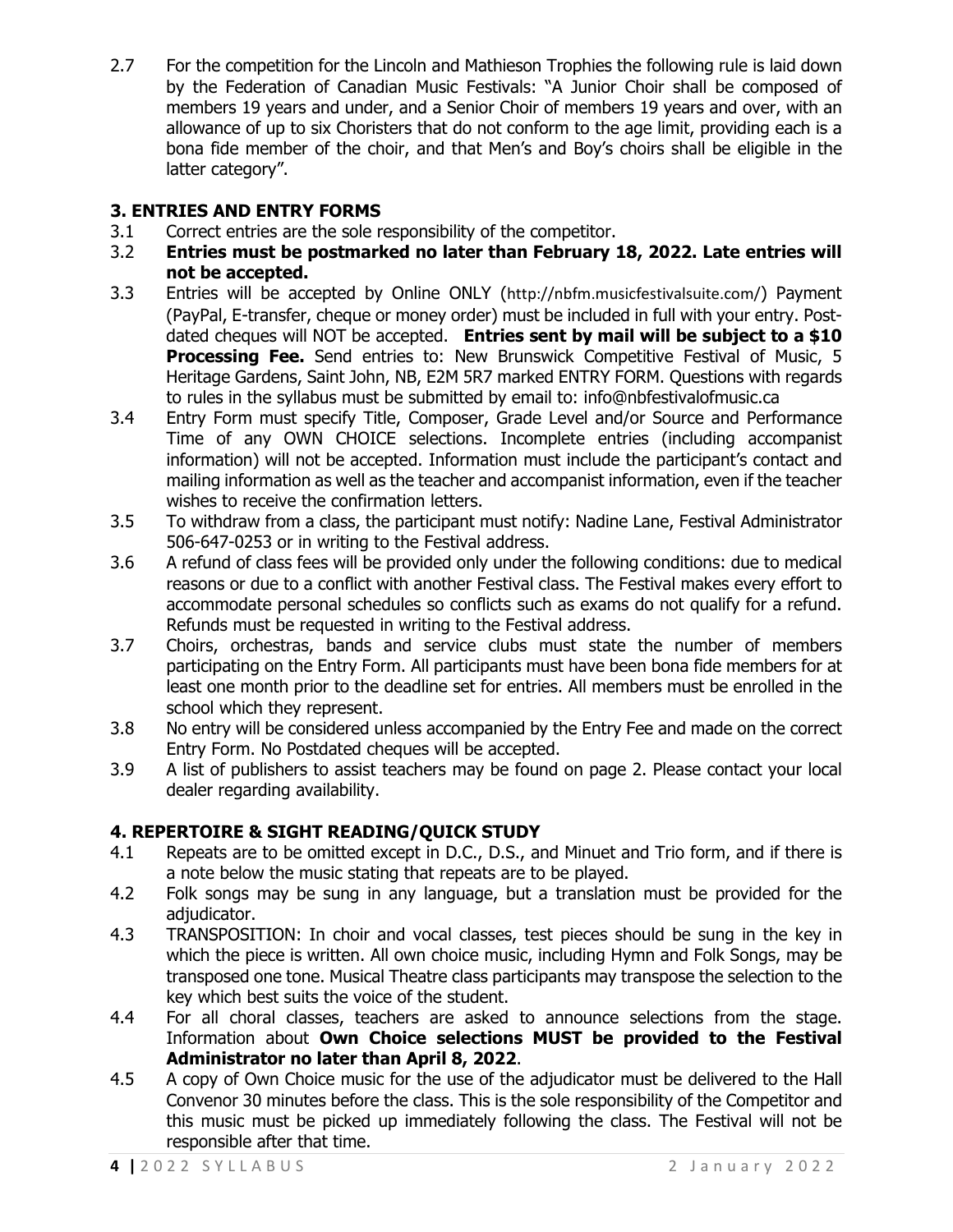2.7 For the competition for the Lincoln and Mathieson Trophies the following rule is laid down by the Federation of Canadian Music Festivals: "A Junior Choir shall be composed of members 19 years and under, and a Senior Choir of members 19 years and over, with an allowance of up to six Choristers that do not conform to the age limit, providing each is a bona fide member of the choir, and that Men's and Boy's choirs shall be eligible in the latter category".

## 3. ENTRIES AND ENTRY FORMS

3.1 Correct entries are the sole responsibility of the competitor.

3.2 **Entries must be postmarked no later than February 18, 2022. Late entries will not be accepted.**

3.3 Entries will be accepted by Online ONLY (http://nbfm.musicfestivalsuite.com/) Payment (PayPal, E-transfer, cheque or money order) must be included in full with your entry. Post-dated cheques will NOT be accepted. **Entries sent by mail will be subject to a $10 Processing Fee.** Send entries to: New Brunswick Competitive Festival of Music, 5 Heritage Gardens, Saint John, NB, E2M 5R7 marked ENTRY FORM. Questions with regards to rules in the syllabus must be submitted by email to: info@nbfestivalofmusic.ca

3.4 Entry Form must specify Title, Composer, Grade Level and/or Source and Performance Time of any OWN CHOICE selections. Incomplete entries (including accompanist information) will not be accepted. Information must include the participant's contact and mailing information as well as the teacher and accompanist information, even if the teacher wishes to receive the confirmation letters.

3.5 To withdraw from a class, the participant must notify: Nadine Lane, Festival Administrator 506-647-0253 or in writing to the Festival address.

3.6 A refund of class fees will be provided only under the following conditions: due to medical reasons or due to a conflict with another Festival class. The Festival makes every effort to accommodate personal schedules so conflicts such as exams do not qualify for a refund. Refunds must be requested in writing to the Festival address.

3.7 Choirs, orchestras, bands and service clubs must state the number of members participating on the Entry Form. All participants must have been bona fide members for at least one month prior to the deadline set for entries. All members must be enrolled in the school which they represent.

3.8 No entry will be considered unless accompanied by the Entry Fee and made on the correct Entry Form. No Postdated cheques will be accepted.

3.9 A list of publishers to assist teachers may be found on page 2. Please contact your local dealer regarding availability.

## 4. REPERTOIRE & SIGHT READING/QUICK STUDY

4.1 Repeats are to be omitted except in D.C., D.S., and Minuet and Trio form, and if there is a note below the music stating that repeats are to be played.

4.2 Folk songs may be sung in any language, but a translation must be provided for the adjudicator.

4.3 TRANSPOSITION: In choir and vocal classes, test pieces should be sung in the key in which the piece is written. All own choice music, including Hymn and Folk Songs, may be transposed one tone. Musical Theatre class participants may transpose the selection to the key which best suits the voice of the student.

4.4 For all choral classes, teachers are asked to announce selections from the stage. Information about **Own Choice selections MUST be provided to the Festival Administrator no later than April 8, 2022**.

4.5 A copy of Own Choice music for the use of the adjudicator must be delivered to the Hall Convenor 30 minutes before the class. This is the sole responsibility of the Competitor and this music must be picked up immediately following the class. The Festival will not be responsible after that time.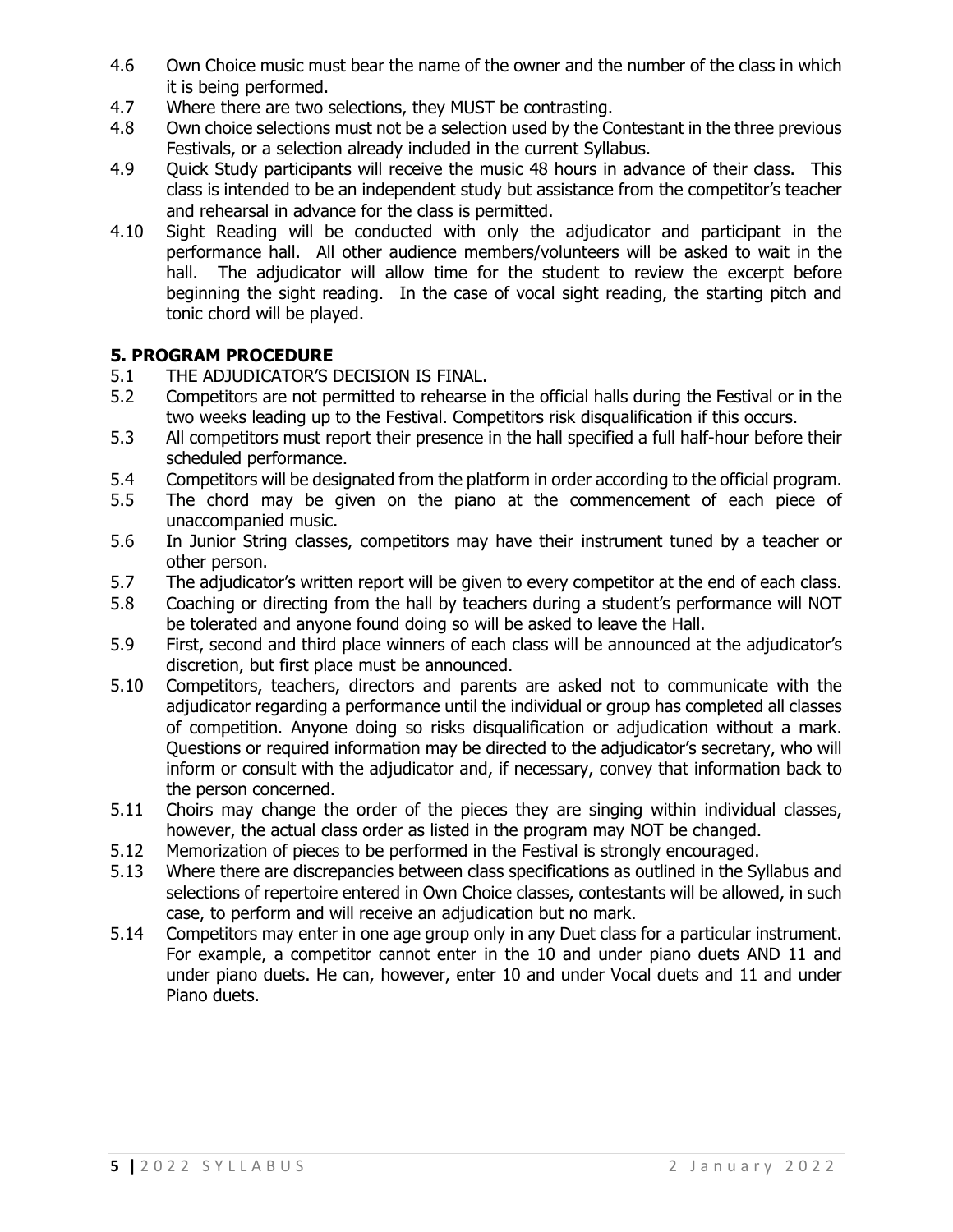4.6 Own Choice music must bear the name of the owner and the number of the class in which it is being performed.

4.7 Where there are two selections, they MUST be contrasting.

4.8 Own choice selections must not be a selection used by the Contestant in the three previous Festivals, or a selection already included in the current Syllabus.

4.9 Quick Study participants will receive the music 48 hours in advance of their class. This class is intended to be an independent study but assistance from the competitor's teacher and rehearsal in advance for the class is permitted.

4.10 Sight Reading will be conducted with only the adjudicator and participant in the performance hall. All other audience members/volunteers will be asked to wait in the hall. The adjudicator will allow time for the student to review the excerpt before beginning the sight reading. In the case of vocal sight reading, the starting pitch and tonic chord will be played.

## 5. PROGRAM PROCEDURE

5.1 THE ADJUDICATOR'S DECISION IS FINAL.

5.2 Competitors are not permitted to rehearse in the official halls during the Festival or in the two weeks leading up to the Festival. Competitors risk disqualification if this occurs.

5.3 All competitors must report their presence in the hall specified a full half-hour before their scheduled performance.

5.4 Competitors will be designated from the platform in order according to the official program.

5.5 The chord may be given on the piano at the commencement of each piece of unaccompanied music.

5.6 In Junior String classes, competitors may have their instrument tuned by a teacher or other person.

5.7 The adjudicator's written report will be given to every competitor at the end of each class.

5.8 Coaching or directing from the hall by teachers during a student's performance will NOT be tolerated and anyone found doing so will be asked to leave the Hall.

5.9 First, second and third place winners of each class will be announced at the adjudicator's discretion, but first place must be announced.

5.10 Competitors, teachers, directors and parents are asked not to communicate with the adjudicator regarding a performance until the individual or group has completed all classes of competition. Anyone doing so risks disqualification or adjudication without a mark. Questions or required information may be directed to the adjudicator's secretary, who will inform or consult with the adjudicator and, if necessary, convey that information back to the person concerned.

5.11 Choirs may change the order of the pieces they are singing within individual classes, however, the actual class order as listed in the program may NOT be changed.

5.12 Memorization of pieces to be performed in the Festival is strongly encouraged.

5.13 Where there are discrepancies between class specifications as outlined in the Syllabus and selections of repertoire entered in Own Choice classes, contestants will be allowed, in such case, to perform and will receive an adjudication but no mark.

5.14 Competitors may enter in one age group only in any Duet class for a particular instrument. For example, a competitor cannot enter in the 10 and under piano duets AND 11 and under piano duets. He can, however, enter 10 and under Vocal duets and 11 and under Piano duets.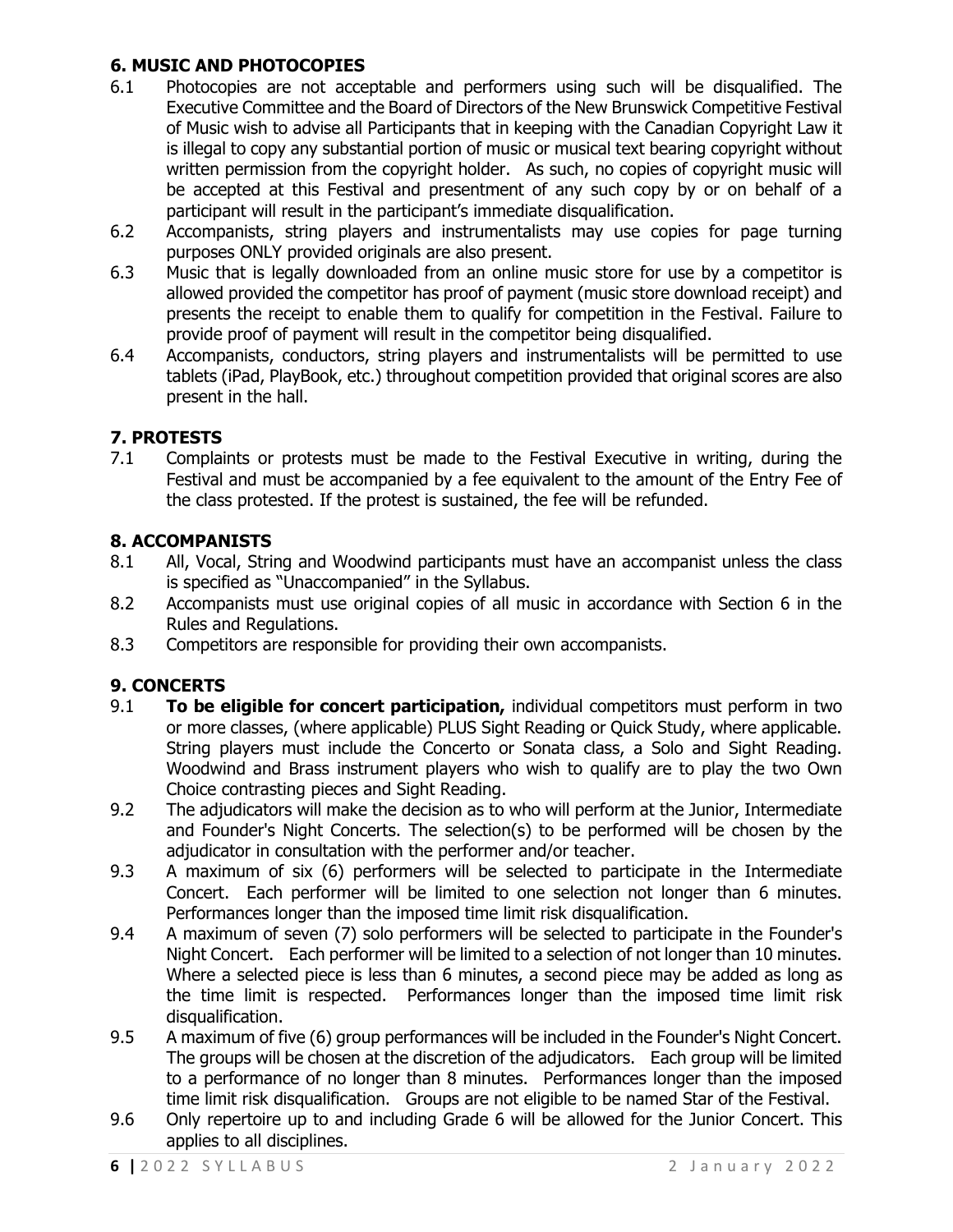## 6. MUSIC AND PHOTOCOPIES

6.1 Photocopies are not acceptable and performers using such will be disqualified. The Executive Committee and the Board of Directors of the New Brunswick Competitive Festival of Music wish to advise all Participants that in keeping with the Canadian Copyright Law it is illegal to copy any substantial portion of music or musical text bearing copyright without written permission from the copyright holder. As such, no copies of copyright music will be accepted at this Festival and presentment of any such copy by or on behalf of a participant will result in the participant's immediate disqualification.

6.2 Accompanists, string players and instrumentalists may use copies for page turning purposes ONLY provided originals are also present.

6.3 Music that is legally downloaded from an online music store for use by a competitor is allowed provided the competitor has proof of payment (music store download receipt) and presents the receipt to enable them to qualify for competition in the Festival. Failure to provide proof of payment will result in the competitor being disqualified.

6.4 Accompanists, conductors, string players and instrumentalists will be permitted to use tablets (iPad, PlayBook, etc.) throughout competition provided that original scores are also present in the hall.

## 7. PROTESTS

7.1 Complaints or protests must be made to the Festival Executive in writing, during the Festival and must be accompanied by a fee equivalent to the amount of the Entry Fee of the class protested. If the protest is sustained, the fee will be refunded.

## 8. ACCOMPANISTS

8.1 All, Vocal, String and Woodwind participants must have an accompanist unless the class is specified as "Unaccompanied" in the Syllabus.

8.2 Accompanists must use original copies of all music in accordance with Section 6 in the Rules and Regulations.

8.3 Competitors are responsible for providing their own accompanists.

## 9. CONCERTS

9.1 **To be eligible for concert participation,** individual competitors must perform in two or more classes, (where applicable) PLUS Sight Reading or Quick Study, where applicable. String players must include the Concerto or Sonata class, a Solo and Sight Reading. Woodwind and Brass instrument players who wish to qualify are to play the two Own Choice contrasting pieces and Sight Reading.

9.2 The adjudicators will make the decision as to who will perform at the Junior, Intermediate and Founder's Night Concerts. The selection(s) to be performed will be chosen by the adjudicator in consultation with the performer and/or teacher.

9.3 A maximum of six (6) performers will be selected to participate in the Intermediate Concert. Each performer will be limited to one selection not longer than 6 minutes. Performances longer than the imposed time limit risk disqualification.

9.4 A maximum of seven (7) solo performers will be selected to participate in the Founder's Night Concert. Each performer will be limited to a selection of not longer than 10 minutes. Where a selected piece is less than 6 minutes, a second piece may be added as long as the time limit is respected. Performances longer than the imposed time limit risk disqualification.

9.5 A maximum of five (6) group performances will be included in the Founder's Night Concert. The groups will be chosen at the discretion of the adjudicators. Each group will be limited to a performance of no longer than 8 minutes. Performances longer than the imposed time limit risk disqualification. Groups are not eligible to be named Star of the Festival.

9.6 Only repertoire up to and including Grade 6 will be allowed for the Junior Concert. This applies to all disciplines.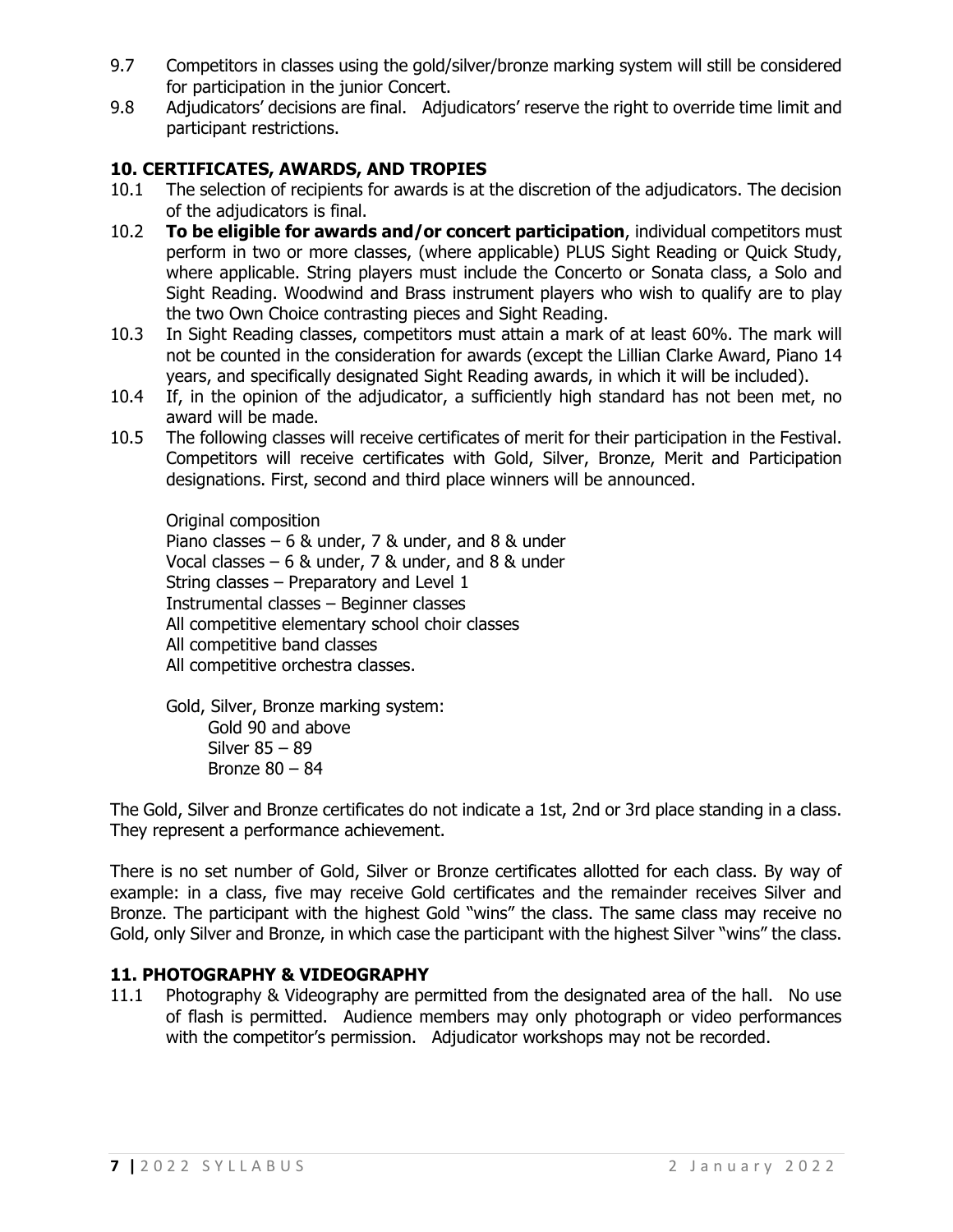9.7 Competitors in classes using the gold/silver/bronze marking system will still be considered for participation in the junior Concert.

9.8 Adjudicators' decisions are final. Adjudicators' reserve the right to override time limit and participant restrictions.

## 10. CERTIFICATES, AWARDS, AND TROPIES

10.1 The selection of recipients for awards is at the discretion of the adjudicators. The decision of the adjudicators is final.

10.2 **To be eligible for awards and/or concert participation**, individual competitors must perform in two or more classes, (where applicable) PLUS Sight Reading or Quick Study, where applicable. String players must include the Concerto or Sonata class, a Solo and Sight Reading. Woodwind and Brass instrument players who wish to qualify are to play the two Own Choice contrasting pieces and Sight Reading.

10.3 In Sight Reading classes, competitors must attain a mark of at least 60%. The mark will not be counted in the consideration for awards (except the Lillian Clarke Award, Piano 14 years, and specifically designated Sight Reading awards, in which it will be included).

10.4 If, in the opinion of the adjudicator, a sufficiently high standard has not been met, no award will be made.

10.5 The following classes will receive certificates of merit for their participation in the Festival. Competitors will receive certificates with Gold, Silver, Bronze, Merit and Participation designations. First, second and third place winners will be announced.

Original composition
Piano classes – 6 & under, 7 & under, and 8 & under
Vocal classes – 6 & under, 7 & under, and 8 & under
String classes – Preparatory and Level 1
Instrumental classes – Beginner classes
All competitive elementary school choir classes
All competitive band classes
All competitive orchestra classes.

Gold, Silver, Bronze marking system:
Gold 90 and above
Silver 85 – 89
Bronze 80 – 84

The Gold, Silver and Bronze certificates do not indicate a 1st, 2nd or 3rd place standing in a class. They represent a performance achievement.

There is no set number of Gold, Silver or Bronze certificates allotted for each class. By way of example: in a class, five may receive Gold certificates and the remainder receives Silver and Bronze. The participant with the highest Gold "wins" the class. The same class may receive no Gold, only Silver and Bronze, in which case the participant with the highest Silver "wins" the class.

## 11. PHOTOGRAPHY & VIDEOGRAPHY

11.1 Photography & Videography are permitted from the designated area of the hall. No use of flash is permitted. Audience members may only photograph or video performances with the competitor's permission. Adjudicator workshops may not be recorded.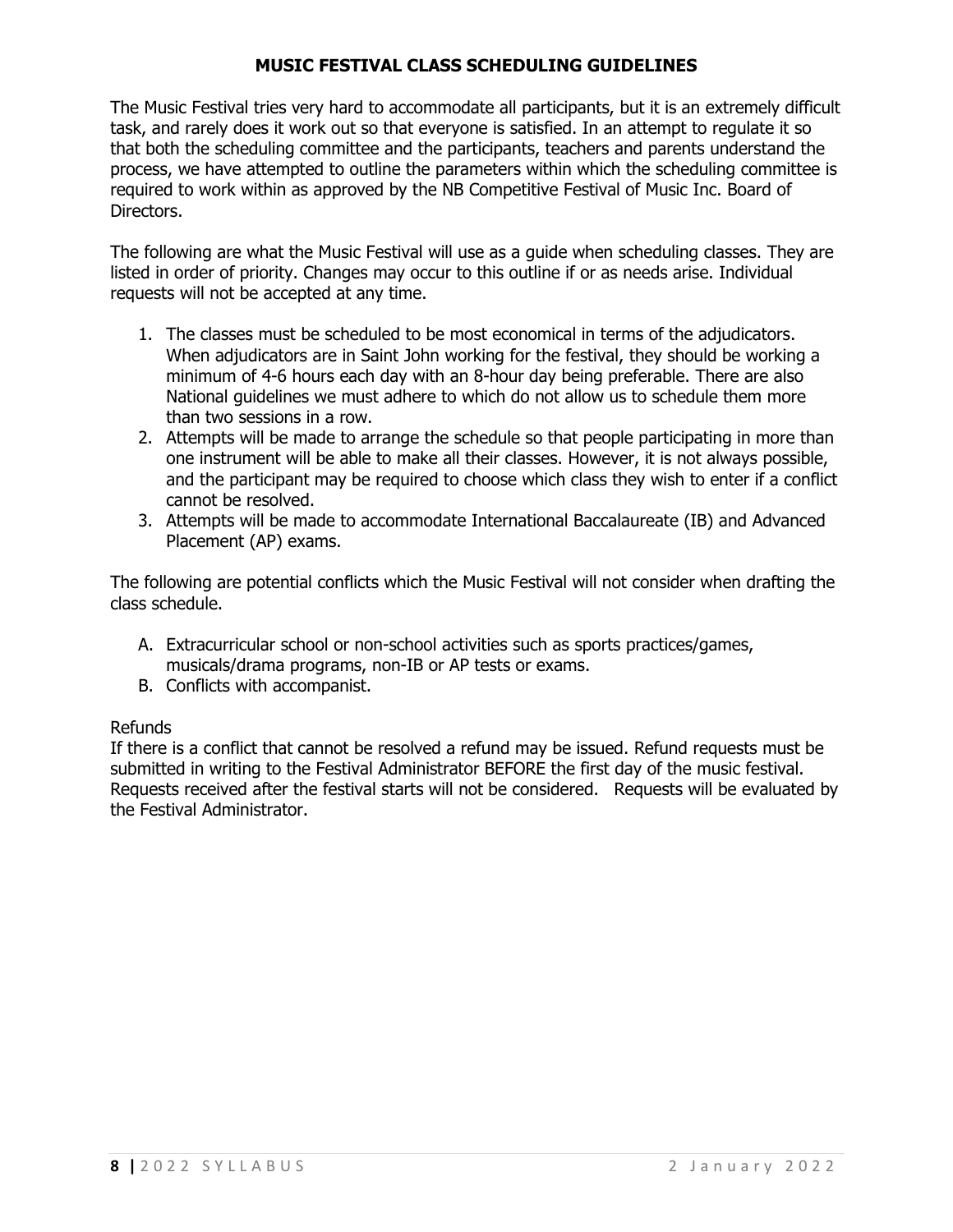# MUSIC FESTIVAL CLASS SCHEDULING GUIDELINES

The Music Festival tries very hard to accommodate all participants, but it is an extremely difficult task, and rarely does it work out so that everyone is satisfied. In an attempt to regulate it so that both the scheduling committee and the participants, teachers and parents understand the process, we have attempted to outline the parameters within which the scheduling committee is required to work within as approved by the NB Competitive Festival of Music Inc. Board of Directors.

The following are what the Music Festival will use as a guide when scheduling classes. They are listed in order of priority. Changes may occur to this outline if or as needs arise. Individual requests will not be accepted at any time.

1. The classes must be scheduled to be most economical in terms of the adjudicators. When adjudicators are in Saint John working for the festival, they should be working a minimum of 4-6 hours each day with an 8-hour day being preferable. There are also National guidelines we must adhere to which do not allow us to schedule them more than two sessions in a row.
2. Attempts will be made to arrange the schedule so that people participating in more than one instrument will be able to make all their classes. However, it is not always possible, and the participant may be required to choose which class they wish to enter if a conflict cannot be resolved.
3. Attempts will be made to accommodate International Baccalaureate (IB) and Advanced Placement (AP) exams.

The following are potential conflicts which the Music Festival will not consider when drafting the class schedule.

A. Extracurricular school or non-school activities such as sports practices/games, musicals/drama programs, non-IB or AP tests or exams.
B. Conflicts with accompanist.

Refunds
If there is a conflict that cannot be resolved a refund may be issued. Refund requests must be submitted in writing to the Festival Administrator BEFORE the first day of the music festival. Requests received after the festival starts will not be considered. Requests will be evaluated by the Festival Administrator.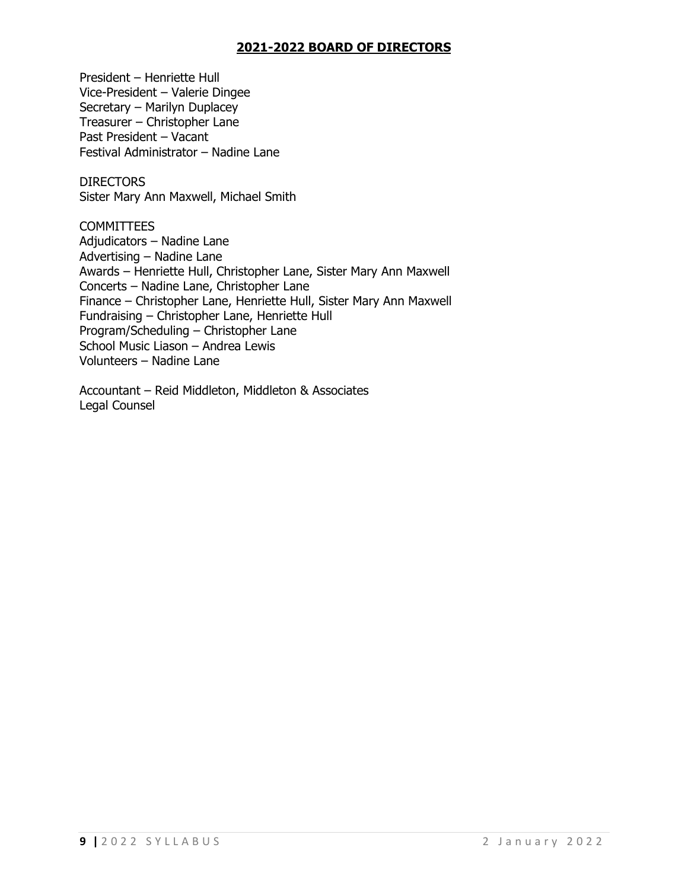## 2021-2022 BOARD OF DIRECTORS

President – Henriette Hull
Vice-President – Valerie Dingee
Secretary – Marilyn Duplacey
Treasurer – Christopher Lane
Past President – Vacant
Festival Administrator – Nadine Lane

DIRECTORS
Sister Mary Ann Maxwell, Michael Smith

COMMITTEES
Adjudicators – Nadine Lane
Advertising – Nadine Lane
Awards – Henriette Hull, Christopher Lane, Sister Mary Ann Maxwell
Concerts – Nadine Lane, Christopher Lane
Finance – Christopher Lane, Henriette Hull, Sister Mary Ann Maxwell
Fundraising – Christopher Lane, Henriette Hull
Program/Scheduling – Christopher Lane
School Music Liason – Andrea Lewis
Volunteers – Nadine Lane

Accountant – Reid Middleton, Middleton & Associates
Legal Counsel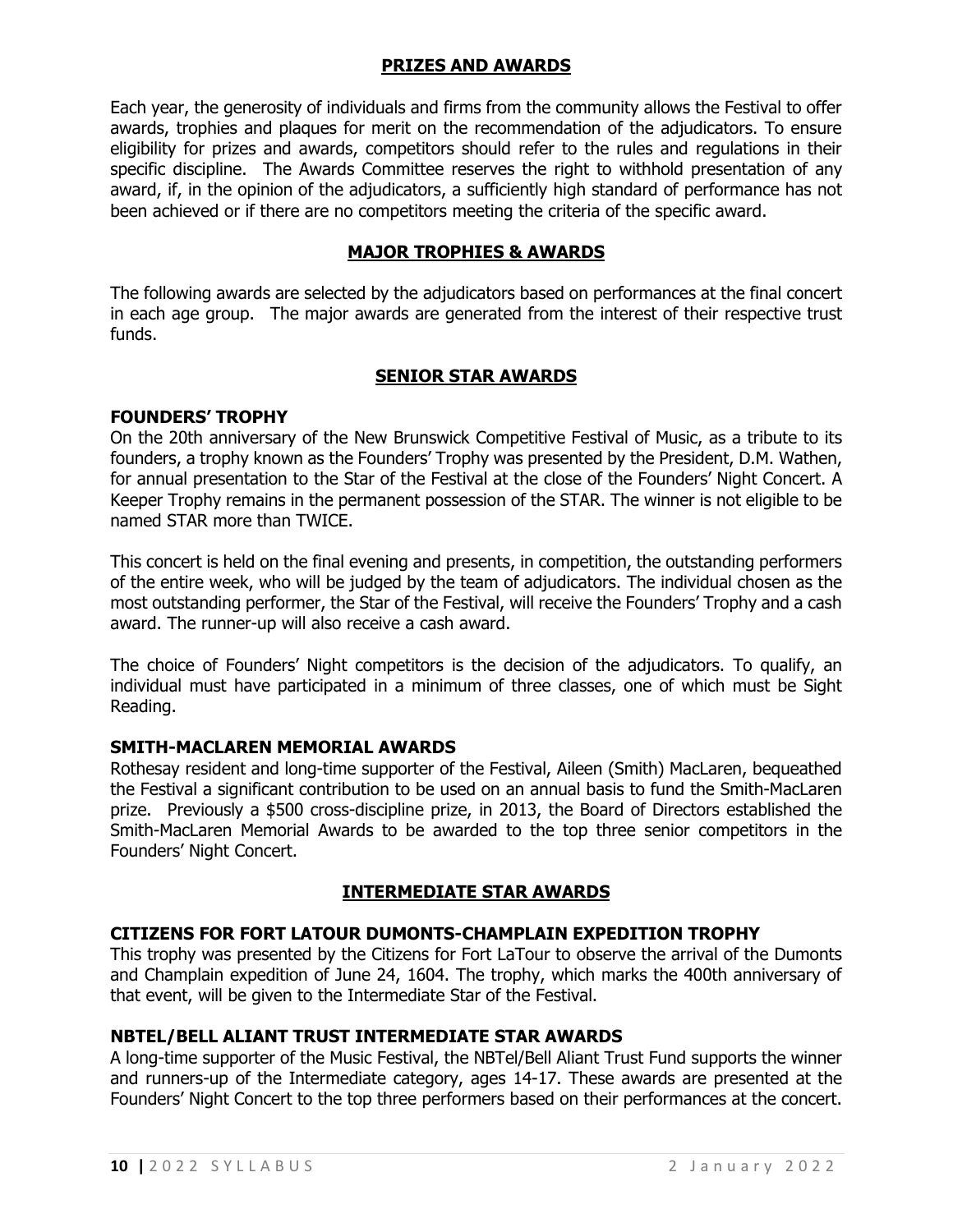## PRIZES AND AWARDS

Each year, the generosity of individuals and firms from the community allows the Festival to offer awards, trophies and plaques for merit on the recommendation of the adjudicators. To ensure eligibility for prizes and awards, competitors should refer to the rules and regulations in their specific discipline. The Awards Committee reserves the right to withhold presentation of any award, if, in the opinion of the adjudicators, a sufficiently high standard of performance has not been achieved or if there are no competitors meeting the criteria of the specific award.

## MAJOR TROPHIES & AWARDS

The following awards are selected by the adjudicators based on performances at the final concert in each age group. The major awards are generated from the interest of their respective trust funds.

## SENIOR STAR AWARDS

### FOUNDERS' TROPHY

On the 20th anniversary of the New Brunswick Competitive Festival of Music, as a tribute to its founders, a trophy known as the Founders' Trophy was presented by the President, D.M. Wathen, for annual presentation to the Star of the Festival at the close of the Founders' Night Concert. A Keeper Trophy remains in the permanent possession of the STAR. The winner is not eligible to be named STAR more than TWICE.

This concert is held on the final evening and presents, in competition, the outstanding performers of the entire week, who will be judged by the team of adjudicators. The individual chosen as the most outstanding performer, the Star of the Festival, will receive the Founders' Trophy and a cash award. The runner-up will also receive a cash award.

The choice of Founders' Night competitors is the decision of the adjudicators. To qualify, an individual must have participated in a minimum of three classes, one of which must be Sight Reading.

### SMITH-MACLAREN MEMORIAL AWARDS

Rothesay resident and long-time supporter of the Festival, Aileen (Smith) MacLaren, bequeathed the Festival a significant contribution to be used on an annual basis to fund the Smith-MacLaren prize. Previously a $500 cross-discipline prize, in 2013, the Board of Directors established the Smith-MacLaren Memorial Awards to be awarded to the top three senior competitors in the Founders' Night Concert.

## INTERMEDIATE STAR AWARDS

### CITIZENS FOR FORT LATOUR DUMONTS-CHAMPLAIN EXPEDITION TROPHY

This trophy was presented by the Citizens for Fort LaTour to observe the arrival of the Dumonts and Champlain expedition of June 24, 1604. The trophy, which marks the 400th anniversary of that event, will be given to the Intermediate Star of the Festival.

### NBTEL/BELL ALIANT TRUST INTERMEDIATE STAR AWARDS

A long-time supporter of the Music Festival, the NBTel/Bell Aliant Trust Fund supports the winner and runners-up of the Intermediate category, ages 14-17. These awards are presented at the Founders' Night Concert to the top three performers based on their performances at the concert.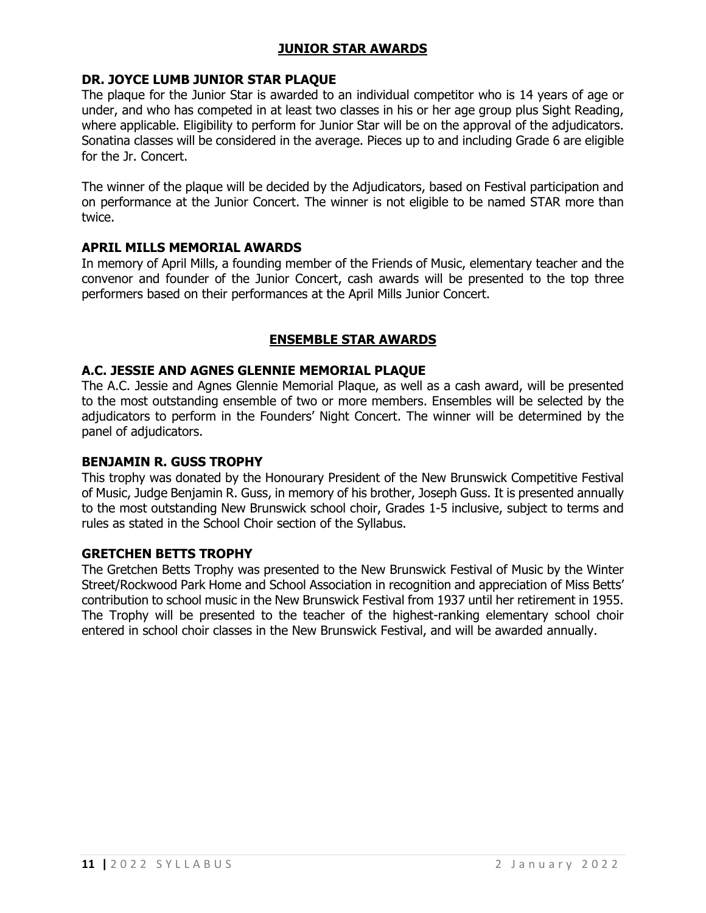## JUNIOR STAR AWARDS

### DR. JOYCE LUMB JUNIOR STAR PLAQUE

The plaque for the Junior Star is awarded to an individual competitor who is 14 years of age or under, and who has competed in at least two classes in his or her age group plus Sight Reading, where applicable. Eligibility to perform for Junior Star will be on the approval of the adjudicators. Sonatina classes will be considered in the average. Pieces up to and including Grade 6 are eligible for the Jr. Concert.

The winner of the plaque will be decided by the Adjudicators, based on Festival participation and on performance at the Junior Concert. The winner is not eligible to be named STAR more than twice.

### APRIL MILLS MEMORIAL AWARDS

In memory of April Mills, a founding member of the Friends of Music, elementary teacher and the convenor and founder of the Junior Concert, cash awards will be presented to the top three performers based on their performances at the April Mills Junior Concert.

## ENSEMBLE STAR AWARDS

### A.C. JESSIE AND AGNES GLENNIE MEMORIAL PLAQUE

The A.C. Jessie and Agnes Glennie Memorial Plaque, as well as a cash award, will be presented to the most outstanding ensemble of two or more members. Ensembles will be selected by the adjudicators to perform in the Founders' Night Concert. The winner will be determined by the panel of adjudicators.

### BENJAMIN R. GUSS TROPHY

This trophy was donated by the Honourary President of the New Brunswick Competitive Festival of Music, Judge Benjamin R. Guss, in memory of his brother, Joseph Guss. It is presented annually to the most outstanding New Brunswick school choir, Grades 1-5 inclusive, subject to terms and rules as stated in the School Choir section of the Syllabus.

### GRETCHEN BETTS TROPHY

The Gretchen Betts Trophy was presented to the New Brunswick Festival of Music by the Winter Street/Rockwood Park Home and School Association in recognition and appreciation of Miss Betts' contribution to school music in the New Brunswick Festival from 1937 until her retirement in 1955. The Trophy will be presented to the teacher of the highest-ranking elementary school choir entered in school choir classes in the New Brunswick Festival, and will be awarded annually.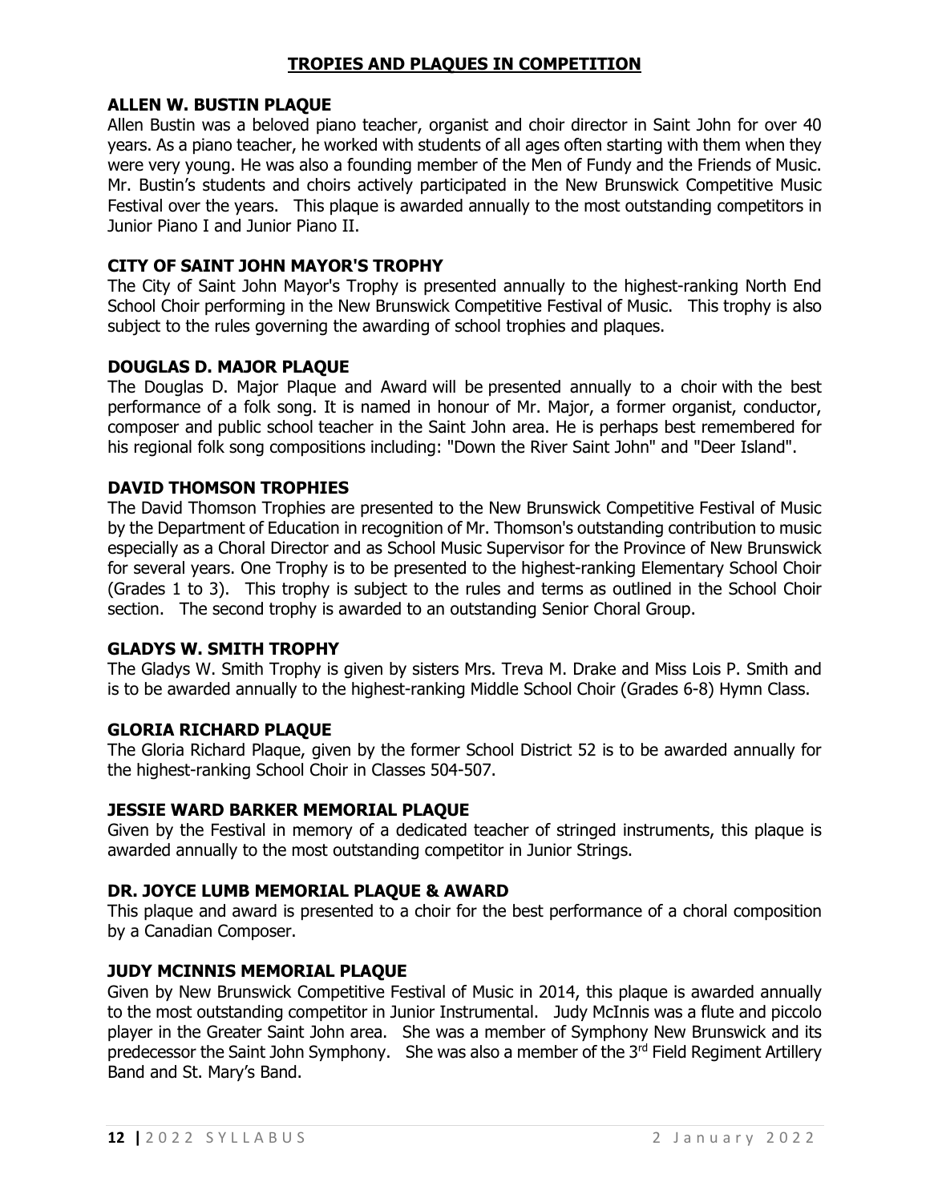# TROPIES AND PLAQUES IN COMPETITION

## ALLEN W. BUSTIN PLAQUE

Allen Bustin was a beloved piano teacher, organist and choir director in Saint John for over 40 years. As a piano teacher, he worked with students of all ages often starting with them when they were very young. He was also a founding member of the Men of Fundy and the Friends of Music. Mr. Bustin's students and choirs actively participated in the New Brunswick Competitive Music Festival over the years. This plaque is awarded annually to the most outstanding competitors in Junior Piano I and Junior Piano II.

## CITY OF SAINT JOHN MAYOR'S TROPHY

The City of Saint John Mayor's Trophy is presented annually to the highest-ranking North End School Choir performing in the New Brunswick Competitive Festival of Music. This trophy is also subject to the rules governing the awarding of school trophies and plaques.

## DOUGLAS D. MAJOR PLAQUE

The Douglas D. Major Plaque and Award will be presented annually to a choir with the best performance of a folk song. It is named in honour of Mr. Major, a former organist, conductor, composer and public school teacher in the Saint John area. He is perhaps best remembered for his regional folk song compositions including: "Down the River Saint John" and "Deer Island".

## DAVID THOMSON TROPHIES

The David Thomson Trophies are presented to the New Brunswick Competitive Festival of Music by the Department of Education in recognition of Mr. Thomson's outstanding contribution to music especially as a Choral Director and as School Music Supervisor for the Province of New Brunswick for several years. One Trophy is to be presented to the highest-ranking Elementary School Choir (Grades 1 to 3). This trophy is subject to the rules and terms as outlined in the School Choir section. The second trophy is awarded to an outstanding Senior Choral Group.

## GLADYS W. SMITH TROPHY

The Gladys W. Smith Trophy is given by sisters Mrs. Treva M. Drake and Miss Lois P. Smith and is to be awarded annually to the highest-ranking Middle School Choir (Grades 6-8) Hymn Class.

## GLORIA RICHARD PLAQUE

The Gloria Richard Plaque, given by the former School District 52 is to be awarded annually for the highest-ranking School Choir in Classes 504-507.

## JESSIE WARD BARKER MEMORIAL PLAQUE

Given by the Festival in memory of a dedicated teacher of stringed instruments, this plaque is awarded annually to the most outstanding competitor in Junior Strings.

## DR. JOYCE LUMB MEMORIAL PLAQUE & AWARD

This plaque and award is presented to a choir for the best performance of a choral composition by a Canadian Composer.

## JUDY MCINNIS MEMORIAL PLAQUE

Given by New Brunswick Competitive Festival of Music in 2014, this plaque is awarded annually to the most outstanding competitor in Junior Instrumental. Judy McInnis was a flute and piccolo player in the Greater Saint John area. She was a member of Symphony New Brunswick and its predecessor the Saint John Symphony. She was also a member of the 3rd Field Regiment Artillery Band and St. Mary's Band.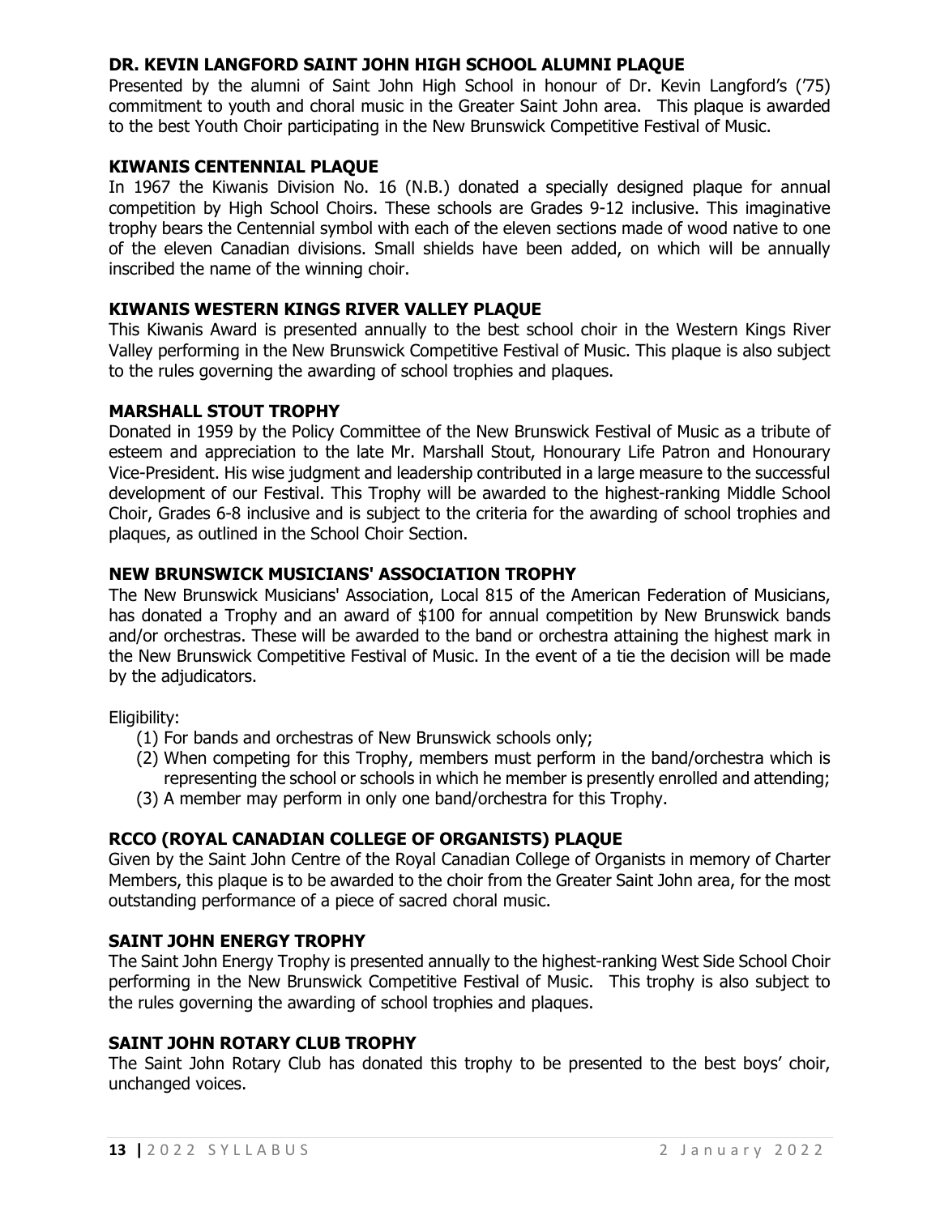### DR. KEVIN LANGFORD SAINT JOHN HIGH SCHOOL ALUMNI PLAQUE

Presented by the alumni of Saint John High School in honour of Dr. Kevin Langford's ('75) commitment to youth and choral music in the Greater Saint John area. This plaque is awarded to the best Youth Choir participating in the New Brunswick Competitive Festival of Music.

### KIWANIS CENTENNIAL PLAQUE

In 1967 the Kiwanis Division No. 16 (N.B.) donated a specially designed plaque for annual competition by High School Choirs. These schools are Grades 9-12 inclusive. This imaginative trophy bears the Centennial symbol with each of the eleven sections made of wood native to one of the eleven Canadian divisions. Small shields have been added, on which will be annually inscribed the name of the winning choir.

### KIWANIS WESTERN KINGS RIVER VALLEY PLAQUE

This Kiwanis Award is presented annually to the best school choir in the Western Kings River Valley performing in the New Brunswick Competitive Festival of Music. This plaque is also subject to the rules governing the awarding of school trophies and plaques.

### MARSHALL STOUT TROPHY

Donated in 1959 by the Policy Committee of the New Brunswick Festival of Music as a tribute of esteem and appreciation to the late Mr. Marshall Stout, Honourary Life Patron and Honourary Vice-President. His wise judgment and leadership contributed in a large measure to the successful development of our Festival. This Trophy will be awarded to the highest-ranking Middle School Choir, Grades 6-8 inclusive and is subject to the criteria for the awarding of school trophies and plaques, as outlined in the School Choir Section.

### NEW BRUNSWICK MUSICIANS' ASSOCIATION TROPHY

The New Brunswick Musicians' Association, Local 815 of the American Federation of Musicians, has donated a Trophy and an award of $100 for annual competition by New Brunswick bands and/or orchestras. These will be awarded to the band or orchestra attaining the highest mark in the New Brunswick Competitive Festival of Music. In the event of a tie the decision will be made by the adjudicators.

Eligibility:

(1) For bands and orchestras of New Brunswick schools only;
(2) When competing for this Trophy, members must perform in the band/orchestra which is representing the school or schools in which he member is presently enrolled and attending;
(3) A member may perform in only one band/orchestra for this Trophy.

### RCCO (ROYAL CANADIAN COLLEGE OF ORGANISTS) PLAQUE

Given by the Saint John Centre of the Royal Canadian College of Organists in memory of Charter Members, this plaque is to be awarded to the choir from the Greater Saint John area, for the most outstanding performance of a piece of sacred choral music.

### SAINT JOHN ENERGY TROPHY

The Saint John Energy Trophy is presented annually to the highest-ranking West Side School Choir performing in the New Brunswick Competitive Festival of Music. This trophy is also subject to the rules governing the awarding of school trophies and plaques.

### SAINT JOHN ROTARY CLUB TROPHY

The Saint John Rotary Club has donated this trophy to be presented to the best boys' choir, unchanged voices.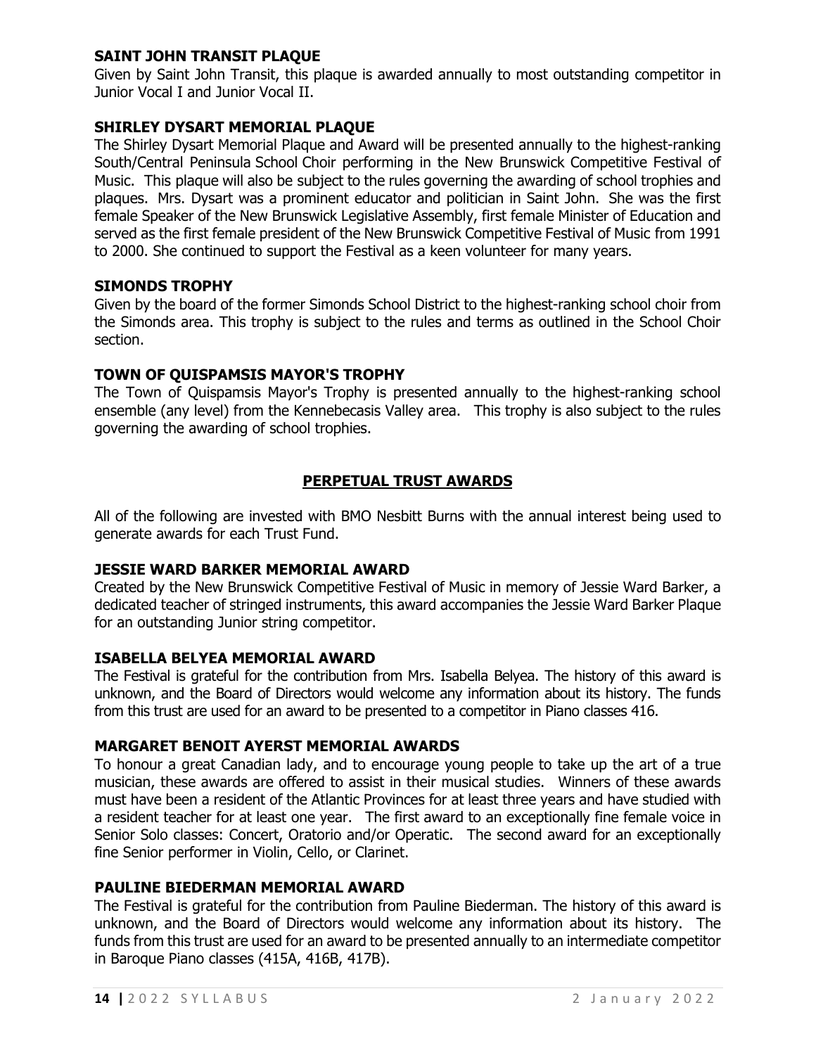### SAINT JOHN TRANSIT PLAQUE

Given by Saint John Transit, this plaque is awarded annually to most outstanding competitor in Junior Vocal I and Junior Vocal II.

### SHIRLEY DYSART MEMORIAL PLAQUE

The Shirley Dysart Memorial Plaque and Award will be presented annually to the highest-ranking South/Central Peninsula School Choir performing in the New Brunswick Competitive Festival of Music. This plaque will also be subject to the rules governing the awarding of school trophies and plaques. Mrs. Dysart was a prominent educator and politician in Saint John. She was the first female Speaker of the New Brunswick Legislative Assembly, first female Minister of Education and served as the first female president of the New Brunswick Competitive Festival of Music from 1991 to 2000. She continued to support the Festival as a keen volunteer for many years.

### SIMONDS TROPHY

Given by the board of the former Simonds School District to the highest-ranking school choir from the Simonds area. This trophy is subject to the rules and terms as outlined in the School Choir section.

### TOWN OF QUISPAMSIS MAYOR'S TROPHY

The Town of Quispamsis Mayor's Trophy is presented annually to the highest-ranking school ensemble (any level) from the Kennebecasis Valley area. This trophy is also subject to the rules governing the awarding of school trophies.

## PERPETUAL TRUST AWARDS

All of the following are invested with BMO Nesbitt Burns with the annual interest being used to generate awards for each Trust Fund.

### JESSIE WARD BARKER MEMORIAL AWARD

Created by the New Brunswick Competitive Festival of Music in memory of Jessie Ward Barker, a dedicated teacher of stringed instruments, this award accompanies the Jessie Ward Barker Plaque for an outstanding Junior string competitor.

### ISABELLA BELYEA MEMORIAL AWARD

The Festival is grateful for the contribution from Mrs. Isabella Belyea. The history of this award is unknown, and the Board of Directors would welcome any information about its history. The funds from this trust are used for an award to be presented to a competitor in Piano classes 416.

### MARGARET BENOIT AYERST MEMORIAL AWARDS

To honour a great Canadian lady, and to encourage young people to take up the art of a true musician, these awards are offered to assist in their musical studies. Winners of these awards must have been a resident of the Atlantic Provinces for at least three years and have studied with a resident teacher for at least one year. The first award to an exceptionally fine female voice in Senior Solo classes: Concert, Oratorio and/or Operatic. The second award for an exceptionally fine Senior performer in Violin, Cello, or Clarinet.

### PAULINE BIEDERMAN MEMORIAL AWARD

The Festival is grateful for the contribution from Pauline Biederman. The history of this award is unknown, and the Board of Directors would welcome any information about its history. The funds from this trust are used for an award to be presented annually to an intermediate competitor in Baroque Piano classes (415A, 416B, 417B).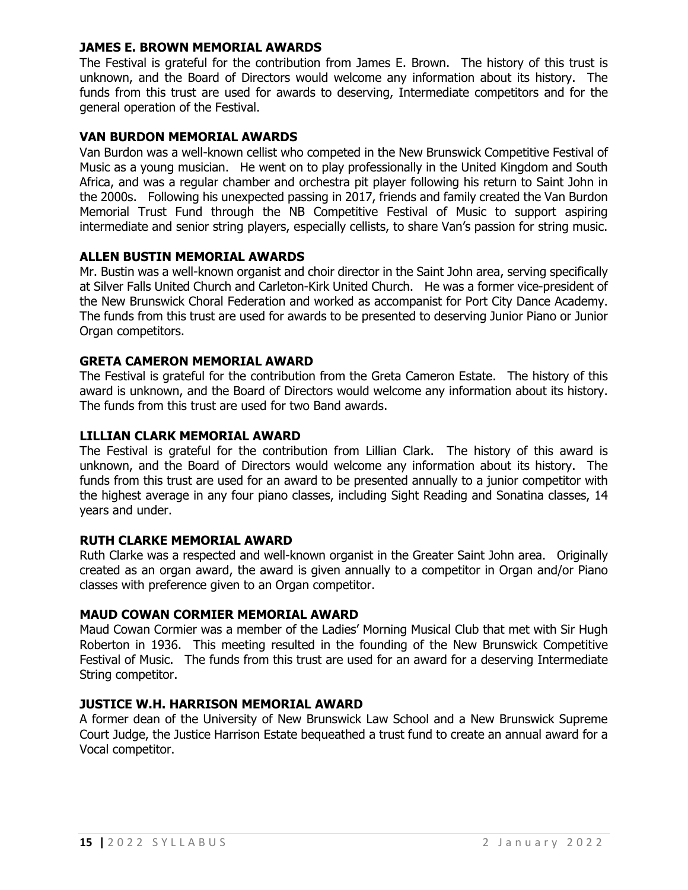### JAMES E. BROWN MEMORIAL AWARDS

The Festival is grateful for the contribution from James E. Brown. The history of this trust is unknown, and the Board of Directors would welcome any information about its history. The funds from this trust are used for awards to deserving, Intermediate competitors and for the general operation of the Festival.

### VAN BURDON MEMORIAL AWARDS

Van Burdon was a well-known cellist who competed in the New Brunswick Competitive Festival of Music as a young musician. He went on to play professionally in the United Kingdom and South Africa, and was a regular chamber and orchestra pit player following his return to Saint John in the 2000s. Following his unexpected passing in 2017, friends and family created the Van Burdon Memorial Trust Fund through the NB Competitive Festival of Music to support aspiring intermediate and senior string players, especially cellists, to share Van's passion for string music.

### ALLEN BUSTIN MEMORIAL AWARDS

Mr. Bustin was a well-known organist and choir director in the Saint John area, serving specifically at Silver Falls United Church and Carleton-Kirk United Church. He was a former vice-president of the New Brunswick Choral Federation and worked as accompanist for Port City Dance Academy. The funds from this trust are used for awards to be presented to deserving Junior Piano or Junior Organ competitors.

### GRETA CAMERON MEMORIAL AWARD

The Festival is grateful for the contribution from the Greta Cameron Estate. The history of this award is unknown, and the Board of Directors would welcome any information about its history. The funds from this trust are used for two Band awards.

### LILLIAN CLARK MEMORIAL AWARD

The Festival is grateful for the contribution from Lillian Clark. The history of this award is unknown, and the Board of Directors would welcome any information about its history. The funds from this trust are used for an award to be presented annually to a junior competitor with the highest average in any four piano classes, including Sight Reading and Sonatina classes, 14 years and under.

### RUTH CLARKE MEMORIAL AWARD

Ruth Clarke was a respected and well-known organist in the Greater Saint John area. Originally created as an organ award, the award is given annually to a competitor in Organ and/or Piano classes with preference given to an Organ competitor.

### MAUD COWAN CORMIER MEMORIAL AWARD

Maud Cowan Cormier was a member of the Ladies' Morning Musical Club that met with Sir Hugh Roberton in 1936. This meeting resulted in the founding of the New Brunswick Competitive Festival of Music. The funds from this trust are used for an award for a deserving Intermediate String competitor.

### JUSTICE W.H. HARRISON MEMORIAL AWARD

A former dean of the University of New Brunswick Law School and a New Brunswick Supreme Court Judge, the Justice Harrison Estate bequeathed a trust fund to create an annual award for a Vocal competitor.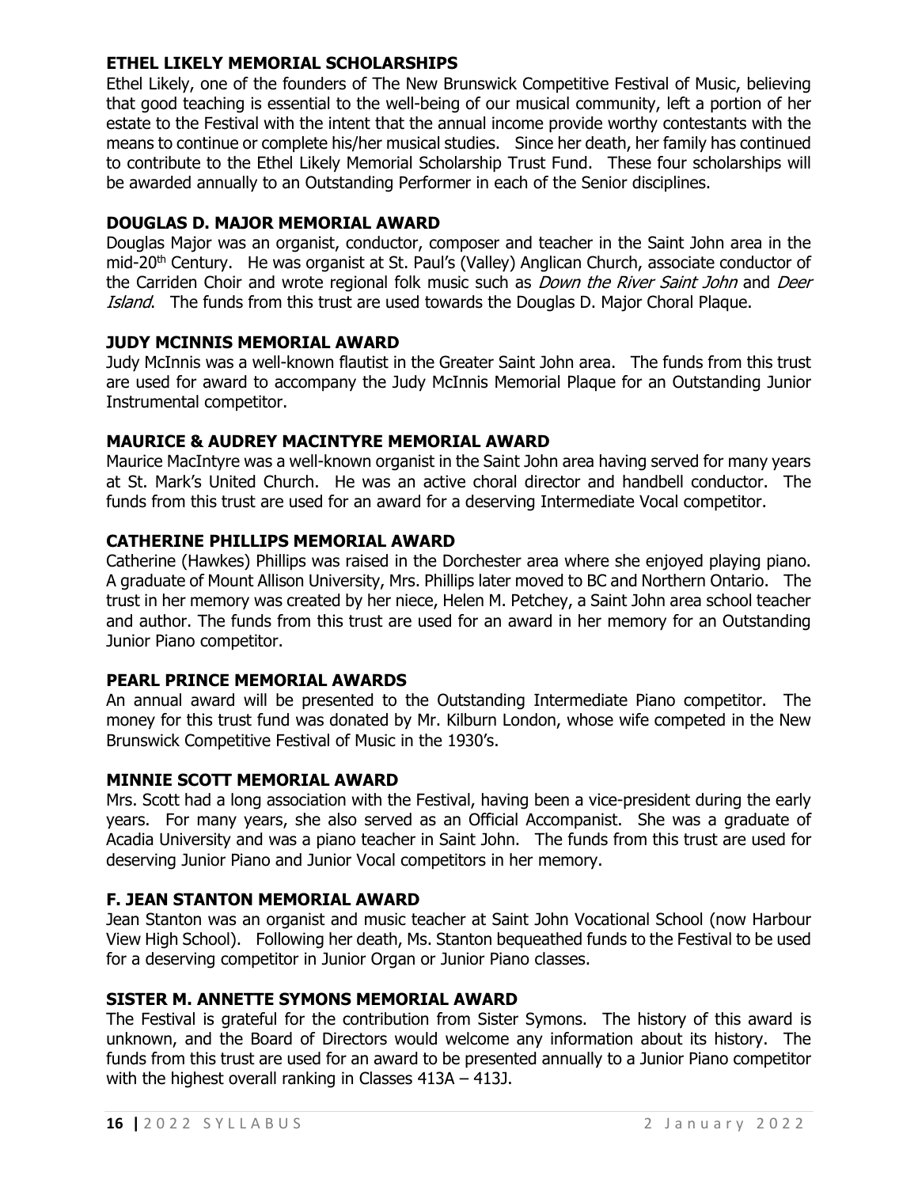## ETHEL LIKELY MEMORIAL SCHOLARSHIPS

Ethel Likely, one of the founders of The New Brunswick Competitive Festival of Music, believing that good teaching is essential to the well-being of our musical community, left a portion of her estate to the Festival with the intent that the annual income provide worthy contestants with the means to continue or complete his/her musical studies. Since her death, her family has continued to contribute to the Ethel Likely Memorial Scholarship Trust Fund. These four scholarships will be awarded annually to an Outstanding Performer in each of the Senior disciplines.

## DOUGLAS D. MAJOR MEMORIAL AWARD

Douglas Major was an organist, conductor, composer and teacher in the Saint John area in the mid-20th Century. He was organist at St. Paul's (Valley) Anglican Church, associate conductor of the Carriden Choir and wrote regional folk music such as *Down the River Saint John* and *Deer Island*. The funds from this trust are used towards the Douglas D. Major Choral Plaque.

## JUDY MCINNIS MEMORIAL AWARD

Judy McInnis was a well-known flautist in the Greater Saint John area. The funds from this trust are used for award to accompany the Judy McInnis Memorial Plaque for an Outstanding Junior Instrumental competitor.

## MAURICE & AUDREY MACINTYRE MEMORIAL AWARD

Maurice MacIntyre was a well-known organist in the Saint John area having served for many years at St. Mark's United Church. He was an active choral director and handbell conductor. The funds from this trust are used for an award for a deserving Intermediate Vocal competitor.

## CATHERINE PHILLIPS MEMORIAL AWARD

Catherine (Hawkes) Phillips was raised in the Dorchester area where she enjoyed playing piano. A graduate of Mount Allison University, Mrs. Phillips later moved to BC and Northern Ontario. The trust in her memory was created by her niece, Helen M. Petchey, a Saint John area school teacher and author. The funds from this trust are used for an award in her memory for an Outstanding Junior Piano competitor.

## PEARL PRINCE MEMORIAL AWARDS

An annual award will be presented to the Outstanding Intermediate Piano competitor. The money for this trust fund was donated by Mr. Kilburn London, whose wife competed in the New Brunswick Competitive Festival of Music in the 1930's.

## MINNIE SCOTT MEMORIAL AWARD

Mrs. Scott had a long association with the Festival, having been a vice-president during the early years. For many years, she also served as an Official Accompanist. She was a graduate of Acadia University and was a piano teacher in Saint John. The funds from this trust are used for deserving Junior Piano and Junior Vocal competitors in her memory.

## F. JEAN STANTON MEMORIAL AWARD

Jean Stanton was an organist and music teacher at Saint John Vocational School (now Harbour View High School). Following her death, Ms. Stanton bequeathed funds to the Festival to be used for a deserving competitor in Junior Organ or Junior Piano classes.

## SISTER M. ANNETTE SYMONS MEMORIAL AWARD

The Festival is grateful for the contribution from Sister Symons. The history of this award is unknown, and the Board of Directors would welcome any information about its history. The funds from this trust are used for an award to be presented annually to a Junior Piano competitor with the highest overall ranking in Classes 413A – 413J.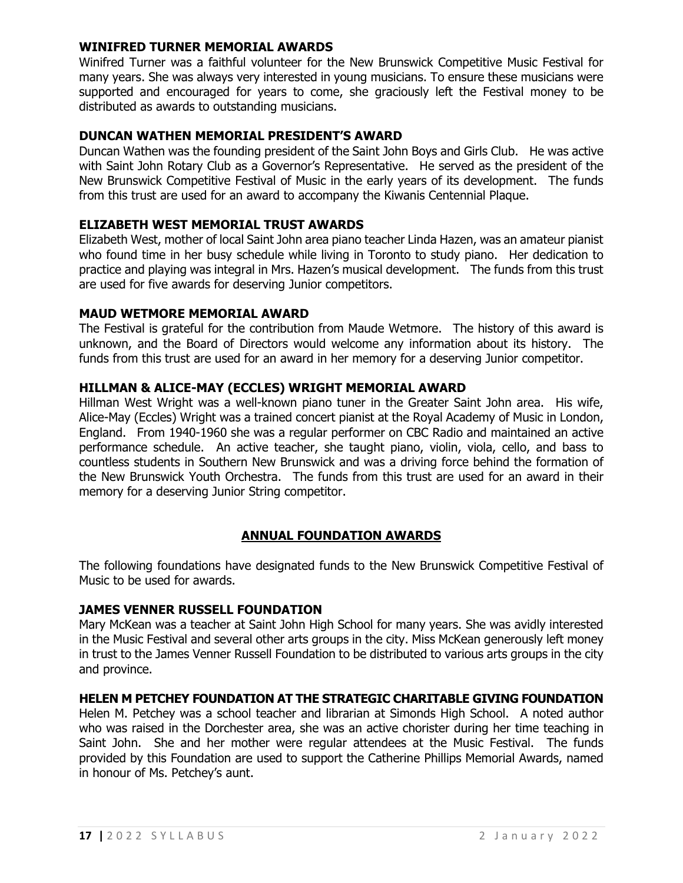### WINIFRED TURNER MEMORIAL AWARDS

Winifred Turner was a faithful volunteer for the New Brunswick Competitive Music Festival for many years. She was always very interested in young musicians. To ensure these musicians were supported and encouraged for years to come, she graciously left the Festival money to be distributed as awards to outstanding musicians.

### DUNCAN WATHEN MEMORIAL PRESIDENT'S AWARD

Duncan Wathen was the founding president of the Saint John Boys and Girls Club. He was active with Saint John Rotary Club as a Governor's Representative. He served as the president of the New Brunswick Competitive Festival of Music in the early years of its development. The funds from this trust are used for an award to accompany the Kiwanis Centennial Plaque.

### ELIZABETH WEST MEMORIAL TRUST AWARDS

Elizabeth West, mother of local Saint John area piano teacher Linda Hazen, was an amateur pianist who found time in her busy schedule while living in Toronto to study piano. Her dedication to practice and playing was integral in Mrs. Hazen's musical development. The funds from this trust are used for five awards for deserving Junior competitors.

### MAUD WETMORE MEMORIAL AWARD

The Festival is grateful for the contribution from Maude Wetmore. The history of this award is unknown, and the Board of Directors would welcome any information about its history. The funds from this trust are used for an award in her memory for a deserving Junior competitor.

### HILLMAN & ALICE-MAY (ECCLES) WRIGHT MEMORIAL AWARD

Hillman West Wright was a well-known piano tuner in the Greater Saint John area. His wife, Alice-May (Eccles) Wright was a trained concert pianist at the Royal Academy of Music in London, England. From 1940-1960 she was a regular performer on CBC Radio and maintained an active performance schedule. An active teacher, she taught piano, violin, viola, cello, and bass to countless students in Southern New Brunswick and was a driving force behind the formation of the New Brunswick Youth Orchestra. The funds from this trust are used for an award in their memory for a deserving Junior String competitor.

## ANNUAL FOUNDATION AWARDS

The following foundations have designated funds to the New Brunswick Competitive Festival of Music to be used for awards.

### JAMES VENNER RUSSELL FOUNDATION

Mary McKean was a teacher at Saint John High School for many years. She was avidly interested in the Music Festival and several other arts groups in the city. Miss McKean generously left money in trust to the James Venner Russell Foundation to be distributed to various arts groups in the city and province.

### HELEN M PETCHEY FOUNDATION AT THE STRATEGIC CHARITABLE GIVING FOUNDATION

Helen M. Petchey was a school teacher and librarian at Simonds High School. A noted author who was raised in the Dorchester area, she was an active chorister during her time teaching in Saint John. She and her mother were regular attendees at the Music Festival. The funds provided by this Foundation are used to support the Catherine Phillips Memorial Awards, named in honour of Ms. Petchey's aunt.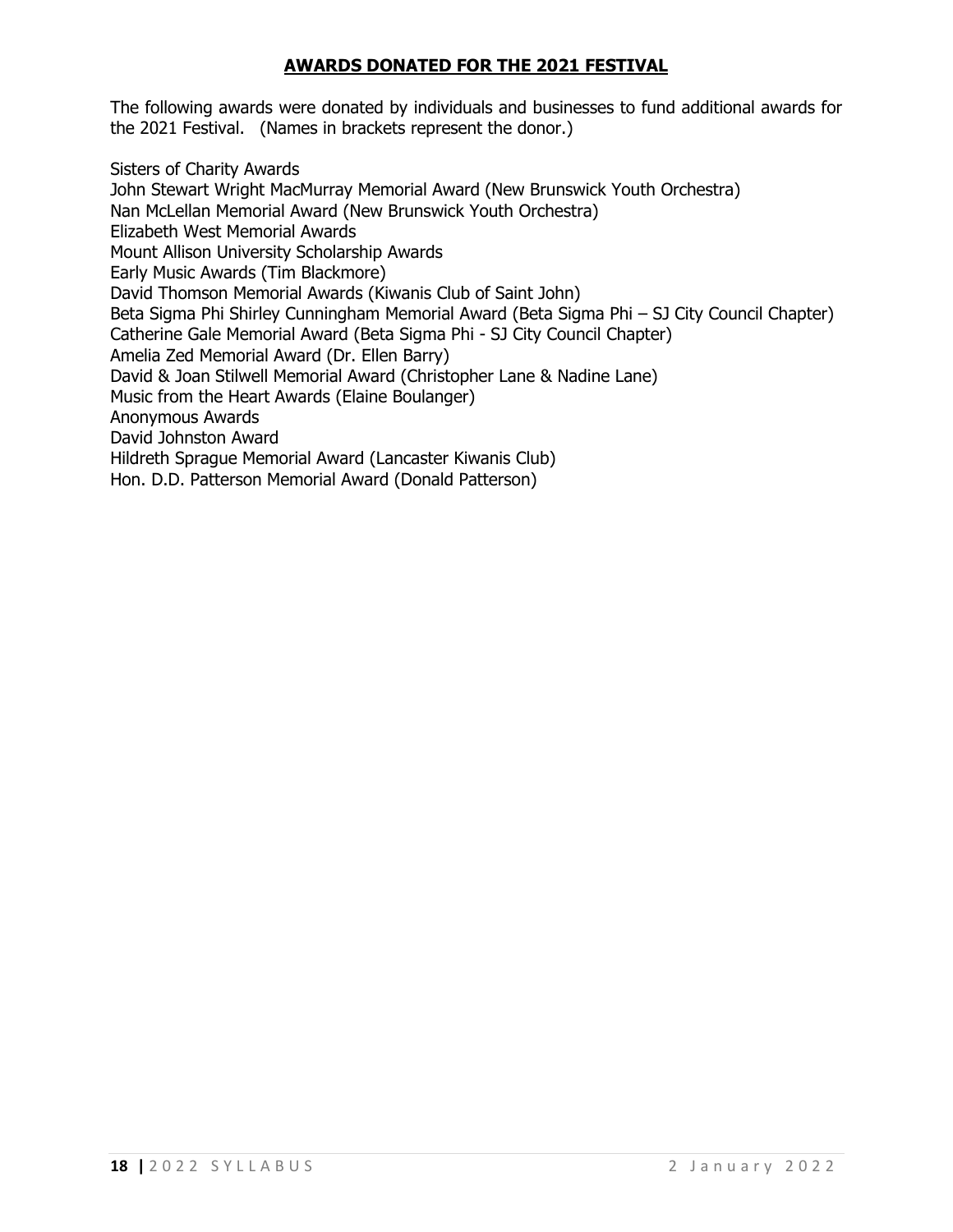## **AWARDS DONATED FOR THE 2021 FESTIVAL**

The following awards were donated by individuals and businesses to fund additional awards for the 2021 Festival. (Names in brackets represent the donor.)

Sisters of Charity Awards
John Stewart Wright MacMurray Memorial Award (New Brunswick Youth Orchestra)
Nan McLellan Memorial Award (New Brunswick Youth Orchestra)
Elizabeth West Memorial Awards
Mount Allison University Scholarship Awards
Early Music Awards (Tim Blackmore)
David Thomson Memorial Awards (Kiwanis Club of Saint John)
Beta Sigma Phi Shirley Cunningham Memorial Award (Beta Sigma Phi – SJ City Council Chapter)
Catherine Gale Memorial Award (Beta Sigma Phi - SJ City Council Chapter)
Amelia Zed Memorial Award (Dr. Ellen Barry)
David & Joan Stilwell Memorial Award (Christopher Lane & Nadine Lane)
Music from the Heart Awards (Elaine Boulanger)
Anonymous Awards
David Johnston Award
Hildreth Sprague Memorial Award (Lancaster Kiwanis Club)
Hon. D.D. Patterson Memorial Award (Donald Patterson)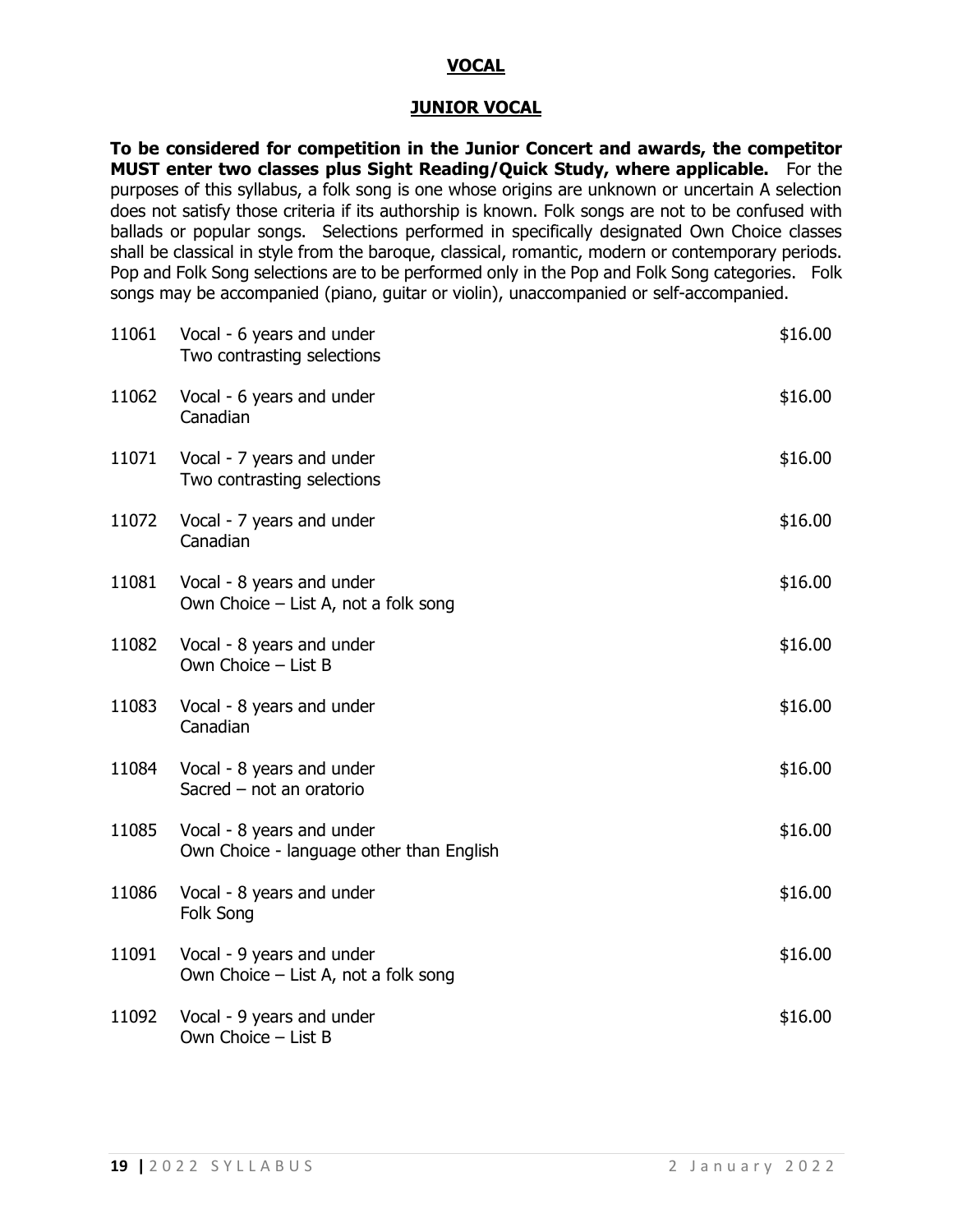# VOCAL

## JUNIOR VOCAL

**To be considered for competition in the Junior Concert and awards, the competitor MUST enter two classes plus Sight Reading/Quick Study, where applicable.** For the purposes of this syllabus, a folk song is one whose origins are unknown or uncertain A selection does not satisfy those criteria if its authorship is known. Folk songs are not to be confused with ballads or popular songs. Selections performed in specifically designated Own Choice classes shall be classical in style from the baroque, classical, romantic, modern or contemporary periods. Pop and Folk Song selections are to be performed only in the Pop and Folk Song categories. Folk songs may be accompanied (piano, guitar or violin), unaccompanied or self-accompanied.

| | | |
|---|---|---|
| 11061 | Vocal - 6 years and under<br>Two contrasting selections | $16.00 |
| 11062 | Vocal - 6 years and under<br>Canadian | $16.00 |
| 11071 | Vocal - 7 years and under<br>Two contrasting selections | $16.00 |
| 11072 | Vocal - 7 years and under<br>Canadian | $16.00 |
| 11081 | Vocal - 8 years and under<br>Own Choice – List A, not a folk song | $16.00 |
| 11082 | Vocal - 8 years and under<br>Own Choice – List B | $16.00 |
| 11083 | Vocal - 8 years and under<br>Canadian | $16.00 |
| 11084 | Vocal - 8 years and under<br>Sacred – not an oratorio | $16.00 |
| 11085 | Vocal - 8 years and under<br>Own Choice - language other than English | $16.00 |
| 11086 | Vocal - 8 years and under<br>Folk Song | $16.00 |
| 11091 | Vocal - 9 years and under<br>Own Choice – List A, not a folk song | $16.00 |
| 11092 | Vocal - 9 years and under<br>Own Choice – List B | $16.00 |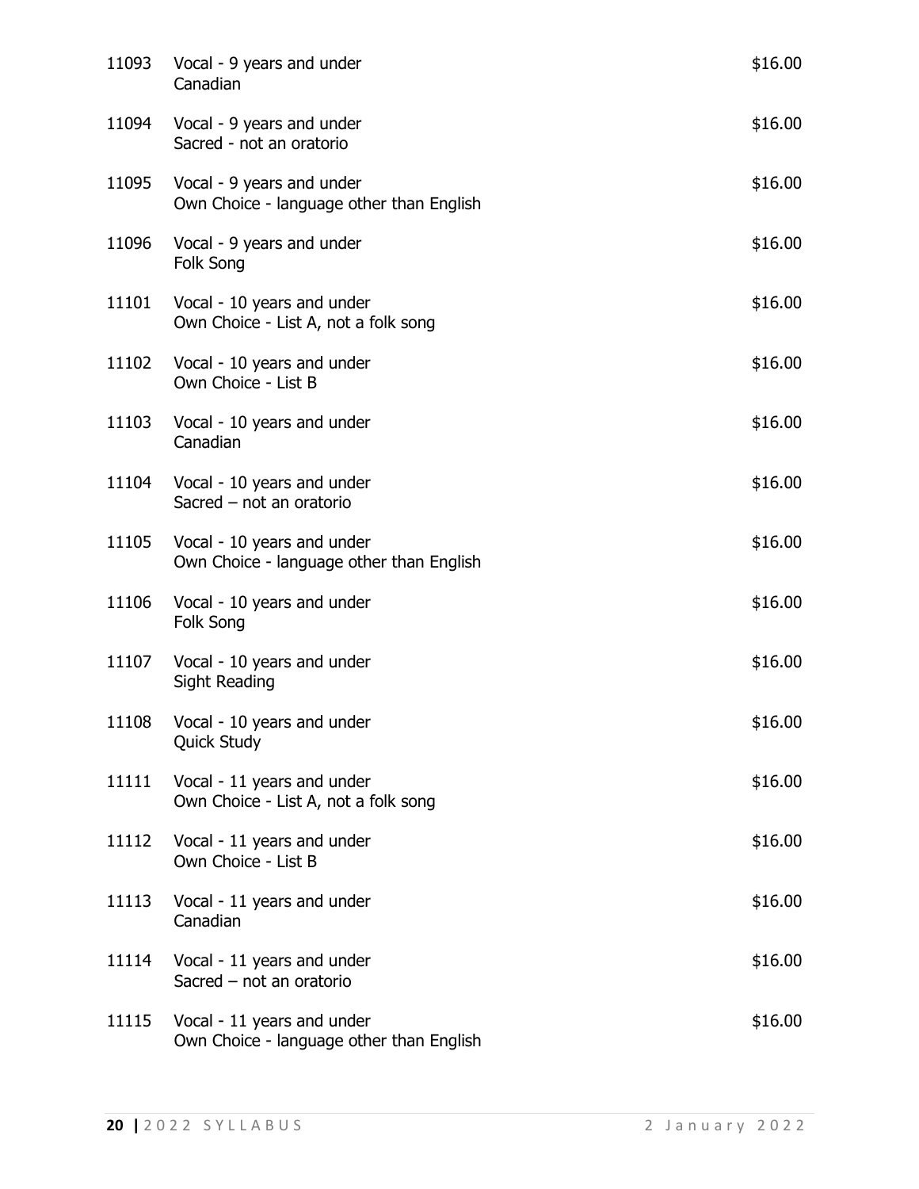| | | |
|---|---|---|
| 11093 | Vocal - 9 years and under<br>Canadian | $16.00 |
| 11094 | Vocal - 9 years and under<br>Sacred - not an oratorio | $16.00 |
| 11095 | Vocal - 9 years and under<br>Own Choice - language other than English | $16.00 |
| 11096 | Vocal - 9 years and under<br>Folk Song | $16.00 |
| 11101 | Vocal - 10 years and under<br>Own Choice - List A, not a folk song | $16.00 |
| 11102 | Vocal - 10 years and under<br>Own Choice - List B | $16.00 |
| 11103 | Vocal - 10 years and under<br>Canadian | $16.00 |
| 11104 | Vocal - 10 years and under<br>Sacred – not an oratorio | $16.00 |
| 11105 | Vocal - 10 years and under<br>Own Choice - language other than English | $16.00 |
| 11106 | Vocal - 10 years and under<br>Folk Song | $16.00 |
| 11107 | Vocal - 10 years and under<br>Sight Reading | $16.00 |
| 11108 | Vocal - 10 years and under<br>Quick Study | $16.00 |
| 11111 | Vocal - 11 years and under<br>Own Choice - List A, not a folk song | $16.00 |
| 11112 | Vocal - 11 years and under<br>Own Choice - List B | $16.00 |
| 11113 | Vocal - 11 years and under<br>Canadian | $16.00 |
| 11114 | Vocal - 11 years and under<br>Sacred – not an oratorio | $16.00 |
| 11115 | Vocal - 11 years and under<br>Own Choice - language other than English | $16.00 |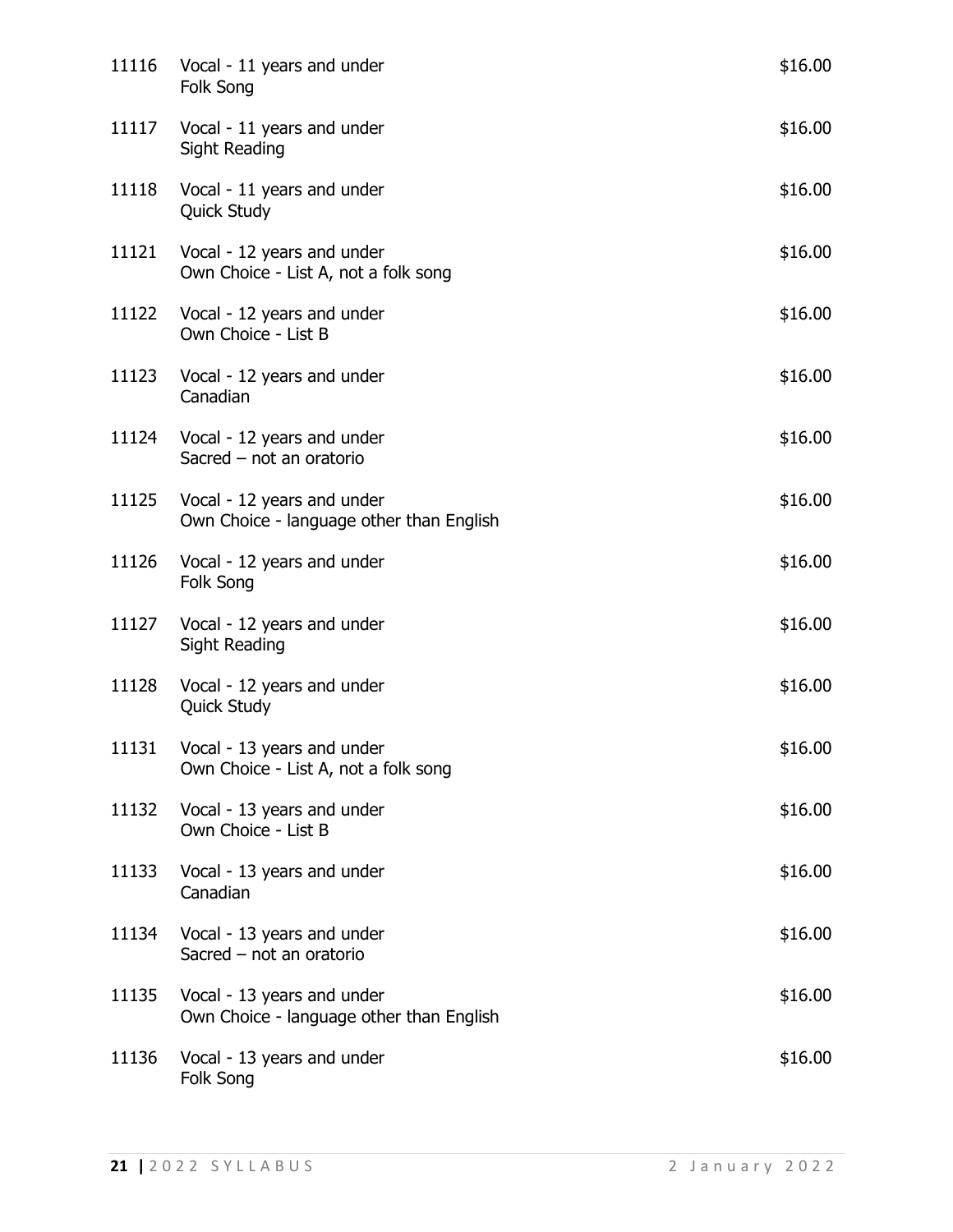11116 Vocal - 11 years and under
Folk Song $16.00

11117 Vocal - 11 years and under
Sight Reading $16.00

11118 Vocal - 11 years and under
Quick Study $16.00

11121 Vocal - 12 years and under
Own Choice - List A, not a folk song $16.00

11122 Vocal - 12 years and under
Own Choice - List B $16.00

11123 Vocal - 12 years and under
Canadian $16.00

11124 Vocal - 12 years and under
Sacred – not an oratorio $16.00

11125 Vocal - 12 years and under
Own Choice - language other than English $16.00

11126 Vocal - 12 years and under
Folk Song $16.00

11127 Vocal - 12 years and under
Sight Reading $16.00

11128 Vocal - 12 years and under
Quick Study $16.00

11131 Vocal - 13 years and under
Own Choice - List A, not a folk song $16.00

11132 Vocal - 13 years and under
Own Choice - List B $16.00

11133 Vocal - 13 years and under
Canadian $16.00

11134 Vocal - 13 years and under
Sacred – not an oratorio $16.00

11135 Vocal - 13 years and under
Own Choice - language other than English $16.00

11136 Vocal - 13 years and under
Folk Song $16.00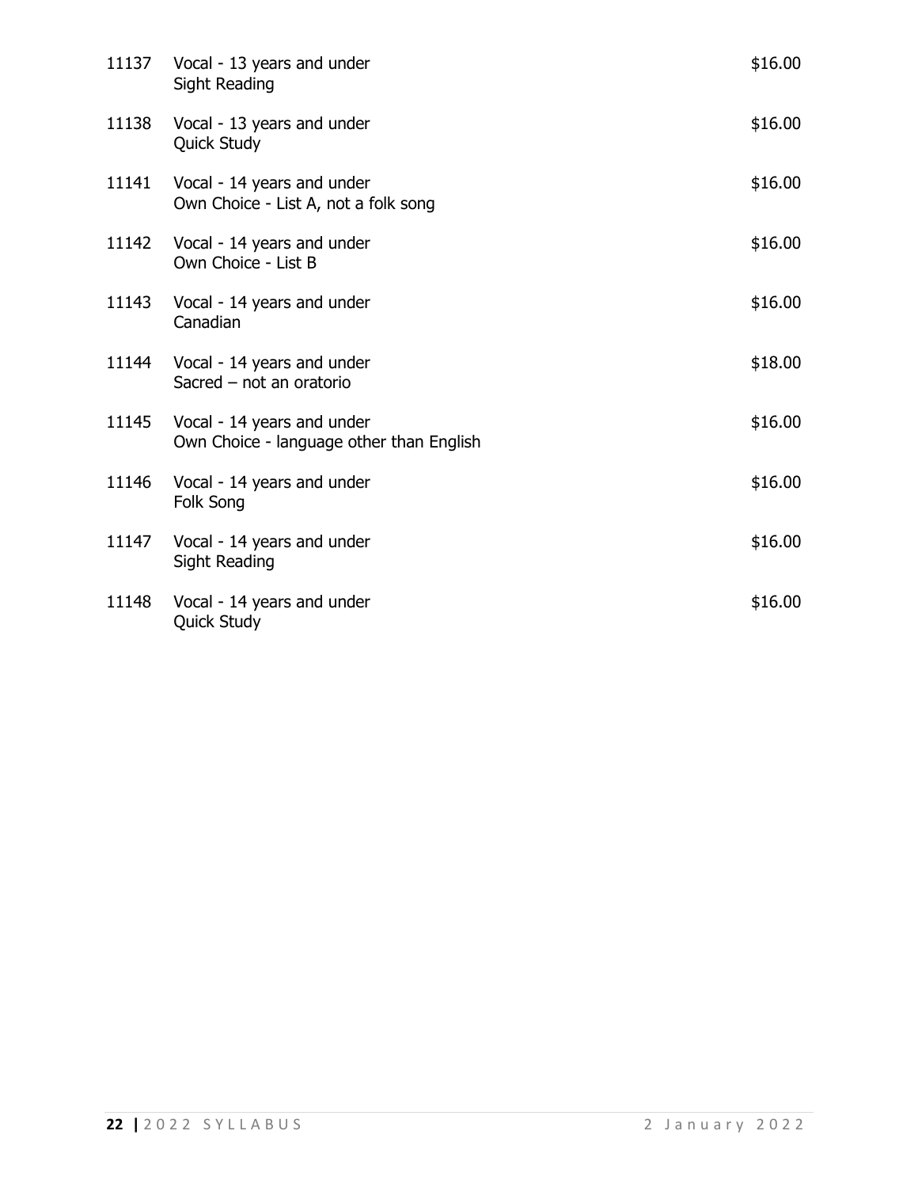| | | |
|---|---|---|
| 11137 | Vocal - 13 years and under<br>Sight Reading | $16.00 |
| 11138 | Vocal - 13 years and under<br>Quick Study | $16.00 |
| 11141 | Vocal - 14 years and under<br>Own Choice - List A, not a folk song | $16.00 |
| 11142 | Vocal - 14 years and under<br>Own Choice - List B | $16.00 |
| 11143 | Vocal - 14 years and under<br>Canadian | $16.00 |
| 11144 | Vocal - 14 years and under<br>Sacred – not an oratorio | $18.00 |
| 11145 | Vocal - 14 years and under<br>Own Choice - language other than English | $16.00 |
| 11146 | Vocal - 14 years and under<br>Folk Song | $16.00 |
| 11147 | Vocal - 14 years and under<br>Sight Reading | $16.00 |
| 11148 | Vocal - 14 years and under<br>Quick Study | $16.00 |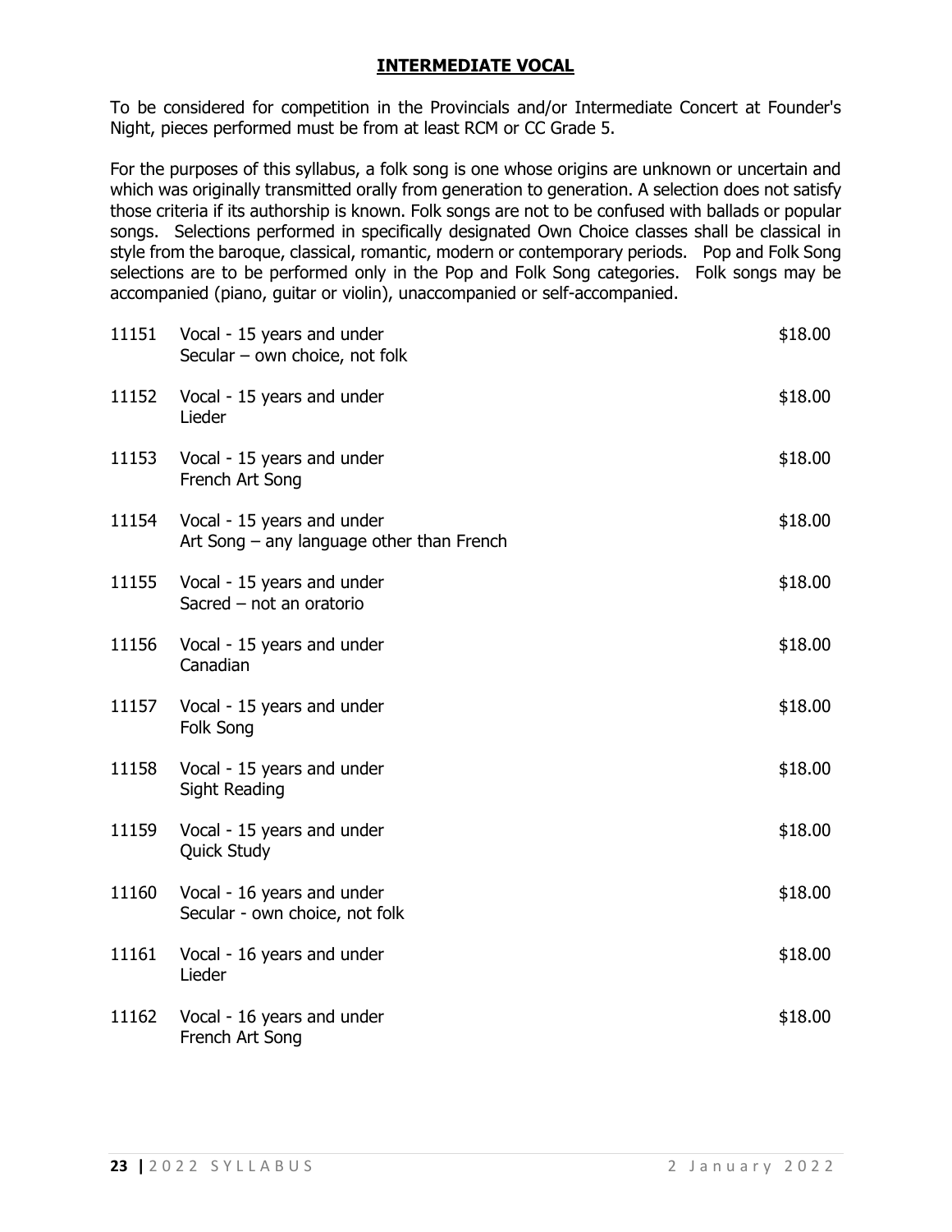## INTERMEDIATE VOCAL

To be considered for competition in the Provincials and/or Intermediate Concert at Founder's Night, pieces performed must be from at least RCM or CC Grade 5.

For the purposes of this syllabus, a folk song is one whose origins are unknown or uncertain and which was originally transmitted orally from generation to generation. A selection does not satisfy those criteria if its authorship is known. Folk songs are not to be confused with ballads or popular songs. Selections performed in specifically designated Own Choice classes shall be classical in style from the baroque, classical, romantic, modern or contemporary periods. Pop and Folk Song selections are to be performed only in the Pop and Folk Song categories. Folk songs may be accompanied (piano, guitar or violin), unaccompanied or self-accompanied.

| | | |
|---|---|---|
| 11151 | Vocal - 15 years and under<br>Secular – own choice, not folk | $18.00 |
| 11152 | Vocal - 15 years and under<br>Lieder | $18.00 |
| 11153 | Vocal - 15 years and under<br>French Art Song | $18.00 |
| 11154 | Vocal - 15 years and under<br>Art Song – any language other than French | $18.00 |
| 11155 | Vocal - 15 years and under<br>Sacred – not an oratorio | $18.00 |
| 11156 | Vocal - 15 years and under<br>Canadian | $18.00 |
| 11157 | Vocal - 15 years and under<br>Folk Song | $18.00 |
| 11158 | Vocal - 15 years and under<br>Sight Reading | $18.00 |
| 11159 | Vocal - 15 years and under<br>Quick Study | $18.00 |
| 11160 | Vocal - 16 years and under<br>Secular - own choice, not folk | $18.00 |
| 11161 | Vocal - 16 years and under<br>Lieder | $18.00 |
| 11162 | Vocal - 16 years and under<br>French Art Song | $18.00 |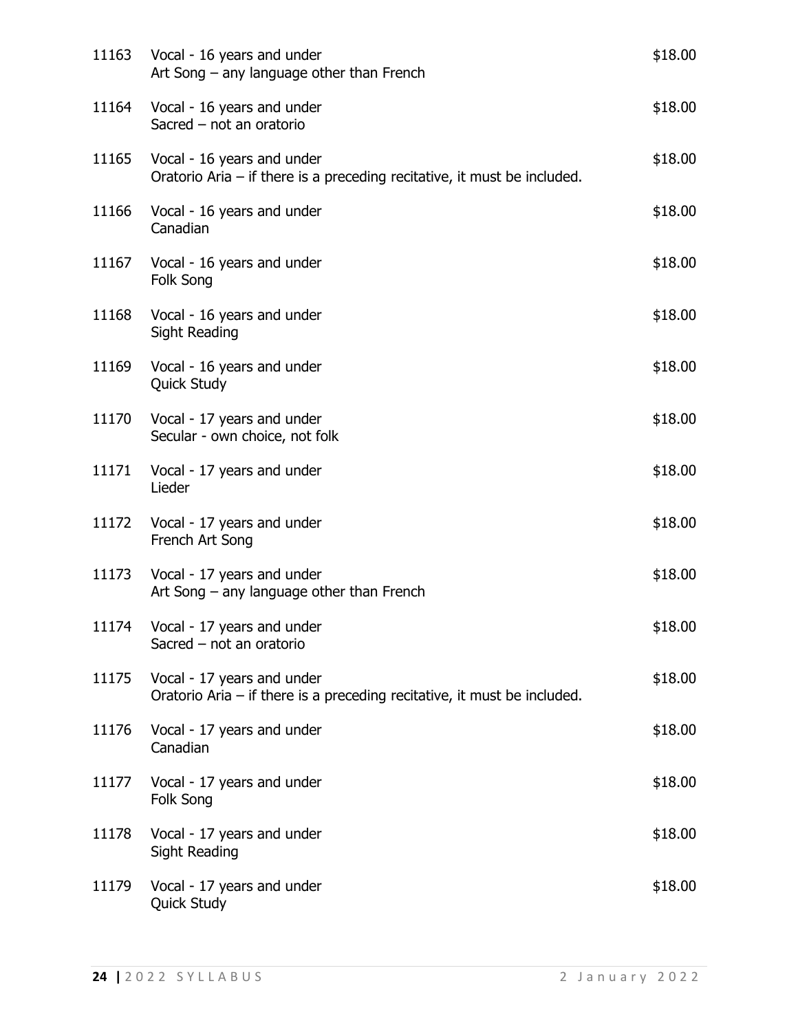| | | |
|---|---|---|
| 11163 | Vocal - 16 years and under<br>Art Song – any language other than French | $18.00 |
| 11164 | Vocal - 16 years and under<br>Sacred – not an oratorio | $18.00 |
| 11165 | Vocal - 16 years and under<br>Oratorio Aria – if there is a preceding recitative, it must be included. | $18.00 |
| 11166 | Vocal - 16 years and under<br>Canadian | $18.00 |
| 11167 | Vocal - 16 years and under<br>Folk Song | $18.00 |
| 11168 | Vocal - 16 years and under<br>Sight Reading | $18.00 |
| 11169 | Vocal - 16 years and under<br>Quick Study | $18.00 |
| 11170 | Vocal - 17 years and under<br>Secular - own choice, not folk | $18.00 |
| 11171 | Vocal - 17 years and under<br>Lieder | $18.00 |
| 11172 | Vocal - 17 years and under<br>French Art Song | $18.00 |
| 11173 | Vocal - 17 years and under<br>Art Song – any language other than French | $18.00 |
| 11174 | Vocal - 17 years and under<br>Sacred – not an oratorio | $18.00 |
| 11175 | Vocal - 17 years and under<br>Oratorio Aria – if there is a preceding recitative, it must be included. | $18.00 |
| 11176 | Vocal - 17 years and under<br>Canadian | $18.00 |
| 11177 | Vocal - 17 years and under<br>Folk Song | $18.00 |
| 11178 | Vocal - 17 years and under<br>Sight Reading | $18.00 |
| 11179 | Vocal - 17 years and under<br>Quick Study | $18.00 |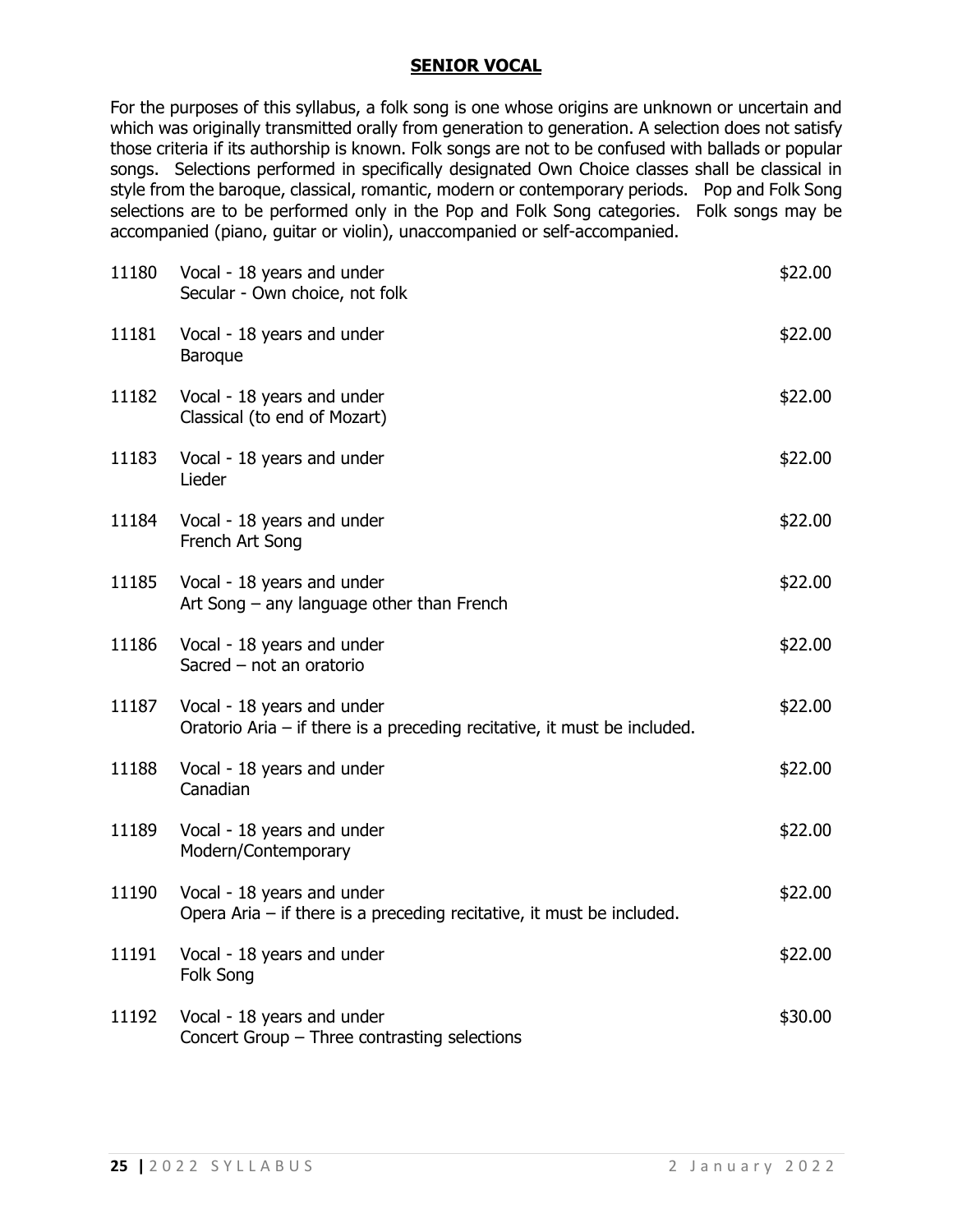## **SENIOR VOCAL**

For the purposes of this syllabus, a folk song is one whose origins are unknown or uncertain and which was originally transmitted orally from generation to generation. A selection does not satisfy those criteria if its authorship is known. Folk songs are not to be confused with ballads or popular songs. Selections performed in specifically designated Own Choice classes shall be classical in style from the baroque, classical, romantic, modern or contemporary periods. Pop and Folk Song selections are to be performed only in the Pop and Folk Song categories. Folk songs may be accompanied (piano, guitar or violin), unaccompanied or self-accompanied.

| | | |
|---|---|---|
| 11180 | Vocal - 18 years and under<br>Secular - Own choice, not folk | $22.00 |
| 11181 | Vocal - 18 years and under<br>Baroque | $22.00 |
| 11182 | Vocal - 18 years and under<br>Classical (to end of Mozart) | $22.00 |
| 11183 | Vocal - 18 years and under<br>Lieder | $22.00 |
| 11184 | Vocal - 18 years and under<br>French Art Song | $22.00 |
| 11185 | Vocal - 18 years and under<br>Art Song – any language other than French | $22.00 |
| 11186 | Vocal - 18 years and under<br>Sacred – not an oratorio | $22.00 |
| 11187 | Vocal - 18 years and under<br>Oratorio Aria – if there is a preceding recitative, it must be included. | $22.00 |
| 11188 | Vocal - 18 years and under<br>Canadian | $22.00 |
| 11189 | Vocal - 18 years and under<br>Modern/Contemporary | $22.00 |
| 11190 | Vocal - 18 years and under<br>Opera Aria – if there is a preceding recitative, it must be included. | $22.00 |
| 11191 | Vocal - 18 years and under<br>Folk Song | $22.00 |
| 11192 | Vocal - 18 years and under<br>Concert Group – Three contrasting selections | $30.00 |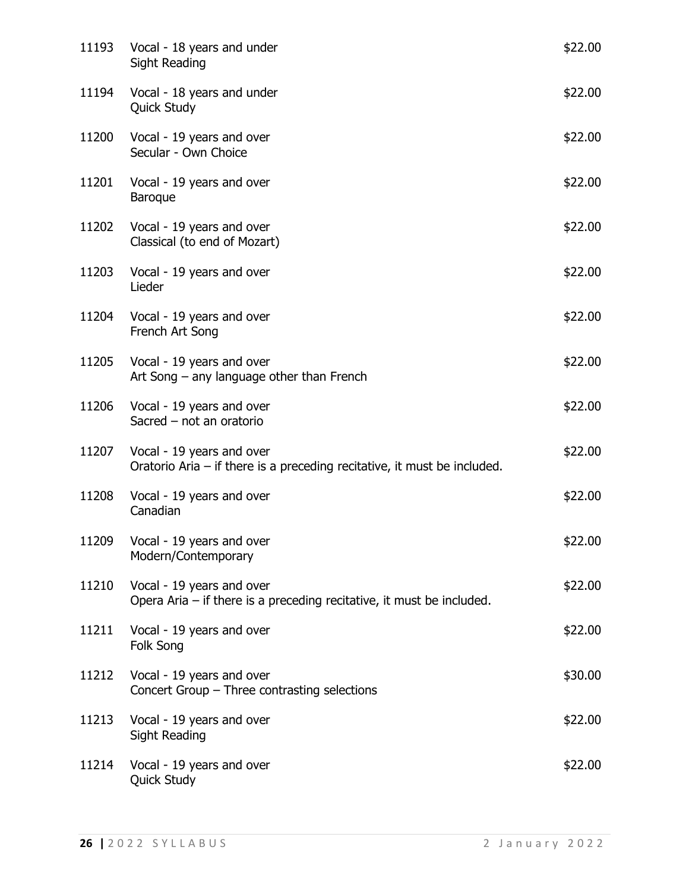| | | |
|---|---|---|
| 11193 | Vocal - 18 years and under<br>Sight Reading | $22.00 |
| 11194 | Vocal - 18 years and under<br>Quick Study | $22.00 |
| 11200 | Vocal - 19 years and over<br>Secular - Own Choice | $22.00 |
| 11201 | Vocal - 19 years and over<br>Baroque | $22.00 |
| 11202 | Vocal - 19 years and over<br>Classical (to end of Mozart) | $22.00 |
| 11203 | Vocal - 19 years and over<br>Lieder | $22.00 |
| 11204 | Vocal - 19 years and over<br>French Art Song | $22.00 |
| 11205 | Vocal - 19 years and over<br>Art Song – any language other than French | $22.00 |
| 11206 | Vocal - 19 years and over<br>Sacred – not an oratorio | $22.00 |
| 11207 | Vocal - 19 years and over<br>Oratorio Aria – if there is a preceding recitative, it must be included. | $22.00 |
| 11208 | Vocal - 19 years and over<br>Canadian | $22.00 |
| 11209 | Vocal - 19 years and over<br>Modern/Contemporary | $22.00 |
| 11210 | Vocal - 19 years and over<br>Opera Aria – if there is a preceding recitative, it must be included. | $22.00 |
| 11211 | Vocal - 19 years and over<br>Folk Song | $22.00 |
| 11212 | Vocal - 19 years and over<br>Concert Group – Three contrasting selections | $30.00 |
| 11213 | Vocal - 19 years and over<br>Sight Reading | $22.00 |
| 11214 | Vocal - 19 years and over<br>Quick Study | $22.00 |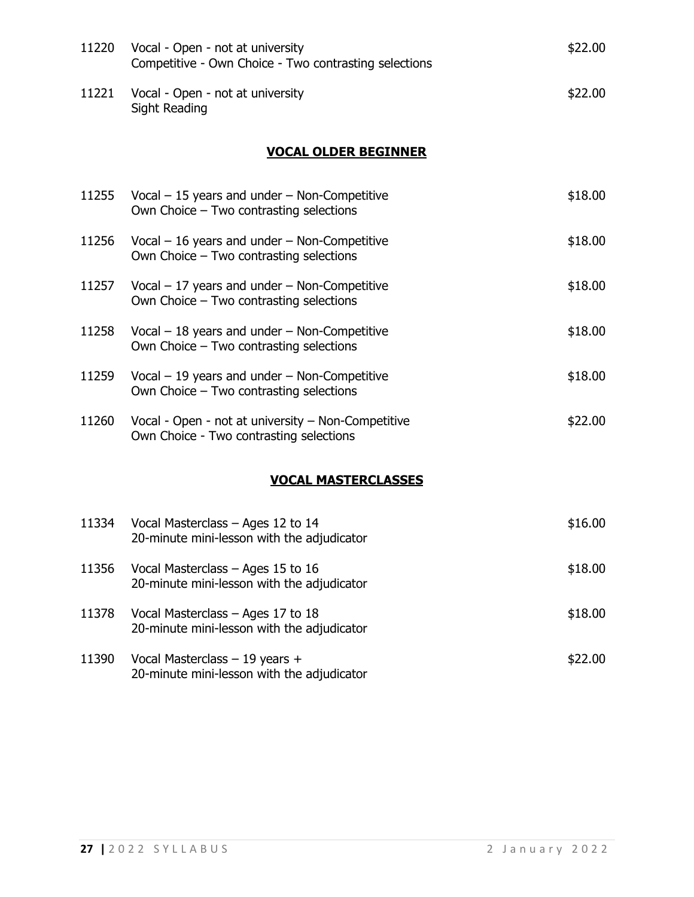11220 Vocal - Open - not at university
Competitive - Own Choice - Two contrasting selections — $22.00

11221 Vocal - Open - not at university
Sight Reading — $22.00

## VOCAL OLDER BEGINNER

11255 Vocal – 15 years and under – Non-Competitive
Own Choice – Two contrasting selections — $18.00

11256 Vocal – 16 years and under – Non-Competitive
Own Choice – Two contrasting selections — $18.00

11257 Vocal – 17 years and under – Non-Competitive
Own Choice – Two contrasting selections — $18.00

11258 Vocal – 18 years and under – Non-Competitive
Own Choice – Two contrasting selections — $18.00

11259 Vocal – 19 years and under – Non-Competitive
Own Choice – Two contrasting selections — $18.00

11260 Vocal - Open - not at university – Non-Competitive
Own Choice - Two contrasting selections — $22.00

## VOCAL MASTERCLASSES

11334 Vocal Masterclass – Ages 12 to 14
20-minute mini-lesson with the adjudicator — $16.00

11356 Vocal Masterclass – Ages 15 to 16
20-minute mini-lesson with the adjudicator — $18.00

11378 Vocal Masterclass – Ages 17 to 18
20-minute mini-lesson with the adjudicator — $18.00

11390 Vocal Masterclass – 19 years +
20-minute mini-lesson with the adjudicator — $22.00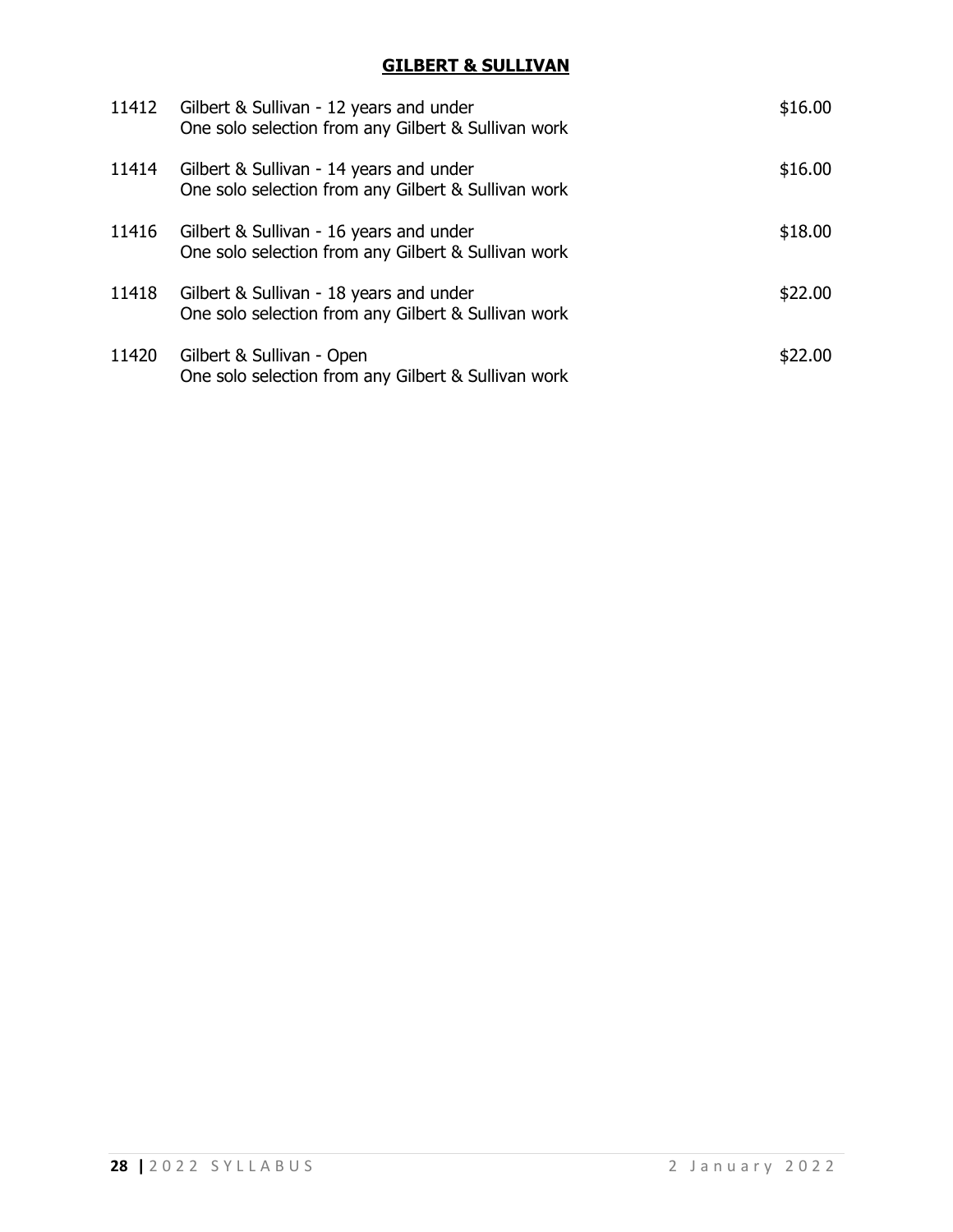## GILBERT & SULLIVAN

| | | |
|---|---|---|
| 11412 | Gilbert & Sullivan - 12 years and under<br>One solo selection from any Gilbert & Sullivan work | $16.00 |
| 11414 | Gilbert & Sullivan - 14 years and under<br>One solo selection from any Gilbert & Sullivan work | $16.00 |
| 11416 | Gilbert & Sullivan - 16 years and under<br>One solo selection from any Gilbert & Sullivan work | $18.00 |
| 11418 | Gilbert & Sullivan - 18 years and under<br>One solo selection from any Gilbert & Sullivan work | $22.00 |
| 11420 | Gilbert & Sullivan - Open<br>One solo selection from any Gilbert & Sullivan work | $22.00 |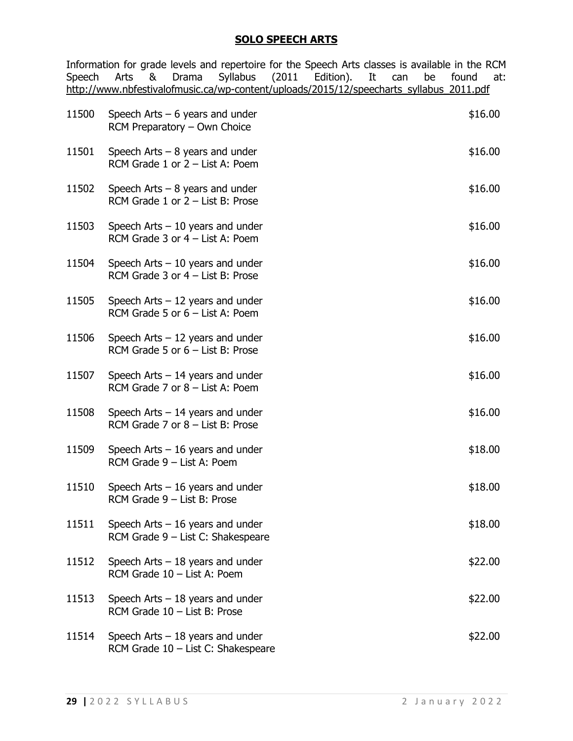## SOLO SPEECH ARTS

Information for grade levels and repertoire for the Speech Arts classes is available in the RCM Speech Arts & Drama Syllabus (2011 Edition). It can be found at: http://www.nbfestivalofmusic.ca/wp-content/uploads/2015/12/speecharts_syllabus_2011.pdf

| | | |
|---|---|---|
| 11500 | Speech Arts – 6 years and under<br>RCM Preparatory – Own Choice | $16.00 |
| 11501 | Speech Arts – 8 years and under<br>RCM Grade 1 or 2 – List A: Poem | $16.00 |
| 11502 | Speech Arts – 8 years and under<br>RCM Grade 1 or 2 – List B: Prose | $16.00 |
| 11503 | Speech Arts – 10 years and under<br>RCM Grade 3 or 4 – List A: Poem | $16.00 |
| 11504 | Speech Arts – 10 years and under<br>RCM Grade 3 or 4 – List B: Prose | $16.00 |
| 11505 | Speech Arts – 12 years and under<br>RCM Grade 5 or 6 – List A: Poem | $16.00 |
| 11506 | Speech Arts – 12 years and under<br>RCM Grade 5 or 6 – List B: Prose | $16.00 |
| 11507 | Speech Arts – 14 years and under<br>RCM Grade 7 or 8 – List A: Poem | $16.00 |
| 11508 | Speech Arts – 14 years and under<br>RCM Grade 7 or 8 – List B: Prose | $16.00 |
| 11509 | Speech Arts – 16 years and under<br>RCM Grade 9 – List A: Poem | $18.00 |
| 11510 | Speech Arts – 16 years and under<br>RCM Grade 9 – List B: Prose | $18.00 |
| 11511 | Speech Arts – 16 years and under<br>RCM Grade 9 – List C: Shakespeare | $18.00 |
| 11512 | Speech Arts – 18 years and under<br>RCM Grade 10 – List A: Poem | $22.00 |
| 11513 | Speech Arts – 18 years and under<br>RCM Grade 10 – List B: Prose | $22.00 |
| 11514 | Speech Arts – 18 years and under<br>RCM Grade 10 – List C: Shakespeare | $22.00 |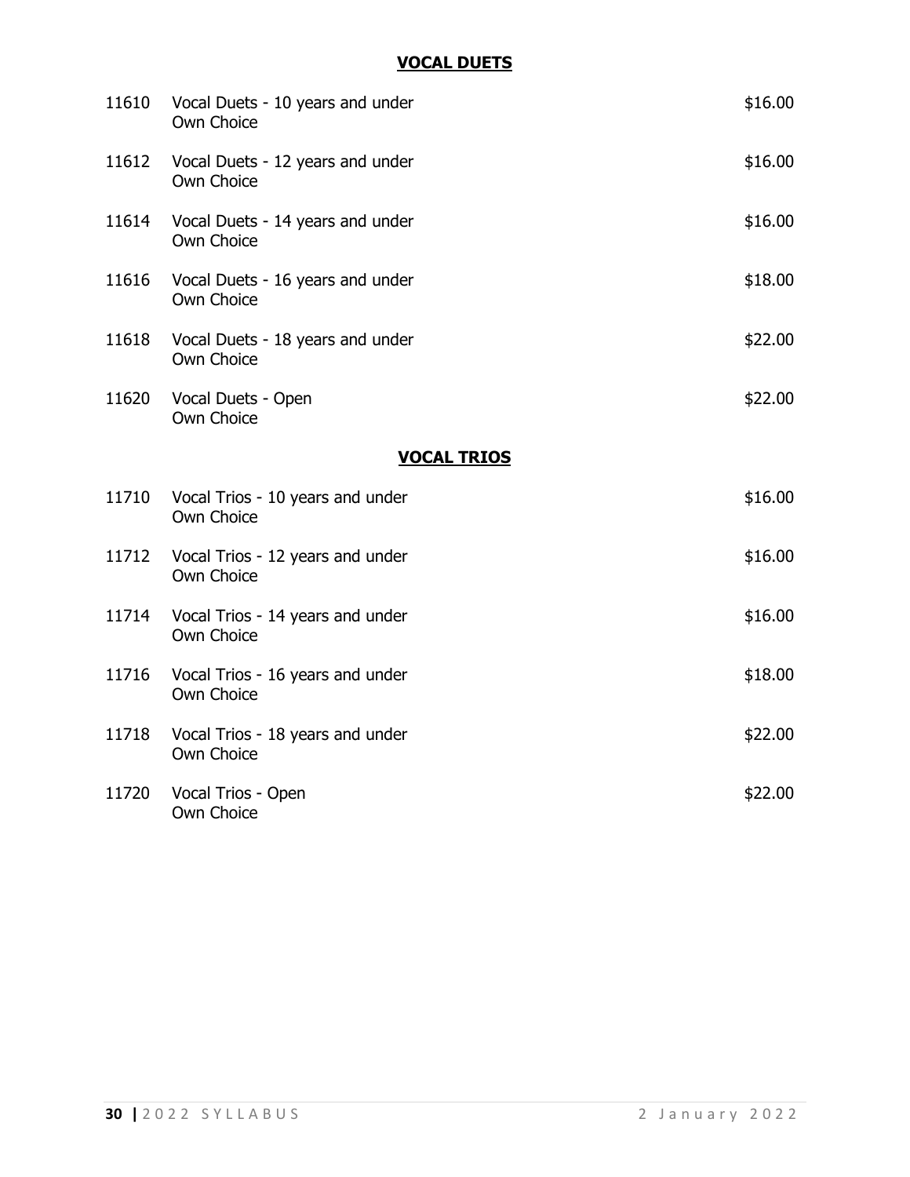## VOCAL DUETS

| | | |
|---|---|---|
| 11610 | Vocal Duets - 10 years and under<br>Own Choice | $16.00 |
| 11612 | Vocal Duets - 12 years and under<br>Own Choice | $16.00 |
| 11614 | Vocal Duets - 14 years and under<br>Own Choice | $16.00 |
| 11616 | Vocal Duets - 16 years and under<br>Own Choice | $18.00 |
| 11618 | Vocal Duets - 18 years and under<br>Own Choice | $22.00 |
| 11620 | Vocal Duets - Open<br>Own Choice | $22.00 |

## VOCAL TRIOS

| | | |
|---|---|---|
| 11710 | Vocal Trios - 10 years and under<br>Own Choice | $16.00 |
| 11712 | Vocal Trios - 12 years and under<br>Own Choice | $16.00 |
| 11714 | Vocal Trios - 14 years and under<br>Own Choice | $16.00 |
| 11716 | Vocal Trios - 16 years and under<br>Own Choice | $18.00 |
| 11718 | Vocal Trios - 18 years and under<br>Own Choice | $22.00 |
| 11720 | Vocal Trios - Open<br>Own Choice | $22.00 |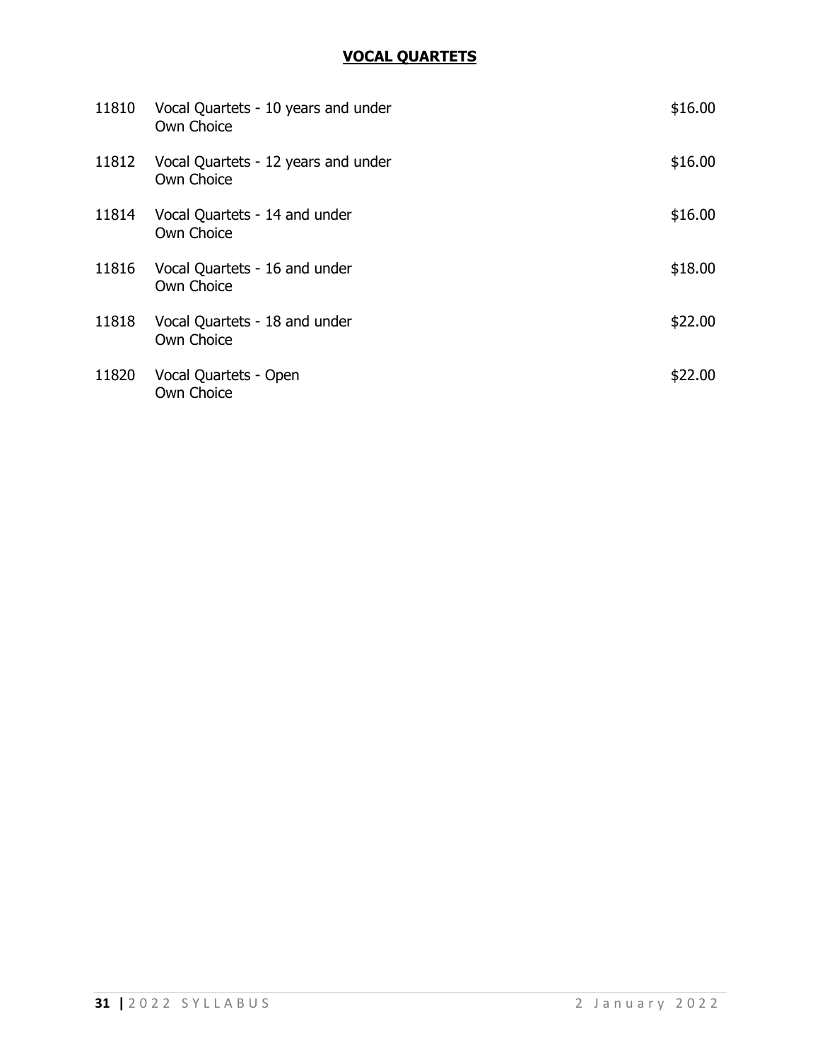# VOCAL QUARTETS

| | | |
|---|---|---|
| 11810 | Vocal Quartets - 10 years and under<br>Own Choice | $16.00 |
| 11812 | Vocal Quartets - 12 years and under<br>Own Choice | $16.00 |
| 11814 | Vocal Quartets - 14 and under<br>Own Choice | $16.00 |
| 11816 | Vocal Quartets - 16 and under<br>Own Choice | $18.00 |
| 11818 | Vocal Quartets - 18 and under<br>Own Choice | $22.00 |
| 11820 | Vocal Quartets - Open<br>Own Choice | $22.00 |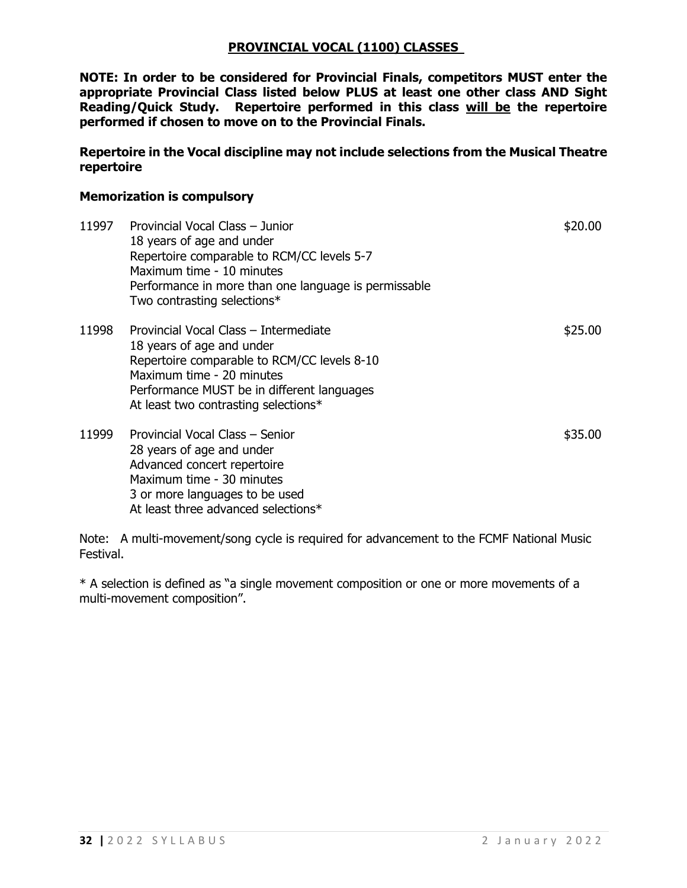## PROVINCIAL VOCAL (1100) CLASSES

**NOTE: In order to be considered for Provincial Finals, competitors MUST enter the appropriate Provincial Class listed below PLUS at least one other class AND Sight Reading/Quick Study. Repertoire performed in this class will be the repertoire performed if chosen to move on to the Provincial Finals.**

**Repertoire in the Vocal discipline may not include selections from the Musical Theatre repertoire**

**Memorization is compulsory**

| | | |
|---|---|---|
| 11997 | Provincial Vocal Class – Junior<br>18 years of age and under<br>Repertoire comparable to RCM/CC levels 5-7<br>Maximum time - 10 minutes<br>Performance in more than one language is permissable<br>Two contrasting selections* | $20.00 |
| 11998 | Provincial Vocal Class – Intermediate<br>18 years of age and under<br>Repertoire comparable to RCM/CC levels 8-10<br>Maximum time - 20 minutes<br>Performance MUST be in different languages<br>At least two contrasting selections* | $25.00 |
| 11999 | Provincial Vocal Class – Senior<br>28 years of age and under<br>Advanced concert repertoire<br>Maximum time - 30 minutes<br>3 or more languages to be used<br>At least three advanced selections* | $35.00 |

Note: A multi-movement/song cycle is required for advancement to the FCMF National Music Festival.

* A selection is defined as "a single movement composition or one or more movements of a multi-movement composition".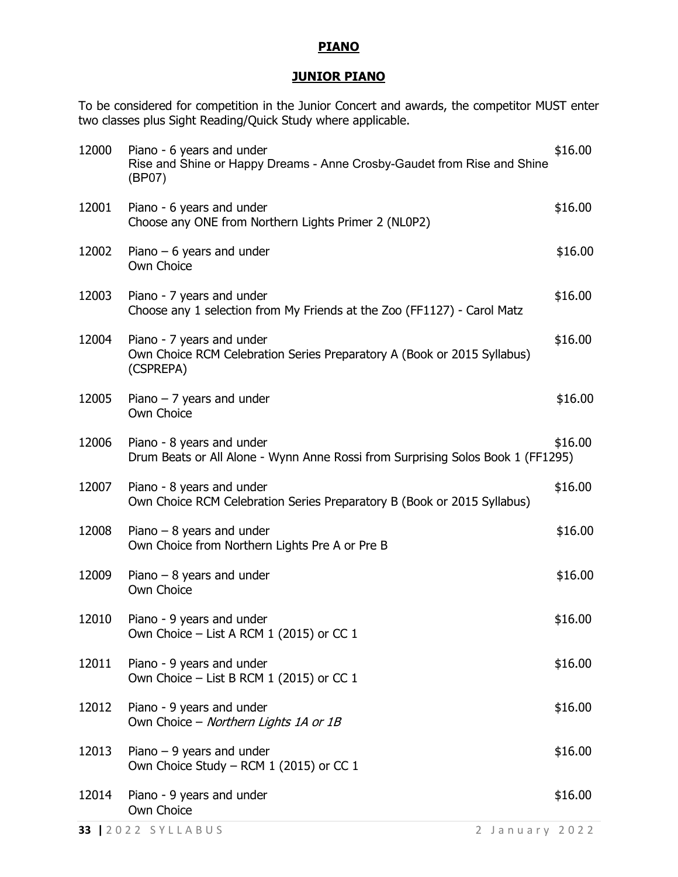## PIANO

### JUNIOR PIANO

To be considered for competition in the Junior Concert and awards, the competitor MUST enter two classes plus Sight Reading/Quick Study where applicable.

| | | |
|---|---|---|
| 12000 | Piano - 6 years and under<br>Rise and Shine or Happy Dreams - Anne Crosby-Gaudet from Rise and Shine (BP07) | $16.00 |
| 12001 | Piano - 6 years and under<br>Choose any ONE from Northern Lights Primer 2 (NL0P2) | $16.00 |
| 12002 | Piano – 6 years and under<br>Own Choice | $16.00 |
| 12003 | Piano - 7 years and under<br>Choose any 1 selection from My Friends at the Zoo (FF1127) - Carol Matz | $16.00 |
| 12004 | Piano - 7 years and under<br>Own Choice RCM Celebration Series Preparatory A (Book or 2015 Syllabus) (CSPREPA) | $16.00 |
| 12005 | Piano – 7 years and under<br>Own Choice | $16.00 |
| 12006 | Piano - 8 years and under<br>Drum Beats or All Alone - Wynn Anne Rossi from Surprising Solos Book 1 (FF1295) | $16.00 |
| 12007 | Piano - 8 years and under<br>Own Choice RCM Celebration Series Preparatory B (Book or 2015 Syllabus) | $16.00 |
| 12008 | Piano – 8 years and under<br>Own Choice from Northern Lights Pre A or Pre B | $16.00 |
| 12009 | Piano – 8 years and under<br>Own Choice | $16.00 |
| 12010 | Piano - 9 years and under<br>Own Choice – List A RCM 1 (2015) or CC 1 | $16.00 |
| 12011 | Piano - 9 years and under<br>Own Choice – List B RCM 1 (2015) or CC 1 | $16.00 |
| 12012 | Piano - 9 years and under<br>Own Choice – *Northern Lights 1A or 1B* | $16.00 |
| 12013 | Piano – 9 years and under<br>Own Choice Study – RCM 1 (2015) or CC 1 | $16.00 |
| 12014 | Piano - 9 years and under<br>Own Choice | $16.00 |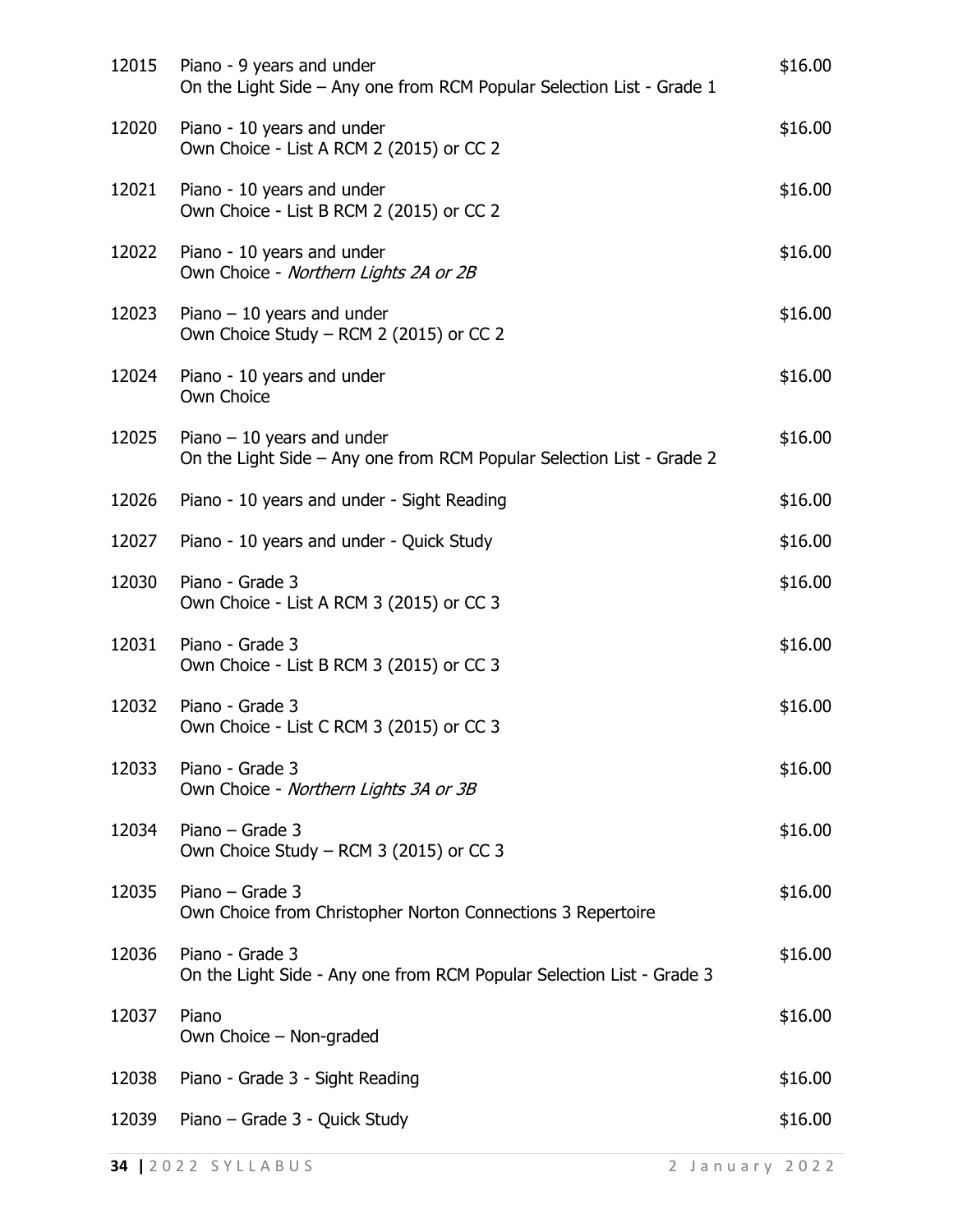| | | |
|---|---|---|
| 12015 | Piano - 9 years and under<br>On the Light Side – Any one from RCM Popular Selection List - Grade 1 | $16.00 |
| 12020 | Piano - 10 years and under<br>Own Choice - List A RCM 2 (2015) or CC 2 | $16.00 |
| 12021 | Piano - 10 years and under<br>Own Choice - List B RCM 2 (2015) or CC 2 | $16.00 |
| 12022 | Piano - 10 years and under<br>Own Choice - *Northern Lights 2A or 2B* | $16.00 |
| 12023 | Piano – 10 years and under<br>Own Choice Study – RCM 2 (2015) or CC 2 | $16.00 |
| 12024 | Piano - 10 years and under<br>Own Choice | $16.00 |
| 12025 | Piano – 10 years and under<br>On the Light Side – Any one from RCM Popular Selection List - Grade 2 | $16.00 |
| 12026 | Piano - 10 years and under - Sight Reading | $16.00 |
| 12027 | Piano - 10 years and under - Quick Study | $16.00 |
| 12030 | Piano - Grade 3<br>Own Choice - List A RCM 3 (2015) or CC 3 | $16.00 |
| 12031 | Piano - Grade 3<br>Own Choice - List B RCM 3 (2015) or CC 3 | $16.00 |
| 12032 | Piano - Grade 3<br>Own Choice - List C RCM 3 (2015) or CC 3 | $16.00 |
| 12033 | Piano - Grade 3<br>Own Choice - *Northern Lights 3A or 3B* | $16.00 |
| 12034 | Piano – Grade 3<br>Own Choice Study – RCM 3 (2015) or CC 3 | $16.00 |
| 12035 | Piano – Grade 3<br>Own Choice from Christopher Norton Connections 3 Repertoire | $16.00 |
| 12036 | Piano - Grade 3<br>On the Light Side - Any one from RCM Popular Selection List - Grade 3 | $16.00 |
| 12037 | Piano<br>Own Choice – Non-graded | $16.00 |
| 12038 | Piano - Grade 3 - Sight Reading | $16.00 |
| 12039 | Piano – Grade 3 - Quick Study | $16.00 |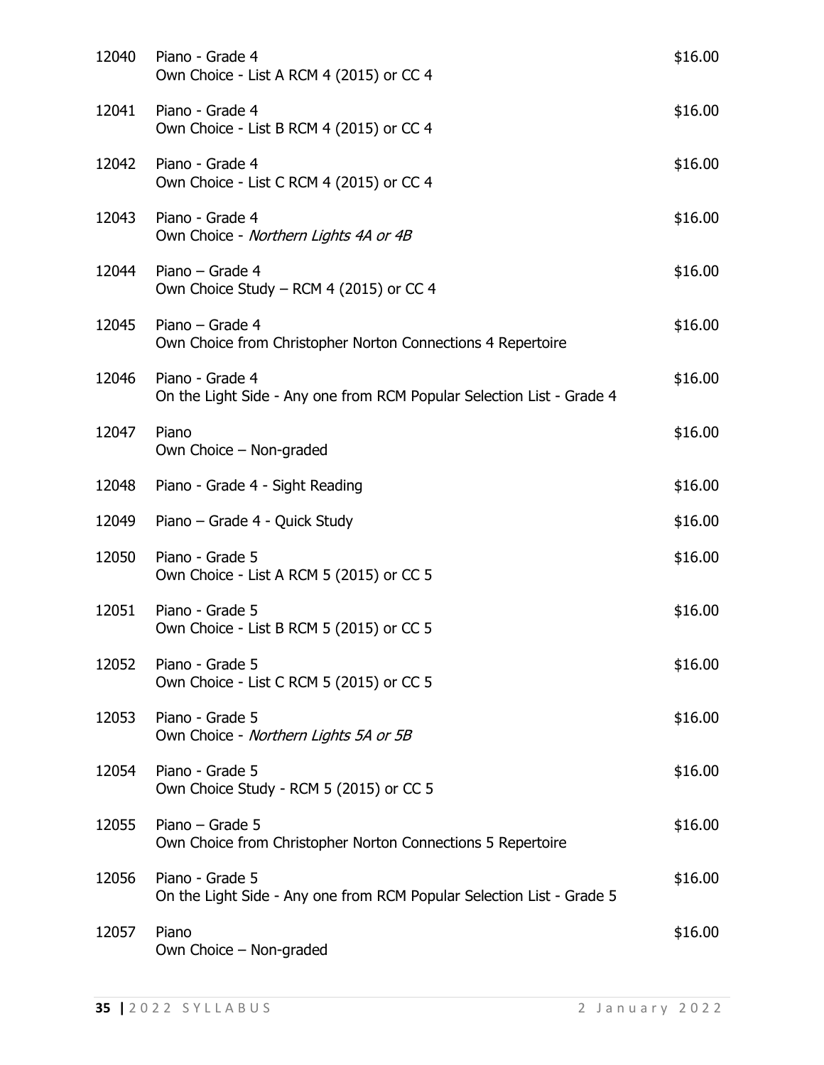| | | |
|---|---|---|
| 12040 | Piano - Grade 4<br>Own Choice - List A RCM 4 (2015) or CC 4 | $16.00 |
| 12041 | Piano - Grade 4<br>Own Choice - List B RCM 4 (2015) or CC 4 | $16.00 |
| 12042 | Piano - Grade 4<br>Own Choice - List C RCM 4 (2015) or CC 4 | $16.00 |
| 12043 | Piano - Grade 4<br>Own Choice - *Northern Lights 4A or 4B* | $16.00 |
| 12044 | Piano – Grade 4<br>Own Choice Study – RCM 4 (2015) or CC 4 | $16.00 |
| 12045 | Piano – Grade 4<br>Own Choice from Christopher Norton Connections 4 Repertoire | $16.00 |
| 12046 | Piano - Grade 4<br>On the Light Side - Any one from RCM Popular Selection List - Grade 4 | $16.00 |
| 12047 | Piano<br>Own Choice – Non-graded | $16.00 |
| 12048 | Piano - Grade 4 - Sight Reading | $16.00 |
| 12049 | Piano – Grade 4 - Quick Study | $16.00 |
| 12050 | Piano - Grade 5<br>Own Choice - List A RCM 5 (2015) or CC 5 | $16.00 |
| 12051 | Piano - Grade 5<br>Own Choice - List B RCM 5 (2015) or CC 5 | $16.00 |
| 12052 | Piano - Grade 5<br>Own Choice - List C RCM 5 (2015) or CC 5 | $16.00 |
| 12053 | Piano - Grade 5<br>Own Choice - *Northern Lights 5A or 5B* | $16.00 |
| 12054 | Piano - Grade 5<br>Own Choice Study - RCM 5 (2015) or CC 5 | $16.00 |
| 12055 | Piano – Grade 5<br>Own Choice from Christopher Norton Connections 5 Repertoire | $16.00 |
| 12056 | Piano - Grade 5<br>On the Light Side - Any one from RCM Popular Selection List - Grade 5 | $16.00 |
| 12057 | Piano<br>Own Choice – Non-graded | $16.00 |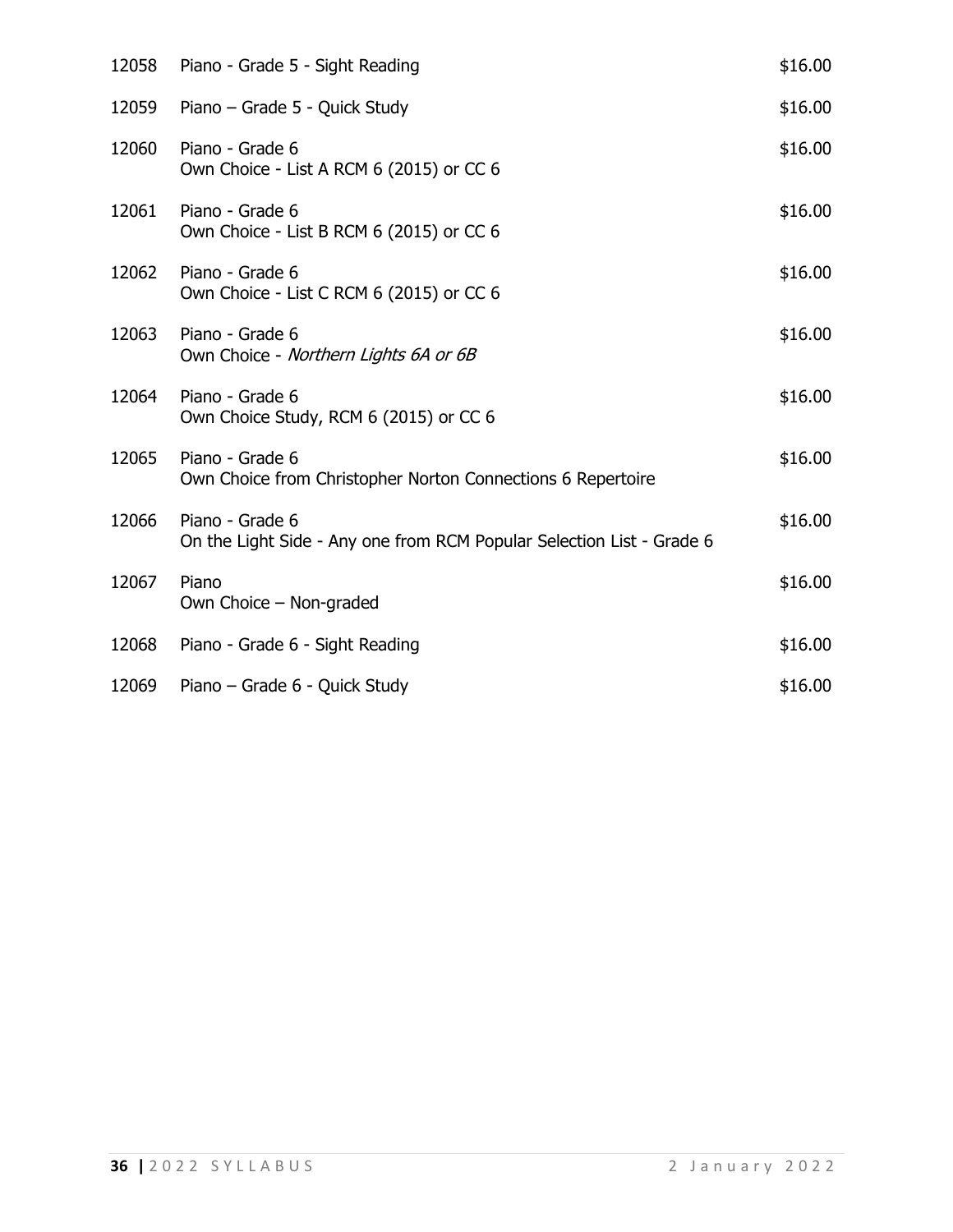| | | |
|---|---|---|
| 12058 | Piano - Grade 5 - Sight Reading | $16.00 |
| 12059 | Piano – Grade 5 - Quick Study | $16.00 |
| 12060 | Piano - Grade 6<br>Own Choice - List A RCM 6 (2015) or CC 6 | $16.00 |
| 12061 | Piano - Grade 6<br>Own Choice - List B RCM 6 (2015) or CC 6 | $16.00 |
| 12062 | Piano - Grade 6<br>Own Choice - List C RCM 6 (2015) or CC 6 | $16.00 |
| 12063 | Piano - Grade 6<br>Own Choice - *Northern Lights 6A or 6B* | $16.00 |
| 12064 | Piano - Grade 6<br>Own Choice Study, RCM 6 (2015) or CC 6 | $16.00 |
| 12065 | Piano - Grade 6<br>Own Choice from Christopher Norton Connections 6 Repertoire | $16.00 |
| 12066 | Piano - Grade 6<br>On the Light Side - Any one from RCM Popular Selection List - Grade 6 | $16.00 |
| 12067 | Piano<br>Own Choice – Non-graded | $16.00 |
| 12068 | Piano - Grade 6 - Sight Reading | $16.00 |
| 12069 | Piano – Grade 6 - Quick Study | $16.00 |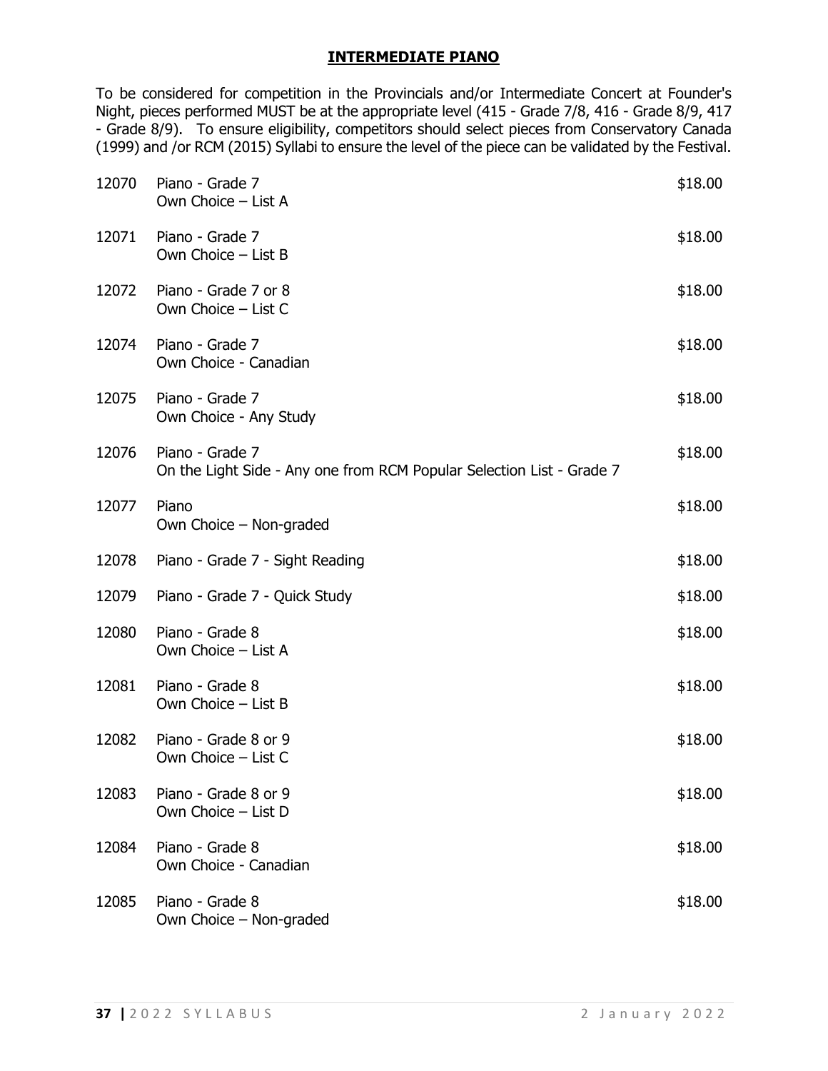## INTERMEDIATE PIANO

To be considered for competition in the Provincials and/or Intermediate Concert at Founder's Night, pieces performed MUST be at the appropriate level (415 - Grade 7/8, 416 - Grade 8/9, 417 - Grade 8/9). To ensure eligibility, competitors should select pieces from Conservatory Canada (1999) and /or RCM (2015) Syllabi to ensure the level of the piece can be validated by the Festival.

| | | |
|---|---|---|
| 12070 | Piano - Grade 7<br>Own Choice – List A | $18.00 |
| 12071 | Piano - Grade 7<br>Own Choice – List B | $18.00 |
| 12072 | Piano - Grade 7 or 8<br>Own Choice – List C | $18.00 |
| 12074 | Piano - Grade 7<br>Own Choice - Canadian | $18.00 |
| 12075 | Piano - Grade 7<br>Own Choice - Any Study | $18.00 |
| 12076 | Piano - Grade 7<br>On the Light Side - Any one from RCM Popular Selection List - Grade 7 | $18.00 |
| 12077 | Piano<br>Own Choice – Non-graded | $18.00 |
| 12078 | Piano - Grade 7 - Sight Reading | $18.00 |
| 12079 | Piano - Grade 7 - Quick Study | $18.00 |
| 12080 | Piano - Grade 8<br>Own Choice – List A | $18.00 |
| 12081 | Piano - Grade 8<br>Own Choice – List B | $18.00 |
| 12082 | Piano - Grade 8 or 9<br>Own Choice – List C | $18.00 |
| 12083 | Piano - Grade 8 or 9<br>Own Choice – List D | $18.00 |
| 12084 | Piano - Grade 8<br>Own Choice - Canadian | $18.00 |
| 12085 | Piano - Grade 8<br>Own Choice – Non-graded | $18.00 |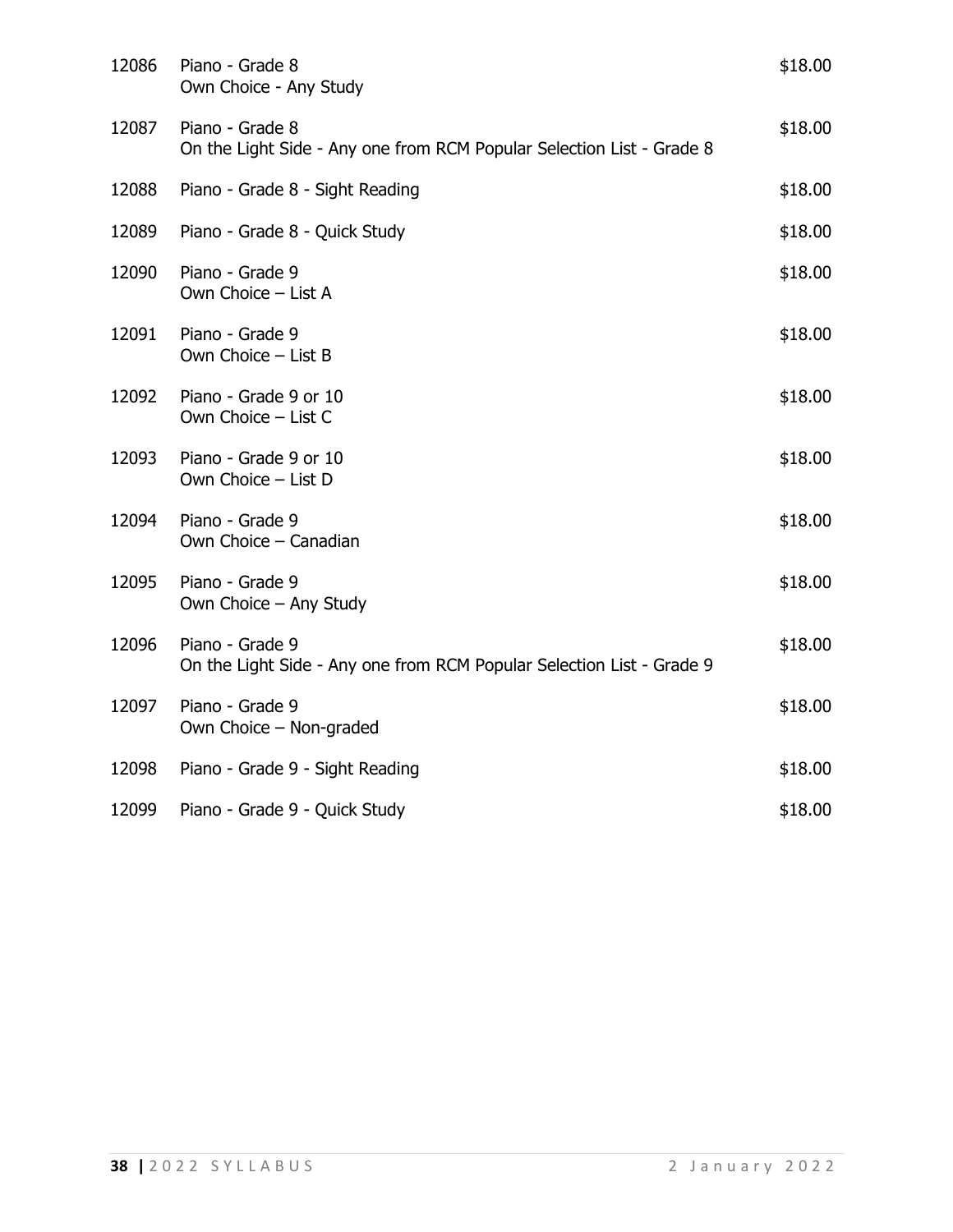| | | |
|---|---|---|
| 12086 | Piano - Grade 8<br>Own Choice - Any Study | $18.00 |
| 12087 | Piano - Grade 8<br>On the Light Side - Any one from RCM Popular Selection List - Grade 8 | $18.00 |
| 12088 | Piano - Grade 8 - Sight Reading | $18.00 |
| 12089 | Piano - Grade 8 - Quick Study | $18.00 |
| 12090 | Piano - Grade 9<br>Own Choice – List A | $18.00 |
| 12091 | Piano - Grade 9<br>Own Choice – List B | $18.00 |
| 12092 | Piano - Grade 9 or 10<br>Own Choice – List C | $18.00 |
| 12093 | Piano - Grade 9 or 10<br>Own Choice – List D | $18.00 |
| 12094 | Piano - Grade 9<br>Own Choice – Canadian | $18.00 |
| 12095 | Piano - Grade 9<br>Own Choice – Any Study | $18.00 |
| 12096 | Piano - Grade 9<br>On the Light Side - Any one from RCM Popular Selection List - Grade 9 | $18.00 |
| 12097 | Piano - Grade 9<br>Own Choice – Non-graded | $18.00 |
| 12098 | Piano - Grade 9 - Sight Reading | $18.00 |
| 12099 | Piano - Grade 9 - Quick Study | $18.00 |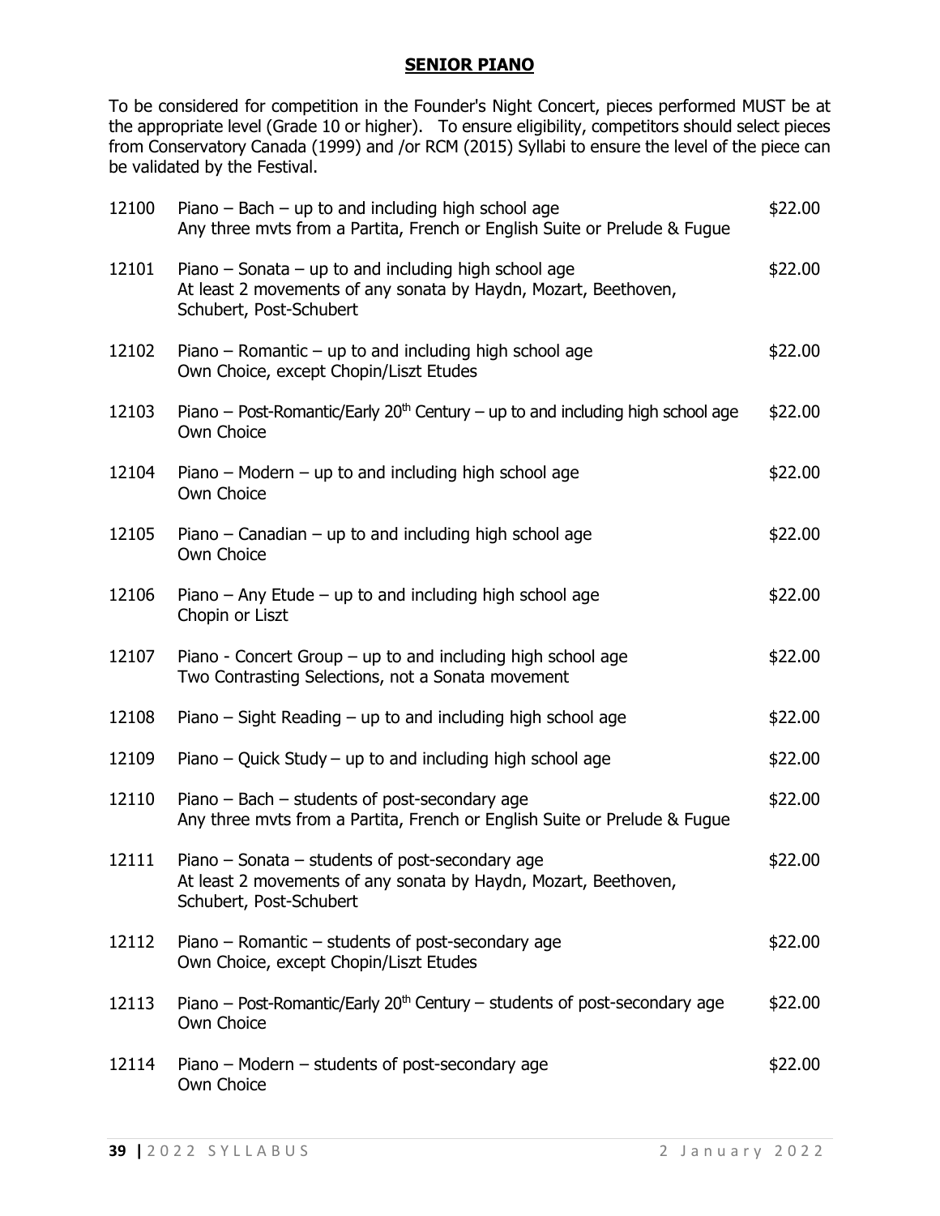## SENIOR PIANO

To be considered for competition in the Founder's Night Concert, pieces performed MUST be at the appropriate level (Grade 10 or higher). To ensure eligibility, competitors should select pieces from Conservatory Canada (1999) and /or RCM (2015) Syllabi to ensure the level of the piece can be validated by the Festival.

| | | |
|---|---|---|
| 12100 | Piano – Bach – up to and including high school age<br>Any three mvts from a Partita, French or English Suite or Prelude & Fugue | $22.00 |
| 12101 | Piano – Sonata – up to and including high school age<br>At least 2 movements of any sonata by Haydn, Mozart, Beethoven, Schubert, Post-Schubert | $22.00 |
| 12102 | Piano – Romantic – up to and including high school age<br>Own Choice, except Chopin/Liszt Etudes | $22.00 |
| 12103 | Piano – Post-Romantic/Early 20th Century – up to and including high school age<br>Own Choice | $22.00 |
| 12104 | Piano – Modern – up to and including high school age<br>Own Choice | $22.00 |
| 12105 | Piano – Canadian – up to and including high school age<br>Own Choice | $22.00 |
| 12106 | Piano – Any Etude – up to and including high school age<br>Chopin or Liszt | $22.00 |
| 12107 | Piano - Concert Group – up to and including high school age<br>Two Contrasting Selections, not a Sonata movement | $22.00 |
| 12108 | Piano – Sight Reading – up to and including high school age | $22.00 |
| 12109 | Piano – Quick Study – up to and including high school age | $22.00 |
| 12110 | Piano – Bach – students of post-secondary age<br>Any three mvts from a Partita, French or English Suite or Prelude & Fugue | $22.00 |
| 12111 | Piano – Sonata – students of post-secondary age<br>At least 2 movements of any sonata by Haydn, Mozart, Beethoven, Schubert, Post-Schubert | $22.00 |
| 12112 | Piano – Romantic – students of post-secondary age<br>Own Choice, except Chopin/Liszt Etudes | $22.00 |
| 12113 | Piano – Post-Romantic/Early 20th Century – students of post-secondary age<br>Own Choice | $22.00 |
| 12114 | Piano – Modern – students of post-secondary age<br>Own Choice | $22.00 |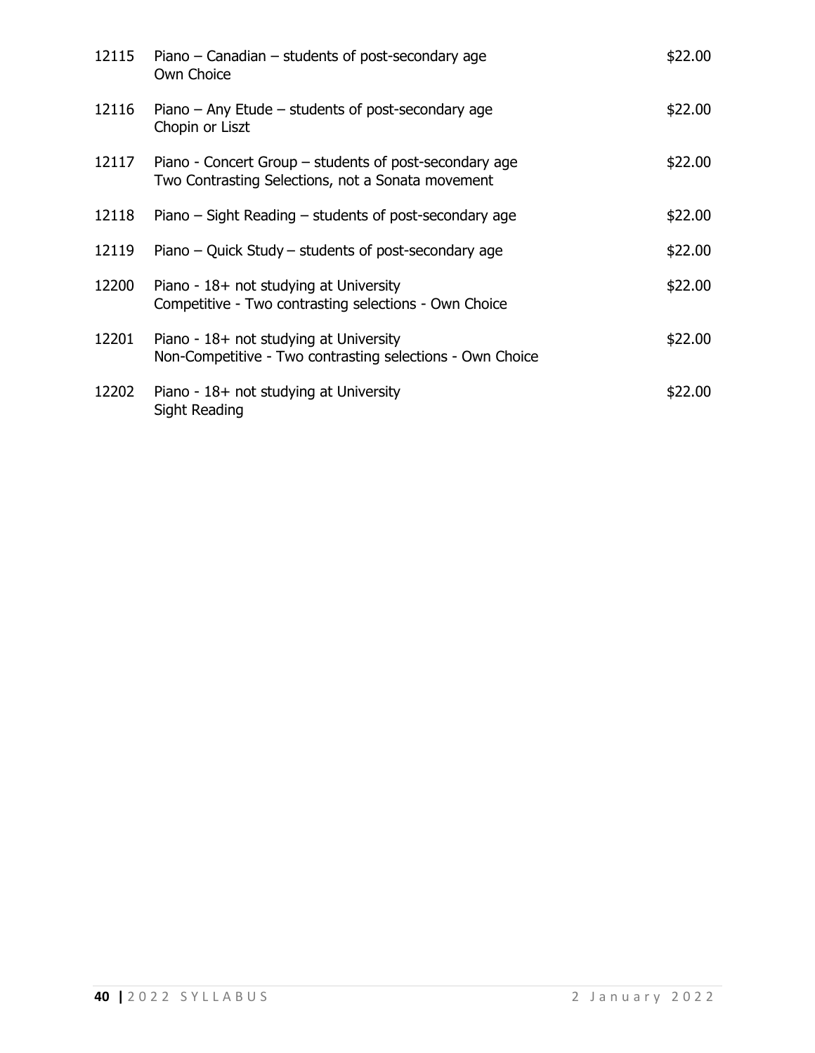| | | |
|---|---|---|
| 12115 | Piano – Canadian – students of post-secondary age<br>Own Choice | $22.00 |
| 12116 | Piano – Any Etude – students of post-secondary age<br>Chopin or Liszt | $22.00 |
| 12117 | Piano - Concert Group – students of post-secondary age<br>Two Contrasting Selections, not a Sonata movement | $22.00 |
| 12118 | Piano – Sight Reading – students of post-secondary age | $22.00 |
| 12119 | Piano – Quick Study – students of post-secondary age | $22.00 |
| 12200 | Piano - 18+ not studying at University<br>Competitive - Two contrasting selections - Own Choice | $22.00 |
| 12201 | Piano - 18+ not studying at University<br>Non-Competitive - Two contrasting selections - Own Choice | $22.00 |
| 12202 | Piano - 18+ not studying at University<br>Sight Reading | $22.00 |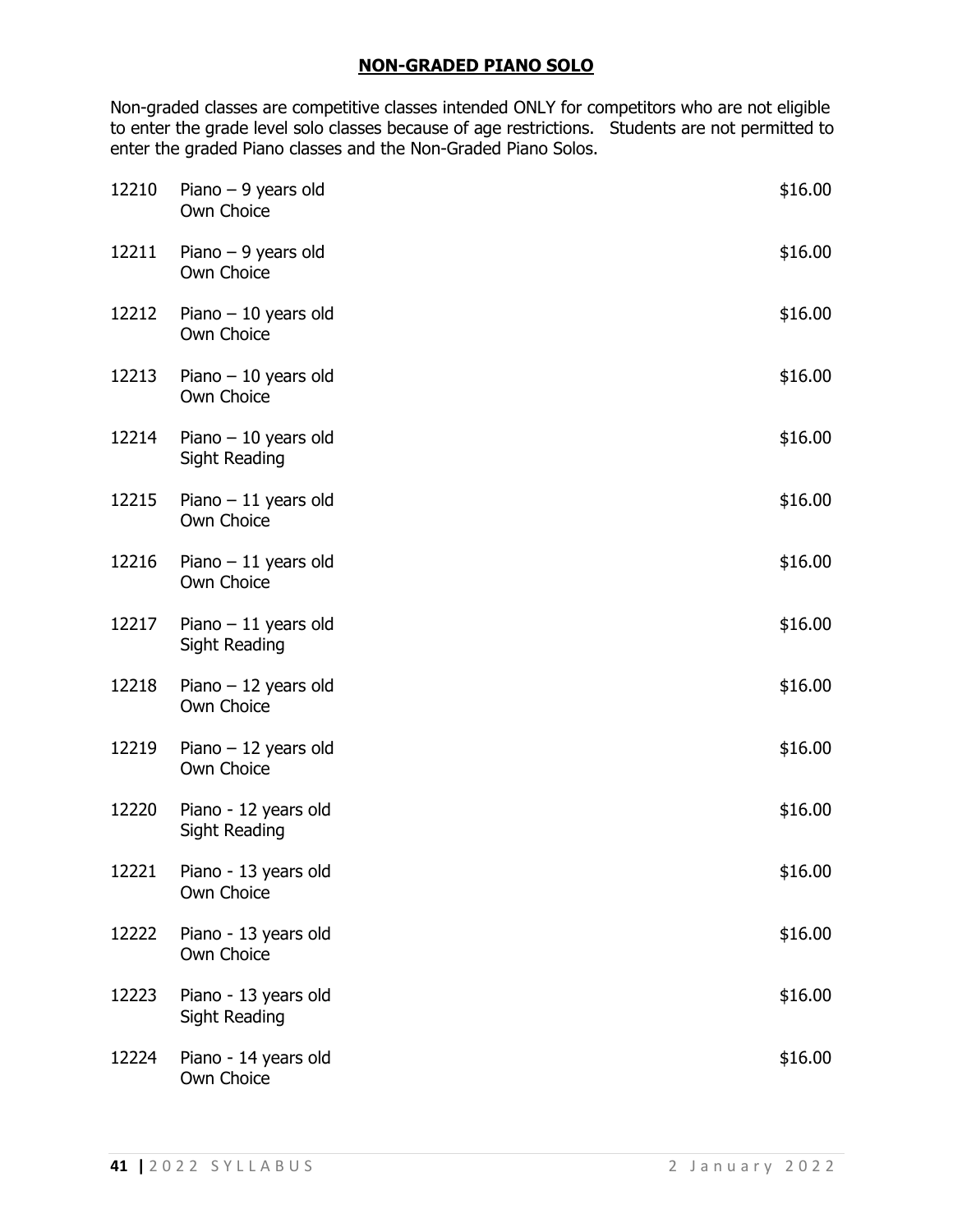## **NON-GRADED PIANO SOLO**

Non-graded classes are competitive classes intended ONLY for competitors who are not eligible to enter the grade level solo classes because of age restrictions. Students are not permitted to enter the graded Piano classes and the Non-Graded Piano Solos.

| | | |
|---|---|---|
| 12210 | Piano – 9 years old<br>Own Choice | $16.00 |
| 12211 | Piano – 9 years old<br>Own Choice | $16.00 |
| 12212 | Piano – 10 years old<br>Own Choice | $16.00 |
| 12213 | Piano – 10 years old<br>Own Choice | $16.00 |
| 12214 | Piano – 10 years old<br>Sight Reading | $16.00 |
| 12215 | Piano – 11 years old<br>Own Choice | $16.00 |
| 12216 | Piano – 11 years old<br>Own Choice | $16.00 |
| 12217 | Piano – 11 years old<br>Sight Reading | $16.00 |
| 12218 | Piano – 12 years old<br>Own Choice | $16.00 |
| 12219 | Piano – 12 years old<br>Own Choice | $16.00 |
| 12220 | Piano - 12 years old<br>Sight Reading | $16.00 |
| 12221 | Piano - 13 years old<br>Own Choice | $16.00 |
| 12222 | Piano - 13 years old<br>Own Choice | $16.00 |
| 12223 | Piano - 13 years old<br>Sight Reading | $16.00 |
| 12224 | Piano - 14 years old<br>Own Choice | $16.00 |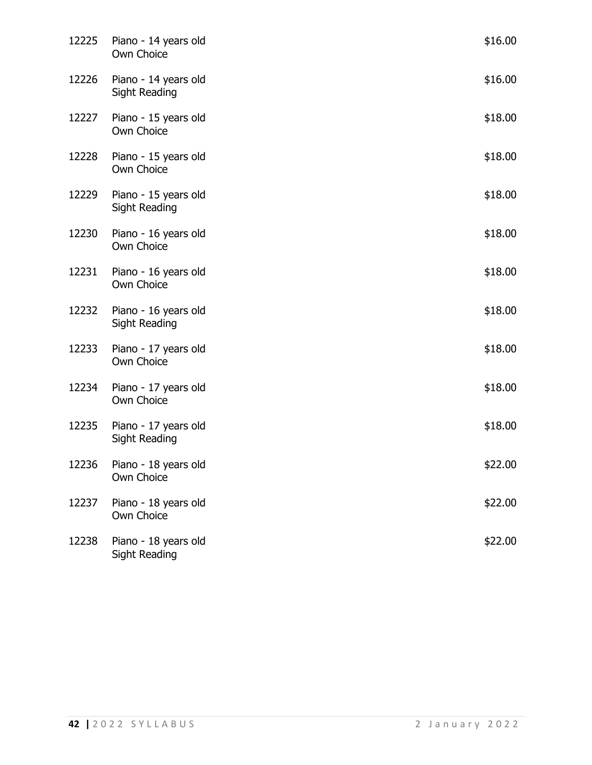| | | |
|---|---|---|
| 12225 | Piano - 14 years old<br>Own Choice | $16.00 |
| 12226 | Piano - 14 years old<br>Sight Reading | $16.00 |
| 12227 | Piano - 15 years old<br>Own Choice | $18.00 |
| 12228 | Piano - 15 years old<br>Own Choice | $18.00 |
| 12229 | Piano - 15 years old<br>Sight Reading | $18.00 |
| 12230 | Piano - 16 years old<br>Own Choice | $18.00 |
| 12231 | Piano - 16 years old<br>Own Choice | $18.00 |
| 12232 | Piano - 16 years old<br>Sight Reading | $18.00 |
| 12233 | Piano - 17 years old<br>Own Choice | $18.00 |
| 12234 | Piano - 17 years old<br>Own Choice | $18.00 |
| 12235 | Piano - 17 years old<br>Sight Reading | $18.00 |
| 12236 | Piano - 18 years old<br>Own Choice | $22.00 |
| 12237 | Piano - 18 years old<br>Own Choice | $22.00 |
| 12238 | Piano - 18 years old<br>Sight Reading | $22.00 |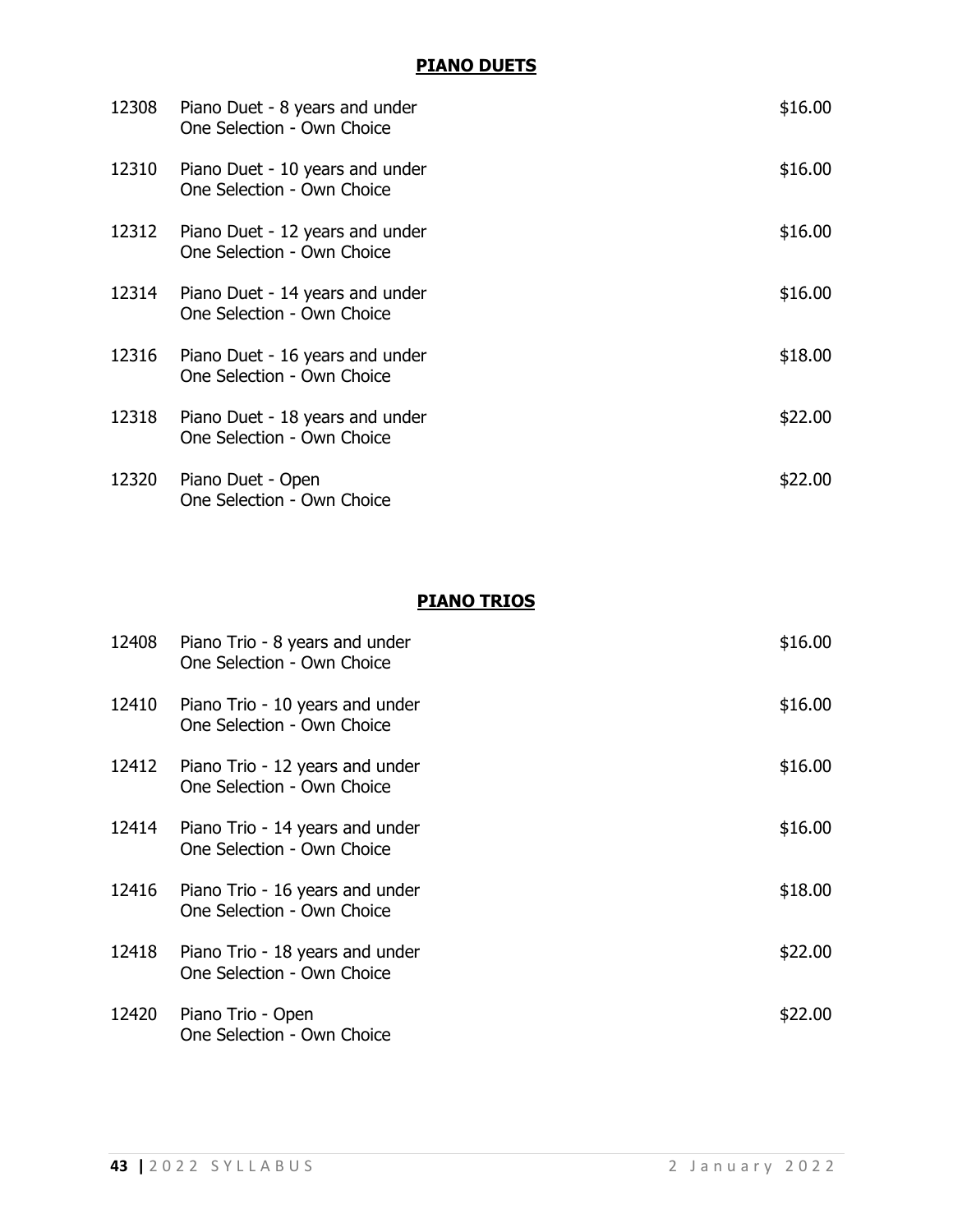## PIANO DUETS

| | | |
|---|---|---|
| 12308 | Piano Duet - 8 years and under<br>One Selection - Own Choice | $16.00 |
| 12310 | Piano Duet - 10 years and under<br>One Selection - Own Choice | $16.00 |
| 12312 | Piano Duet - 12 years and under<br>One Selection - Own Choice | $16.00 |
| 12314 | Piano Duet - 14 years and under<br>One Selection - Own Choice | $16.00 |
| 12316 | Piano Duet - 16 years and under<br>One Selection - Own Choice | $18.00 |
| 12318 | Piano Duet - 18 years and under<br>One Selection - Own Choice | $22.00 |
| 12320 | Piano Duet - Open<br>One Selection - Own Choice | $22.00 |

## PIANO TRIOS

| | | |
|---|---|---|
| 12408 | Piano Trio - 8 years and under<br>One Selection - Own Choice | $16.00 |
| 12410 | Piano Trio - 10 years and under<br>One Selection - Own Choice | $16.00 |
| 12412 | Piano Trio - 12 years and under<br>One Selection - Own Choice | $16.00 |
| 12414 | Piano Trio - 14 years and under<br>One Selection - Own Choice | $16.00 |
| 12416 | Piano Trio - 16 years and under<br>One Selection - Own Choice | $18.00 |
| 12418 | Piano Trio - 18 years and under<br>One Selection - Own Choice | $22.00 |
| 12420 | Piano Trio - Open<br>One Selection - Own Choice | $22.00 |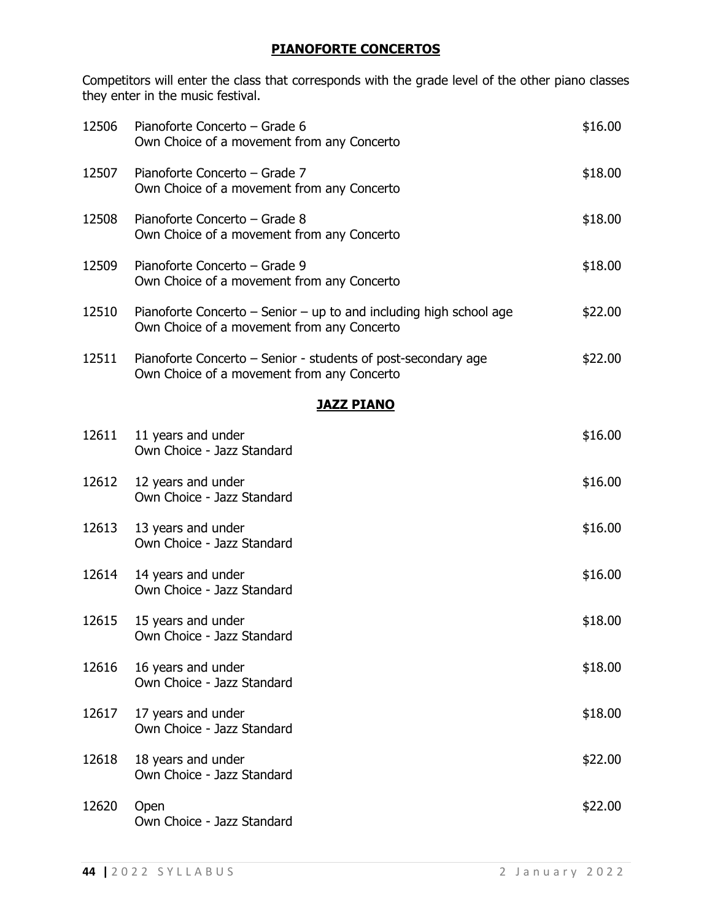## PIANOFORTE CONCERTOS

Competitors will enter the class that corresponds with the grade level of the other piano classes they enter in the music festival.

| | | |
|---|---|---|
| 12506 | Pianoforte Concerto – Grade 6<br>Own Choice of a movement from any Concerto | $16.00 |
| 12507 | Pianoforte Concerto – Grade 7<br>Own Choice of a movement from any Concerto | $18.00 |
| 12508 | Pianoforte Concerto – Grade 8<br>Own Choice of a movement from any Concerto | $18.00 |
| 12509 | Pianoforte Concerto – Grade 9<br>Own Choice of a movement from any Concerto | $18.00 |
| 12510 | Pianoforte Concerto – Senior – up to and including high school age<br>Own Choice of a movement from any Concerto | $22.00 |
| 12511 | Pianoforte Concerto – Senior - students of post-secondary age<br>Own Choice of a movement from any Concerto | $22.00 |

## JAZZ PIANO

| | | |
|---|---|---|
| 12611 | 11 years and under<br>Own Choice - Jazz Standard | $16.00 |
| 12612 | 12 years and under<br>Own Choice - Jazz Standard | $16.00 |
| 12613 | 13 years and under<br>Own Choice - Jazz Standard | $16.00 |
| 12614 | 14 years and under<br>Own Choice - Jazz Standard | $16.00 |
| 12615 | 15 years and under<br>Own Choice - Jazz Standard | $18.00 |
| 12616 | 16 years and under<br>Own Choice - Jazz Standard | $18.00 |
| 12617 | 17 years and under<br>Own Choice - Jazz Standard | $18.00 |
| 12618 | 18 years and under<br>Own Choice - Jazz Standard | $22.00 |
| 12620 | Open<br>Own Choice - Jazz Standard | $22.00 |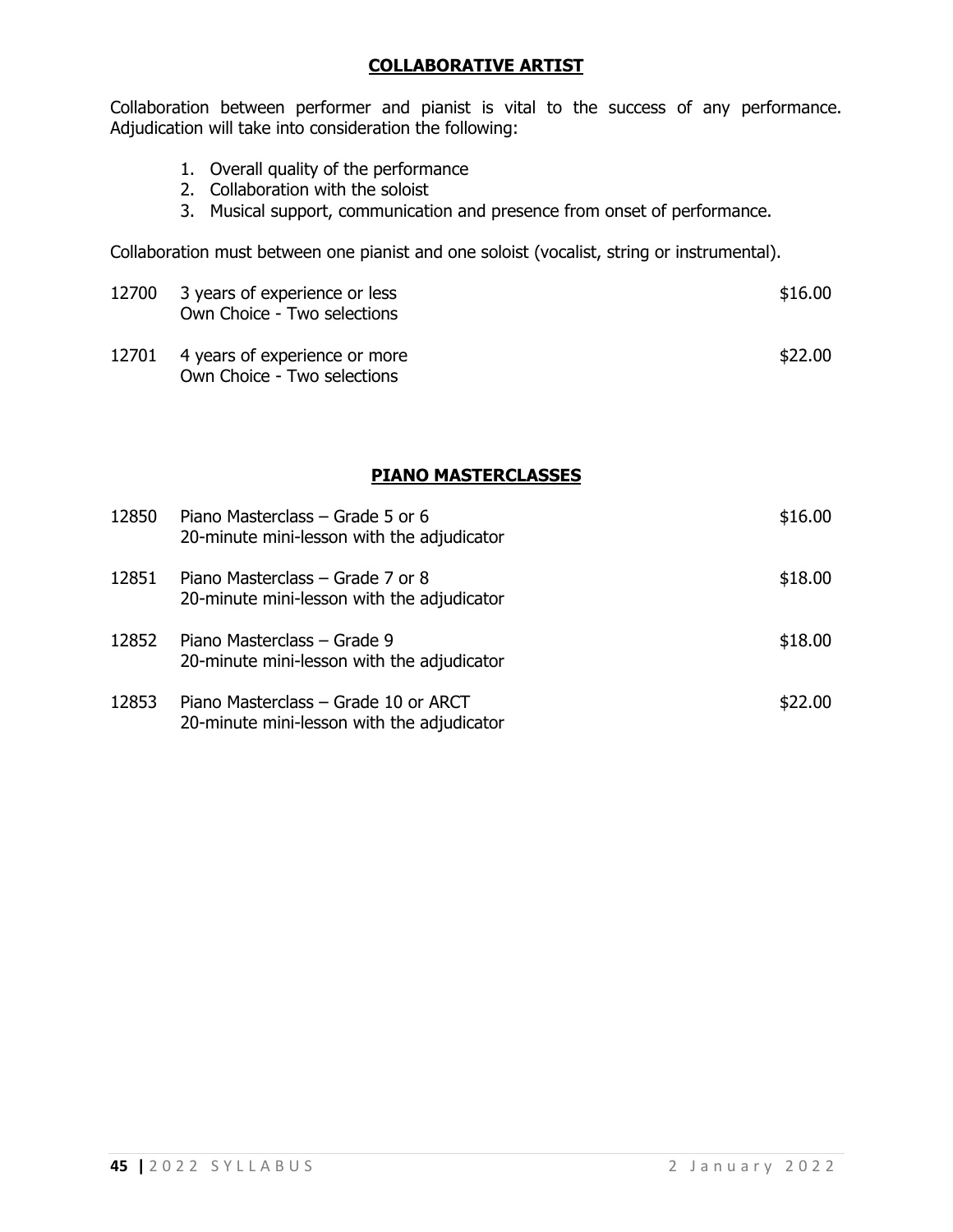## COLLABORATIVE ARTIST

Collaboration between performer and pianist is vital to the success of any performance. Adjudication will take into consideration the following:

1. Overall quality of the performance
2. Collaboration with the soloist
3. Musical support, communication and presence from onset of performance.

Collaboration must between one pianist and one soloist (vocalist, string or instrumental).

| | | |
|---|---|---|
| 12700 | 3 years of experience or less<br>Own Choice - Two selections | $16.00 |
| 12701 | 4 years of experience or more<br>Own Choice - Two selections | $22.00 |

## PIANO MASTERCLASSES

| | | |
|---|---|---|
| 12850 | Piano Masterclass – Grade 5 or 6<br>20-minute mini-lesson with the adjudicator | $16.00 |
| 12851 | Piano Masterclass – Grade 7 or 8<br>20-minute mini-lesson with the adjudicator | $18.00 |
| 12852 | Piano Masterclass – Grade 9<br>20-minute mini-lesson with the adjudicator | $18.00 |
| 12853 | Piano Masterclass – Grade 10 or ARCT<br>20-minute mini-lesson with the adjudicator | $22.00 |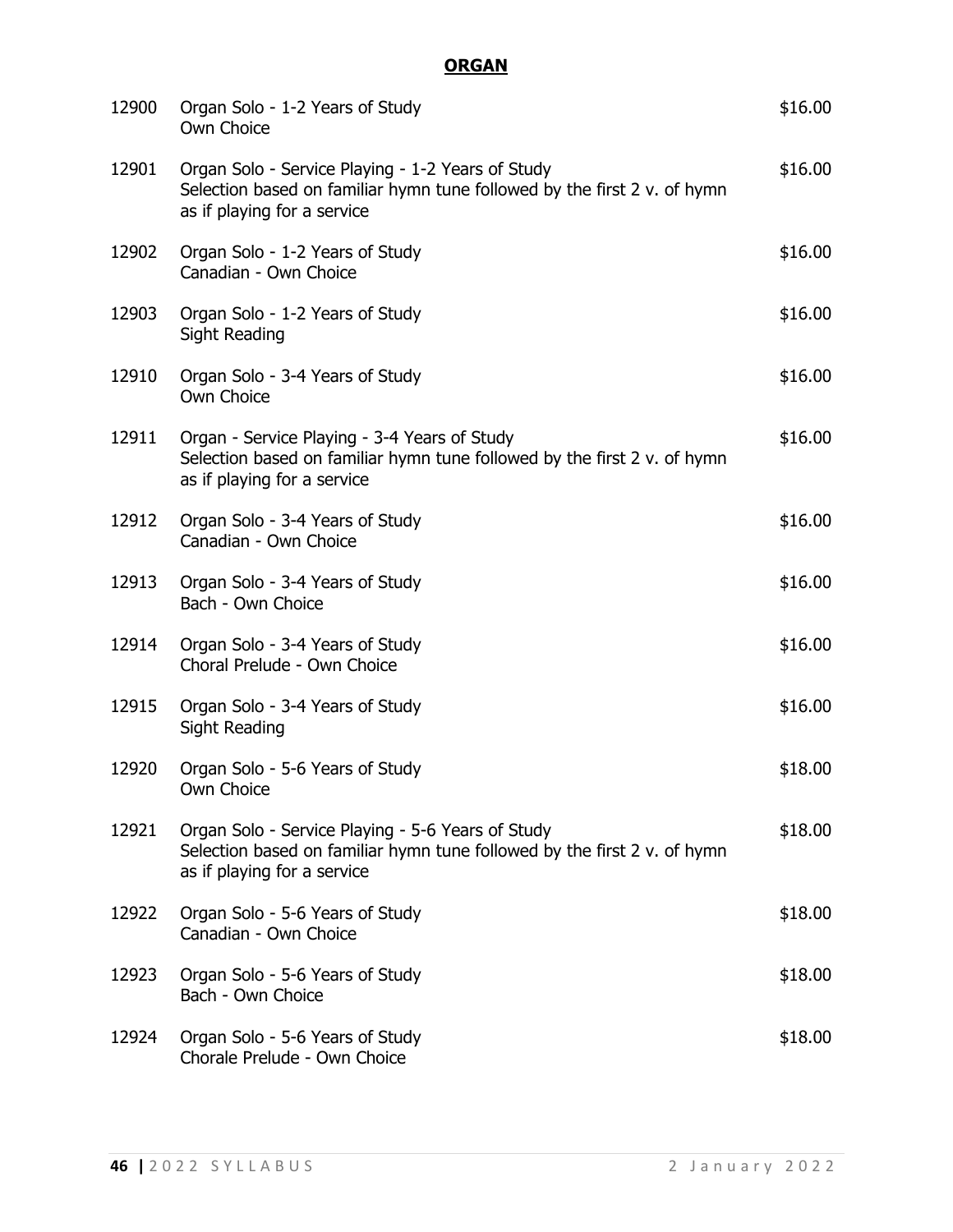## ORGAN

| | | |
|---|---|---|
| 12900 | Organ Solo - 1-2 Years of Study<br>Own Choice | $16.00 |
| 12901 | Organ Solo - Service Playing - 1-2 Years of Study<br>Selection based on familiar hymn tune followed by the first 2 v. of hymn as if playing for a service | $16.00 |
| 12902 | Organ Solo - 1-2 Years of Study<br>Canadian - Own Choice | $16.00 |
| 12903 | Organ Solo - 1-2 Years of Study<br>Sight Reading | $16.00 |
| 12910 | Organ Solo - 3-4 Years of Study<br>Own Choice | $16.00 |
| 12911 | Organ - Service Playing - 3-4 Years of Study<br>Selection based on familiar hymn tune followed by the first 2 v. of hymn as if playing for a service | $16.00 |
| 12912 | Organ Solo - 3-4 Years of Study<br>Canadian - Own Choice | $16.00 |
| 12913 | Organ Solo - 3-4 Years of Study<br>Bach - Own Choice | $16.00 |
| 12914 | Organ Solo - 3-4 Years of Study<br>Choral Prelude - Own Choice | $16.00 |
| 12915 | Organ Solo - 3-4 Years of Study<br>Sight Reading | $16.00 |
| 12920 | Organ Solo - 5-6 Years of Study<br>Own Choice | $18.00 |
| 12921 | Organ Solo - Service Playing - 5-6 Years of Study<br>Selection based on familiar hymn tune followed by the first 2 v. of hymn as if playing for a service | $18.00 |
| 12922 | Organ Solo - 5-6 Years of Study<br>Canadian - Own Choice | $18.00 |
| 12923 | Organ Solo - 5-6 Years of Study<br>Bach - Own Choice | $18.00 |
| 12924 | Organ Solo - 5-6 Years of Study<br>Chorale Prelude - Own Choice | $18.00 |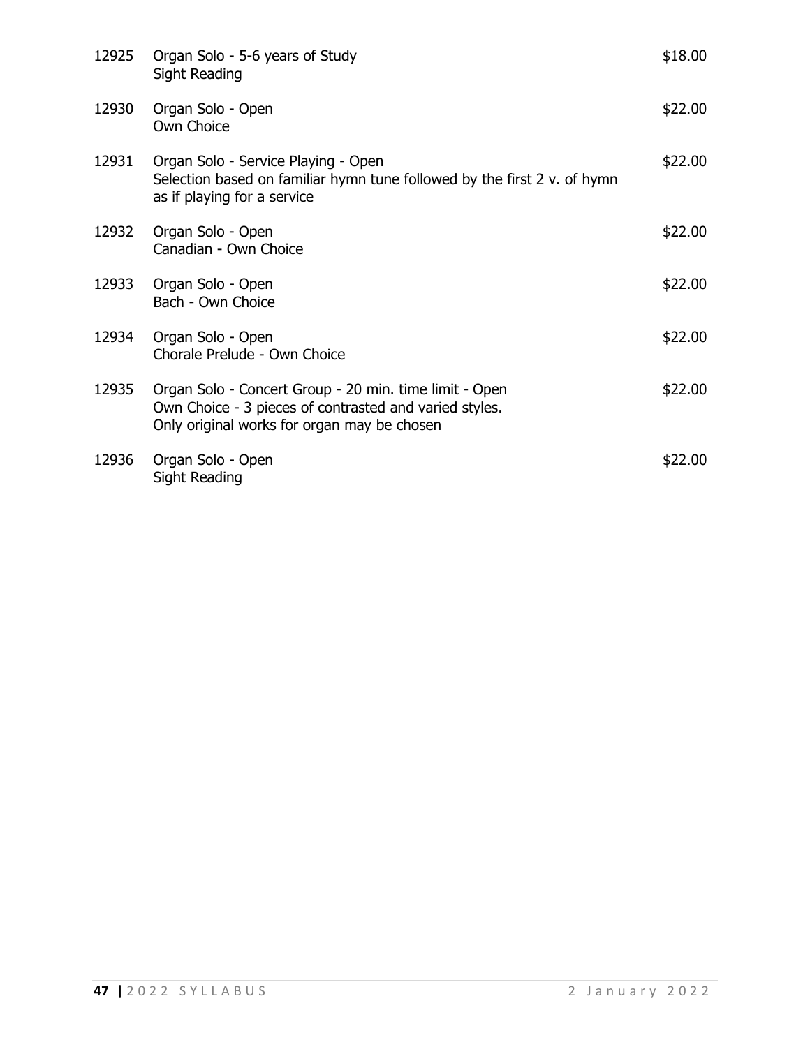| | | |
|---|---|---|
| 12925 | Organ Solo - 5-6 years of Study<br>Sight Reading | $18.00 |
| 12930 | Organ Solo - Open<br>Own Choice | $22.00 |
| 12931 | Organ Solo - Service Playing - Open<br>Selection based on familiar hymn tune followed by the first 2 v. of hymn as if playing for a service | $22.00 |
| 12932 | Organ Solo - Open<br>Canadian - Own Choice | $22.00 |
| 12933 | Organ Solo - Open<br>Bach - Own Choice | $22.00 |
| 12934 | Organ Solo - Open<br>Chorale Prelude - Own Choice | $22.00 |
| 12935 | Organ Solo - Concert Group - 20 min. time limit - Open<br>Own Choice - 3 pieces of contrasted and varied styles.<br>Only original works for organ may be chosen | $22.00 |
| 12936 | Organ Solo - Open<br>Sight Reading | $22.00 |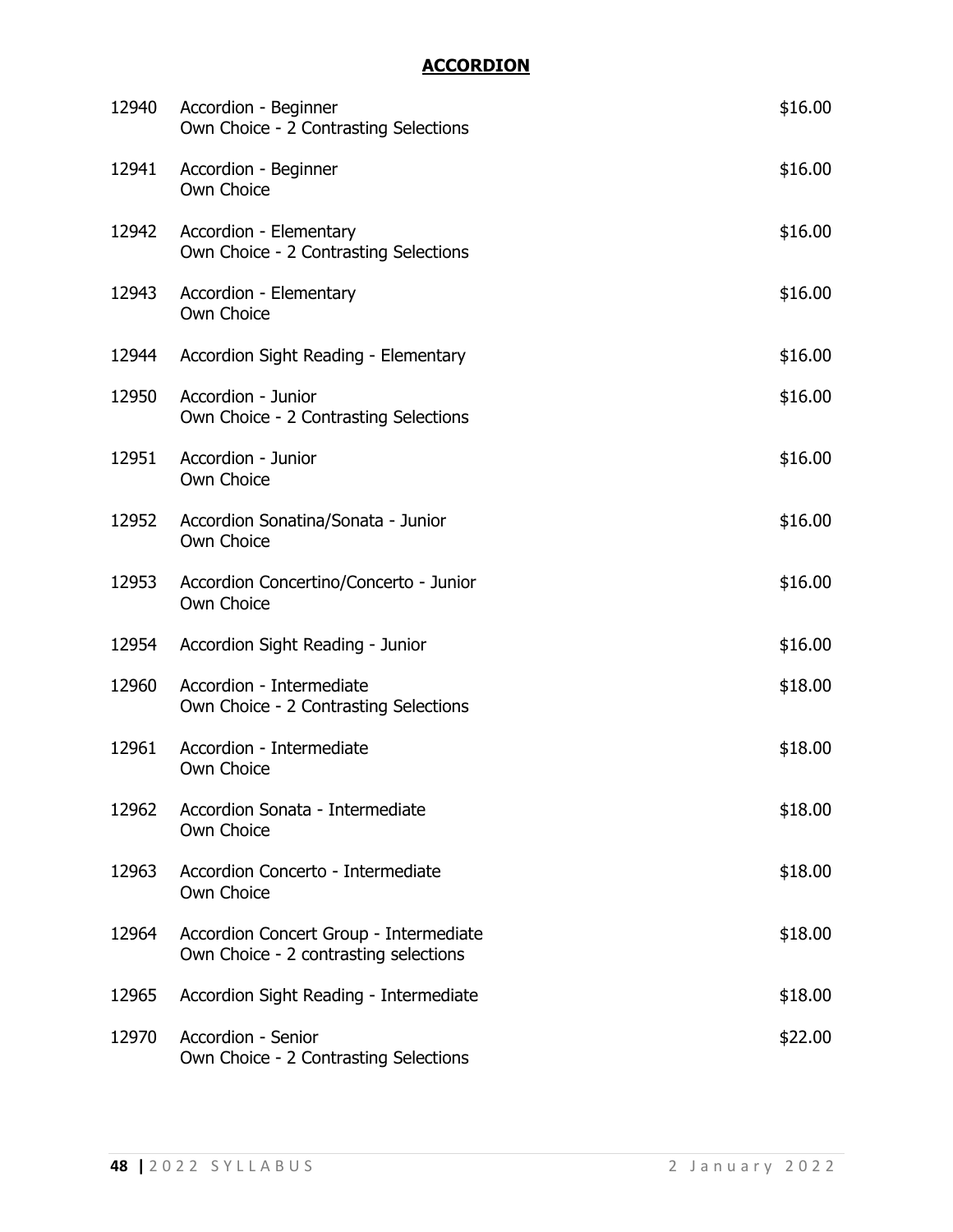# ACCORDION

| | | |
|---|---|---|
| 12940 | Accordion - Beginner<br>Own Choice - 2 Contrasting Selections | $16.00 |
| 12941 | Accordion - Beginner<br>Own Choice | $16.00 |
| 12942 | Accordion - Elementary<br>Own Choice - 2 Contrasting Selections | $16.00 |
| 12943 | Accordion - Elementary<br>Own Choice | $16.00 |
| 12944 | Accordion Sight Reading - Elementary | $16.00 |
| 12950 | Accordion - Junior<br>Own Choice - 2 Contrasting Selections | $16.00 |
| 12951 | Accordion - Junior<br>Own Choice | $16.00 |
| 12952 | Accordion Sonatina/Sonata - Junior<br>Own Choice | $16.00 |
| 12953 | Accordion Concertino/Concerto - Junior<br>Own Choice | $16.00 |
| 12954 | Accordion Sight Reading - Junior | $16.00 |
| 12960 | Accordion - Intermediate<br>Own Choice - 2 Contrasting Selections | $18.00 |
| 12961 | Accordion - Intermediate<br>Own Choice | $18.00 |
| 12962 | Accordion Sonata - Intermediate<br>Own Choice | $18.00 |
| 12963 | Accordion Concerto - Intermediate<br>Own Choice | $18.00 |
| 12964 | Accordion Concert Group - Intermediate<br>Own Choice - 2 contrasting selections | $18.00 |
| 12965 | Accordion Sight Reading - Intermediate | $18.00 |
| 12970 | Accordion - Senior<br>Own Choice - 2 Contrasting Selections | $22.00 |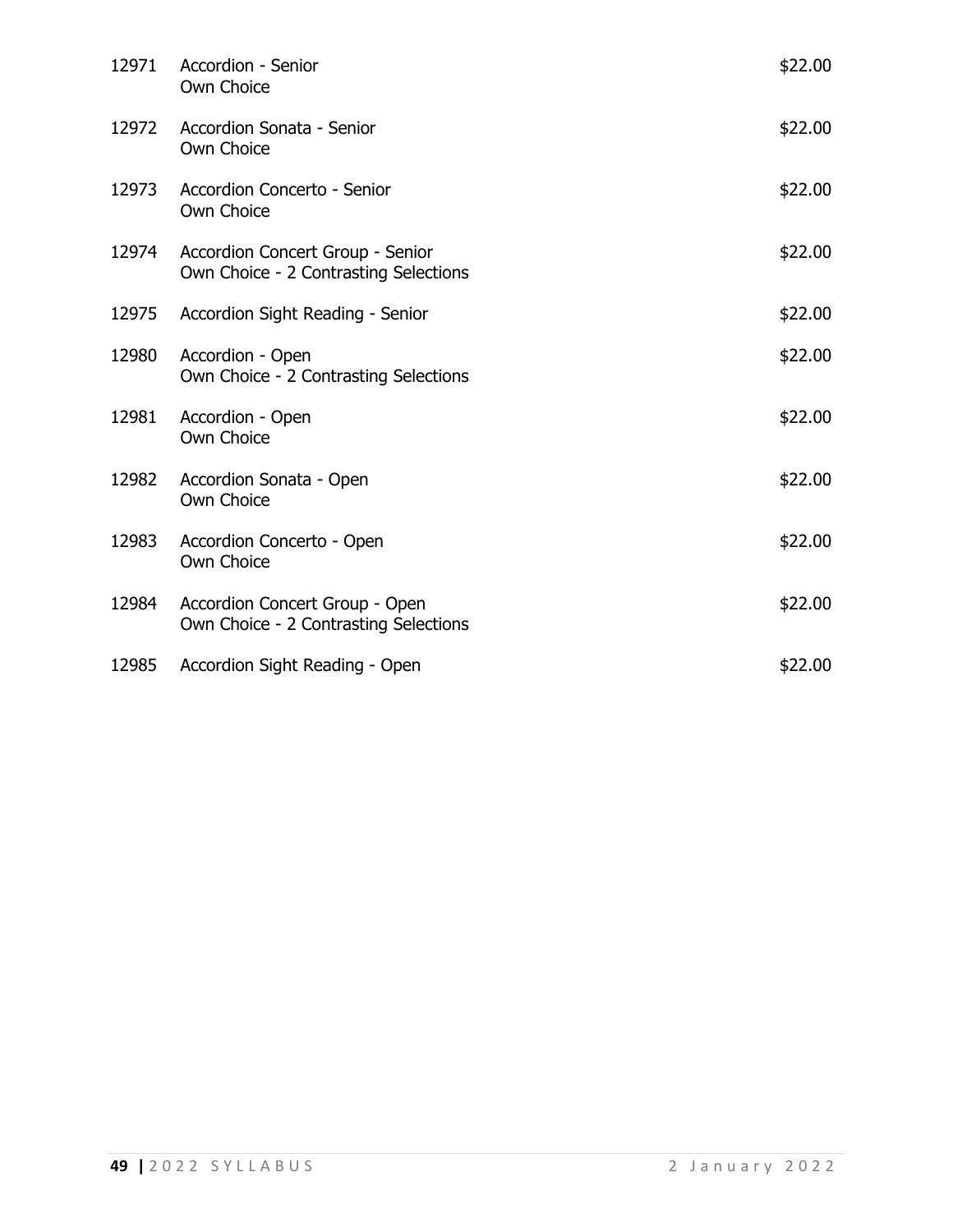12971 Accordion - Senior
Own Choice
$22.00

12972 Accordion Sonata - Senior
Own Choice
$22.00

12973 Accordion Concerto - Senior
Own Choice
$22.00

12974 Accordion Concert Group - Senior
Own Choice - 2 Contrasting Selections
$22.00

12975 Accordion Sight Reading - Senior
$22.00

12980 Accordion - Open
Own Choice - 2 Contrasting Selections
$22.00

12981 Accordion - Open
Own Choice
$22.00

12982 Accordion Sonata - Open
Own Choice
$22.00

12983 Accordion Concerto - Open
Own Choice
$22.00

12984 Accordion Concert Group - Open
Own Choice - 2 Contrasting Selections
$22.00

12985 Accordion Sight Reading - Open
$22.00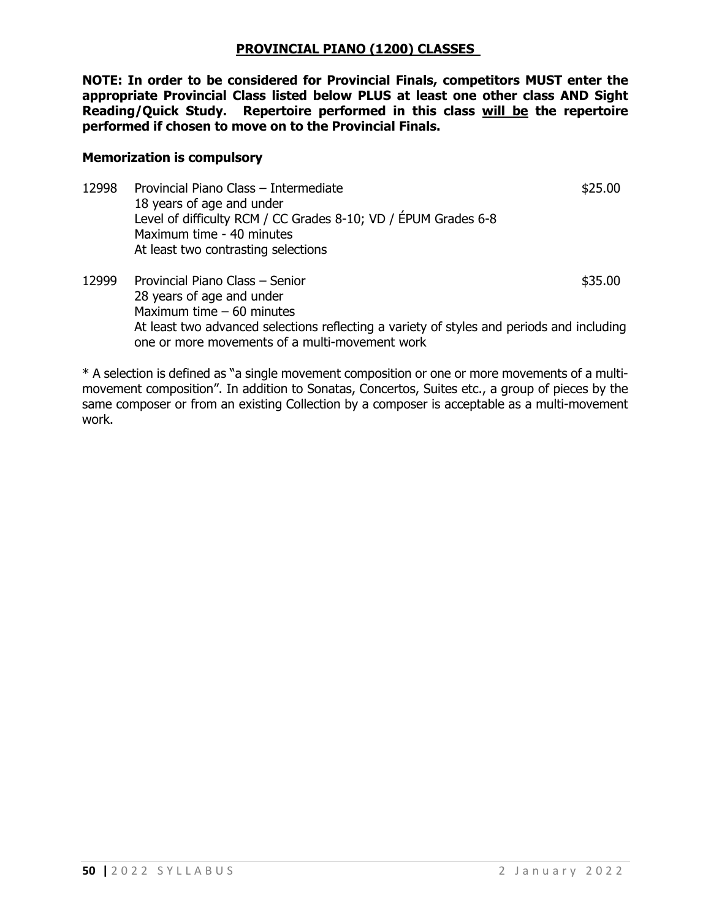## PROVINCIAL PIANO (1200) CLASSES

**NOTE: In order to be considered for Provincial Finals, competitors MUST enter the appropriate Provincial Class listed below PLUS at least one other class AND Sight Reading/Quick Study. Repertoire performed in this class <u>will be</u> the repertoire performed if chosen to move on to the Provincial Finals.**

**Memorization is compulsory**

12998 Provincial Piano Class – Intermediate $25.00
18 years of age and under
Level of difficulty RCM / CC Grades 8-10; VD / ÉPUM Grades 6-8
Maximum time - 40 minutes
At least two contrasting selections

12999 Provincial Piano Class – Senior $35.00
28 years of age and under
Maximum time – 60 minutes
At least two advanced selections reflecting a variety of styles and periods and including one or more movements of a multi-movement work

* A selection is defined as "a single movement composition or one or more movements of a multi-movement composition". In addition to Sonatas, Concertos, Suites etc., a group of pieces by the same composer or from an existing Collection by a composer is acceptable as a multi-movement work.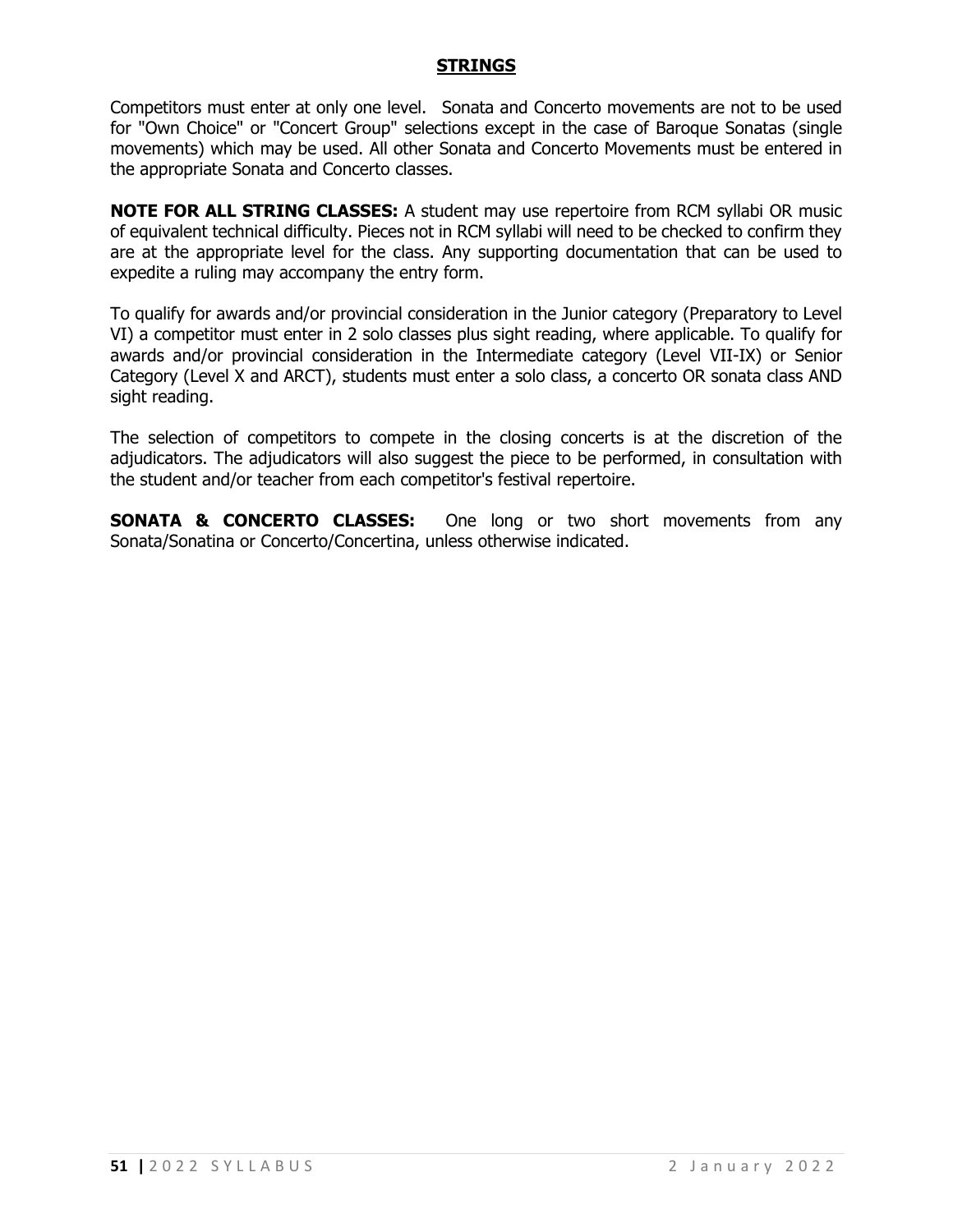# STRINGS

Competitors must enter at only one level. Sonata and Concerto movements are not to be used for "Own Choice" or "Concert Group" selections except in the case of Baroque Sonatas (single movements) which may be used. All other Sonata and Concerto Movements must be entered in the appropriate Sonata and Concerto classes.

**NOTE FOR ALL STRING CLASSES:** A student may use repertoire from RCM syllabi OR music of equivalent technical difficulty. Pieces not in RCM syllabi will need to be checked to confirm they are at the appropriate level for the class. Any supporting documentation that can be used to expedite a ruling may accompany the entry form.

To qualify for awards and/or provincial consideration in the Junior category (Preparatory to Level VI) a competitor must enter in 2 solo classes plus sight reading, where applicable. To qualify for awards and/or provincial consideration in the Intermediate category (Level VII-IX) or Senior Category (Level X and ARCT), students must enter a solo class, a concerto OR sonata class AND sight reading.

The selection of competitors to compete in the closing concerts is at the discretion of the adjudicators. The adjudicators will also suggest the piece to be performed, in consultation with the student and/or teacher from each competitor's festival repertoire.

**SONATA & CONCERTO CLASSES:** One long or two short movements from any Sonata/Sonatina or Concerto/Concertina, unless otherwise indicated.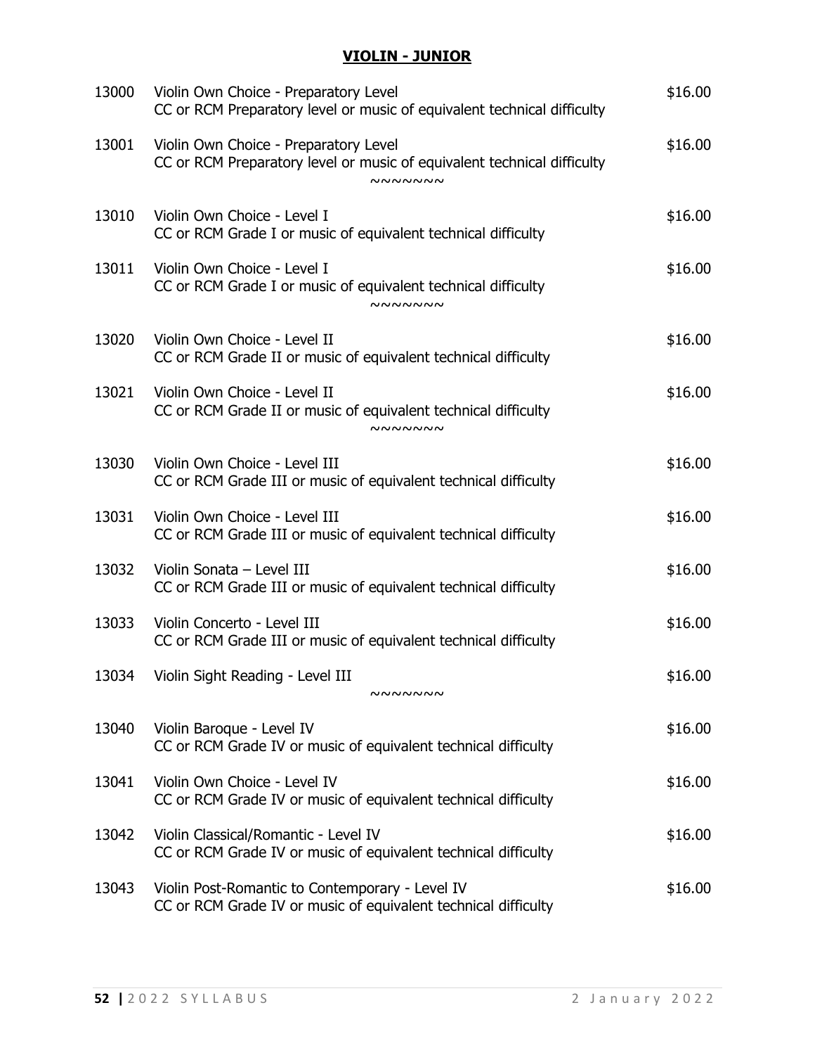## VIOLIN - JUNIOR

| | | |
|---|---|---|
| 13000 | Violin Own Choice - Preparatory Level<br>CC or RCM Preparatory level or music of equivalent technical difficulty | $16.00 |
| 13001 | Violin Own Choice - Preparatory Level<br>CC or RCM Preparatory level or music of equivalent technical difficulty | $16.00 |

~~~~~~~

| | | |
|---|---|---|
| 13010 | Violin Own Choice - Level I<br>CC or RCM Grade I or music of equivalent technical difficulty | $16.00 |
| 13011 | Violin Own Choice - Level I<br>CC or RCM Grade I or music of equivalent technical difficulty | $16.00 |

~~~~~~~

| | | |
|---|---|---|
| 13020 | Violin Own Choice - Level II<br>CC or RCM Grade II or music of equivalent technical difficulty | $16.00 |
| 13021 | Violin Own Choice - Level II<br>CC or RCM Grade II or music of equivalent technical difficulty | $16.00 |

~~~~~~~

| | | |
|---|---|---|
| 13030 | Violin Own Choice - Level III<br>CC or RCM Grade III or music of equivalent technical difficulty | $16.00 |
| 13031 | Violin Own Choice - Level III<br>CC or RCM Grade III or music of equivalent technical difficulty | $16.00 |
| 13032 | Violin Sonata – Level III<br>CC or RCM Grade III or music of equivalent technical difficulty | $16.00 |
| 13033 | Violin Concerto - Level III<br>CC or RCM Grade III or music of equivalent technical difficulty | $16.00 |
| 13034 | Violin Sight Reading - Level III | $16.00 |

~~~~~~~

| | | |
|---|---|---|
| 13040 | Violin Baroque - Level IV<br>CC or RCM Grade IV or music of equivalent technical difficulty | $16.00 |
| 13041 | Violin Own Choice - Level IV<br>CC or RCM Grade IV or music of equivalent technical difficulty | $16.00 |
| 13042 | Violin Classical/Romantic - Level IV<br>CC or RCM Grade IV or music of equivalent technical difficulty | $16.00 |
| 13043 | Violin Post-Romantic to Contemporary - Level IV<br>CC or RCM Grade IV or music of equivalent technical difficulty | $16.00 |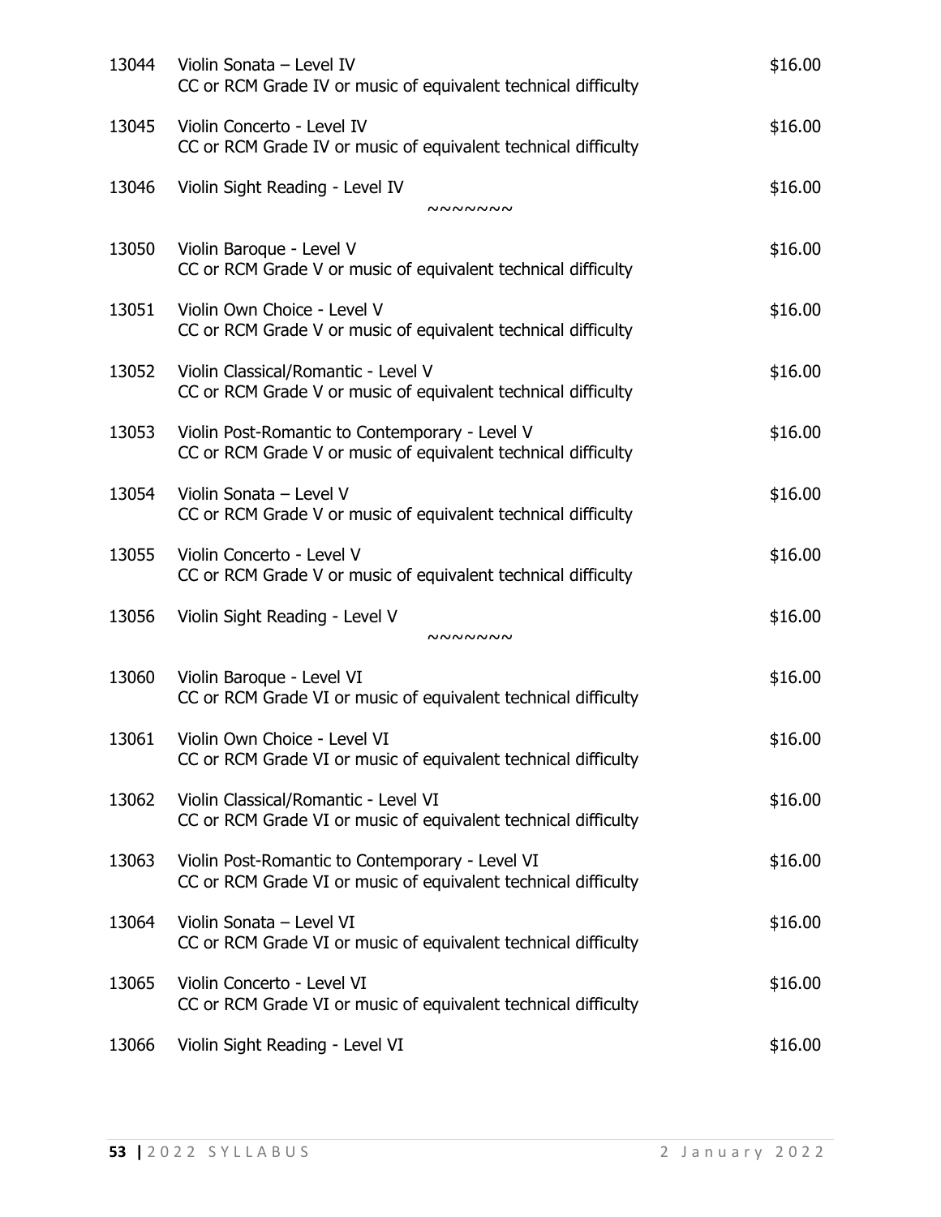| | | |
|---|---|---|
| 13044 | Violin Sonata – Level IV<br>CC or RCM Grade IV or music of equivalent technical difficulty | $16.00 |
| 13045 | Violin Concerto - Level IV<br>CC or RCM Grade IV or music of equivalent technical difficulty | $16.00 |
| 13046 | Violin Sight Reading - Level IV | $16.00 |

~~~~~~~

| | | |
|---|---|---|
| 13050 | Violin Baroque - Level V<br>CC or RCM Grade V or music of equivalent technical difficulty | $16.00 |
| 13051 | Violin Own Choice - Level V<br>CC or RCM Grade V or music of equivalent technical difficulty | $16.00 |
| 13052 | Violin Classical/Romantic - Level V<br>CC or RCM Grade V or music of equivalent technical difficulty | $16.00 |
| 13053 | Violin Post-Romantic to Contemporary - Level V<br>CC or RCM Grade V or music of equivalent technical difficulty | $16.00 |
| 13054 | Violin Sonata – Level V<br>CC or RCM Grade V or music of equivalent technical difficulty | $16.00 |
| 13055 | Violin Concerto - Level V<br>CC or RCM Grade V or music of equivalent technical difficulty | $16.00 |
| 13056 | Violin Sight Reading - Level V | $16.00 |

~~~~~~~

| | | |
|---|---|---|
| 13060 | Violin Baroque - Level VI<br>CC or RCM Grade VI or music of equivalent technical difficulty | $16.00 |
| 13061 | Violin Own Choice - Level VI<br>CC or RCM Grade VI or music of equivalent technical difficulty | $16.00 |
| 13062 | Violin Classical/Romantic - Level VI<br>CC or RCM Grade VI or music of equivalent technical difficulty | $16.00 |
| 13063 | Violin Post-Romantic to Contemporary - Level VI<br>CC or RCM Grade VI or music of equivalent technical difficulty | $16.00 |
| 13064 | Violin Sonata – Level VI<br>CC or RCM Grade VI or music of equivalent technical difficulty | $16.00 |
| 13065 | Violin Concerto - Level VI<br>CC or RCM Grade VI or music of equivalent technical difficulty | $16.00 |
| 13066 | Violin Sight Reading - Level VI | $16.00 |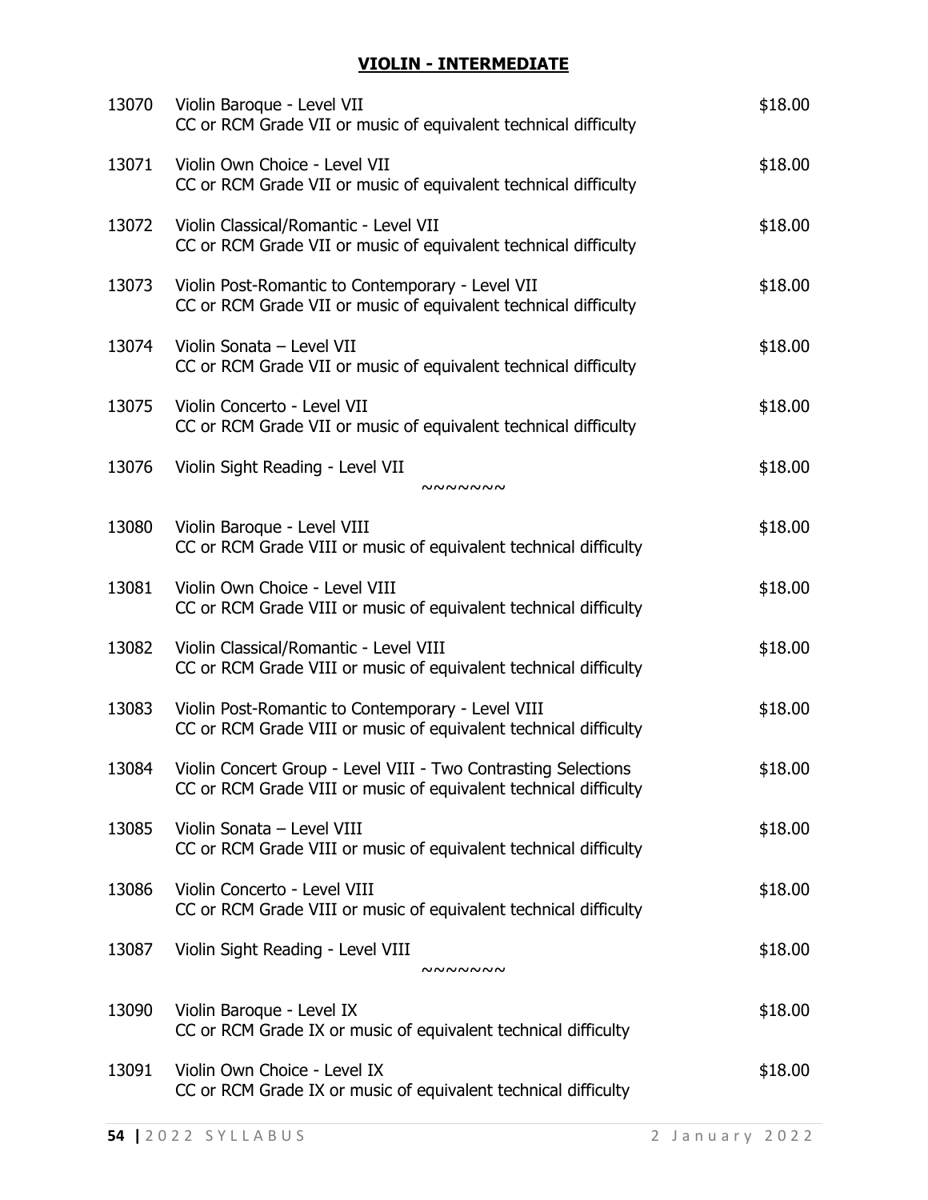## VIOLIN - INTERMEDIATE

| | | |
|---|---|---|
| 13070 | Violin Baroque - Level VII<br>CC or RCM Grade VII or music of equivalent technical difficulty | $18.00 |
| 13071 | Violin Own Choice - Level VII<br>CC or RCM Grade VII or music of equivalent technical difficulty | $18.00 |
| 13072 | Violin Classical/Romantic - Level VII<br>CC or RCM Grade VII or music of equivalent technical difficulty | $18.00 |
| 13073 | Violin Post-Romantic to Contemporary - Level VII<br>CC or RCM Grade VII or music of equivalent technical difficulty | $18.00 |
| 13074 | Violin Sonata – Level VII<br>CC or RCM Grade VII or music of equivalent technical difficulty | $18.00 |
| 13075 | Violin Concerto - Level VII<br>CC or RCM Grade VII or music of equivalent technical difficulty | $18.00 |
| 13076 | Violin Sight Reading - Level VII | $18.00 |

~~~~~~~

| | | |
|---|---|---|
| 13080 | Violin Baroque - Level VIII<br>CC or RCM Grade VIII or music of equivalent technical difficulty | $18.00 |
| 13081 | Violin Own Choice - Level VIII<br>CC or RCM Grade VIII or music of equivalent technical difficulty | $18.00 |
| 13082 | Violin Classical/Romantic - Level VIII<br>CC or RCM Grade VIII or music of equivalent technical difficulty | $18.00 |
| 13083 | Violin Post-Romantic to Contemporary - Level VIII<br>CC or RCM Grade VIII or music of equivalent technical difficulty | $18.00 |
| 13084 | Violin Concert Group - Level VIII - Two Contrasting Selections<br>CC or RCM Grade VIII or music of equivalent technical difficulty | $18.00 |
| 13085 | Violin Sonata – Level VIII<br>CC or RCM Grade VIII or music of equivalent technical difficulty | $18.00 |
| 13086 | Violin Concerto - Level VIII<br>CC or RCM Grade VIII or music of equivalent technical difficulty | $18.00 |
| 13087 | Violin Sight Reading - Level VIII | $18.00 |

~~~~~~~

| | | |
|---|---|---|
| 13090 | Violin Baroque - Level IX<br>CC or RCM Grade IX or music of equivalent technical difficulty | $18.00 |
| 13091 | Violin Own Choice - Level IX<br>CC or RCM Grade IX or music of equivalent technical difficulty | $18.00 |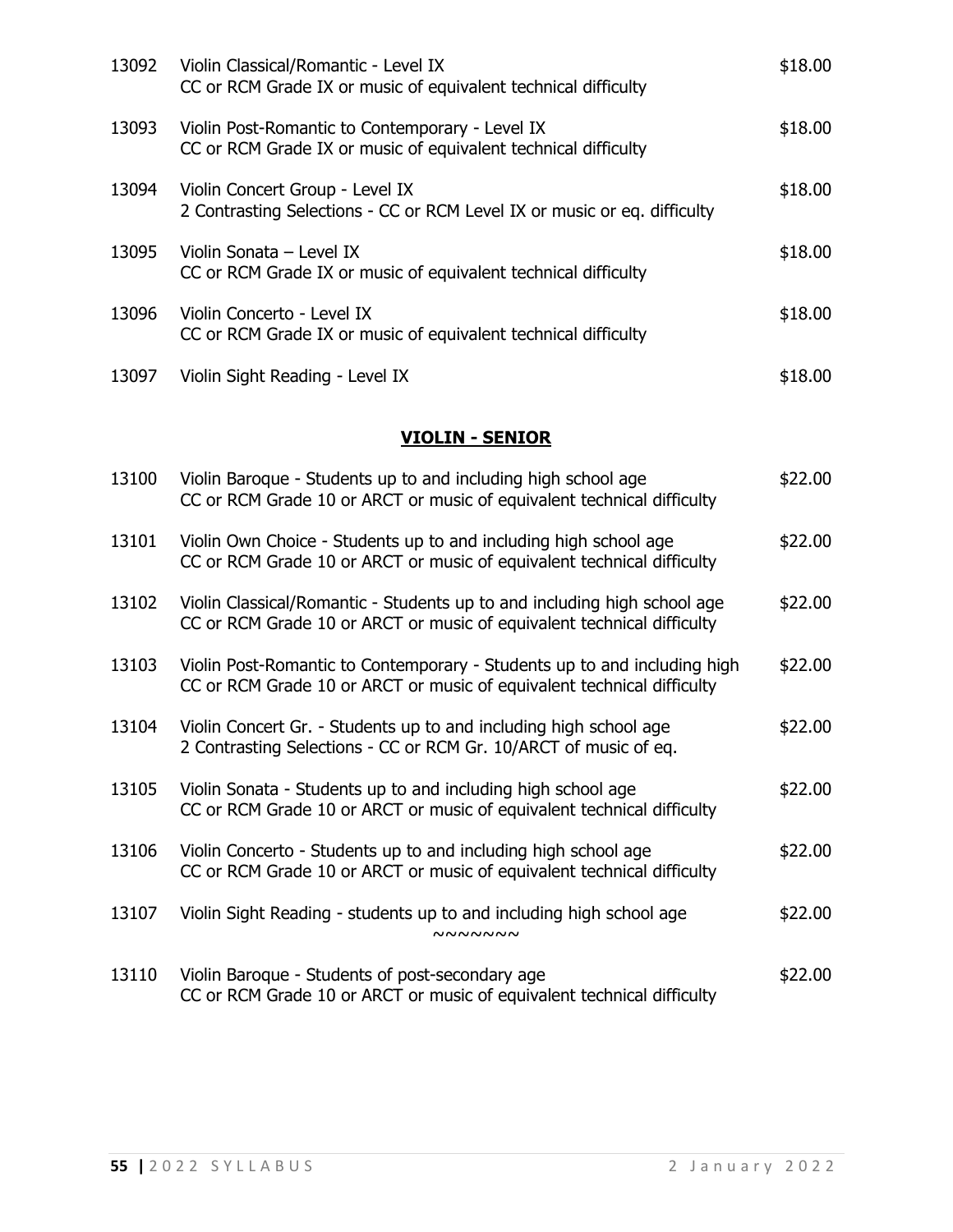| | | |
|---|---|---|
| 13092 | Violin Classical/Romantic - Level IX<br>CC or RCM Grade IX or music of equivalent technical difficulty | $18.00 |
| 13093 | Violin Post-Romantic to Contemporary - Level IX<br>CC or RCM Grade IX or music of equivalent technical difficulty | $18.00 |
| 13094 | Violin Concert Group - Level IX<br>2 Contrasting Selections - CC or RCM Level IX or music or eq. difficulty | $18.00 |
| 13095 | Violin Sonata – Level IX<br>CC or RCM Grade IX or music of equivalent technical difficulty | $18.00 |
| 13096 | Violin Concerto - Level IX<br>CC or RCM Grade IX or music of equivalent technical difficulty | $18.00 |
| 13097 | Violin Sight Reading - Level IX | $18.00 |

## VIOLIN - SENIOR

| | | |
|---|---|---|
| 13100 | Violin Baroque - Students up to and including high school age<br>CC or RCM Grade 10 or ARCT or music of equivalent technical difficulty | $22.00 |
| 13101 | Violin Own Choice - Students up to and including high school age<br>CC or RCM Grade 10 or ARCT or music of equivalent technical difficulty | $22.00 |
| 13102 | Violin Classical/Romantic - Students up to and including high school age<br>CC or RCM Grade 10 or ARCT or music of equivalent technical difficulty | $22.00 |
| 13103 | Violin Post-Romantic to Contemporary - Students up to and including high<br>CC or RCM Grade 10 or ARCT or music of equivalent technical difficulty | $22.00 |
| 13104 | Violin Concert Gr. - Students up to and including high school age<br>2 Contrasting Selections - CC or RCM Gr. 10/ARCT of music of eq. | $22.00 |
| 13105 | Violin Sonata - Students up to and including high school age<br>CC or RCM Grade 10 or ARCT or music of equivalent technical difficulty | $22.00 |
| 13106 | Violin Concerto - Students up to and including high school age<br>CC or RCM Grade 10 or ARCT or music of equivalent technical difficulty | $22.00 |
| 13107 | Violin Sight Reading - students up to and including high school age | $22.00 |

~~~~~~~

| | | |
|---|---|---|
| 13110 | Violin Baroque - Students of post-secondary age<br>CC or RCM Grade 10 or ARCT or music of equivalent technical difficulty | $22.00 |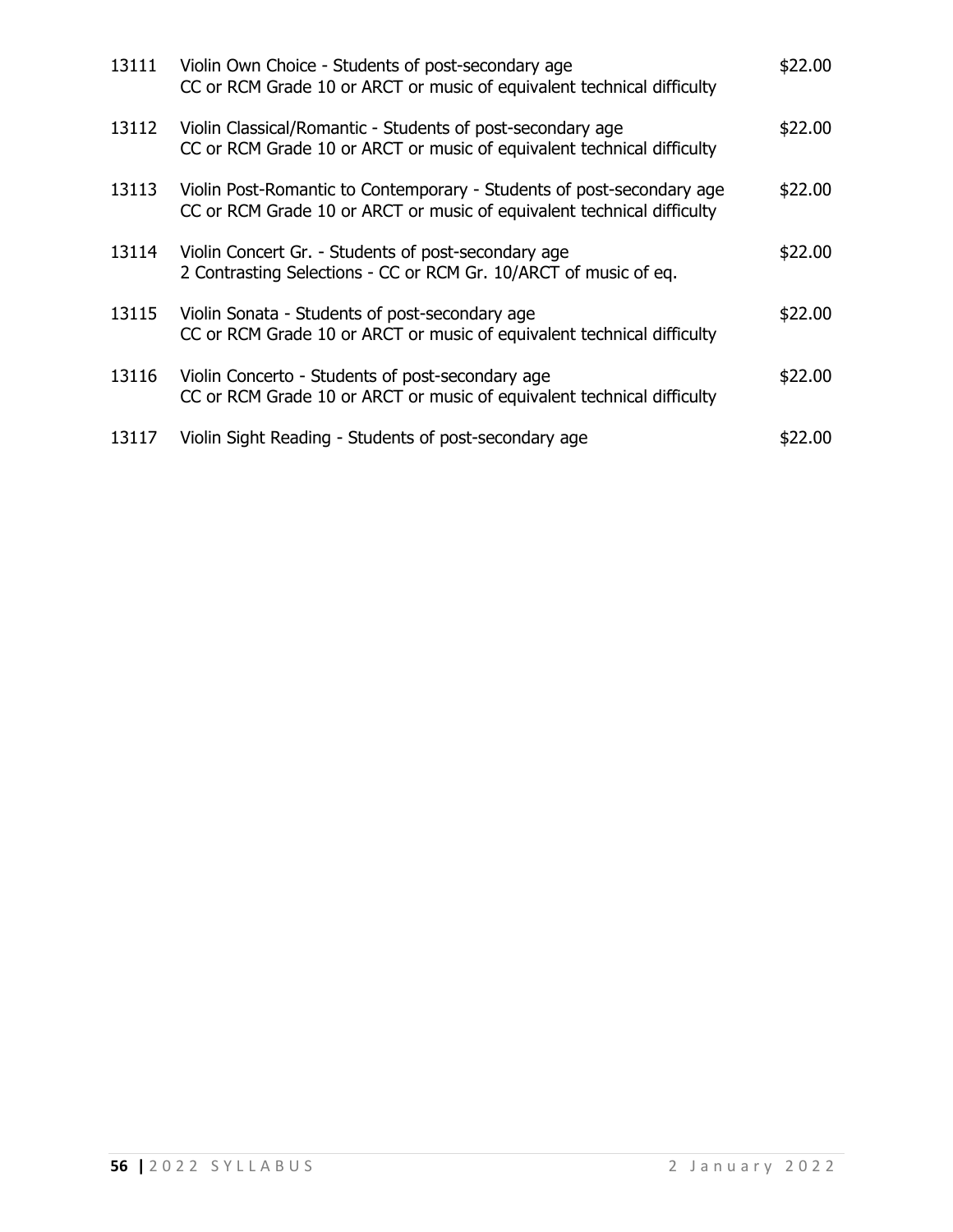| | | |
|---|---|---|
| 13111 | Violin Own Choice - Students of post-secondary age<br>CC or RCM Grade 10 or ARCT or music of equivalent technical difficulty | \$22.00 |
| 13112 | Violin Classical/Romantic - Students of post-secondary age<br>CC or RCM Grade 10 or ARCT or music of equivalent technical difficulty | \$22.00 |
| 13113 | Violin Post-Romantic to Contemporary - Students of post-secondary age<br>CC or RCM Grade 10 or ARCT or music of equivalent technical difficulty | \$22.00 |
| 13114 | Violin Concert Gr. - Students of post-secondary age<br>2 Contrasting Selections - CC or RCM Gr. 10/ARCT of music of eq. | \$22.00 |
| 13115 | Violin Sonata - Students of post-secondary age<br>CC or RCM Grade 10 or ARCT or music of equivalent technical difficulty | \$22.00 |
| 13116 | Violin Concerto - Students of post-secondary age<br>CC or RCM Grade 10 or ARCT or music of equivalent technical difficulty | \$22.00 |
| 13117 | Violin Sight Reading - Students of post-secondary age | \$22.00 |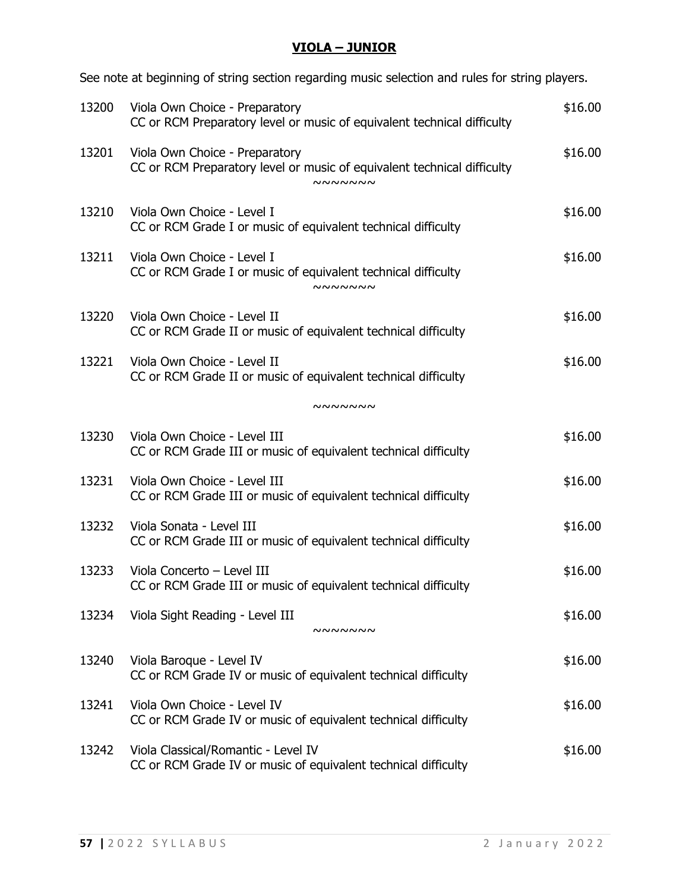## VIOLA – JUNIOR

See note at beginning of string section regarding music selection and rules for string players.

| | | |
|---|---|---|
| 13200 | Viola Own Choice - Preparatory<br>CC or RCM Preparatory level or music of equivalent technical difficulty | $16.00 |
| 13201 | Viola Own Choice - Preparatory<br>CC or RCM Preparatory level or music of equivalent technical difficulty | $16.00 |

~~~~~~~

| | | |
|---|---|---|
| 13210 | Viola Own Choice - Level I<br>CC or RCM Grade I or music of equivalent technical difficulty | $16.00 |
| 13211 | Viola Own Choice - Level I<br>CC or RCM Grade I or music of equivalent technical difficulty | $16.00 |

~~~~~~~

| | | |
|---|---|---|
| 13220 | Viola Own Choice - Level II<br>CC or RCM Grade II or music of equivalent technical difficulty | $16.00 |
| 13221 | Viola Own Choice - Level II<br>CC or RCM Grade II or music of equivalent technical difficulty | $16.00 |

~~~~~~~

| | | |
|---|---|---|
| 13230 | Viola Own Choice - Level III<br>CC or RCM Grade III or music of equivalent technical difficulty | $16.00 |
| 13231 | Viola Own Choice - Level III<br>CC or RCM Grade III or music of equivalent technical difficulty | $16.00 |
| 13232 | Viola Sonata - Level III<br>CC or RCM Grade III or music of equivalent technical difficulty | $16.00 |
| 13233 | Viola Concerto – Level III<br>CC or RCM Grade III or music of equivalent technical difficulty | $16.00 |
| 13234 | Viola Sight Reading - Level III | $16.00 |

~~~~~~~

| | | |
|---|---|---|
| 13240 | Viola Baroque - Level IV<br>CC or RCM Grade IV or music of equivalent technical difficulty | $16.00 |
| 13241 | Viola Own Choice - Level IV<br>CC or RCM Grade IV or music of equivalent technical difficulty | $16.00 |
| 13242 | Viola Classical/Romantic - Level IV<br>CC or RCM Grade IV or music of equivalent technical difficulty | $16.00 |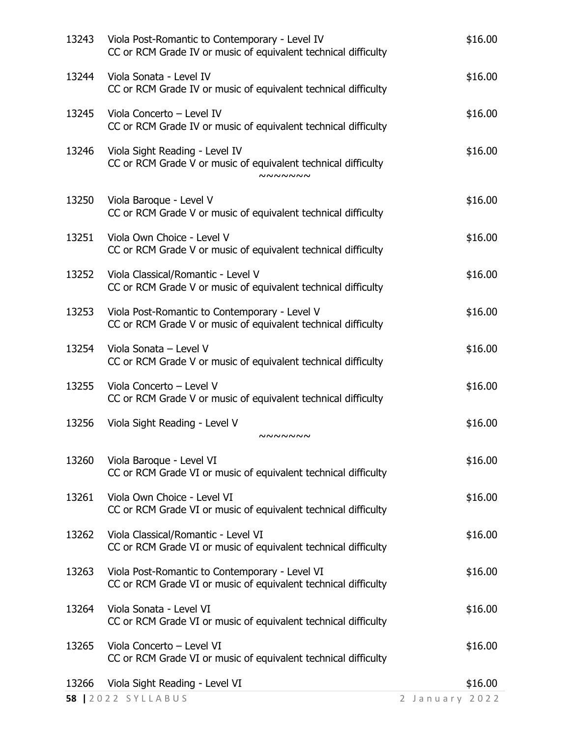13243 Viola Post-Romantic to Contemporary - Level IV $16.00
CC or RCM Grade IV or music of equivalent technical difficulty

13244 Viola Sonata - Level IV $16.00
CC or RCM Grade IV or music of equivalent technical difficulty

13245 Viola Concerto – Level IV $16.00
CC or RCM Grade IV or music of equivalent technical difficulty

13246 Viola Sight Reading - Level IV $16.00
CC or RCM Grade V or music of equivalent technical difficulty

~~~~~~~

13250 Viola Baroque - Level V $16.00
CC or RCM Grade V or music of equivalent technical difficulty

13251 Viola Own Choice - Level V $16.00
CC or RCM Grade V or music of equivalent technical difficulty

13252 Viola Classical/Romantic - Level V $16.00
CC or RCM Grade V or music of equivalent technical difficulty

13253 Viola Post-Romantic to Contemporary - Level V $16.00
CC or RCM Grade V or music of equivalent technical difficulty

13254 Viola Sonata – Level V $16.00
CC or RCM Grade V or music of equivalent technical difficulty

13255 Viola Concerto – Level V $16.00
CC or RCM Grade V or music of equivalent technical difficulty

13256 Viola Sight Reading - Level V $16.00

~~~~~~~

13260 Viola Baroque - Level VI $16.00
CC or RCM Grade VI or music of equivalent technical difficulty

13261 Viola Own Choice - Level VI $16.00
CC or RCM Grade VI or music of equivalent technical difficulty

13262 Viola Classical/Romantic - Level VI $16.00
CC or RCM Grade VI or music of equivalent technical difficulty

13263 Viola Post-Romantic to Contemporary - Level VI $16.00
CC or RCM Grade VI or music of equivalent technical difficulty

13264 Viola Sonata - Level VI $16.00
CC or RCM Grade VI or music of equivalent technical difficulty

13265 Viola Concerto – Level VI $16.00
CC or RCM Grade VI or music of equivalent technical difficulty

13266 Viola Sight Reading - Level VI $16.00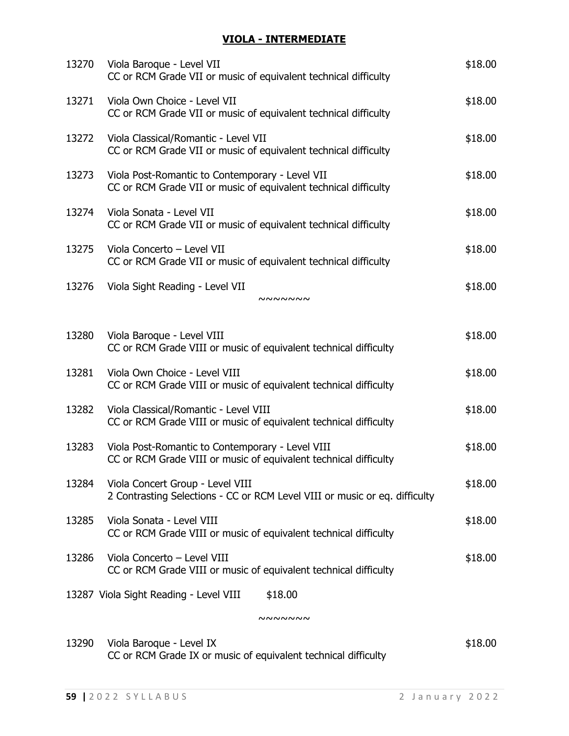## VIOLA - INTERMEDIATE

| | | |
|---|---|---|
| 13270 | Viola Baroque - Level VII<br>CC or RCM Grade VII or music of equivalent technical difficulty | $18.00 |
| 13271 | Viola Own Choice - Level VII<br>CC or RCM Grade VII or music of equivalent technical difficulty | $18.00 |
| 13272 | Viola Classical/Romantic - Level VII<br>CC or RCM Grade VII or music of equivalent technical difficulty | $18.00 |
| 13273 | Viola Post-Romantic to Contemporary - Level VII<br>CC or RCM Grade VII or music of equivalent technical difficulty | $18.00 |
| 13274 | Viola Sonata - Level VII<br>CC or RCM Grade VII or music of equivalent technical difficulty | $18.00 |
| 13275 | Viola Concerto – Level VII<br>CC or RCM Grade VII or music of equivalent technical difficulty | $18.00 |
| 13276 | Viola Sight Reading - Level VII | $18.00 |

~~~~~~~

| | | |
|---|---|---|
| 13280 | Viola Baroque - Level VIII<br>CC or RCM Grade VIII or music of equivalent technical difficulty | $18.00 |
| 13281 | Viola Own Choice - Level VIII<br>CC or RCM Grade VIII or music of equivalent technical difficulty | $18.00 |
| 13282 | Viola Classical/Romantic - Level VIII<br>CC or RCM Grade VIII or music of equivalent technical difficulty | $18.00 |
| 13283 | Viola Post-Romantic to Contemporary - Level VIII<br>CC or RCM Grade VIII or music of equivalent technical difficulty | $18.00 |
| 13284 | Viola Concert Group - Level VIII<br>2 Contrasting Selections - CC or RCM Level VIII or music or eq. difficulty | $18.00 |
| 13285 | Viola Sonata - Level VIII<br>CC or RCM Grade VIII or music of equivalent technical difficulty | $18.00 |
| 13286 | Viola Concerto – Level VIII<br>CC or RCM Grade VIII or music of equivalent technical difficulty | $18.00 |
| 13287 | Viola Sight Reading - Level VIII | $18.00 |

~~~~~~~

| | | |
|---|---|---|
| 13290 | Viola Baroque - Level IX<br>CC or RCM Grade IX or music of equivalent technical difficulty | $18.00 |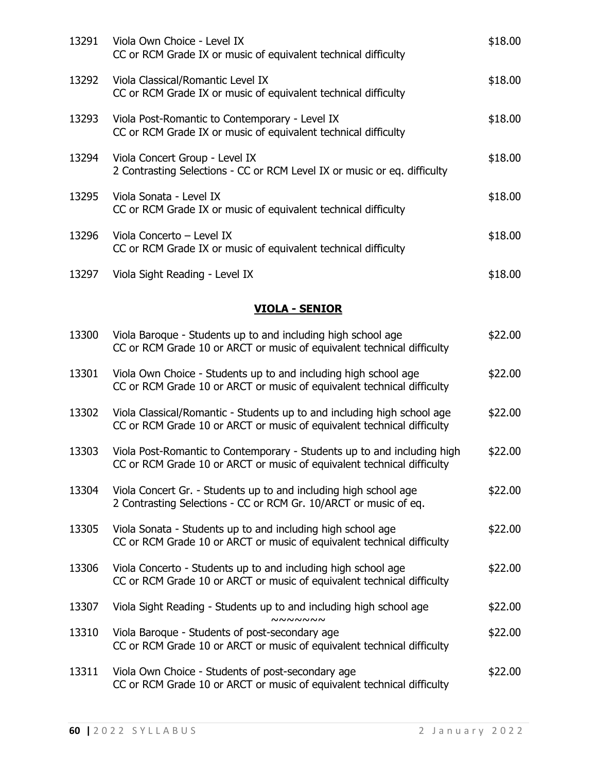| | | |
|---|---|---|
| 13291 | Viola Own Choice - Level IX<br>CC or RCM Grade IX or music of equivalent technical difficulty | $18.00 |
| 13292 | Viola Classical/Romantic Level IX<br>CC or RCM Grade IX or music of equivalent technical difficulty | $18.00 |
| 13293 | Viola Post-Romantic to Contemporary - Level IX<br>CC or RCM Grade IX or music of equivalent technical difficulty | $18.00 |
| 13294 | Viola Concert Group - Level IX<br>2 Contrasting Selections - CC or RCM Level IX or music or eq. difficulty | $18.00 |
| 13295 | Viola Sonata - Level IX<br>CC or RCM Grade IX or music of equivalent technical difficulty | $18.00 |
| 13296 | Viola Concerto – Level IX<br>CC or RCM Grade IX or music of equivalent technical difficulty | $18.00 |
| 13297 | Viola Sight Reading - Level IX | $18.00 |

## VIOLA - SENIOR

| | | |
|---|---|---|
| 13300 | Viola Baroque - Students up to and including high school age<br>CC or RCM Grade 10 or ARCT or music of equivalent technical difficulty | $22.00 |
| 13301 | Viola Own Choice - Students up to and including high school age<br>CC or RCM Grade 10 or ARCT or music of equivalent technical difficulty | $22.00 |
| 13302 | Viola Classical/Romantic - Students up to and including high school age<br>CC or RCM Grade 10 or ARCT or music of equivalent technical difficulty | $22.00 |
| 13303 | Viola Post-Romantic to Contemporary - Students up to and including high<br>CC or RCM Grade 10 or ARCT or music of equivalent technical difficulty | $22.00 |
| 13304 | Viola Concert Gr. - Students up to and including high school age<br>2 Contrasting Selections - CC or RCM Gr. 10/ARCT or music of eq. | $22.00 |
| 13305 | Viola Sonata - Students up to and including high school age<br>CC or RCM Grade 10 or ARCT or music of equivalent technical difficulty | $22.00 |
| 13306 | Viola Concerto - Students up to and including high school age<br>CC or RCM Grade 10 or ARCT or music of equivalent technical difficulty | $22.00 |
| 13307 | Viola Sight Reading - Students up to and including high school age | $22.00 |

~~~~~~~

| | | |
|---|---|---|
| 13310 | Viola Baroque - Students of post-secondary age<br>CC or RCM Grade 10 or ARCT or music of equivalent technical difficulty | $22.00 |
| 13311 | Viola Own Choice - Students of post-secondary age<br>CC or RCM Grade 10 or ARCT or music of equivalent technical difficulty | $22.00 |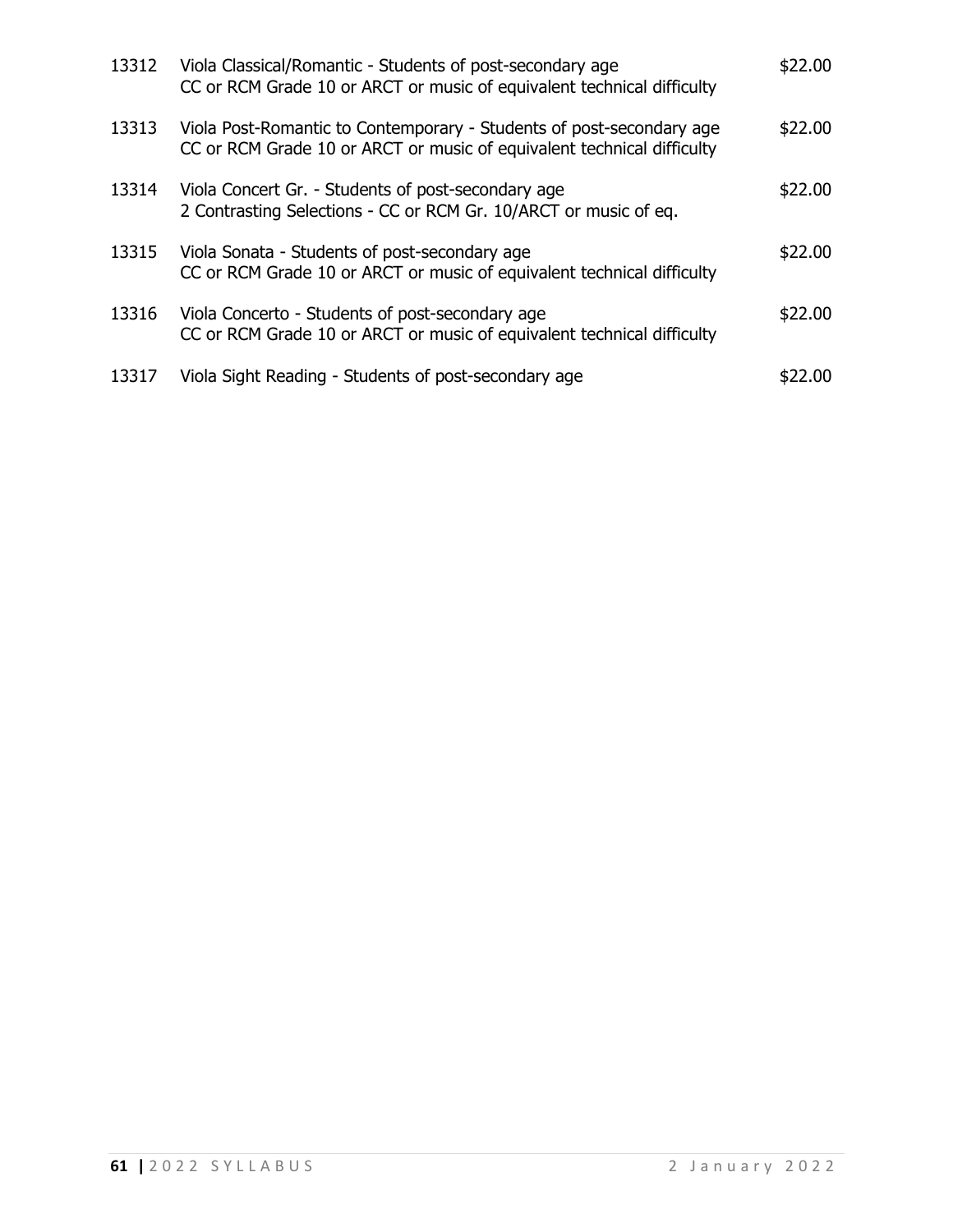| | | |
|---|---|---|
| 13312 | Viola Classical/Romantic - Students of post-secondary age<br>CC or RCM Grade 10 or ARCT or music of equivalent technical difficulty | $22.00 |
| 13313 | Viola Post-Romantic to Contemporary - Students of post-secondary age<br>CC or RCM Grade 10 or ARCT or music of equivalent technical difficulty | $22.00 |
| 13314 | Viola Concert Gr. - Students of post-secondary age<br>2 Contrasting Selections - CC or RCM Gr. 10/ARCT or music of eq. | $22.00 |
| 13315 | Viola Sonata - Students of post-secondary age<br>CC or RCM Grade 10 or ARCT or music of equivalent technical difficulty | $22.00 |
| 13316 | Viola Concerto - Students of post-secondary age<br>CC or RCM Grade 10 or ARCT or music of equivalent technical difficulty | $22.00 |
| 13317 | Viola Sight Reading - Students of post-secondary age | $22.00 |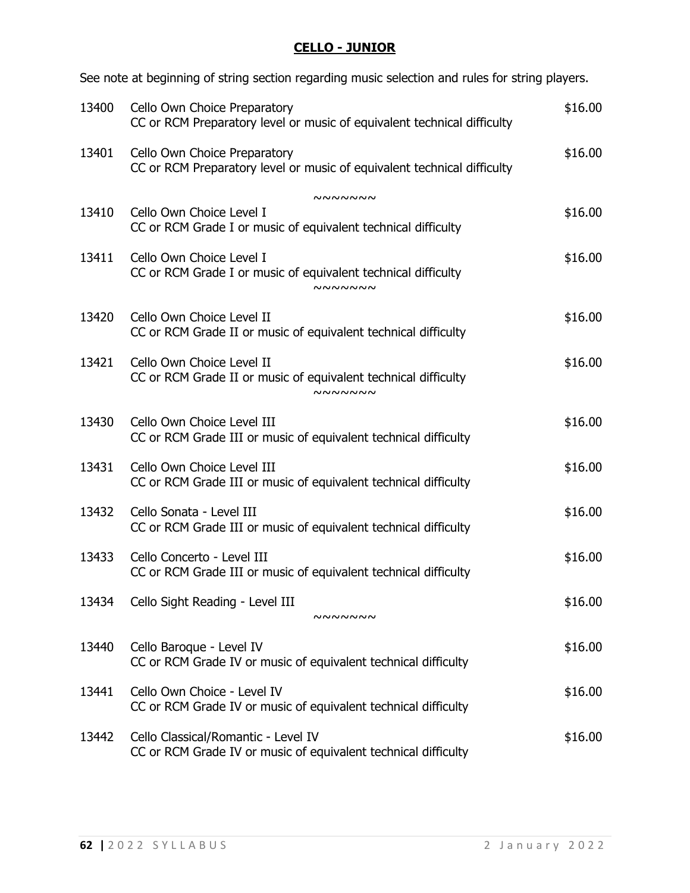## CELLO - JUNIOR

See note at beginning of string section regarding music selection and rules for string players.

13400 Cello Own Choice Preparatory — $16.00
CC or RCM Preparatory level or music of equivalent technical difficulty

13401 Cello Own Choice Preparatory — $16.00
CC or RCM Preparatory level or music of equivalent technical difficulty

~~~~~~~

13410 Cello Own Choice Level I — $16.00
CC or RCM Grade I or music of equivalent technical difficulty

13411 Cello Own Choice Level I — $16.00
CC or RCM Grade I or music of equivalent technical difficulty

~~~~~~~

13420 Cello Own Choice Level II — $16.00
CC or RCM Grade II or music of equivalent technical difficulty

13421 Cello Own Choice Level II — $16.00
CC or RCM Grade II or music of equivalent technical difficulty

~~~~~~~

13430 Cello Own Choice Level III — $16.00
CC or RCM Grade III or music of equivalent technical difficulty

13431 Cello Own Choice Level III — $16.00
CC or RCM Grade III or music of equivalent technical difficulty

13432 Cello Sonata - Level III — $16.00
CC or RCM Grade III or music of equivalent technical difficulty

13433 Cello Concerto - Level III — $16.00
CC or RCM Grade III or music of equivalent technical difficulty

13434 Cello Sight Reading - Level III — $16.00

~~~~~~~

13440 Cello Baroque - Level IV — $16.00
CC or RCM Grade IV or music of equivalent technical difficulty

13441 Cello Own Choice - Level IV — $16.00
CC or RCM Grade IV or music of equivalent technical difficulty

13442 Cello Classical/Romantic - Level IV — $16.00
CC or RCM Grade IV or music of equivalent technical difficulty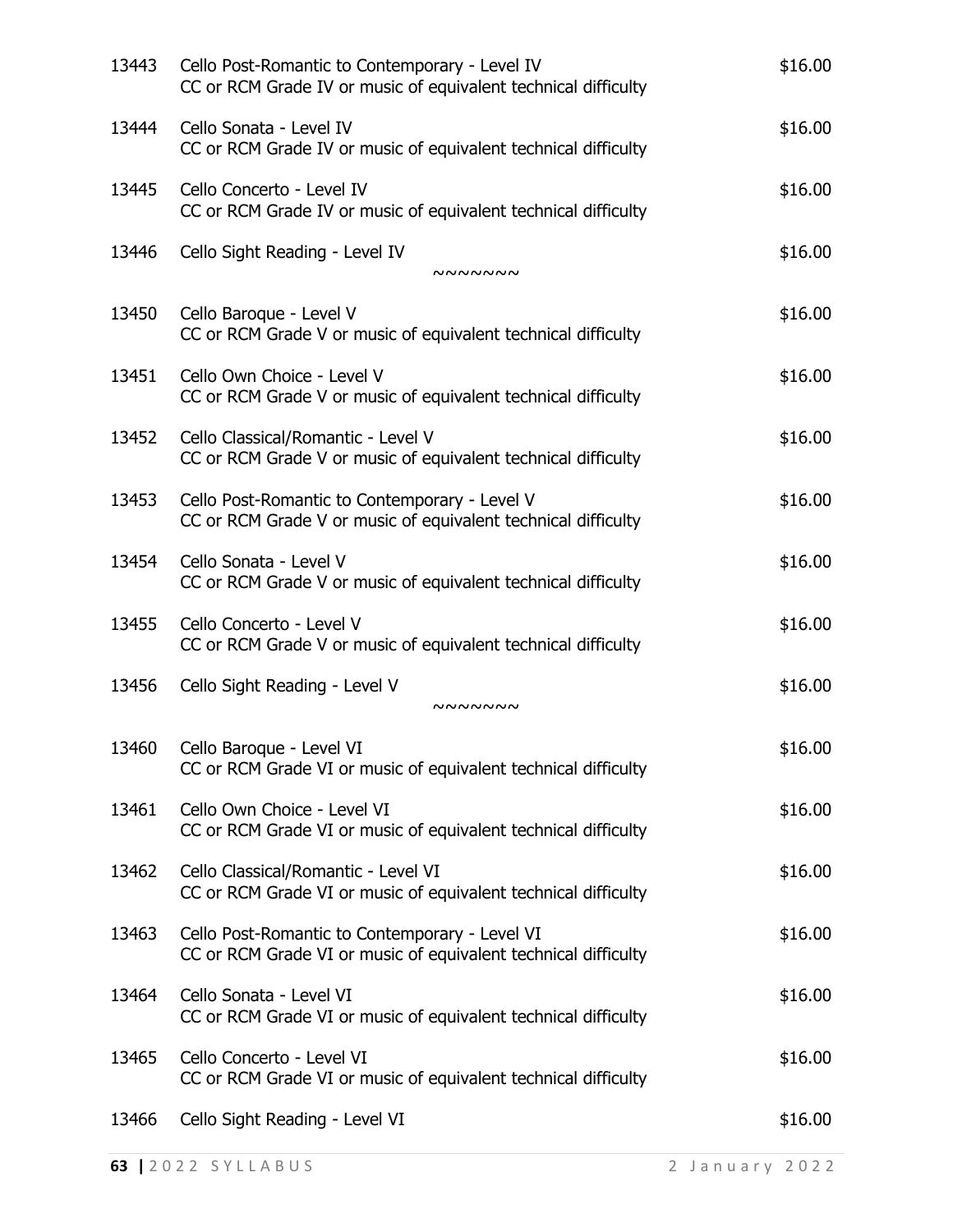13443 Cello Post-Romantic to Contemporary - Level IV $16.00
CC or RCM Grade IV or music of equivalent technical difficulty

13444 Cello Sonata - Level IV $16.00
CC or RCM Grade IV or music of equivalent technical difficulty

13445 Cello Concerto - Level IV $16.00
CC or RCM Grade IV or music of equivalent technical difficulty

13446 Cello Sight Reading - Level IV $16.00

~~~~~~~

13450 Cello Baroque - Level V $16.00
CC or RCM Grade V or music of equivalent technical difficulty

13451 Cello Own Choice - Level V $16.00
CC or RCM Grade V or music of equivalent technical difficulty

13452 Cello Classical/Romantic - Level V $16.00
CC or RCM Grade V or music of equivalent technical difficulty

13453 Cello Post-Romantic to Contemporary - Level V $16.00
CC or RCM Grade V or music of equivalent technical difficulty

13454 Cello Sonata - Level V $16.00
CC or RCM Grade V or music of equivalent technical difficulty

13455 Cello Concerto - Level V $16.00
CC or RCM Grade V or music of equivalent technical difficulty

13456 Cello Sight Reading - Level V $16.00

~~~~~~~

13460 Cello Baroque - Level VI $16.00
CC or RCM Grade VI or music of equivalent technical difficulty

13461 Cello Own Choice - Level VI $16.00
CC or RCM Grade VI or music of equivalent technical difficulty

13462 Cello Classical/Romantic - Level VI $16.00
CC or RCM Grade VI or music of equivalent technical difficulty

13463 Cello Post-Romantic to Contemporary - Level VI $16.00
CC or RCM Grade VI or music of equivalent technical difficulty

13464 Cello Sonata - Level VI $16.00
CC or RCM Grade VI or music of equivalent technical difficulty

13465 Cello Concerto - Level VI $16.00
CC or RCM Grade VI or music of equivalent technical difficulty

13466 Cello Sight Reading - Level VI $16.00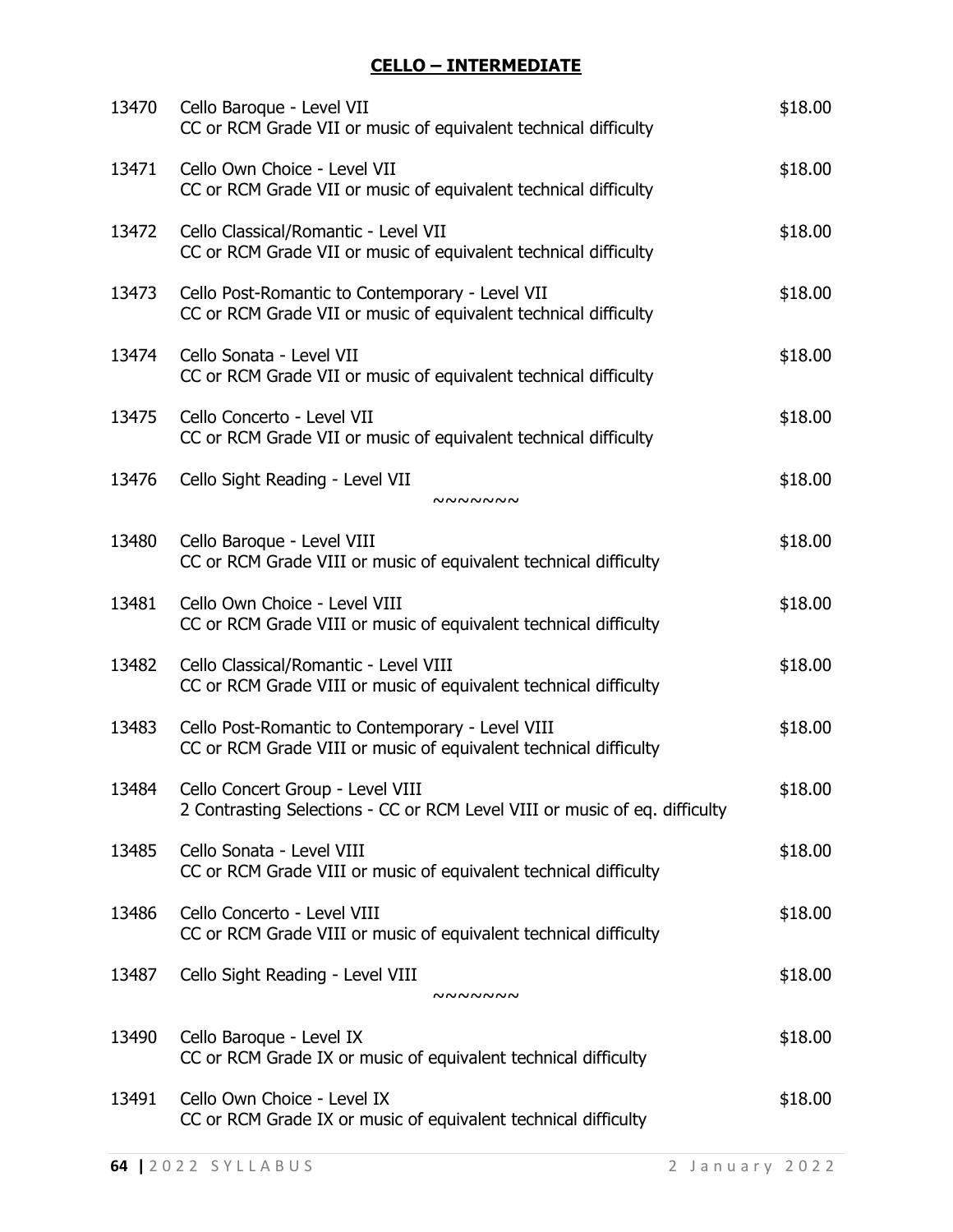## CELLO – INTERMEDIATE

| | | |
|---|---|---|
| 13470 | Cello Baroque - Level VII<br>CC or RCM Grade VII or music of equivalent technical difficulty | $18.00 |
| 13471 | Cello Own Choice - Level VII<br>CC or RCM Grade VII or music of equivalent technical difficulty | $18.00 |
| 13472 | Cello Classical/Romantic - Level VII<br>CC or RCM Grade VII or music of equivalent technical difficulty | $18.00 |
| 13473 | Cello Post-Romantic to Contemporary - Level VII<br>CC or RCM Grade VII or music of equivalent technical difficulty | $18.00 |
| 13474 | Cello Sonata - Level VII<br>CC or RCM Grade VII or music of equivalent technical difficulty | $18.00 |
| 13475 | Cello Concerto - Level VII<br>CC or RCM Grade VII or music of equivalent technical difficulty | $18.00 |
| 13476 | Cello Sight Reading - Level VII | $18.00 |

~~~~~~~

| | | |
|---|---|---|
| 13480 | Cello Baroque - Level VIII<br>CC or RCM Grade VIII or music of equivalent technical difficulty | $18.00 |
| 13481 | Cello Own Choice - Level VIII<br>CC or RCM Grade VIII or music of equivalent technical difficulty | $18.00 |
| 13482 | Cello Classical/Romantic - Level VIII<br>CC or RCM Grade VIII or music of equivalent technical difficulty | $18.00 |
| 13483 | Cello Post-Romantic to Contemporary - Level VIII<br>CC or RCM Grade VIII or music of equivalent technical difficulty | $18.00 |
| 13484 | Cello Concert Group - Level VIII<br>2 Contrasting Selections - CC or RCM Level VIII or music of eq. difficulty | $18.00 |
| 13485 | Cello Sonata - Level VIII<br>CC or RCM Grade VIII or music of equivalent technical difficulty | $18.00 |
| 13486 | Cello Concerto - Level VIII<br>CC or RCM Grade VIII or music of equivalent technical difficulty | $18.00 |
| 13487 | Cello Sight Reading - Level VIII | $18.00 |

~~~~~~~

| | | |
|---|---|---|
| 13490 | Cello Baroque - Level IX<br>CC or RCM Grade IX or music of equivalent technical difficulty | $18.00 |
| 13491 | Cello Own Choice - Level IX<br>CC or RCM Grade IX or music of equivalent technical difficulty | $18.00 |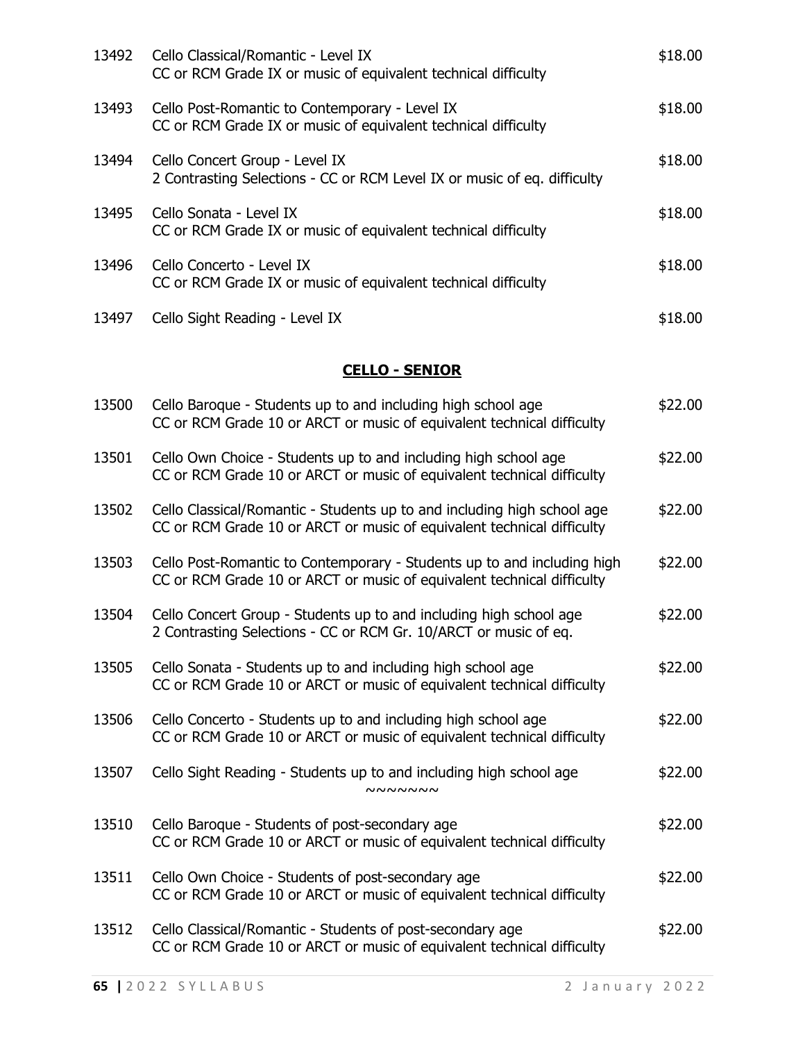13492 Cello Classical/Romantic - Level IX — $18.00
CC or RCM Grade IX or music of equivalent technical difficulty

13493 Cello Post-Romantic to Contemporary - Level IX — $18.00
CC or RCM Grade IX or music of equivalent technical difficulty

13494 Cello Concert Group - Level IX — $18.00
2 Contrasting Selections - CC or RCM Level IX or music of eq. difficulty

13495 Cello Sonata - Level IX — $18.00
CC or RCM Grade IX or music of equivalent technical difficulty

13496 Cello Concerto - Level IX — $18.00
CC or RCM Grade IX or music of equivalent technical difficulty

13497 Cello Sight Reading - Level IX — $18.00

## CELLO - SENIOR

13500 Cello Baroque - Students up to and including high school age — $22.00
CC or RCM Grade 10 or ARCT or music of equivalent technical difficulty

13501 Cello Own Choice - Students up to and including high school age — $22.00
CC or RCM Grade 10 or ARCT or music of equivalent technical difficulty

13502 Cello Classical/Romantic - Students up to and including high school age — $22.00
CC or RCM Grade 10 or ARCT or music of equivalent technical difficulty

13503 Cello Post-Romantic to Contemporary - Students up to and including high — $22.00
CC or RCM Grade 10 or ARCT or music of equivalent technical difficulty

13504 Cello Concert Group - Students up to and including high school age — $22.00
2 Contrasting Selections - CC or RCM Gr. 10/ARCT or music of eq.

13505 Cello Sonata - Students up to and including high school age — $22.00
CC or RCM Grade 10 or ARCT or music of equivalent technical difficulty

13506 Cello Concerto - Students up to and including high school age — $22.00
CC or RCM Grade 10 or ARCT or music of equivalent technical difficulty

13507 Cello Sight Reading - Students up to and including high school age — $22.00

~~~~~~~

13510 Cello Baroque - Students of post-secondary age — $22.00
CC or RCM Grade 10 or ARCT or music of equivalent technical difficulty

13511 Cello Own Choice - Students of post-secondary age — $22.00
CC or RCM Grade 10 or ARCT or music of equivalent technical difficulty

13512 Cello Classical/Romantic - Students of post-secondary age — $22.00
CC or RCM Grade 10 or ARCT or music of equivalent technical difficulty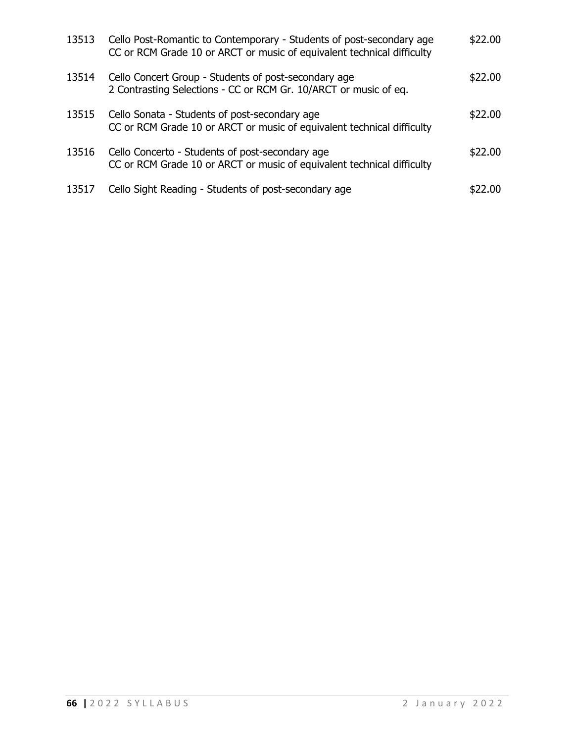| | | |
|---|---|---|
| 13513 | Cello Post-Romantic to Contemporary - Students of post-secondary age<br>CC or RCM Grade 10 or ARCT or music of equivalent technical difficulty | $22.00 |
| 13514 | Cello Concert Group - Students of post-secondary age<br>2 Contrasting Selections - CC or RCM Gr. 10/ARCT or music of eq. | $22.00 |
| 13515 | Cello Sonata - Students of post-secondary age<br>CC or RCM Grade 10 or ARCT or music of equivalent technical difficulty | $22.00 |
| 13516 | Cello Concerto - Students of post-secondary age<br>CC or RCM Grade 10 or ARCT or music of equivalent technical difficulty | $22.00 |
| 13517 | Cello Sight Reading - Students of post-secondary age | $22.00 |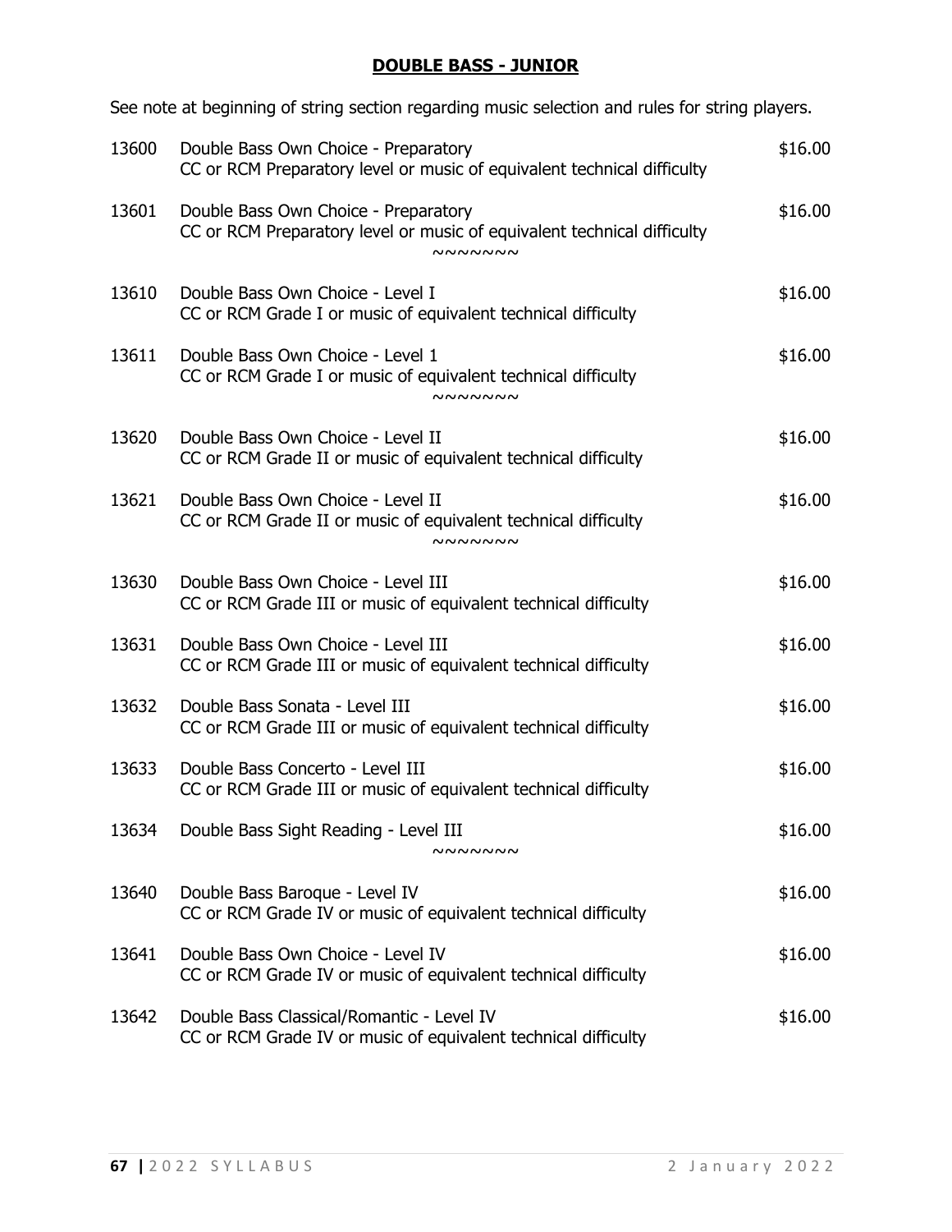## DOUBLE BASS - JUNIOR

See note at beginning of string section regarding music selection and rules for string players.

| | | |
|---|---|---|
| 13600 | Double Bass Own Choice - Preparatory<br>CC or RCM Preparatory level or music of equivalent technical difficulty | $16.00 |
| 13601 | Double Bass Own Choice - Preparatory<br>CC or RCM Preparatory level or music of equivalent technical difficulty | $16.00 |

~~~~~~~

| | | |
|---|---|---|
| 13610 | Double Bass Own Choice - Level I<br>CC or RCM Grade I or music of equivalent technical difficulty | $16.00 |
| 13611 | Double Bass Own Choice - Level 1<br>CC or RCM Grade I or music of equivalent technical difficulty | $16.00 |

~~~~~~~

| | | |
|---|---|---|
| 13620 | Double Bass Own Choice - Level II<br>CC or RCM Grade II or music of equivalent technical difficulty | $16.00 |
| 13621 | Double Bass Own Choice - Level II<br>CC or RCM Grade II or music of equivalent technical difficulty | $16.00 |

~~~~~~~

| | | |
|---|---|---|
| 13630 | Double Bass Own Choice - Level III<br>CC or RCM Grade III or music of equivalent technical difficulty | $16.00 |
| 13631 | Double Bass Own Choice - Level III<br>CC or RCM Grade III or music of equivalent technical difficulty | $16.00 |
| 13632 | Double Bass Sonata - Level III<br>CC or RCM Grade III or music of equivalent technical difficulty | $16.00 |
| 13633 | Double Bass Concerto - Level III<br>CC or RCM Grade III or music of equivalent technical difficulty | $16.00 |
| 13634 | Double Bass Sight Reading - Level III | $16.00 |

~~~~~~~

| | | |
|---|---|---|
| 13640 | Double Bass Baroque - Level IV<br>CC or RCM Grade IV or music of equivalent technical difficulty | $16.00 |
| 13641 | Double Bass Own Choice - Level IV<br>CC or RCM Grade IV or music of equivalent technical difficulty | $16.00 |
| 13642 | Double Bass Classical/Romantic - Level IV<br>CC or RCM Grade IV or music of equivalent technical difficulty | $16.00 |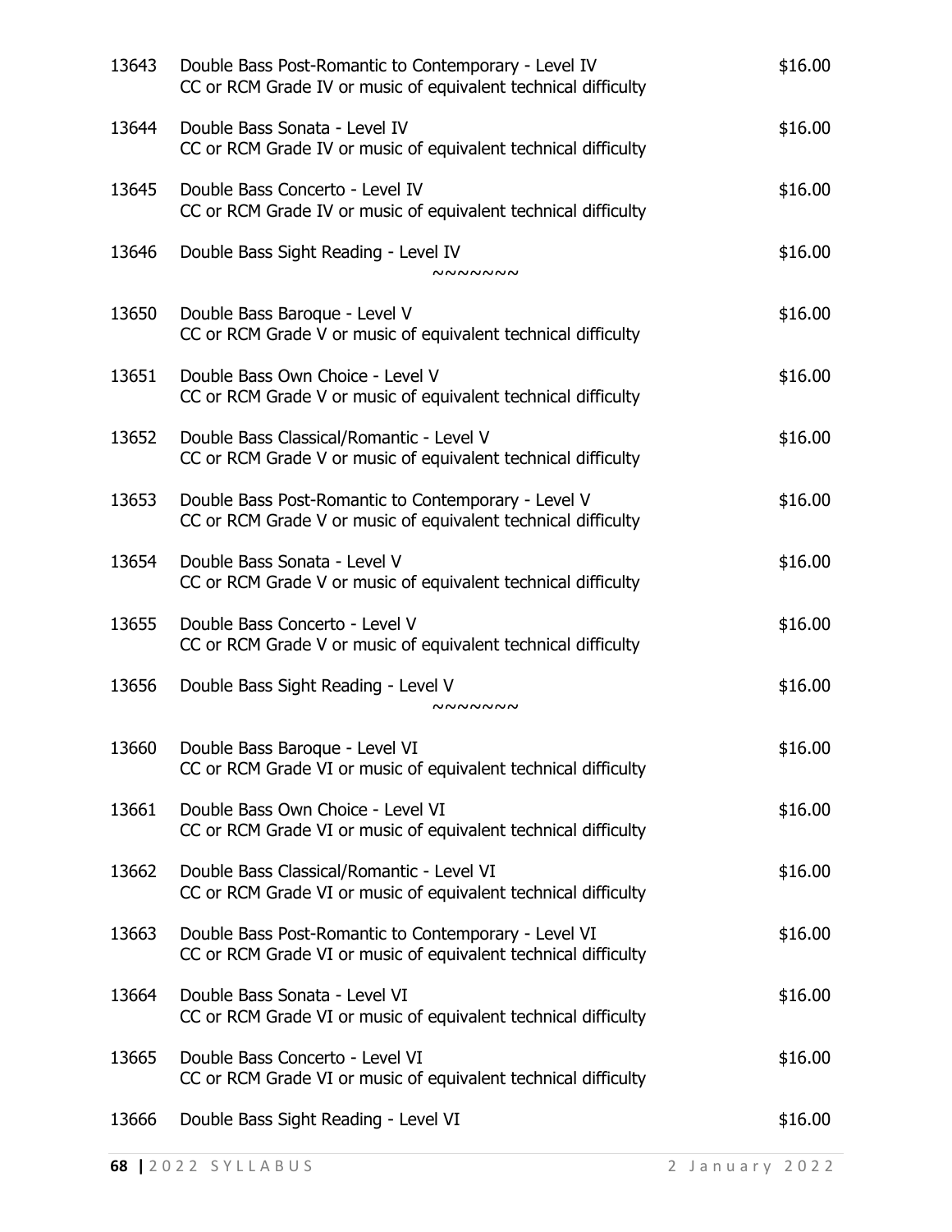13643 Double Bass Post-Romantic to Contemporary - Level IV $16.00
CC or RCM Grade IV or music of equivalent technical difficulty

13644 Double Bass Sonata - Level IV $16.00
CC or RCM Grade IV or music of equivalent technical difficulty

13645 Double Bass Concerto - Level IV $16.00
CC or RCM Grade IV or music of equivalent technical difficulty

13646 Double Bass Sight Reading - Level IV $16.00

~~~~~~~

13650 Double Bass Baroque - Level V $16.00
CC or RCM Grade V or music of equivalent technical difficulty

13651 Double Bass Own Choice - Level V $16.00
CC or RCM Grade V or music of equivalent technical difficulty

13652 Double Bass Classical/Romantic - Level V $16.00
CC or RCM Grade V or music of equivalent technical difficulty

13653 Double Bass Post-Romantic to Contemporary - Level V $16.00
CC or RCM Grade V or music of equivalent technical difficulty

13654 Double Bass Sonata - Level V $16.00
CC or RCM Grade V or music of equivalent technical difficulty

13655 Double Bass Concerto - Level V $16.00
CC or RCM Grade V or music of equivalent technical difficulty

13656 Double Bass Sight Reading - Level V $16.00

~~~~~~~

13660 Double Bass Baroque - Level VI $16.00
CC or RCM Grade VI or music of equivalent technical difficulty

13661 Double Bass Own Choice - Level VI $16.00
CC or RCM Grade VI or music of equivalent technical difficulty

13662 Double Bass Classical/Romantic - Level VI $16.00
CC or RCM Grade VI or music of equivalent technical difficulty

13663 Double Bass Post-Romantic to Contemporary - Level VI $16.00
CC or RCM Grade VI or music of equivalent technical difficulty

13664 Double Bass Sonata - Level VI $16.00
CC or RCM Grade VI or music of equivalent technical difficulty

13665 Double Bass Concerto - Level VI $16.00
CC or RCM Grade VI or music of equivalent technical difficulty

13666 Double Bass Sight Reading - Level VI $16.00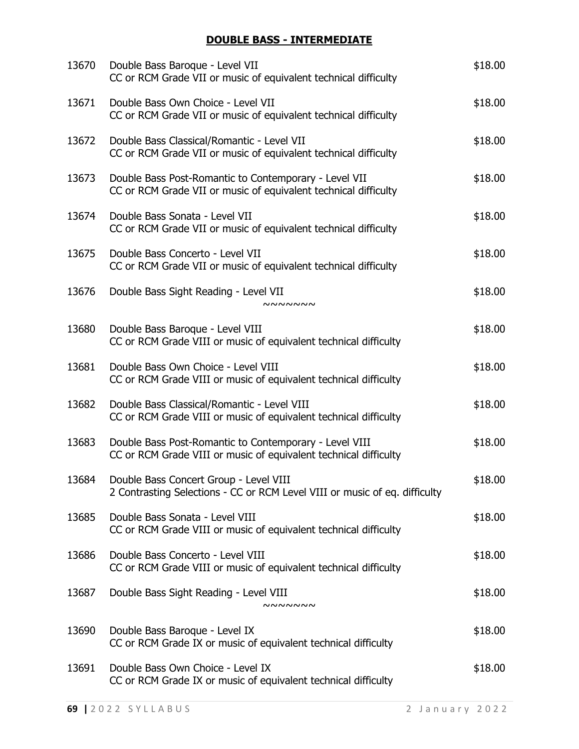## DOUBLE BASS - INTERMEDIATE

| | | |
|---|---|---|
| 13670 | Double Bass Baroque - Level VII<br>CC or RCM Grade VII or music of equivalent technical difficulty | $18.00 |
| 13671 | Double Bass Own Choice - Level VII<br>CC or RCM Grade VII or music of equivalent technical difficulty | $18.00 |
| 13672 | Double Bass Classical/Romantic - Level VII<br>CC or RCM Grade VII or music of equivalent technical difficulty | $18.00 |
| 13673 | Double Bass Post-Romantic to Contemporary - Level VII<br>CC or RCM Grade VII or music of equivalent technical difficulty | $18.00 |
| 13674 | Double Bass Sonata - Level VII<br>CC or RCM Grade VII or music of equivalent technical difficulty | $18.00 |
| 13675 | Double Bass Concerto - Level VII<br>CC or RCM Grade VII or music of equivalent technical difficulty | $18.00 |
| 13676 | Double Bass Sight Reading - Level VII | $18.00 |

~~~~~~~

| | | |
|---|---|---|
| 13680 | Double Bass Baroque - Level VIII<br>CC or RCM Grade VIII or music of equivalent technical difficulty | $18.00 |
| 13681 | Double Bass Own Choice - Level VIII<br>CC or RCM Grade VIII or music of equivalent technical difficulty | $18.00 |
| 13682 | Double Bass Classical/Romantic - Level VIII<br>CC or RCM Grade VIII or music of equivalent technical difficulty | $18.00 |
| 13683 | Double Bass Post-Romantic to Contemporary - Level VIII<br>CC or RCM Grade VIII or music of equivalent technical difficulty | $18.00 |
| 13684 | Double Bass Concert Group - Level VIII<br>2 Contrasting Selections - CC or RCM Level VIII or music of eq. difficulty | $18.00 |
| 13685 | Double Bass Sonata - Level VIII<br>CC or RCM Grade VIII or music of equivalent technical difficulty | $18.00 |
| 13686 | Double Bass Concerto - Level VIII<br>CC or RCM Grade VIII or music of equivalent technical difficulty | $18.00 |
| 13687 | Double Bass Sight Reading - Level VIII | $18.00 |

~~~~~~~

| | | |
|---|---|---|
| 13690 | Double Bass Baroque - Level IX<br>CC or RCM Grade IX or music of equivalent technical difficulty | $18.00 |
| 13691 | Double Bass Own Choice - Level IX<br>CC or RCM Grade IX or music of equivalent technical difficulty | $18.00 |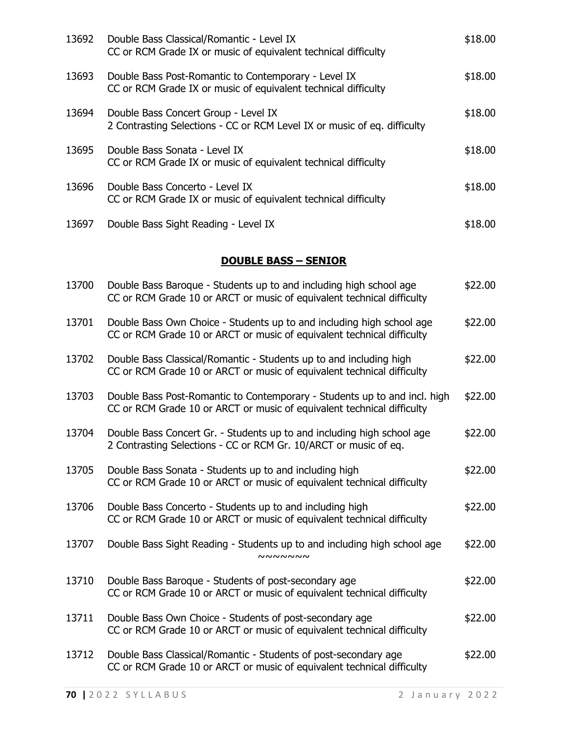| | | |
|---|---|---|
| 13692 | Double Bass Classical/Romantic - Level IX<br>CC or RCM Grade IX or music of equivalent technical difficulty | $18.00 |
| 13693 | Double Bass Post-Romantic to Contemporary - Level IX<br>CC or RCM Grade IX or music of equivalent technical difficulty | $18.00 |
| 13694 | Double Bass Concert Group - Level IX<br>2 Contrasting Selections - CC or RCM Level IX or music of eq. difficulty | $18.00 |
| 13695 | Double Bass Sonata - Level IX<br>CC or RCM Grade IX or music of equivalent technical difficulty | $18.00 |
| 13696 | Double Bass Concerto - Level IX<br>CC or RCM Grade IX or music of equivalent technical difficulty | $18.00 |
| 13697 | Double Bass Sight Reading - Level IX | $18.00 |

## DOUBLE BASS – SENIOR

| | | |
|---|---|---|
| 13700 | Double Bass Baroque - Students up to and including high school age<br>CC or RCM Grade 10 or ARCT or music of equivalent technical difficulty | $22.00 |
| 13701 | Double Bass Own Choice - Students up to and including high school age<br>CC or RCM Grade 10 or ARCT or music of equivalent technical difficulty | $22.00 |
| 13702 | Double Bass Classical/Romantic - Students up to and including high<br>CC or RCM Grade 10 or ARCT or music of equivalent technical difficulty | $22.00 |
| 13703 | Double Bass Post-Romantic to Contemporary - Students up to and incl. high<br>CC or RCM Grade 10 or ARCT or music of equivalent technical difficulty | $22.00 |
| 13704 | Double Bass Concert Gr. - Students up to and including high school age<br>2 Contrasting Selections - CC or RCM Gr. 10/ARCT or music of eq. | $22.00 |
| 13705 | Double Bass Sonata - Students up to and including high<br>CC or RCM Grade 10 or ARCT or music of equivalent technical difficulty | $22.00 |
| 13706 | Double Bass Concerto - Students up to and including high<br>CC or RCM Grade 10 or ARCT or music of equivalent technical difficulty | $22.00 |
| 13707 | Double Bass Sight Reading - Students up to and including high school age | $22.00 |

~~~~~~~

| | | |
|---|---|---|
| 13710 | Double Bass Baroque - Students of post-secondary age<br>CC or RCM Grade 10 or ARCT or music of equivalent technical difficulty | $22.00 |
| 13711 | Double Bass Own Choice - Students of post-secondary age<br>CC or RCM Grade 10 or ARCT or music of equivalent technical difficulty | $22.00 |
| 13712 | Double Bass Classical/Romantic - Students of post-secondary age<br>CC or RCM Grade 10 or ARCT or music of equivalent technical difficulty | $22.00 |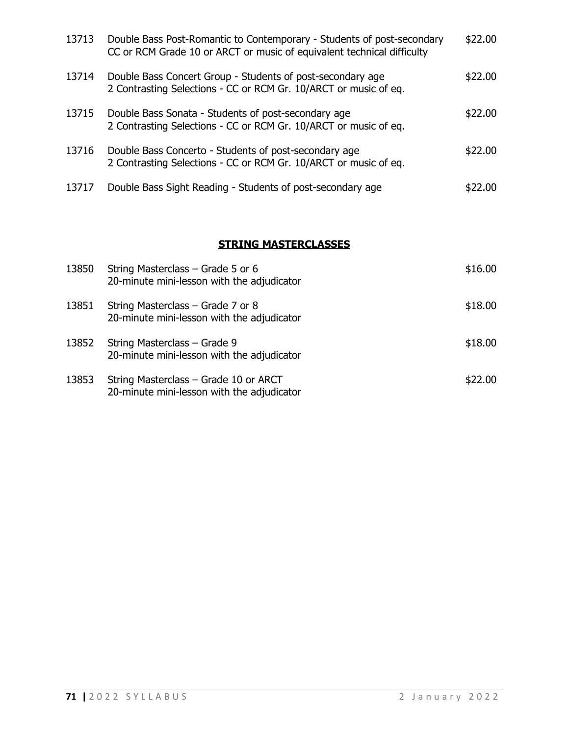| | | |
|---|---|---|
| 13713 | Double Bass Post-Romantic to Contemporary - Students of post-secondary CC or RCM Grade 10 or ARCT or music of equivalent technical difficulty | $22.00 |
| 13714 | Double Bass Concert Group - Students of post-secondary age<br>2 Contrasting Selections - CC or RCM Gr. 10/ARCT or music of eq. | $22.00 |
| 13715 | Double Bass Sonata - Students of post-secondary age<br>2 Contrasting Selections - CC or RCM Gr. 10/ARCT or music of eq. | $22.00 |
| 13716 | Double Bass Concerto - Students of post-secondary age<br>2 Contrasting Selections - CC or RCM Gr. 10/ARCT or music of eq. | $22.00 |
| 13717 | Double Bass Sight Reading - Students of post-secondary age | $22.00 |

## STRING MASTERCLASSES

| | | |
|---|---|---|
| 13850 | String Masterclass – Grade 5 or 6<br>20-minute mini-lesson with the adjudicator | $16.00 |
| 13851 | String Masterclass – Grade 7 or 8<br>20-minute mini-lesson with the adjudicator | $18.00 |
| 13852 | String Masterclass – Grade 9<br>20-minute mini-lesson with the adjudicator | $18.00 |
| 13853 | String Masterclass – Grade 10 or ARCT<br>20-minute mini-lesson with the adjudicator | $22.00 |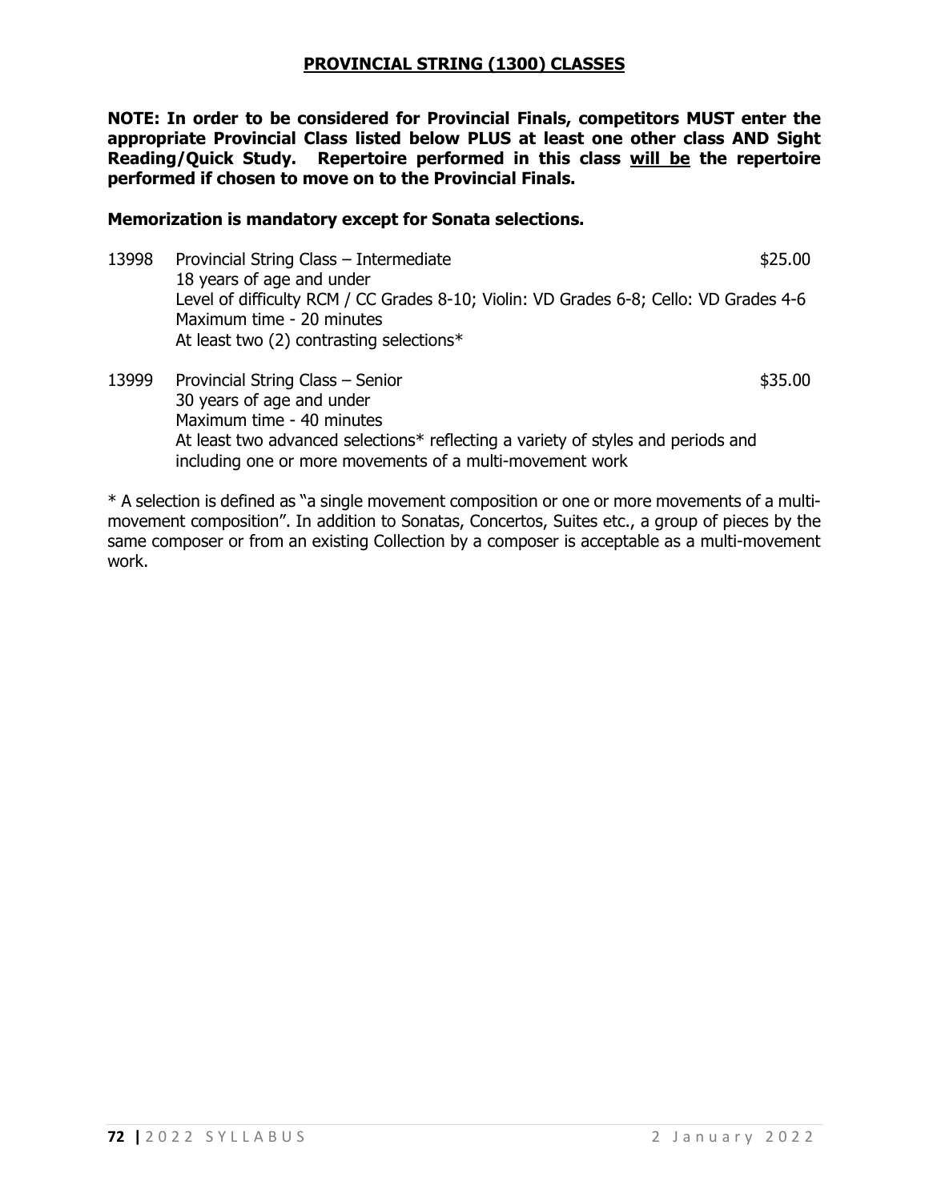## PROVINCIAL STRING (1300) CLASSES

**NOTE: In order to be considered for Provincial Finals, competitors MUST enter the appropriate Provincial Class listed below PLUS at least one other class AND Sight Reading/Quick Study. Repertoire performed in this class will be the repertoire performed if chosen to move on to the Provincial Finals.**

**Memorization is mandatory except for Sonata selections.**

13998 Provincial String Class – Intermediate $25.00
18 years of age and under
Level of difficulty RCM / CC Grades 8-10; Violin: VD Grades 6-8; Cello: VD Grades 4-6
Maximum time - 20 minutes
At least two (2) contrasting selections*

13999 Provincial String Class – Senior $35.00
30 years of age and under
Maximum time - 40 minutes
At least two advanced selections* reflecting a variety of styles and periods and including one or more movements of a multi-movement work

* A selection is defined as "a single movement composition or one or more movements of a multi-movement composition". In addition to Sonatas, Concertos, Suites etc., a group of pieces by the same composer or from an existing Collection by a composer is acceptable as a multi-movement work.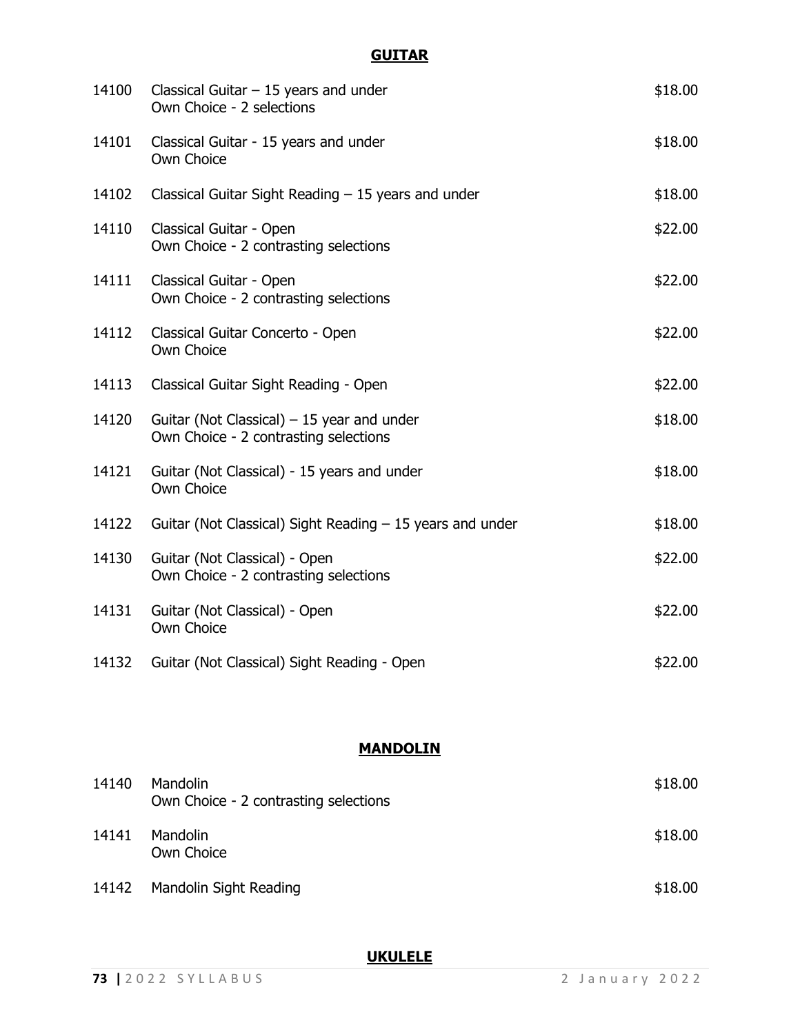## GUITAR

| | | |
|---|---|---|
| 14100 | Classical Guitar – 15 years and under<br>Own Choice - 2 selections | $18.00 |
| 14101 | Classical Guitar - 15 years and under<br>Own Choice | $18.00 |
| 14102 | Classical Guitar Sight Reading – 15 years and under | $18.00 |
| 14110 | Classical Guitar - Open<br>Own Choice - 2 contrasting selections | $22.00 |
| 14111 | Classical Guitar - Open<br>Own Choice - 2 contrasting selections | $22.00 |
| 14112 | Classical Guitar Concerto - Open<br>Own Choice | $22.00 |
| 14113 | Classical Guitar Sight Reading - Open | $22.00 |
| 14120 | Guitar (Not Classical) – 15 year and under<br>Own Choice - 2 contrasting selections | $18.00 |
| 14121 | Guitar (Not Classical) - 15 years and under<br>Own Choice | $18.00 |
| 14122 | Guitar (Not Classical) Sight Reading – 15 years and under | $18.00 |
| 14130 | Guitar (Not Classical) - Open<br>Own Choice - 2 contrasting selections | $22.00 |
| 14131 | Guitar (Not Classical) - Open<br>Own Choice | $22.00 |
| 14132 | Guitar (Not Classical) Sight Reading - Open | $22.00 |

## MANDOLIN

| | | |
|---|---|---|
| 14140 | Mandolin<br>Own Choice - 2 contrasting selections | $18.00 |
| 14141 | Mandolin<br>Own Choice | $18.00 |
| 14142 | Mandolin Sight Reading | $18.00 |

## UKULELE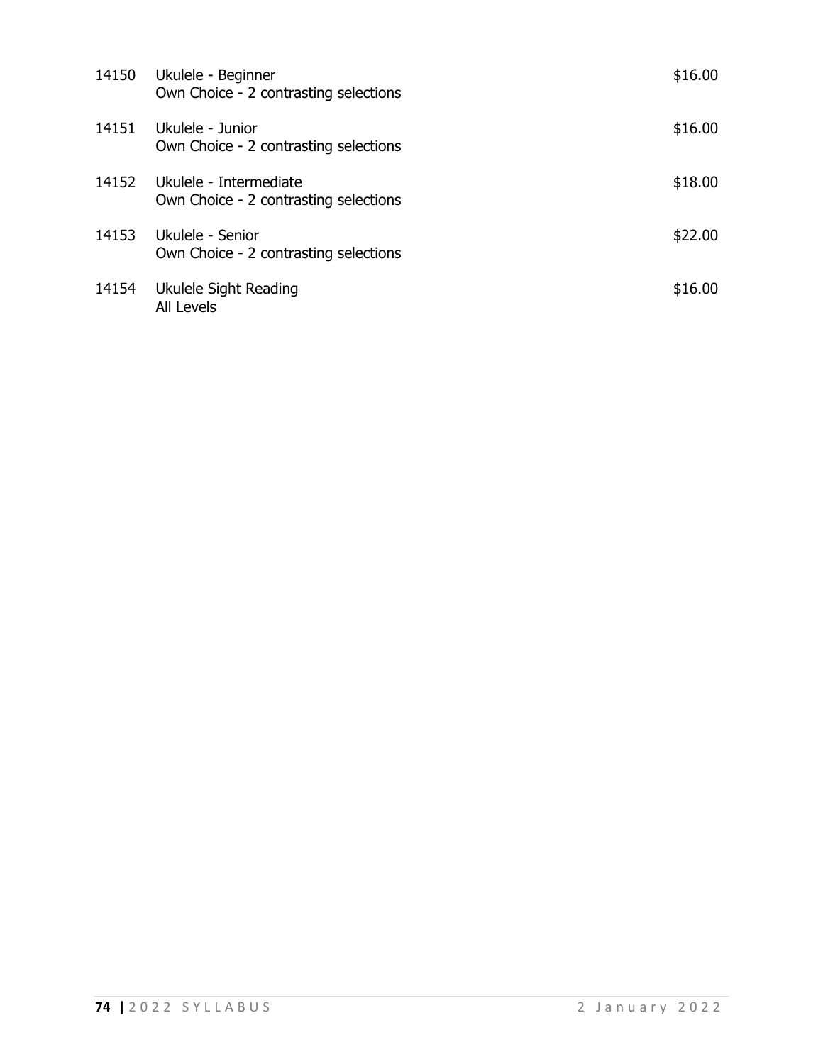| | | |
|---|---|---|
| 14150 | Ukulele - Beginner<br>Own Choice - 2 contrasting selections | $16.00 |
| 14151 | Ukulele - Junior<br>Own Choice - 2 contrasting selections | $16.00 |
| 14152 | Ukulele - Intermediate<br>Own Choice - 2 contrasting selections | $18.00 |
| 14153 | Ukulele - Senior<br>Own Choice - 2 contrasting selections | $22.00 |
| 14154 | Ukulele Sight Reading<br>All Levels | $16.00 |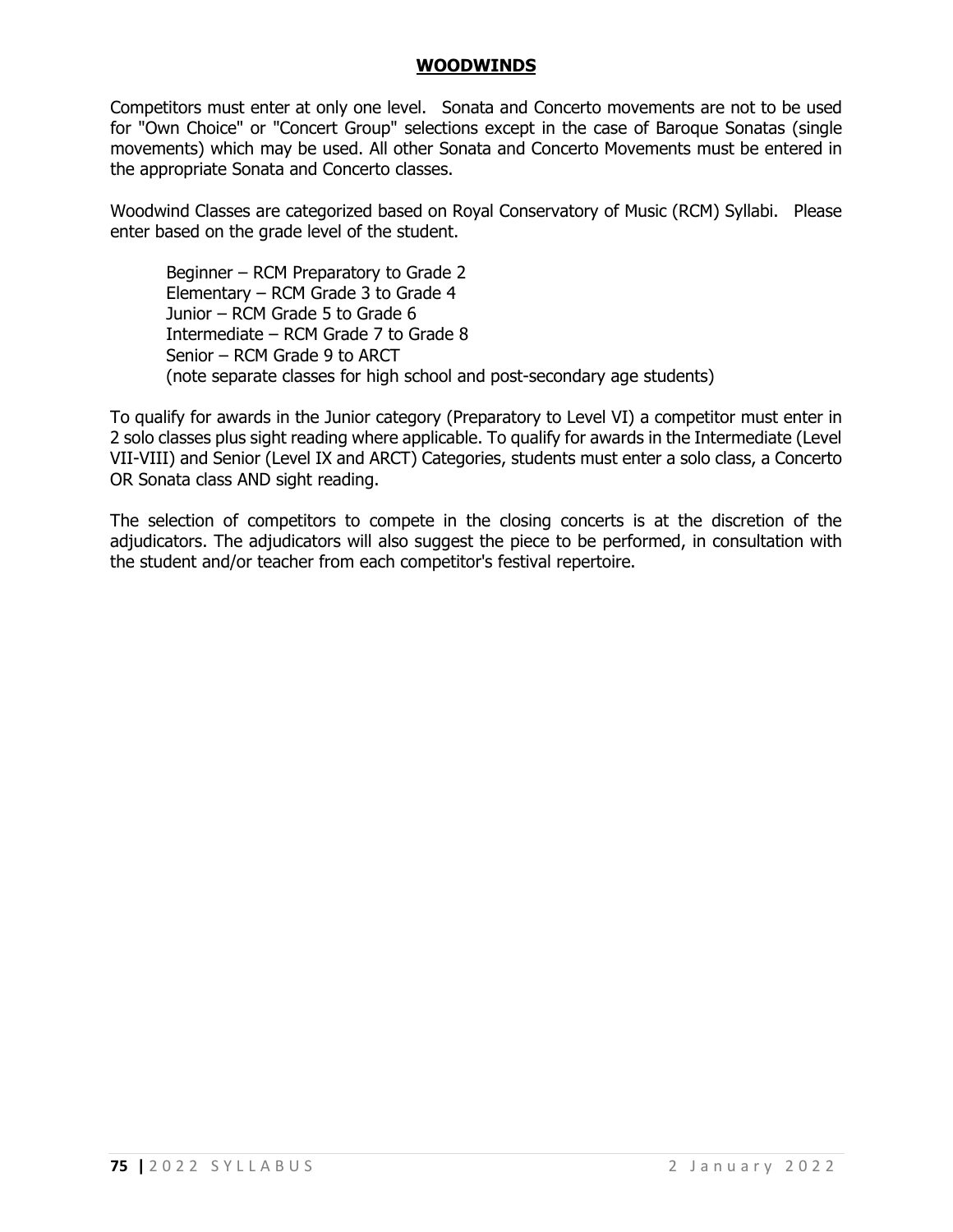## WOODWINDS

Competitors must enter at only one level. Sonata and Concerto movements are not to be used for "Own Choice" or "Concert Group" selections except in the case of Baroque Sonatas (single movements) which may be used. All other Sonata and Concerto Movements must be entered in the appropriate Sonata and Concerto classes.

Woodwind Classes are categorized based on Royal Conservatory of Music (RCM) Syllabi. Please enter based on the grade level of the student.

Beginner – RCM Preparatory to Grade 2
Elementary – RCM Grade 3 to Grade 4
Junior – RCM Grade 5 to Grade 6
Intermediate – RCM Grade 7 to Grade 8
Senior – RCM Grade 9 to ARCT
(note separate classes for high school and post-secondary age students)

To qualify for awards in the Junior category (Preparatory to Level VI) a competitor must enter in 2 solo classes plus sight reading where applicable. To qualify for awards in the Intermediate (Level VII-VIII) and Senior (Level IX and ARCT) Categories, students must enter a solo class, a Concerto OR Sonata class AND sight reading.

The selection of competitors to compete in the closing concerts is at the discretion of the adjudicators. The adjudicators will also suggest the piece to be performed, in consultation with the student and/or teacher from each competitor's festival repertoire.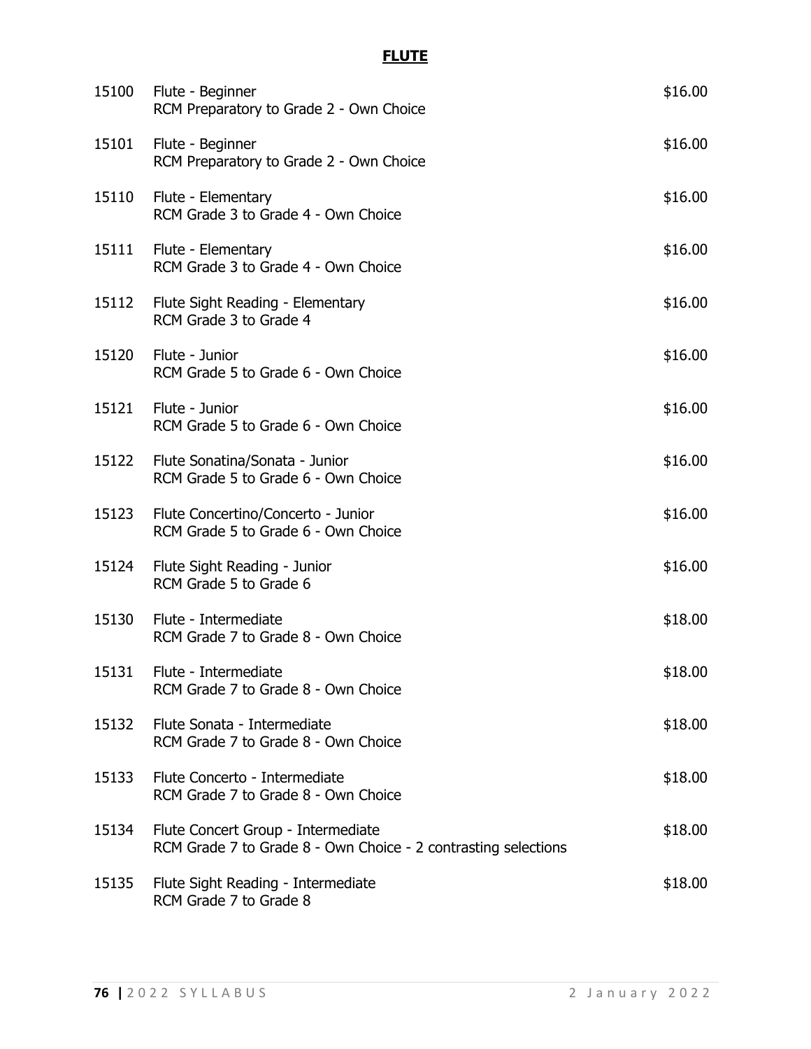# FLUTE

| | | |
|---|---|---|
| 15100 | Flute - Beginner<br>RCM Preparatory to Grade 2 - Own Choice | $16.00 |
| 15101 | Flute - Beginner<br>RCM Preparatory to Grade 2 - Own Choice | $16.00 |
| 15110 | Flute - Elementary<br>RCM Grade 3 to Grade 4 - Own Choice | $16.00 |
| 15111 | Flute - Elementary<br>RCM Grade 3 to Grade 4 - Own Choice | $16.00 |
| 15112 | Flute Sight Reading - Elementary<br>RCM Grade 3 to Grade 4 | $16.00 |
| 15120 | Flute - Junior<br>RCM Grade 5 to Grade 6 - Own Choice | $16.00 |
| 15121 | Flute - Junior<br>RCM Grade 5 to Grade 6 - Own Choice | $16.00 |
| 15122 | Flute Sonatina/Sonata - Junior<br>RCM Grade 5 to Grade 6 - Own Choice | $16.00 |
| 15123 | Flute Concertino/Concerto - Junior<br>RCM Grade 5 to Grade 6 - Own Choice | $16.00 |
| 15124 | Flute Sight Reading - Junior<br>RCM Grade 5 to Grade 6 | $16.00 |
| 15130 | Flute - Intermediate<br>RCM Grade 7 to Grade 8 - Own Choice | $18.00 |
| 15131 | Flute - Intermediate<br>RCM Grade 7 to Grade 8 - Own Choice | $18.00 |
| 15132 | Flute Sonata - Intermediate<br>RCM Grade 7 to Grade 8 - Own Choice | $18.00 |
| 15133 | Flute Concerto - Intermediate<br>RCM Grade 7 to Grade 8 - Own Choice | $18.00 |
| 15134 | Flute Concert Group - Intermediate<br>RCM Grade 7 to Grade 8 - Own Choice - 2 contrasting selections | $18.00 |
| 15135 | Flute Sight Reading - Intermediate<br>RCM Grade 7 to Grade 8 | $18.00 |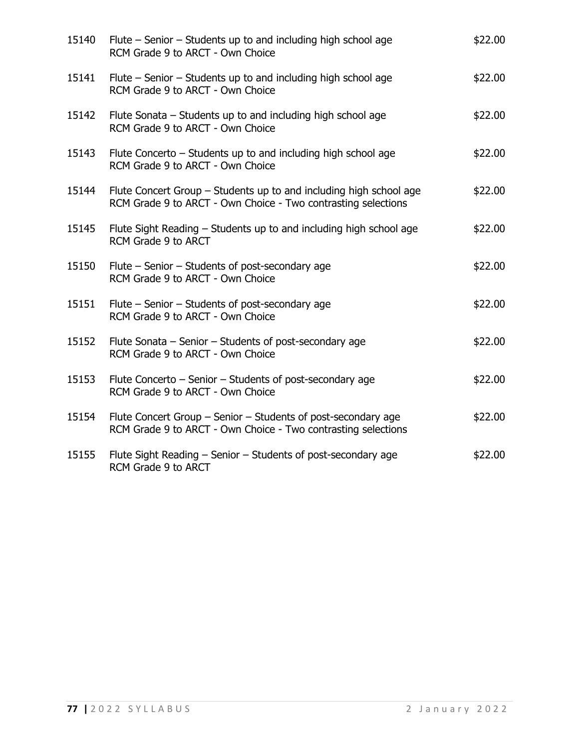| | | |
|---|---|---|
| 15140 | Flute – Senior – Students up to and including high school age<br>RCM Grade 9 to ARCT - Own Choice | $22.00 |
| 15141 | Flute – Senior – Students up to and including high school age<br>RCM Grade 9 to ARCT - Own Choice | $22.00 |
| 15142 | Flute Sonata – Students up to and including high school age<br>RCM Grade 9 to ARCT - Own Choice | $22.00 |
| 15143 | Flute Concerto – Students up to and including high school age<br>RCM Grade 9 to ARCT - Own Choice | $22.00 |
| 15144 | Flute Concert Group – Students up to and including high school age<br>RCM Grade 9 to ARCT - Own Choice - Two contrasting selections | $22.00 |
| 15145 | Flute Sight Reading – Students up to and including high school age<br>RCM Grade 9 to ARCT | $22.00 |
| 15150 | Flute – Senior – Students of post-secondary age<br>RCM Grade 9 to ARCT - Own Choice | $22.00 |
| 15151 | Flute – Senior – Students of post-secondary age<br>RCM Grade 9 to ARCT - Own Choice | $22.00 |
| 15152 | Flute Sonata – Senior – Students of post-secondary age<br>RCM Grade 9 to ARCT - Own Choice | $22.00 |
| 15153 | Flute Concerto – Senior – Students of post-secondary age<br>RCM Grade 9 to ARCT - Own Choice | $22.00 |
| 15154 | Flute Concert Group – Senior – Students of post-secondary age<br>RCM Grade 9 to ARCT - Own Choice - Two contrasting selections | $22.00 |
| 15155 | Flute Sight Reading – Senior – Students of post-secondary age<br>RCM Grade 9 to ARCT | $22.00 |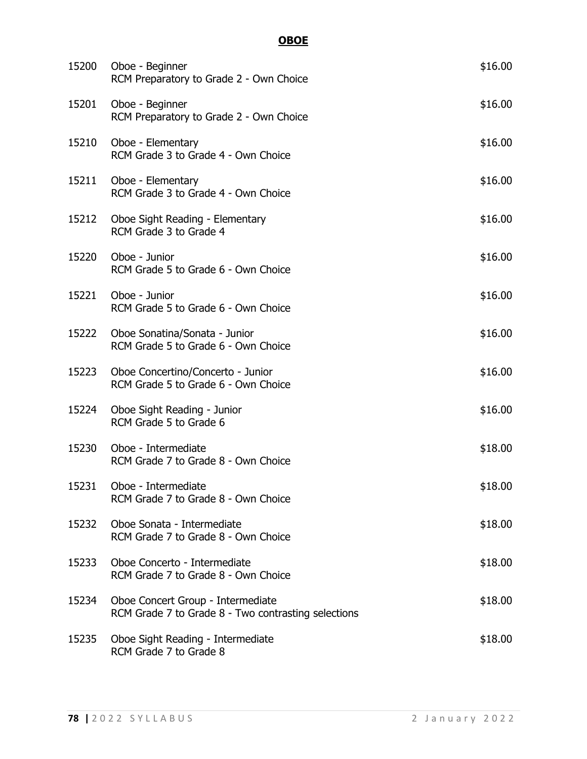## **OBOE**

| | | |
|---|---|---|
| 15200 | Oboe - Beginner<br>RCM Preparatory to Grade 2 - Own Choice | $16.00 |
| 15201 | Oboe - Beginner<br>RCM Preparatory to Grade 2 - Own Choice | $16.00 |
| 15210 | Oboe - Elementary<br>RCM Grade 3 to Grade 4 - Own Choice | $16.00 |
| 15211 | Oboe - Elementary<br>RCM Grade 3 to Grade 4 - Own Choice | $16.00 |
| 15212 | Oboe Sight Reading - Elementary<br>RCM Grade 3 to Grade 4 | $16.00 |
| 15220 | Oboe - Junior<br>RCM Grade 5 to Grade 6 - Own Choice | $16.00 |
| 15221 | Oboe - Junior<br>RCM Grade 5 to Grade 6 - Own Choice | $16.00 |
| 15222 | Oboe Sonatina/Sonata - Junior<br>RCM Grade 5 to Grade 6 - Own Choice | $16.00 |
| 15223 | Oboe Concertino/Concerto - Junior<br>RCM Grade 5 to Grade 6 - Own Choice | $16.00 |
| 15224 | Oboe Sight Reading - Junior<br>RCM Grade 5 to Grade 6 | $16.00 |
| 15230 | Oboe - Intermediate<br>RCM Grade 7 to Grade 8 - Own Choice | $18.00 |
| 15231 | Oboe - Intermediate<br>RCM Grade 7 to Grade 8 - Own Choice | $18.00 |
| 15232 | Oboe Sonata - Intermediate<br>RCM Grade 7 to Grade 8 - Own Choice | $18.00 |
| 15233 | Oboe Concerto - Intermediate<br>RCM Grade 7 to Grade 8 - Own Choice | $18.00 |
| 15234 | Oboe Concert Group - Intermediate<br>RCM Grade 7 to Grade 8 - Two contrasting selections | $18.00 |
| 15235 | Oboe Sight Reading - Intermediate<br>RCM Grade 7 to Grade 8 | $18.00 |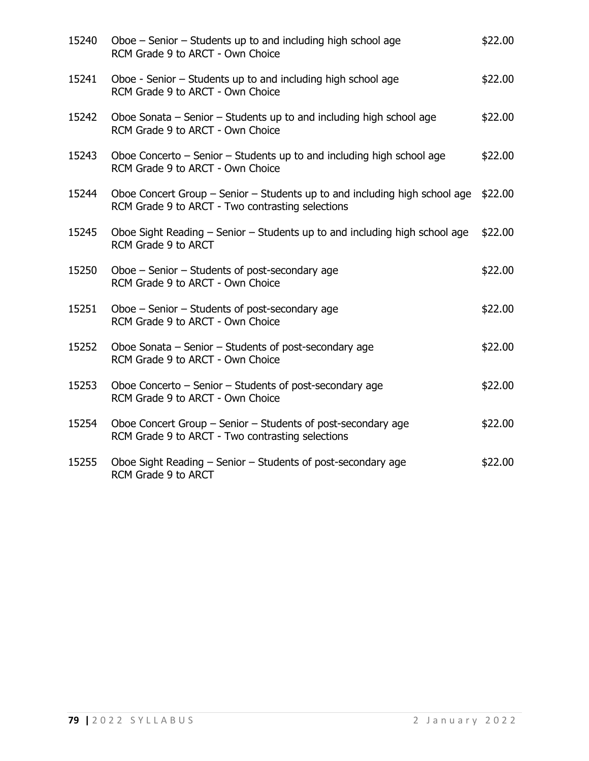| | | |
|---|---|---|
| 15240 | Oboe – Senior – Students up to and including high school age<br>RCM Grade 9 to ARCT - Own Choice | $22.00 |
| 15241 | Oboe - Senior – Students up to and including high school age<br>RCM Grade 9 to ARCT - Own Choice | $22.00 |
| 15242 | Oboe Sonata – Senior – Students up to and including high school age<br>RCM Grade 9 to ARCT - Own Choice | $22.00 |
| 15243 | Oboe Concerto – Senior – Students up to and including high school age<br>RCM Grade 9 to ARCT - Own Choice | $22.00 |
| 15244 | Oboe Concert Group – Senior – Students up to and including high school age<br>RCM Grade 9 to ARCT - Two contrasting selections | $22.00 |
| 15245 | Oboe Sight Reading – Senior – Students up to and including high school age<br>RCM Grade 9 to ARCT | $22.00 |
| 15250 | Oboe – Senior – Students of post-secondary age<br>RCM Grade 9 to ARCT - Own Choice | $22.00 |
| 15251 | Oboe – Senior – Students of post-secondary age<br>RCM Grade 9 to ARCT - Own Choice | $22.00 |
| 15252 | Oboe Sonata – Senior – Students of post-secondary age<br>RCM Grade 9 to ARCT - Own Choice | $22.00 |
| 15253 | Oboe Concerto – Senior – Students of post-secondary age<br>RCM Grade 9 to ARCT - Own Choice | $22.00 |
| 15254 | Oboe Concert Group – Senior – Students of post-secondary age<br>RCM Grade 9 to ARCT - Two contrasting selections | $22.00 |
| 15255 | Oboe Sight Reading – Senior – Students of post-secondary age<br>RCM Grade 9 to ARCT | $22.00 |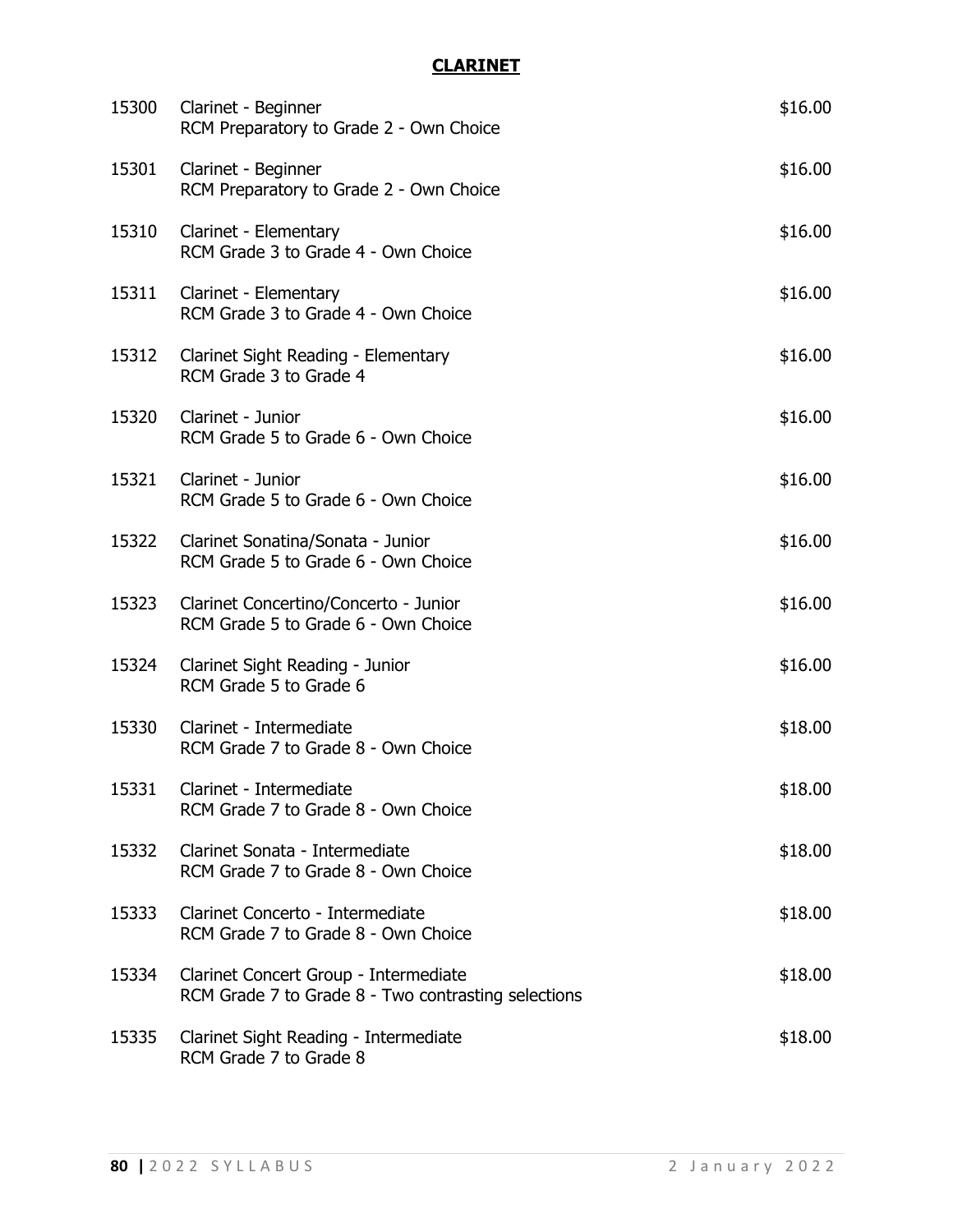# CLARINET

| | | |
|---|---|---|
| 15300 | Clarinet - Beginner<br>RCM Preparatory to Grade 2 - Own Choice | $16.00 |
| 15301 | Clarinet - Beginner<br>RCM Preparatory to Grade 2 - Own Choice | $16.00 |
| 15310 | Clarinet - Elementary<br>RCM Grade 3 to Grade 4 - Own Choice | $16.00 |
| 15311 | Clarinet - Elementary<br>RCM Grade 3 to Grade 4 - Own Choice | $16.00 |
| 15312 | Clarinet Sight Reading - Elementary<br>RCM Grade 3 to Grade 4 | $16.00 |
| 15320 | Clarinet - Junior<br>RCM Grade 5 to Grade 6 - Own Choice | $16.00 |
| 15321 | Clarinet - Junior<br>RCM Grade 5 to Grade 6 - Own Choice | $16.00 |
| 15322 | Clarinet Sonatina/Sonata - Junior<br>RCM Grade 5 to Grade 6 - Own Choice | $16.00 |
| 15323 | Clarinet Concertino/Concerto - Junior<br>RCM Grade 5 to Grade 6 - Own Choice | $16.00 |
| 15324 | Clarinet Sight Reading - Junior<br>RCM Grade 5 to Grade 6 | $16.00 |
| 15330 | Clarinet - Intermediate<br>RCM Grade 7 to Grade 8 - Own Choice | $18.00 |
| 15331 | Clarinet - Intermediate<br>RCM Grade 7 to Grade 8 - Own Choice | $18.00 |
| 15332 | Clarinet Sonata - Intermediate<br>RCM Grade 7 to Grade 8 - Own Choice | $18.00 |
| 15333 | Clarinet Concerto - Intermediate<br>RCM Grade 7 to Grade 8 - Own Choice | $18.00 |
| 15334 | Clarinet Concert Group - Intermediate<br>RCM Grade 7 to Grade 8 - Two contrasting selections | $18.00 |
| 15335 | Clarinet Sight Reading - Intermediate<br>RCM Grade 7 to Grade 8 | $18.00 |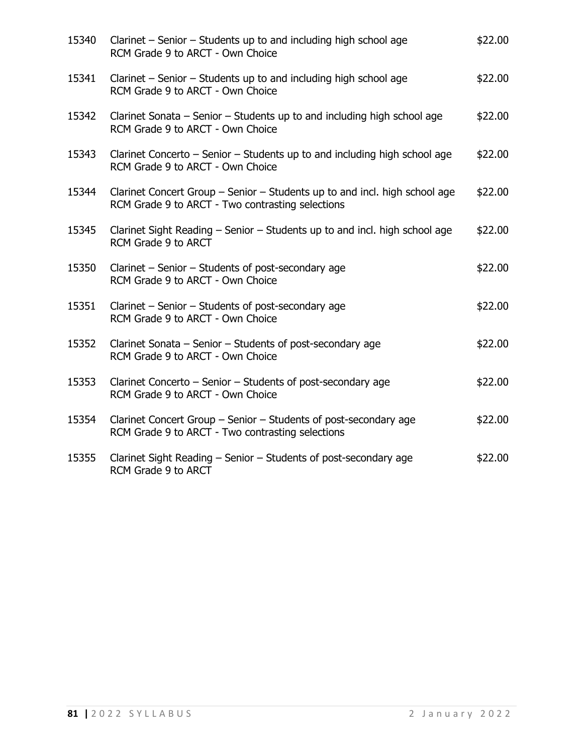| | | |
|---|---|---|
| 15340 | Clarinet – Senior – Students up to and including high school age<br>RCM Grade 9 to ARCT - Own Choice | $22.00 |
| 15341 | Clarinet – Senior – Students up to and including high school age<br>RCM Grade 9 to ARCT - Own Choice | $22.00 |
| 15342 | Clarinet Sonata – Senior – Students up to and including high school age<br>RCM Grade 9 to ARCT - Own Choice | $22.00 |
| 15343 | Clarinet Concerto – Senior – Students up to and including high school age<br>RCM Grade 9 to ARCT - Own Choice | $22.00 |
| 15344 | Clarinet Concert Group – Senior – Students up to and incl. high school age<br>RCM Grade 9 to ARCT - Two contrasting selections | $22.00 |
| 15345 | Clarinet Sight Reading – Senior – Students up to and incl. high school age<br>RCM Grade 9 to ARCT | $22.00 |
| 15350 | Clarinet – Senior – Students of post-secondary age<br>RCM Grade 9 to ARCT - Own Choice | $22.00 |
| 15351 | Clarinet – Senior – Students of post-secondary age<br>RCM Grade 9 to ARCT - Own Choice | $22.00 |
| 15352 | Clarinet Sonata – Senior – Students of post-secondary age<br>RCM Grade 9 to ARCT - Own Choice | $22.00 |
| 15353 | Clarinet Concerto – Senior – Students of post-secondary age<br>RCM Grade 9 to ARCT - Own Choice | $22.00 |
| 15354 | Clarinet Concert Group – Senior – Students of post-secondary age<br>RCM Grade 9 to ARCT - Two contrasting selections | $22.00 |
| 15355 | Clarinet Sight Reading – Senior – Students of post-secondary age<br>RCM Grade 9 to ARCT | $22.00 |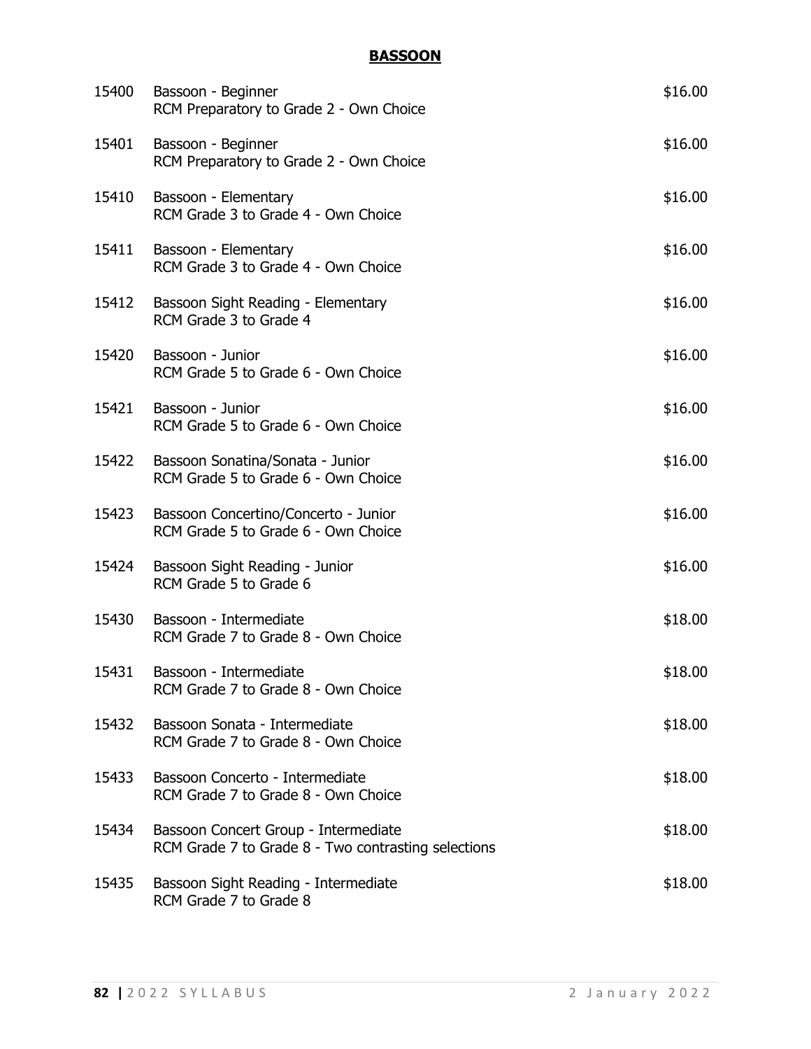## BASSOON

| | | |
|---|---|---|
| 15400 | Bassoon - Beginner<br>RCM Preparatory to Grade 2 - Own Choice | $16.00 |
| 15401 | Bassoon - Beginner<br>RCM Preparatory to Grade 2 - Own Choice | $16.00 |
| 15410 | Bassoon - Elementary<br>RCM Grade 3 to Grade 4 - Own Choice | $16.00 |
| 15411 | Bassoon - Elementary<br>RCM Grade 3 to Grade 4 - Own Choice | $16.00 |
| 15412 | Bassoon Sight Reading - Elementary<br>RCM Grade 3 to Grade 4 | $16.00 |
| 15420 | Bassoon - Junior<br>RCM Grade 5 to Grade 6 - Own Choice | $16.00 |
| 15421 | Bassoon - Junior<br>RCM Grade 5 to Grade 6 - Own Choice | $16.00 |
| 15422 | Bassoon Sonatina/Sonata - Junior<br>RCM Grade 5 to Grade 6 - Own Choice | $16.00 |
| 15423 | Bassoon Concertino/Concerto - Junior<br>RCM Grade 5 to Grade 6 - Own Choice | $16.00 |
| 15424 | Bassoon Sight Reading - Junior<br>RCM Grade 5 to Grade 6 | $16.00 |
| 15430 | Bassoon - Intermediate<br>RCM Grade 7 to Grade 8 - Own Choice | $18.00 |
| 15431 | Bassoon - Intermediate<br>RCM Grade 7 to Grade 8 - Own Choice | $18.00 |
| 15432 | Bassoon Sonata - Intermediate<br>RCM Grade 7 to Grade 8 - Own Choice | $18.00 |
| 15433 | Bassoon Concerto - Intermediate<br>RCM Grade 7 to Grade 8 - Own Choice | $18.00 |
| 15434 | Bassoon Concert Group - Intermediate<br>RCM Grade 7 to Grade 8 - Two contrasting selections | $18.00 |
| 15435 | Bassoon Sight Reading - Intermediate<br>RCM Grade 7 to Grade 8 | $18.00 |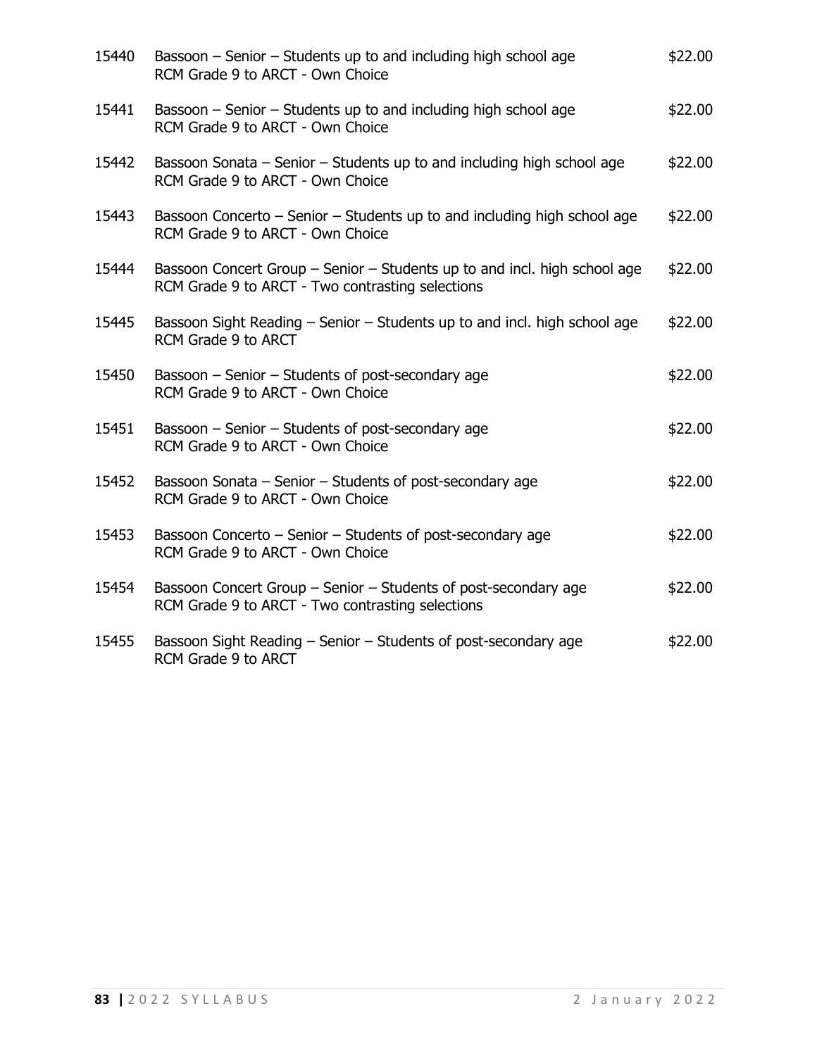| | | |
|---|---|---|
| 15440 | Bassoon – Senior – Students up to and including high school age<br>RCM Grade 9 to ARCT - Own Choice | \$22.00 |
| 15441 | Bassoon – Senior – Students up to and including high school age<br>RCM Grade 9 to ARCT - Own Choice | \$22.00 |
| 15442 | Bassoon Sonata – Senior – Students up to and including high school age<br>RCM Grade 9 to ARCT - Own Choice | \$22.00 |
| 15443 | Bassoon Concerto – Senior – Students up to and including high school age<br>RCM Grade 9 to ARCT - Own Choice | \$22.00 |
| 15444 | Bassoon Concert Group – Senior – Students up to and incl. high school age<br>RCM Grade 9 to ARCT - Two contrasting selections | \$22.00 |
| 15445 | Bassoon Sight Reading – Senior – Students up to and incl. high school age<br>RCM Grade 9 to ARCT | \$22.00 |
| 15450 | Bassoon – Senior – Students of post-secondary age<br>RCM Grade 9 to ARCT - Own Choice | \$22.00 |
| 15451 | Bassoon – Senior – Students of post-secondary age<br>RCM Grade 9 to ARCT - Own Choice | \$22.00 |
| 15452 | Bassoon Sonata – Senior – Students of post-secondary age<br>RCM Grade 9 to ARCT - Own Choice | \$22.00 |
| 15453 | Bassoon Concerto – Senior – Students of post-secondary age<br>RCM Grade 9 to ARCT - Own Choice | \$22.00 |
| 15454 | Bassoon Concert Group – Senior – Students of post-secondary age<br>RCM Grade 9 to ARCT - Two contrasting selections | \$22.00 |
| 15455 | Bassoon Sight Reading – Senior – Students of post-secondary age<br>RCM Grade 9 to ARCT | \$22.00 |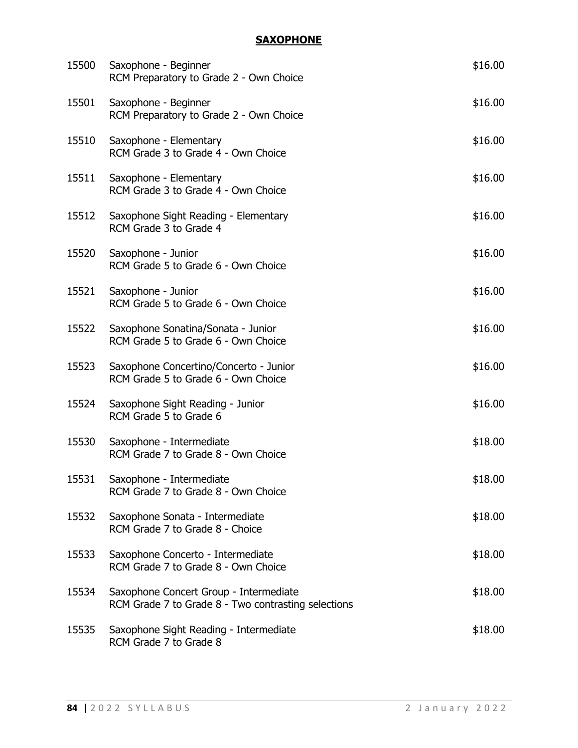## SAXOPHONE

| | | |
|---|---|---|
| 15500 | Saxophone - Beginner<br>RCM Preparatory to Grade 2 - Own Choice | $16.00 |
| 15501 | Saxophone - Beginner<br>RCM Preparatory to Grade 2 - Own Choice | $16.00 |
| 15510 | Saxophone - Elementary<br>RCM Grade 3 to Grade 4 - Own Choice | $16.00 |
| 15511 | Saxophone - Elementary<br>RCM Grade 3 to Grade 4 - Own Choice | $16.00 |
| 15512 | Saxophone Sight Reading - Elementary<br>RCM Grade 3 to Grade 4 | $16.00 |
| 15520 | Saxophone - Junior<br>RCM Grade 5 to Grade 6 - Own Choice | $16.00 |
| 15521 | Saxophone - Junior<br>RCM Grade 5 to Grade 6 - Own Choice | $16.00 |
| 15522 | Saxophone Sonatina/Sonata - Junior<br>RCM Grade 5 to Grade 6 - Own Choice | $16.00 |
| 15523 | Saxophone Concertino/Concerto - Junior<br>RCM Grade 5 to Grade 6 - Own Choice | $16.00 |
| 15524 | Saxophone Sight Reading - Junior<br>RCM Grade 5 to Grade 6 | $16.00 |
| 15530 | Saxophone - Intermediate<br>RCM Grade 7 to Grade 8 - Own Choice | $18.00 |
| 15531 | Saxophone - Intermediate<br>RCM Grade 7 to Grade 8 - Own Choice | $18.00 |
| 15532 | Saxophone Sonata - Intermediate<br>RCM Grade 7 to Grade 8 - Choice | $18.00 |
| 15533 | Saxophone Concerto - Intermediate<br>RCM Grade 7 to Grade 8 - Own Choice | $18.00 |
| 15534 | Saxophone Concert Group - Intermediate<br>RCM Grade 7 to Grade 8 - Two contrasting selections | $18.00 |
| 15535 | Saxophone Sight Reading - Intermediate<br>RCM Grade 7 to Grade 8 | $18.00 |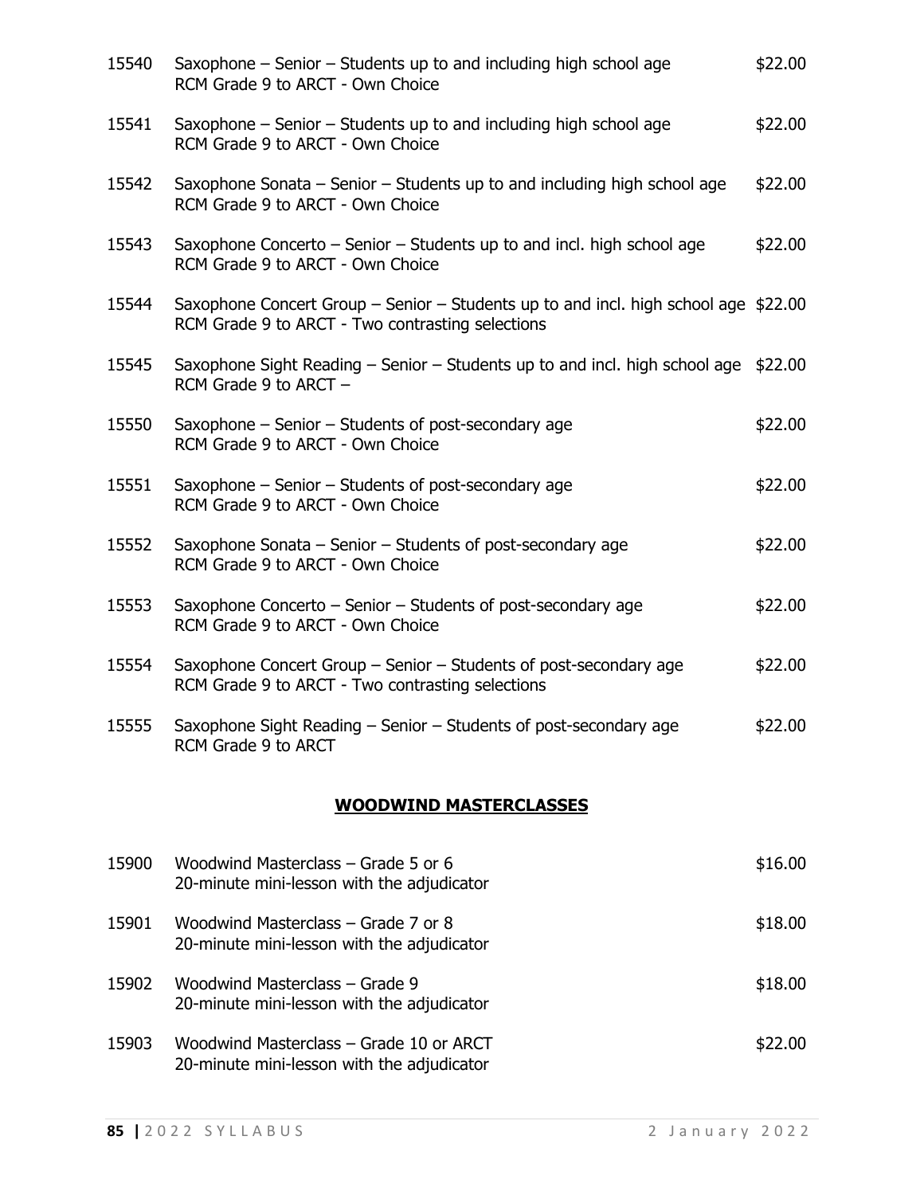15540 Saxophone – Senior – Students up to and including high school age — $22.00
RCM Grade 9 to ARCT - Own Choice

15541 Saxophone – Senior – Students up to and including high school age — $22.00
RCM Grade 9 to ARCT - Own Choice

15542 Saxophone Sonata – Senior – Students up to and including high school age — $22.00
RCM Grade 9 to ARCT - Own Choice

15543 Saxophone Concerto – Senior – Students up to and incl. high school age — $22.00
RCM Grade 9 to ARCT - Own Choice

15544 Saxophone Concert Group – Senior – Students up to and incl. high school age — $22.00
RCM Grade 9 to ARCT - Two contrasting selections

15545 Saxophone Sight Reading – Senior – Students up to and incl. high school age — $22.00
RCM Grade 9 to ARCT –

15550 Saxophone – Senior – Students of post-secondary age — $22.00
RCM Grade 9 to ARCT - Own Choice

15551 Saxophone – Senior – Students of post-secondary age — $22.00
RCM Grade 9 to ARCT - Own Choice

15552 Saxophone Sonata – Senior – Students of post-secondary age — $22.00
RCM Grade 9 to ARCT - Own Choice

15553 Saxophone Concerto – Senior – Students of post-secondary age — $22.00
RCM Grade 9 to ARCT - Own Choice

15554 Saxophone Concert Group – Senior – Students of post-secondary age — $22.00
RCM Grade 9 to ARCT - Two contrasting selections

15555 Saxophone Sight Reading – Senior – Students of post-secondary age — $22.00
RCM Grade 9 to ARCT

## WOODWIND MASTERCLASSES

15900 Woodwind Masterclass – Grade 5 or 6 — $16.00
20-minute mini-lesson with the adjudicator

15901 Woodwind Masterclass – Grade 7 or 8 — $18.00
20-minute mini-lesson with the adjudicator

15902 Woodwind Masterclass – Grade 9 — $18.00
20-minute mini-lesson with the adjudicator

15903 Woodwind Masterclass – Grade 10 or ARCT — $22.00
20-minute mini-lesson with the adjudicator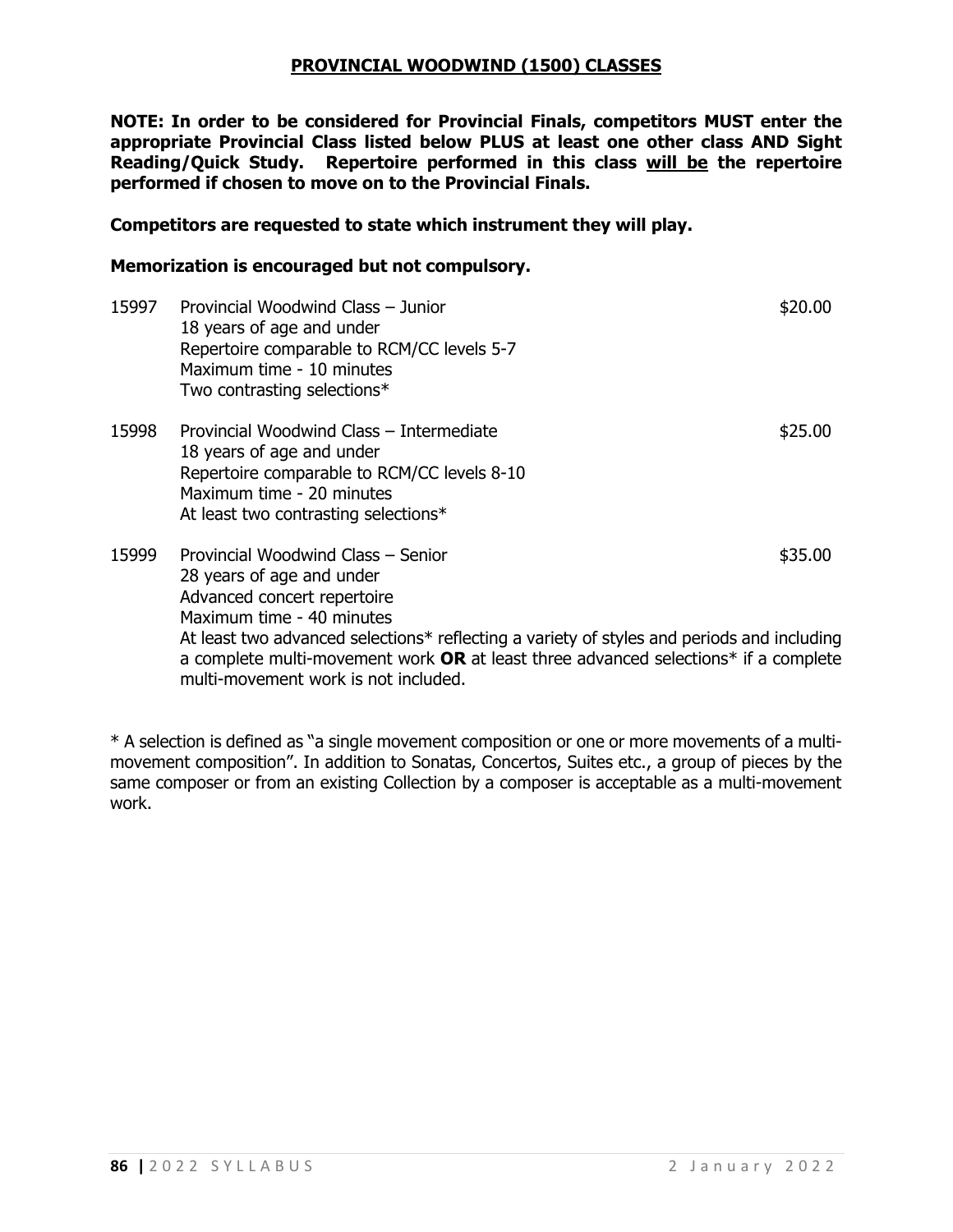## PROVINCIAL WOODWIND (1500) CLASSES

**NOTE: In order to be considered for Provincial Finals, competitors MUST enter the appropriate Provincial Class listed below PLUS at least one other class AND Sight Reading/Quick Study. Repertoire performed in this class will be the repertoire performed if chosen to move on to the Provincial Finals.**

**Competitors are requested to state which instrument they will play.**

**Memorization is encouraged but not compulsory.**

**15997** Provincial Woodwind Class – Junior — $20.00
18 years of age and under
Repertoire comparable to RCM/CC levels 5-7
Maximum time - 10 minutes
Two contrasting selections*

**15998** Provincial Woodwind Class – Intermediate — $25.00
18 years of age and under
Repertoire comparable to RCM/CC levels 8-10
Maximum time - 20 minutes
At least two contrasting selections*

**15999** Provincial Woodwind Class – Senior — $35.00
28 years of age and under
Advanced concert repertoire
Maximum time - 40 minutes
At least two advanced selections* reflecting a variety of styles and periods and including a complete multi-movement work **OR** at least three advanced selections* if a complete multi-movement work is not included.

* A selection is defined as "a single movement composition or one or more movements of a multi-movement composition". In addition to Sonatas, Concertos, Suites etc., a group of pieces by the same composer or from an existing Collection by a composer is acceptable as a multi-movement work.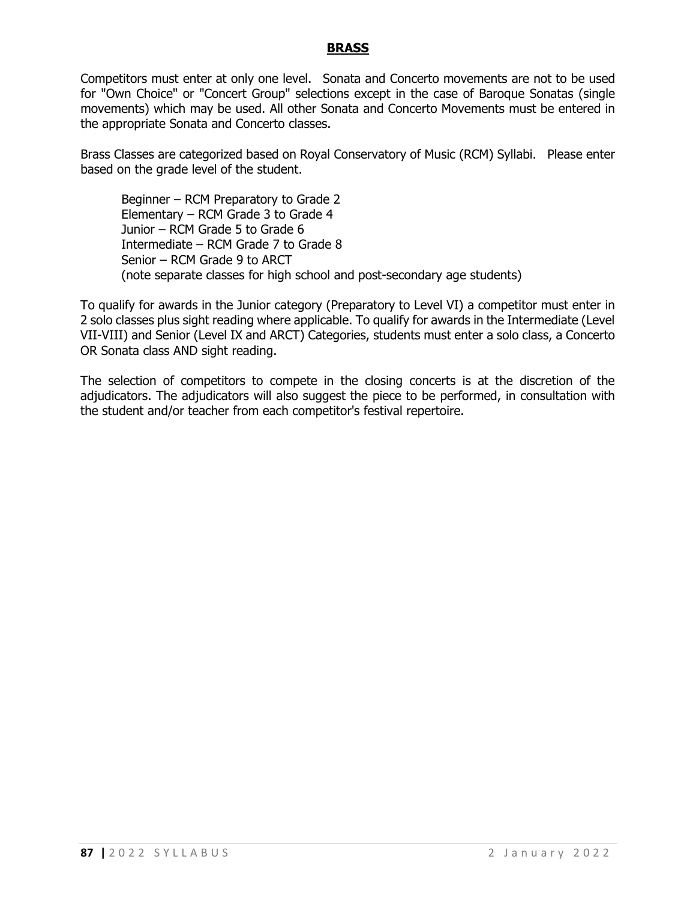## **BRASS**

Competitors must enter at only one level. Sonata and Concerto movements are not to be used for "Own Choice" or "Concert Group" selections except in the case of Baroque Sonatas (single movements) which may be used. All other Sonata and Concerto Movements must be entered in the appropriate Sonata and Concerto classes.

Brass Classes are categorized based on Royal Conservatory of Music (RCM) Syllabi. Please enter based on the grade level of the student.

Beginner – RCM Preparatory to Grade 2
Elementary – RCM Grade 3 to Grade 4
Junior – RCM Grade 5 to Grade 6
Intermediate – RCM Grade 7 to Grade 8
Senior – RCM Grade 9 to ARCT
(note separate classes for high school and post-secondary age students)

To qualify for awards in the Junior category (Preparatory to Level VI) a competitor must enter in 2 solo classes plus sight reading where applicable. To qualify for awards in the Intermediate (Level VII-VIII) and Senior (Level IX and ARCT) Categories, students must enter a solo class, a Concerto OR Sonata class AND sight reading.

The selection of competitors to compete in the closing concerts is at the discretion of the adjudicators. The adjudicators will also suggest the piece to be performed, in consultation with the student and/or teacher from each competitor's festival repertoire.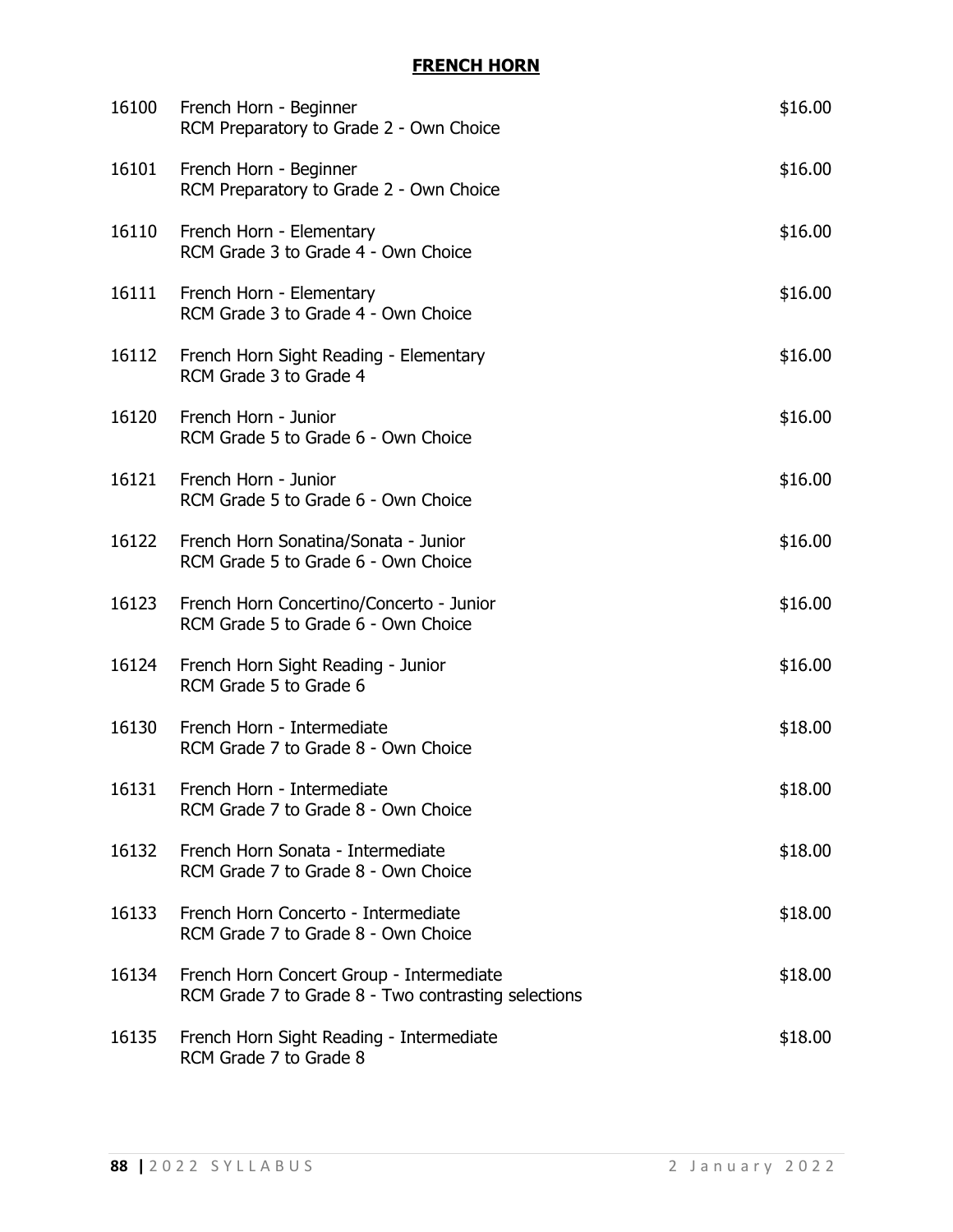## FRENCH HORN

| | | |
|---|---|---|
| 16100 | French Horn - Beginner<br>RCM Preparatory to Grade 2 - Own Choice | $16.00 |
| 16101 | French Horn - Beginner<br>RCM Preparatory to Grade 2 - Own Choice | $16.00 |
| 16110 | French Horn - Elementary<br>RCM Grade 3 to Grade 4 - Own Choice | $16.00 |
| 16111 | French Horn - Elementary<br>RCM Grade 3 to Grade 4 - Own Choice | $16.00 |
| 16112 | French Horn Sight Reading - Elementary<br>RCM Grade 3 to Grade 4 | $16.00 |
| 16120 | French Horn - Junior<br>RCM Grade 5 to Grade 6 - Own Choice | $16.00 |
| 16121 | French Horn - Junior<br>RCM Grade 5 to Grade 6 - Own Choice | $16.00 |
| 16122 | French Horn Sonatina/Sonata - Junior<br>RCM Grade 5 to Grade 6 - Own Choice | $16.00 |
| 16123 | French Horn Concertino/Concerto - Junior<br>RCM Grade 5 to Grade 6 - Own Choice | $16.00 |
| 16124 | French Horn Sight Reading - Junior<br>RCM Grade 5 to Grade 6 | $16.00 |
| 16130 | French Horn - Intermediate<br>RCM Grade 7 to Grade 8 - Own Choice | $18.00 |
| 16131 | French Horn - Intermediate<br>RCM Grade 7 to Grade 8 - Own Choice | $18.00 |
| 16132 | French Horn Sonata - Intermediate<br>RCM Grade 7 to Grade 8 - Own Choice | $18.00 |
| 16133 | French Horn Concerto - Intermediate<br>RCM Grade 7 to Grade 8 - Own Choice | $18.00 |
| 16134 | French Horn Concert Group - Intermediate<br>RCM Grade 7 to Grade 8 - Two contrasting selections | $18.00 |
| 16135 | French Horn Sight Reading - Intermediate<br>RCM Grade 7 to Grade 8 | $18.00 |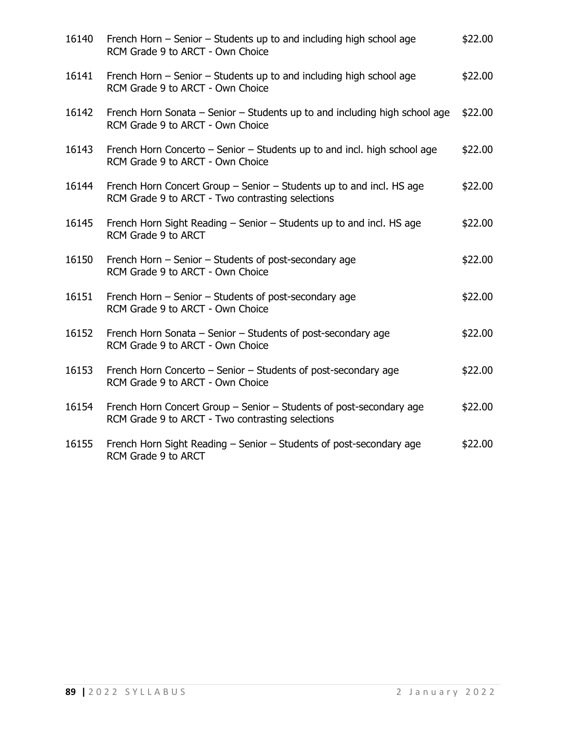| | | |
|---|---|---|
| 16140 | French Horn – Senior – Students up to and including high school age<br>RCM Grade 9 to ARCT - Own Choice | $22.00 |
| 16141 | French Horn – Senior – Students up to and including high school age<br>RCM Grade 9 to ARCT - Own Choice | $22.00 |
| 16142 | French Horn Sonata – Senior – Students up to and including high school age<br>RCM Grade 9 to ARCT - Own Choice | $22.00 |
| 16143 | French Horn Concerto – Senior – Students up to and incl. high school age<br>RCM Grade 9 to ARCT - Own Choice | $22.00 |
| 16144 | French Horn Concert Group – Senior – Students up to and incl. HS age<br>RCM Grade 9 to ARCT - Two contrasting selections | $22.00 |
| 16145 | French Horn Sight Reading – Senior – Students up to and incl. HS age<br>RCM Grade 9 to ARCT | $22.00 |
| 16150 | French Horn – Senior – Students of post-secondary age<br>RCM Grade 9 to ARCT - Own Choice | $22.00 |
| 16151 | French Horn – Senior – Students of post-secondary age<br>RCM Grade 9 to ARCT - Own Choice | $22.00 |
| 16152 | French Horn Sonata – Senior – Students of post-secondary age<br>RCM Grade 9 to ARCT - Own Choice | $22.00 |
| 16153 | French Horn Concerto – Senior – Students of post-secondary age<br>RCM Grade 9 to ARCT - Own Choice | $22.00 |
| 16154 | French Horn Concert Group – Senior – Students of post-secondary age<br>RCM Grade 9 to ARCT - Two contrasting selections | $22.00 |
| 16155 | French Horn Sight Reading – Senior – Students of post-secondary age<br>RCM Grade 9 to ARCT | $22.00 |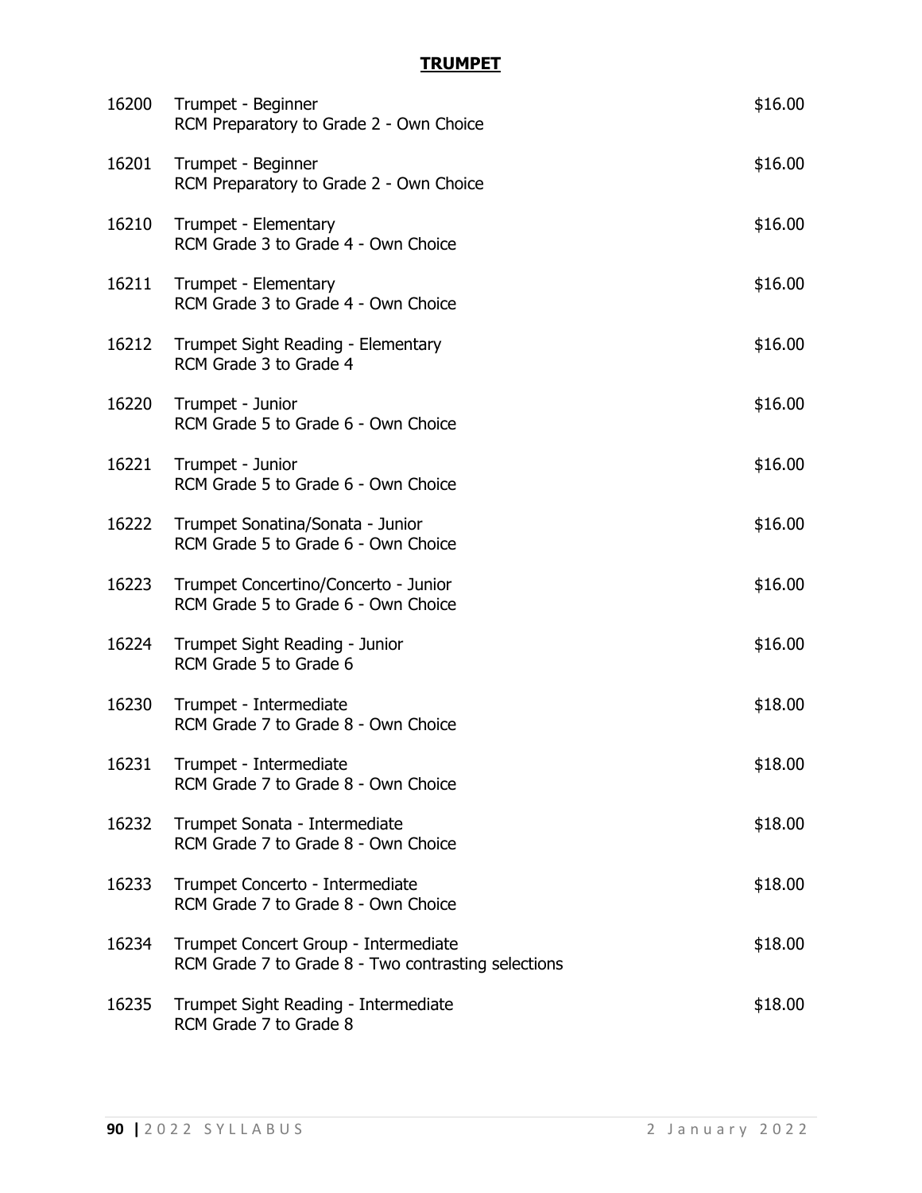# TRUMPET

| | | |
|---|---|---|
| 16200 | Trumpet - Beginner<br>RCM Preparatory to Grade 2 - Own Choice | $16.00 |
| 16201 | Trumpet - Beginner<br>RCM Preparatory to Grade 2 - Own Choice | $16.00 |
| 16210 | Trumpet - Elementary<br>RCM Grade 3 to Grade 4 - Own Choice | $16.00 |
| 16211 | Trumpet - Elementary<br>RCM Grade 3 to Grade 4 - Own Choice | $16.00 |
| 16212 | Trumpet Sight Reading - Elementary<br>RCM Grade 3 to Grade 4 | $16.00 |
| 16220 | Trumpet - Junior<br>RCM Grade 5 to Grade 6 - Own Choice | $16.00 |
| 16221 | Trumpet - Junior<br>RCM Grade 5 to Grade 6 - Own Choice | $16.00 |
| 16222 | Trumpet Sonatina/Sonata - Junior<br>RCM Grade 5 to Grade 6 - Own Choice | $16.00 |
| 16223 | Trumpet Concertino/Concerto - Junior<br>RCM Grade 5 to Grade 6 - Own Choice | $16.00 |
| 16224 | Trumpet Sight Reading - Junior<br>RCM Grade 5 to Grade 6 | $16.00 |
| 16230 | Trumpet - Intermediate<br>RCM Grade 7 to Grade 8 - Own Choice | $18.00 |
| 16231 | Trumpet - Intermediate<br>RCM Grade 7 to Grade 8 - Own Choice | $18.00 |
| 16232 | Trumpet Sonata - Intermediate<br>RCM Grade 7 to Grade 8 - Own Choice | $18.00 |
| 16233 | Trumpet Concerto - Intermediate<br>RCM Grade 7 to Grade 8 - Own Choice | $18.00 |
| 16234 | Trumpet Concert Group - Intermediate<br>RCM Grade 7 to Grade 8 - Two contrasting selections | $18.00 |
| 16235 | Trumpet Sight Reading - Intermediate<br>RCM Grade 7 to Grade 8 | $18.00 |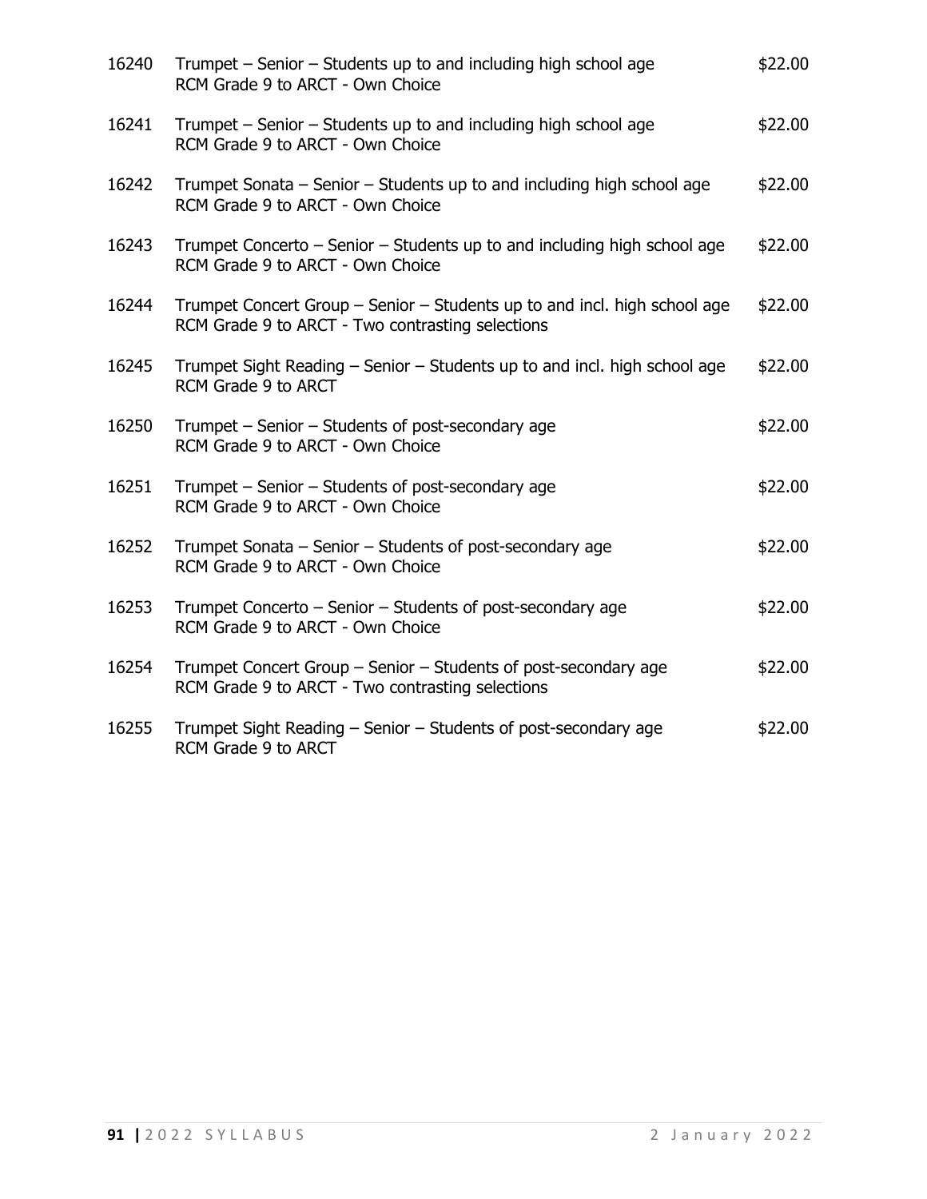16240 Trumpet – Senior – Students up to and including high school age — $22.00
RCM Grade 9 to ARCT - Own Choice

16241 Trumpet – Senior – Students up to and including high school age — $22.00
RCM Grade 9 to ARCT - Own Choice

16242 Trumpet Sonata – Senior – Students up to and including high school age — $22.00
RCM Grade 9 to ARCT - Own Choice

16243 Trumpet Concerto – Senior – Students up to and including high school age — $22.00
RCM Grade 9 to ARCT - Own Choice

16244 Trumpet Concert Group – Senior – Students up to and incl. high school age — $22.00
RCM Grade 9 to ARCT - Two contrasting selections

16245 Trumpet Sight Reading – Senior – Students up to and incl. high school age — $22.00
RCM Grade 9 to ARCT

16250 Trumpet – Senior – Students of post-secondary age — $22.00
RCM Grade 9 to ARCT - Own Choice

16251 Trumpet – Senior – Students of post-secondary age — $22.00
RCM Grade 9 to ARCT - Own Choice

16252 Trumpet Sonata – Senior – Students of post-secondary age — $22.00
RCM Grade 9 to ARCT - Own Choice

16253 Trumpet Concerto – Senior – Students of post-secondary age — $22.00
RCM Grade 9 to ARCT - Own Choice

16254 Trumpet Concert Group – Senior – Students of post-secondary age — $22.00
RCM Grade 9 to ARCT - Two contrasting selections

16255 Trumpet Sight Reading – Senior – Students of post-secondary age — $22.00
RCM Grade 9 to ARCT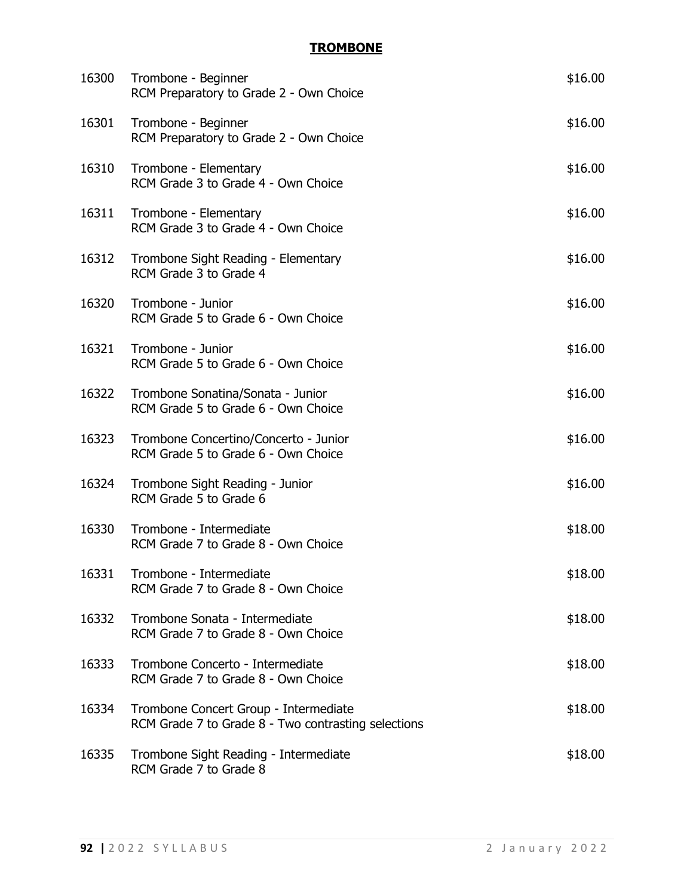# TROMBONE

| Class | Description | Fee |
|---|---|---|
| 16300 | Trombone - Beginner<br>RCM Preparatory to Grade 2 - Own Choice | $16.00 |
| 16301 | Trombone - Beginner<br>RCM Preparatory to Grade 2 - Own Choice | $16.00 |
| 16310 | Trombone - Elementary<br>RCM Grade 3 to Grade 4 - Own Choice | $16.00 |
| 16311 | Trombone - Elementary<br>RCM Grade 3 to Grade 4 - Own Choice | $16.00 |
| 16312 | Trombone Sight Reading - Elementary<br>RCM Grade 3 to Grade 4 | $16.00 |
| 16320 | Trombone - Junior<br>RCM Grade 5 to Grade 6 - Own Choice | $16.00 |
| 16321 | Trombone - Junior<br>RCM Grade 5 to Grade 6 - Own Choice | $16.00 |
| 16322 | Trombone Sonatina/Sonata - Junior<br>RCM Grade 5 to Grade 6 - Own Choice | $16.00 |
| 16323 | Trombone Concertino/Concerto - Junior<br>RCM Grade 5 to Grade 6 - Own Choice | $16.00 |
| 16324 | Trombone Sight Reading - Junior<br>RCM Grade 5 to Grade 6 | $16.00 |
| 16330 | Trombone - Intermediate<br>RCM Grade 7 to Grade 8 - Own Choice | $18.00 |
| 16331 | Trombone - Intermediate<br>RCM Grade 7 to Grade 8 - Own Choice | $18.00 |
| 16332 | Trombone Sonata - Intermediate<br>RCM Grade 7 to Grade 8 - Own Choice | $18.00 |
| 16333 | Trombone Concerto - Intermediate<br>RCM Grade 7 to Grade 8 - Own Choice | $18.00 |
| 16334 | Trombone Concert Group - Intermediate<br>RCM Grade 7 to Grade 8 - Two contrasting selections | $18.00 |
| 16335 | Trombone Sight Reading - Intermediate<br>RCM Grade 7 to Grade 8 | $18.00 |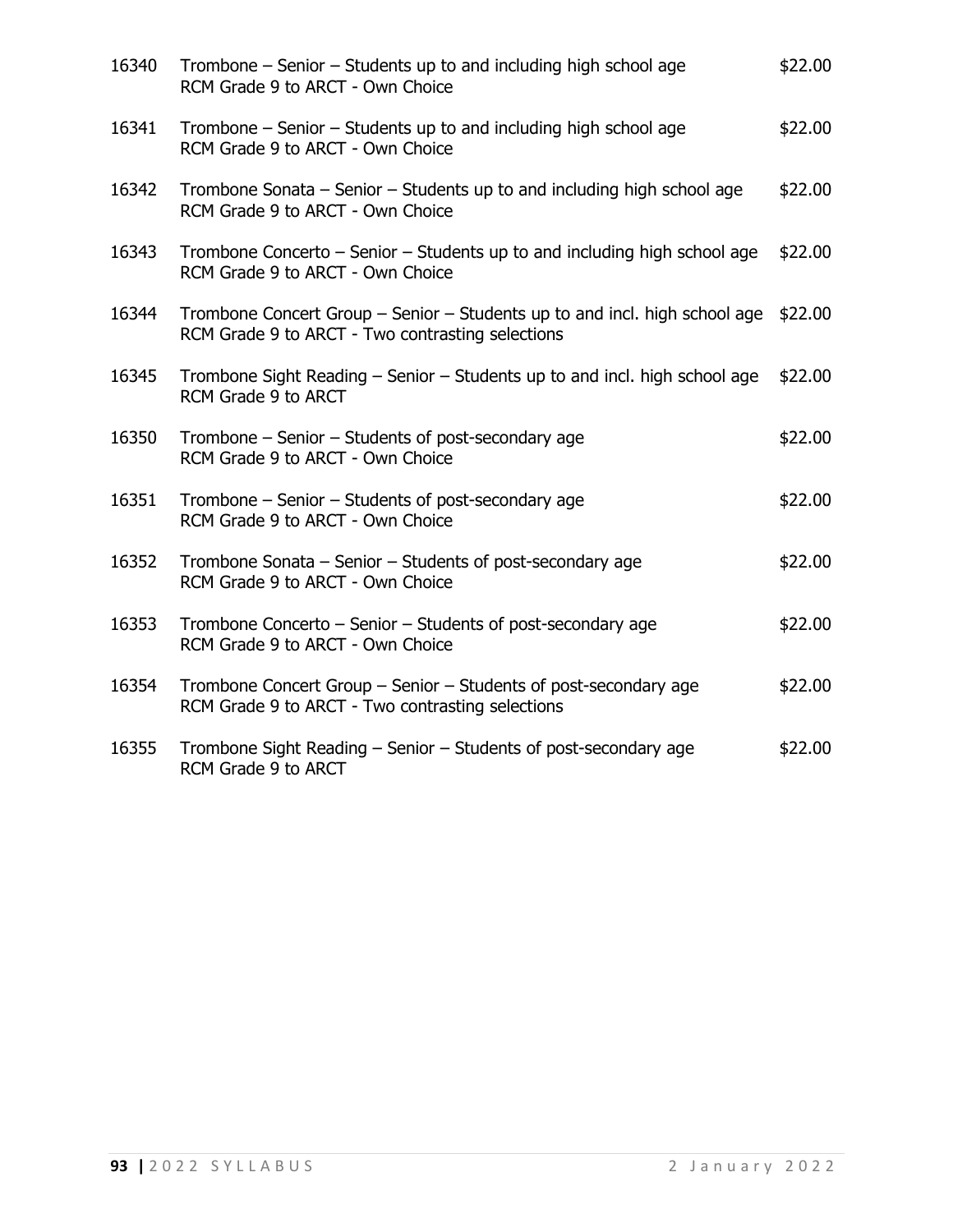16340 Trombone – Senior – Students up to and including high school age $22.00
RCM Grade 9 to ARCT - Own Choice

16341 Trombone – Senior – Students up to and including high school age $22.00
RCM Grade 9 to ARCT - Own Choice

16342 Trombone Sonata – Senior – Students up to and including high school age $22.00
RCM Grade 9 to ARCT - Own Choice

16343 Trombone Concerto – Senior – Students up to and including high school age $22.00
RCM Grade 9 to ARCT - Own Choice

16344 Trombone Concert Group – Senior – Students up to and incl. high school age $22.00
RCM Grade 9 to ARCT - Two contrasting selections

16345 Trombone Sight Reading – Senior – Students up to and incl. high school age $22.00
RCM Grade 9 to ARCT

16350 Trombone – Senior – Students of post-secondary age $22.00
RCM Grade 9 to ARCT - Own Choice

16351 Trombone – Senior – Students of post-secondary age $22.00
RCM Grade 9 to ARCT - Own Choice

16352 Trombone Sonata – Senior – Students of post-secondary age $22.00
RCM Grade 9 to ARCT - Own Choice

16353 Trombone Concerto – Senior – Students of post-secondary age $22.00
RCM Grade 9 to ARCT - Own Choice

16354 Trombone Concert Group – Senior – Students of post-secondary age $22.00
RCM Grade 9 to ARCT - Two contrasting selections

16355 Trombone Sight Reading – Senior – Students of post-secondary age $22.00
RCM Grade 9 to ARCT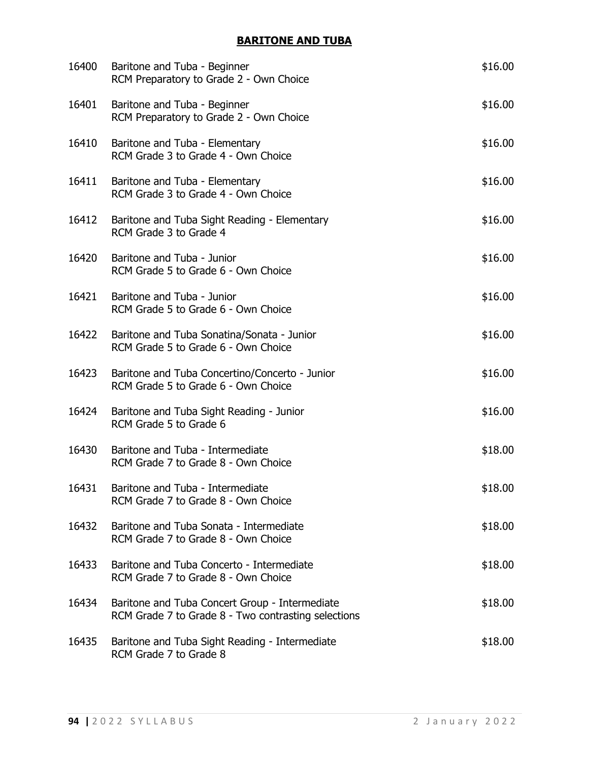## BARITONE AND TUBA

| | | |
|---|---|---|
| 16400 | Baritone and Tuba - Beginner<br>RCM Preparatory to Grade 2 - Own Choice | $16.00 |
| 16401 | Baritone and Tuba - Beginner<br>RCM Preparatory to Grade 2 - Own Choice | $16.00 |
| 16410 | Baritone and Tuba - Elementary<br>RCM Grade 3 to Grade 4 - Own Choice | $16.00 |
| 16411 | Baritone and Tuba - Elementary<br>RCM Grade 3 to Grade 4 - Own Choice | $16.00 |
| 16412 | Baritone and Tuba Sight Reading - Elementary<br>RCM Grade 3 to Grade 4 | $16.00 |
| 16420 | Baritone and Tuba - Junior<br>RCM Grade 5 to Grade 6 - Own Choice | $16.00 |
| 16421 | Baritone and Tuba - Junior<br>RCM Grade 5 to Grade 6 - Own Choice | $16.00 |
| 16422 | Baritone and Tuba Sonatina/Sonata - Junior<br>RCM Grade 5 to Grade 6 - Own Choice | $16.00 |
| 16423 | Baritone and Tuba Concertino/Concerto - Junior<br>RCM Grade 5 to Grade 6 - Own Choice | $16.00 |
| 16424 | Baritone and Tuba Sight Reading - Junior<br>RCM Grade 5 to Grade 6 | $16.00 |
| 16430 | Baritone and Tuba - Intermediate<br>RCM Grade 7 to Grade 8 - Own Choice | $18.00 |
| 16431 | Baritone and Tuba - Intermediate<br>RCM Grade 7 to Grade 8 - Own Choice | $18.00 |
| 16432 | Baritone and Tuba Sonata - Intermediate<br>RCM Grade 7 to Grade 8 - Own Choice | $18.00 |
| 16433 | Baritone and Tuba Concerto - Intermediate<br>RCM Grade 7 to Grade 8 - Own Choice | $18.00 |
| 16434 | Baritone and Tuba Concert Group - Intermediate<br>RCM Grade 7 to Grade 8 - Two contrasting selections | $18.00 |
| 16435 | Baritone and Tuba Sight Reading - Intermediate<br>RCM Grade 7 to Grade 8 | $18.00 |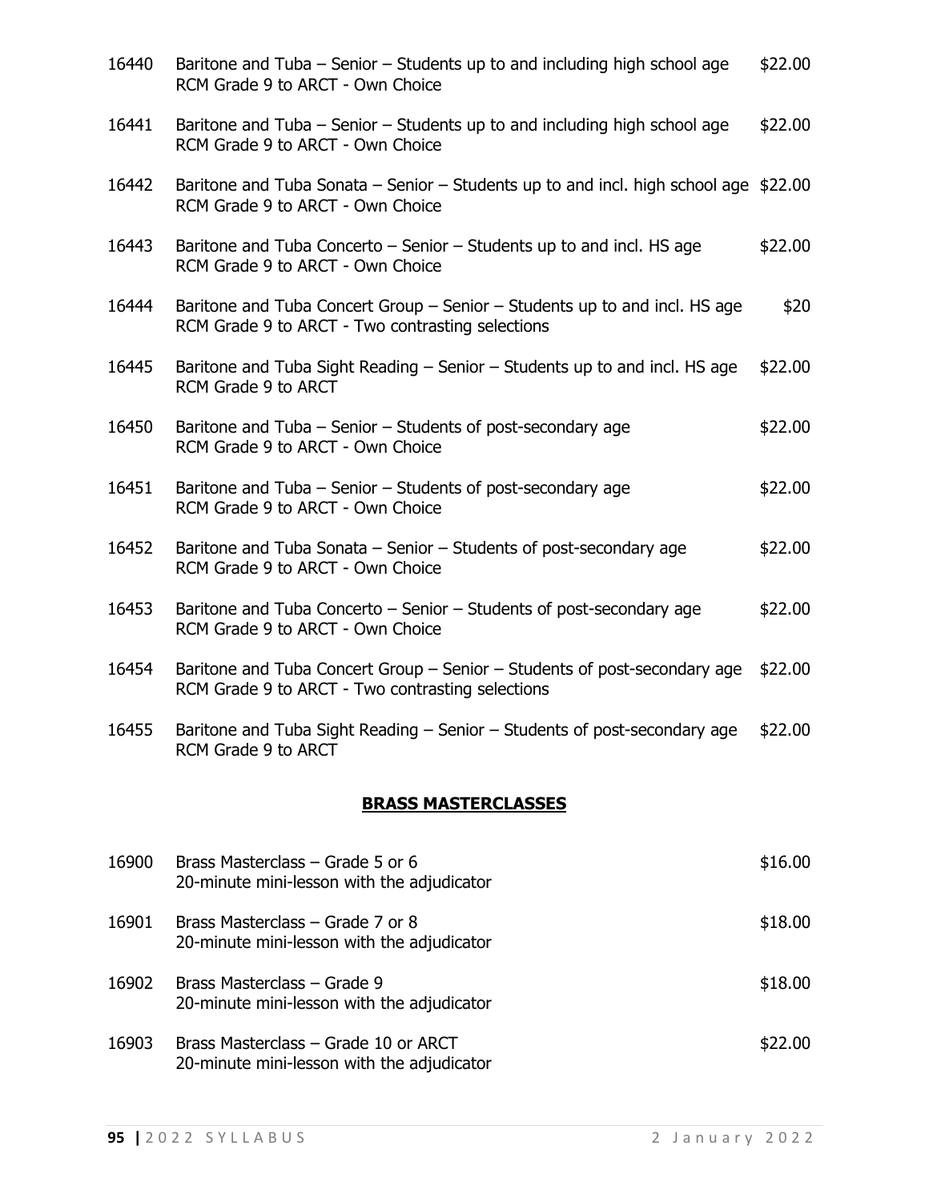16440 Baritone and Tuba – Senior – Students up to and including high school age $22.00
RCM Grade 9 to ARCT - Own Choice

16441 Baritone and Tuba – Senior – Students up to and including high school age $22.00
RCM Grade 9 to ARCT - Own Choice

16442 Baritone and Tuba Sonata – Senior – Students up to and incl. high school age $22.00
RCM Grade 9 to ARCT - Own Choice

16443 Baritone and Tuba Concerto – Senior – Students up to and incl. HS age $22.00
RCM Grade 9 to ARCT - Own Choice

16444 Baritone and Tuba Concert Group – Senior – Students up to and incl. HS age $20
RCM Grade 9 to ARCT - Two contrasting selections

16445 Baritone and Tuba Sight Reading – Senior – Students up to and incl. HS age $22.00
RCM Grade 9 to ARCT

16450 Baritone and Tuba – Senior – Students of post-secondary age $22.00
RCM Grade 9 to ARCT - Own Choice

16451 Baritone and Tuba – Senior – Students of post-secondary age $22.00
RCM Grade 9 to ARCT - Own Choice

16452 Baritone and Tuba Sonata – Senior – Students of post-secondary age $22.00
RCM Grade 9 to ARCT - Own Choice

16453 Baritone and Tuba Concerto – Senior – Students of post-secondary age $22.00
RCM Grade 9 to ARCT - Own Choice

16454 Baritone and Tuba Concert Group – Senior – Students of post-secondary age $22.00
RCM Grade 9 to ARCT - Two contrasting selections

16455 Baritone and Tuba Sight Reading – Senior – Students of post-secondary age $22.00
RCM Grade 9 to ARCT

## BRASS MASTERCLASSES

16900 Brass Masterclass – Grade 5 or 6 $16.00
20-minute mini-lesson with the adjudicator

16901 Brass Masterclass – Grade 7 or 8 $18.00
20-minute mini-lesson with the adjudicator

16902 Brass Masterclass – Grade 9 $18.00
20-minute mini-lesson with the adjudicator

16903 Brass Masterclass – Grade 10 or ARCT $22.00
20-minute mini-lesson with the adjudicator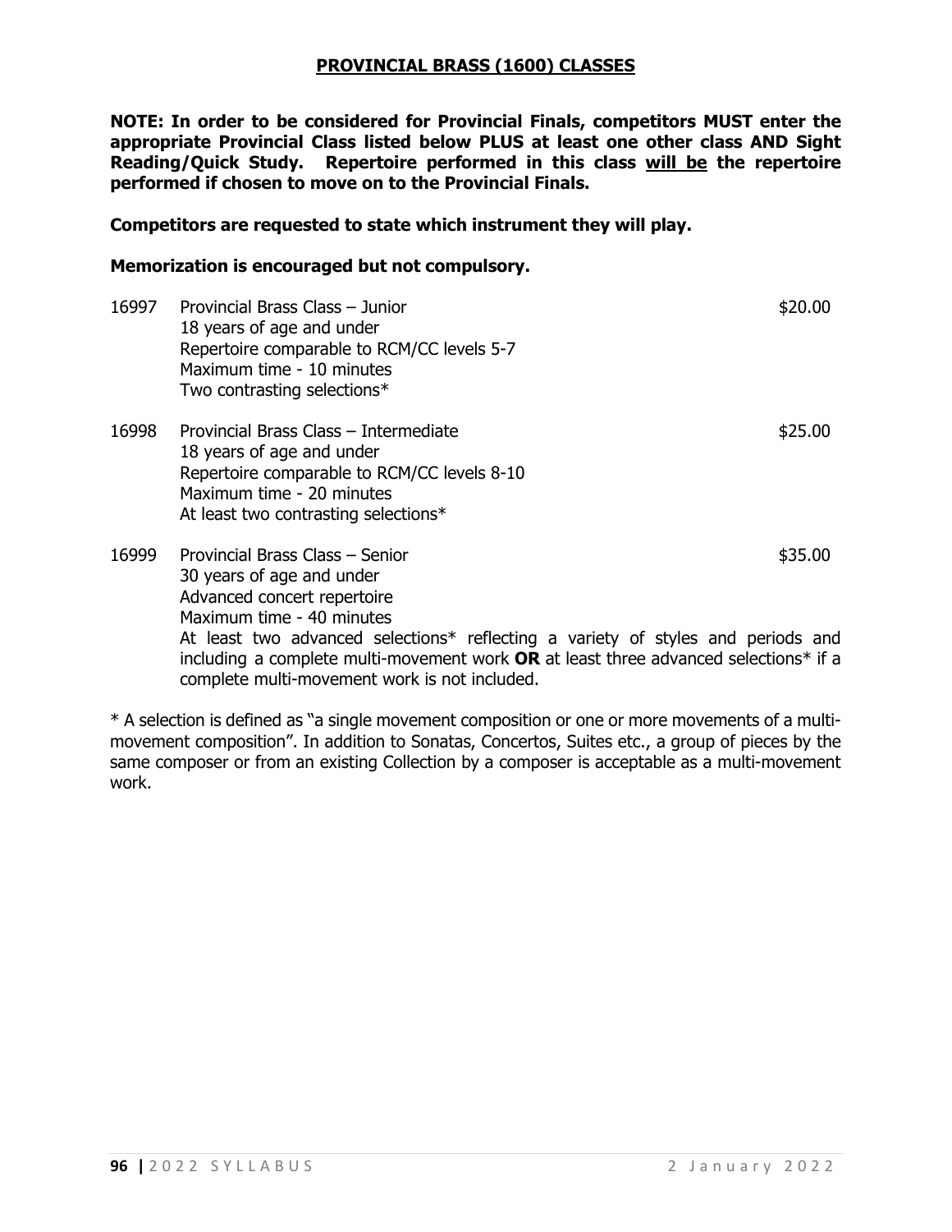## PROVINCIAL BRASS (1600) CLASSES

**NOTE: In order to be considered for Provincial Finals, competitors MUST enter the appropriate Provincial Class listed below PLUS at least one other class AND Sight Reading/Quick Study. Repertoire performed in this class <u>will be</u> the repertoire performed if chosen to move on to the Provincial Finals.**

**Competitors are requested to state which instrument they will play.**

**Memorization is encouraged but not compulsory.**

16997 Provincial Brass Class – Junior — $20.00
18 years of age and under
Repertoire comparable to RCM/CC levels 5-7
Maximum time - 10 minutes
Two contrasting selections*

16998 Provincial Brass Class – Intermediate — $25.00
18 years of age and under
Repertoire comparable to RCM/CC levels 8-10
Maximum time - 20 minutes
At least two contrasting selections*

16999 Provincial Brass Class – Senior — $35.00
30 years of age and under
Advanced concert repertoire
Maximum time - 40 minutes
At least two advanced selections* reflecting a variety of styles and periods and including a complete multi-movement work **OR** at least three advanced selections* if a complete multi-movement work is not included.

* A selection is defined as "a single movement composition or one or more movements of a multi-movement composition". In addition to Sonatas, Concertos, Suites etc., a group of pieces by the same composer or from an existing Collection by a composer is acceptable as a multi-movement work.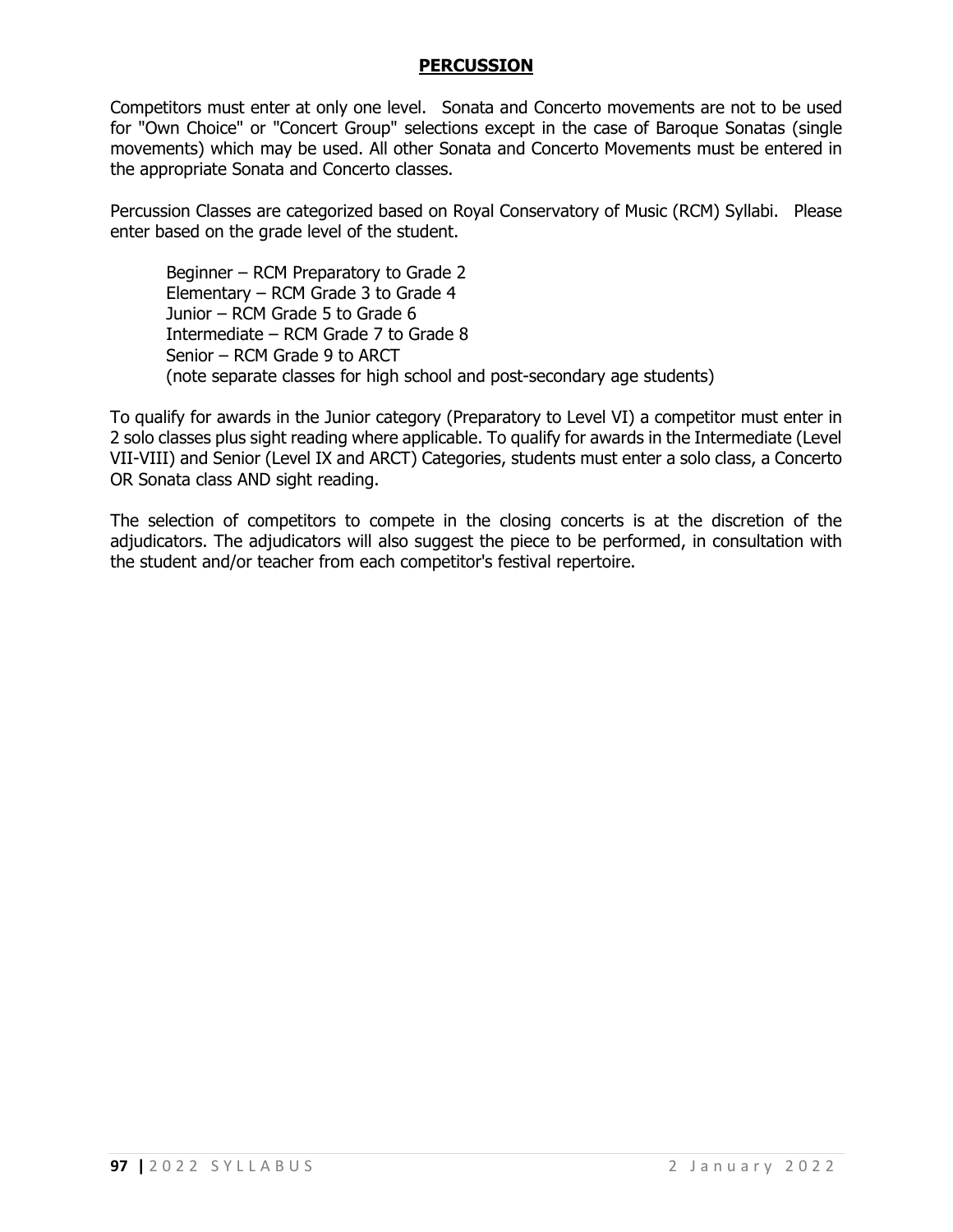# PERCUSSION

Competitors must enter at only one level. Sonata and Concerto movements are not to be used for "Own Choice" or "Concert Group" selections except in the case of Baroque Sonatas (single movements) which may be used. All other Sonata and Concerto Movements must be entered in the appropriate Sonata and Concerto classes.

Percussion Classes are categorized based on Royal Conservatory of Music (RCM) Syllabi. Please enter based on the grade level of the student.

Beginner – RCM Preparatory to Grade 2
Elementary – RCM Grade 3 to Grade 4
Junior – RCM Grade 5 to Grade 6
Intermediate – RCM Grade 7 to Grade 8
Senior – RCM Grade 9 to ARCT
(note separate classes for high school and post-secondary age students)

To qualify for awards in the Junior category (Preparatory to Level VI) a competitor must enter in 2 solo classes plus sight reading where applicable. To qualify for awards in the Intermediate (Level VII-VIII) and Senior (Level IX and ARCT) Categories, students must enter a solo class, a Concerto OR Sonata class AND sight reading.

The selection of competitors to compete in the closing concerts is at the discretion of the adjudicators. The adjudicators will also suggest the piece to be performed, in consultation with the student and/or teacher from each competitor's festival repertoire.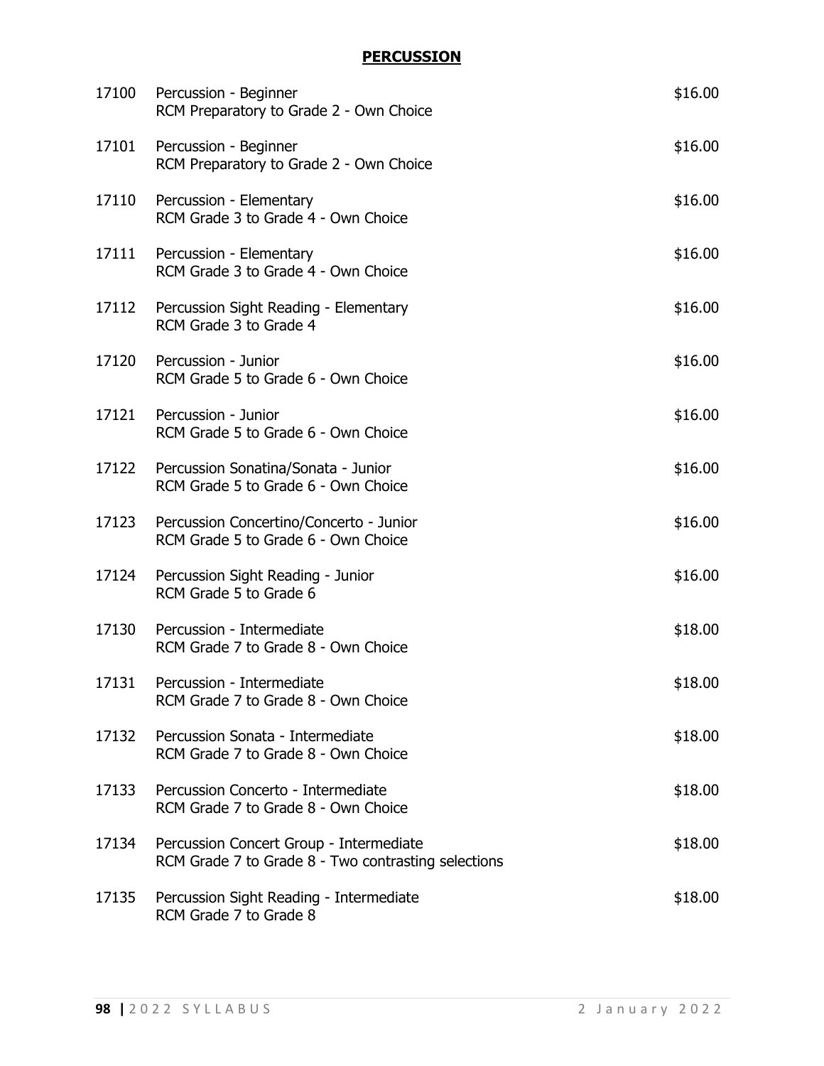## PERCUSSION

| | | |
|---|---|---|
| 17100 | Percussion - Beginner<br>RCM Preparatory to Grade 2 - Own Choice | $16.00 |
| 17101 | Percussion - Beginner<br>RCM Preparatory to Grade 2 - Own Choice | $16.00 |
| 17110 | Percussion - Elementary<br>RCM Grade 3 to Grade 4 - Own Choice | $16.00 |
| 17111 | Percussion - Elementary<br>RCM Grade 3 to Grade 4 - Own Choice | $16.00 |
| 17112 | Percussion Sight Reading - Elementary<br>RCM Grade 3 to Grade 4 | $16.00 |
| 17120 | Percussion - Junior<br>RCM Grade 5 to Grade 6 - Own Choice | $16.00 |
| 17121 | Percussion - Junior<br>RCM Grade 5 to Grade 6 - Own Choice | $16.00 |
| 17122 | Percussion Sonatina/Sonata - Junior<br>RCM Grade 5 to Grade 6 - Own Choice | $16.00 |
| 17123 | Percussion Concertino/Concerto - Junior<br>RCM Grade 5 to Grade 6 - Own Choice | $16.00 |
| 17124 | Percussion Sight Reading - Junior<br>RCM Grade 5 to Grade 6 | $16.00 |
| 17130 | Percussion - Intermediate<br>RCM Grade 7 to Grade 8 - Own Choice | $18.00 |
| 17131 | Percussion - Intermediate<br>RCM Grade 7 to Grade 8 - Own Choice | $18.00 |
| 17132 | Percussion Sonata - Intermediate<br>RCM Grade 7 to Grade 8 - Own Choice | $18.00 |
| 17133 | Percussion Concerto - Intermediate<br>RCM Grade 7 to Grade 8 - Own Choice | $18.00 |
| 17134 | Percussion Concert Group - Intermediate<br>RCM Grade 7 to Grade 8 - Two contrasting selections | $18.00 |
| 17135 | Percussion Sight Reading - Intermediate<br>RCM Grade 7 to Grade 8 | $18.00 |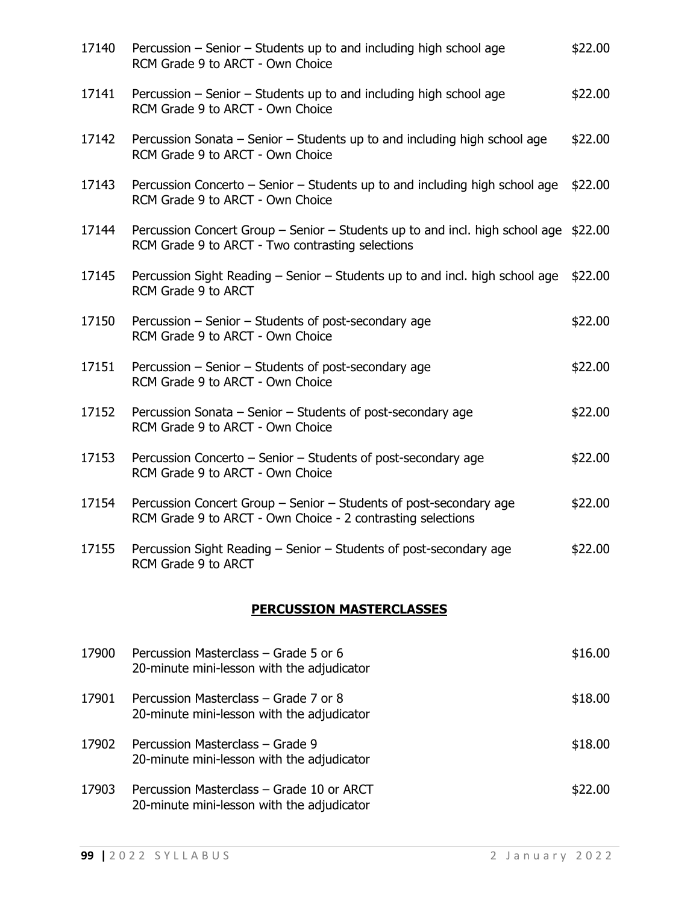| | | |
|---|---|---|
| 17140 | Percussion – Senior – Students up to and including high school age<br>RCM Grade 9 to ARCT - Own Choice | $22.00 |
| 17141 | Percussion – Senior – Students up to and including high school age<br>RCM Grade 9 to ARCT - Own Choice | $22.00 |
| 17142 | Percussion Sonata – Senior – Students up to and including high school age<br>RCM Grade 9 to ARCT - Own Choice | $22.00 |
| 17143 | Percussion Concerto – Senior – Students up to and including high school age<br>RCM Grade 9 to ARCT - Own Choice | $22.00 |
| 17144 | Percussion Concert Group – Senior – Students up to and incl. high school age<br>RCM Grade 9 to ARCT - Two contrasting selections | $22.00 |
| 17145 | Percussion Sight Reading – Senior – Students up to and incl. high school age<br>RCM Grade 9 to ARCT | $22.00 |
| 17150 | Percussion – Senior – Students of post-secondary age<br>RCM Grade 9 to ARCT - Own Choice | $22.00 |
| 17151 | Percussion – Senior – Students of post-secondary age<br>RCM Grade 9 to ARCT - Own Choice | $22.00 |
| 17152 | Percussion Sonata – Senior – Students of post-secondary age<br>RCM Grade 9 to ARCT - Own Choice | $22.00 |
| 17153 | Percussion Concerto – Senior – Students of post-secondary age<br>RCM Grade 9 to ARCT - Own Choice | $22.00 |
| 17154 | Percussion Concert Group – Senior – Students of post-secondary age<br>RCM Grade 9 to ARCT - Own Choice - 2 contrasting selections | $22.00 |
| 17155 | Percussion Sight Reading – Senior – Students of post-secondary age<br>RCM Grade 9 to ARCT | $22.00 |

## PERCUSSION MASTERCLASSES

| | | |
|---|---|---|
| 17900 | Percussion Masterclass – Grade 5 or 6<br>20-minute mini-lesson with the adjudicator | $16.00 |
| 17901 | Percussion Masterclass – Grade 7 or 8<br>20-minute mini-lesson with the adjudicator | $18.00 |
| 17902 | Percussion Masterclass – Grade 9<br>20-minute mini-lesson with the adjudicator | $18.00 |
| 17903 | Percussion Masterclass – Grade 10 or ARCT<br>20-minute mini-lesson with the adjudicator | $22.00 |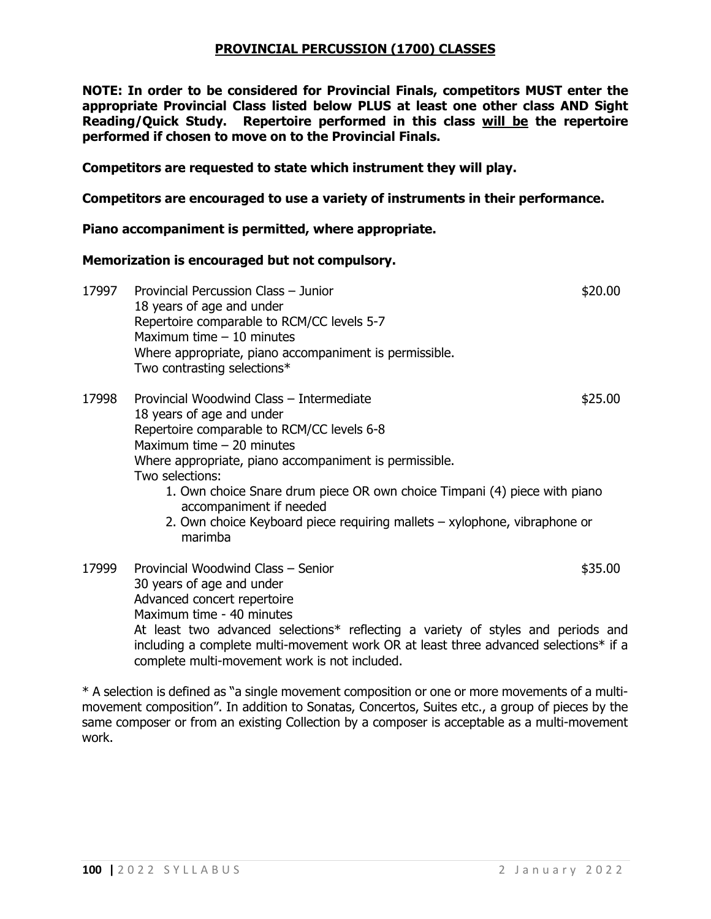## PROVINCIAL PERCUSSION (1700) CLASSES

**NOTE: In order to be considered for Provincial Finals, competitors MUST enter the appropriate Provincial Class listed below PLUS at least one other class AND Sight Reading/Quick Study. Repertoire performed in this class will be the repertoire performed if chosen to move on to the Provincial Finals.**

**Competitors are requested to state which instrument they will play.**

**Competitors are encouraged to use a variety of instruments in their performance.**

**Piano accompaniment is permitted, where appropriate.**

**Memorization is encouraged but not compulsory.**

17997 Provincial Percussion Class – Junior — $20.00
18 years of age and under
Repertoire comparable to RCM/CC levels 5-7
Maximum time – 10 minutes
Where appropriate, piano accompaniment is permissible.
Two contrasting selections*

17998 Provincial Woodwind Class – Intermediate — $25.00
18 years of age and under
Repertoire comparable to RCM/CC levels 6-8
Maximum time – 20 minutes
Where appropriate, piano accompaniment is permissible.
Two selections:

1. Own choice Snare drum piece OR own choice Timpani (4) piece with piano accompaniment if needed
2. Own choice Keyboard piece requiring mallets – xylophone, vibraphone or marimba

17999 Provincial Woodwind Class – Senior — $35.00
30 years of age and under
Advanced concert repertoire
Maximum time - 40 minutes
At least two advanced selections* reflecting a variety of styles and periods and including a complete multi-movement work OR at least three advanced selections* if a complete multi-movement work is not included.

* A selection is defined as "a single movement composition or one or more movements of a multi-movement composition". In addition to Sonatas, Concertos, Suites etc., a group of pieces by the same composer or from an existing Collection by a composer is acceptable as a multi-movement work.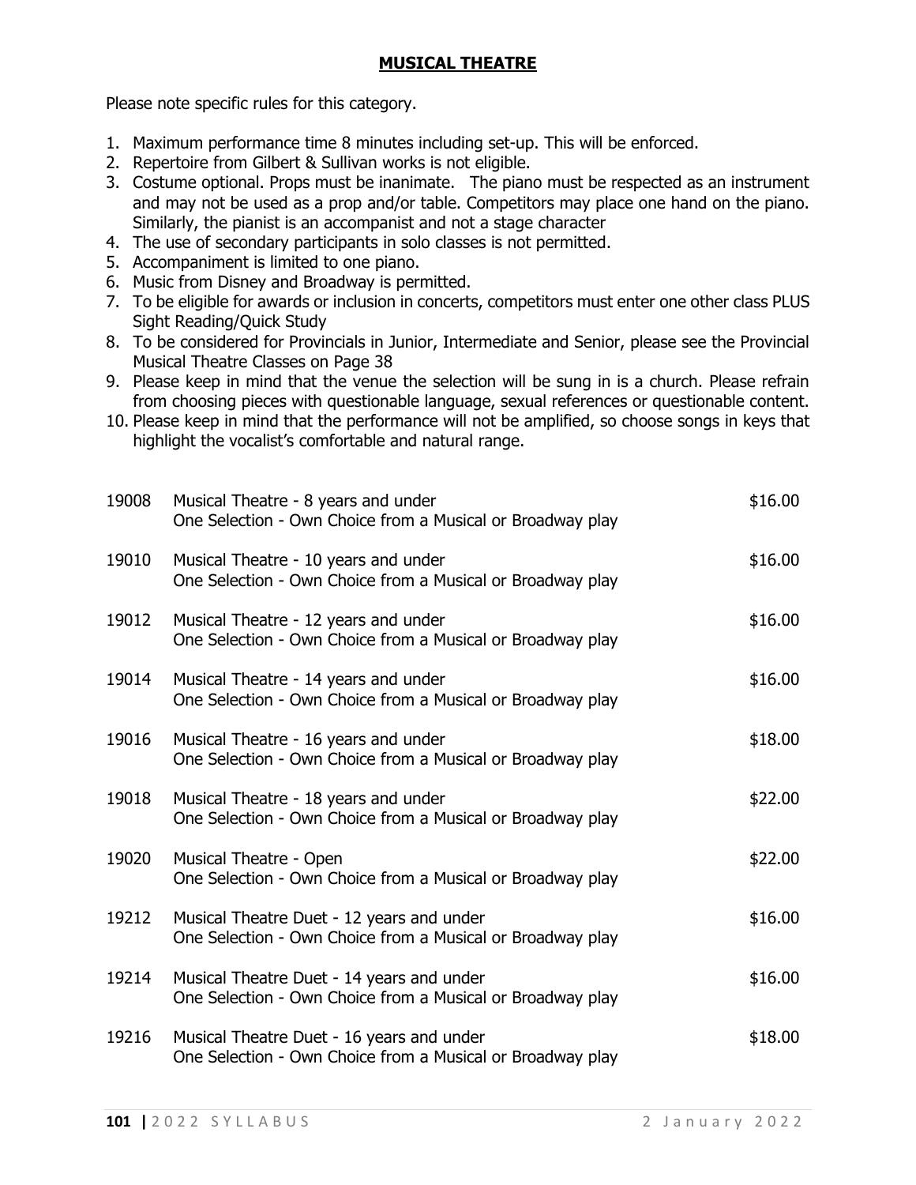## **MUSICAL THEATRE**

Please note specific rules for this category.

1. Maximum performance time 8 minutes including set-up. This will be enforced.
2. Repertoire from Gilbert & Sullivan works is not eligible.
3. Costume optional. Props must be inanimate. The piano must be respected as an instrument and may not be used as a prop and/or table. Competitors may place one hand on the piano. Similarly, the pianist is an accompanist and not a stage character
4. The use of secondary participants in solo classes is not permitted.
5. Accompaniment is limited to one piano.
6. Music from Disney and Broadway is permitted.
7. To be eligible for awards or inclusion in concerts, competitors must enter one other class PLUS Sight Reading/Quick Study
8. To be considered for Provincials in Junior, Intermediate and Senior, please see the Provincial Musical Theatre Classes on Page 38
9. Please keep in mind that the venue the selection will be sung in is a church. Please refrain from choosing pieces with questionable language, sexual references or questionable content.
10. Please keep in mind that the performance will not be amplified, so choose songs in keys that highlight the vocalist's comfortable and natural range.

| | | |
|---|---|---|
| 19008 | Musical Theatre - 8 years and under<br>One Selection - Own Choice from a Musical or Broadway play | $16.00 |
| 19010 | Musical Theatre - 10 years and under<br>One Selection - Own Choice from a Musical or Broadway play | $16.00 |
| 19012 | Musical Theatre - 12 years and under<br>One Selection - Own Choice from a Musical or Broadway play | $16.00 |
| 19014 | Musical Theatre - 14 years and under<br>One Selection - Own Choice from a Musical or Broadway play | $16.00 |
| 19016 | Musical Theatre - 16 years and under<br>One Selection - Own Choice from a Musical or Broadway play | $18.00 |
| 19018 | Musical Theatre - 18 years and under<br>One Selection - Own Choice from a Musical or Broadway play | $22.00 |
| 19020 | Musical Theatre - Open<br>One Selection - Own Choice from a Musical or Broadway play | $22.00 |
| 19212 | Musical Theatre Duet - 12 years and under<br>One Selection - Own Choice from a Musical or Broadway play | $16.00 |
| 19214 | Musical Theatre Duet - 14 years and under<br>One Selection - Own Choice from a Musical or Broadway play | $16.00 |
| 19216 | Musical Theatre Duet - 16 years and under<br>One Selection - Own Choice from a Musical or Broadway play | $18.00 |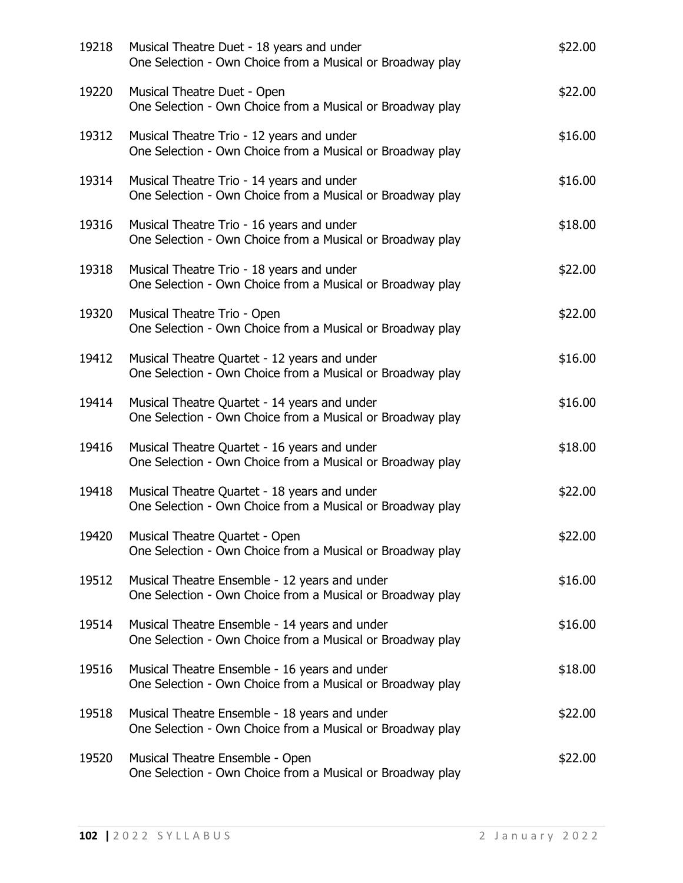| | | |
|---|---|---|
| 19218 | Musical Theatre Duet - 18 years and under<br>One Selection - Own Choice from a Musical or Broadway play | $22.00 |
| 19220 | Musical Theatre Duet - Open<br>One Selection - Own Choice from a Musical or Broadway play | $22.00 |
| 19312 | Musical Theatre Trio - 12 years and under<br>One Selection - Own Choice from a Musical or Broadway play | $16.00 |
| 19314 | Musical Theatre Trio - 14 years and under<br>One Selection - Own Choice from a Musical or Broadway play | $16.00 |
| 19316 | Musical Theatre Trio - 16 years and under<br>One Selection - Own Choice from a Musical or Broadway play | $18.00 |
| 19318 | Musical Theatre Trio - 18 years and under<br>One Selection - Own Choice from a Musical or Broadway play | $22.00 |
| 19320 | Musical Theatre Trio - Open<br>One Selection - Own Choice from a Musical or Broadway play | $22.00 |
| 19412 | Musical Theatre Quartet - 12 years and under<br>One Selection - Own Choice from a Musical or Broadway play | $16.00 |
| 19414 | Musical Theatre Quartet - 14 years and under<br>One Selection - Own Choice from a Musical or Broadway play | $16.00 |
| 19416 | Musical Theatre Quartet - 16 years and under<br>One Selection - Own Choice from a Musical or Broadway play | $18.00 |
| 19418 | Musical Theatre Quartet - 18 years and under<br>One Selection - Own Choice from a Musical or Broadway play | $22.00 |
| 19420 | Musical Theatre Quartet - Open<br>One Selection - Own Choice from a Musical or Broadway play | $22.00 |
| 19512 | Musical Theatre Ensemble - 12 years and under<br>One Selection - Own Choice from a Musical or Broadway play | $16.00 |
| 19514 | Musical Theatre Ensemble - 14 years and under<br>One Selection - Own Choice from a Musical or Broadway play | $16.00 |
| 19516 | Musical Theatre Ensemble - 16 years and under<br>One Selection - Own Choice from a Musical or Broadway play | $18.00 |
| 19518 | Musical Theatre Ensemble - 18 years and under<br>One Selection - Own Choice from a Musical or Broadway play | $22.00 |
| 19520 | Musical Theatre Ensemble - Open<br>One Selection - Own Choice from a Musical or Broadway play | $22.00 |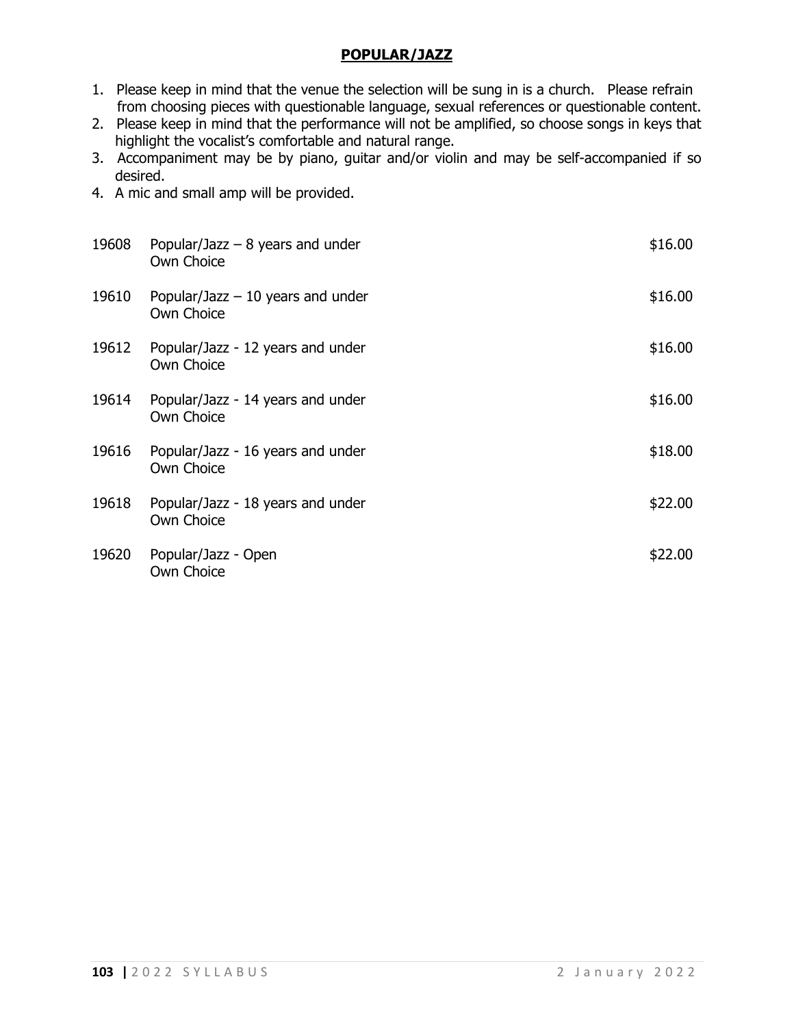## POPULAR/JAZZ

1. Please keep in mind that the venue the selection will be sung in is a church. Please refrain from choosing pieces with questionable language, sexual references or questionable content.
2. Please keep in mind that the performance will not be amplified, so choose songs in keys that highlight the vocalist's comfortable and natural range.
3. Accompaniment may be by piano, guitar and/or violin and may be self-accompanied if so desired.
4. A mic and small amp will be provided.

| | | |
|---|---|---|
| 19608 | Popular/Jazz – 8 years and under<br>Own Choice | $16.00 |
| 19610 | Popular/Jazz – 10 years and under<br>Own Choice | $16.00 |
| 19612 | Popular/Jazz - 12 years and under<br>Own Choice | $16.00 |
| 19614 | Popular/Jazz - 14 years and under<br>Own Choice | $16.00 |
| 19616 | Popular/Jazz - 16 years and under<br>Own Choice | $18.00 |
| 19618 | Popular/Jazz - 18 years and under<br>Own Choice | $22.00 |
| 19620 | Popular/Jazz - Open<br>Own Choice | $22.00 |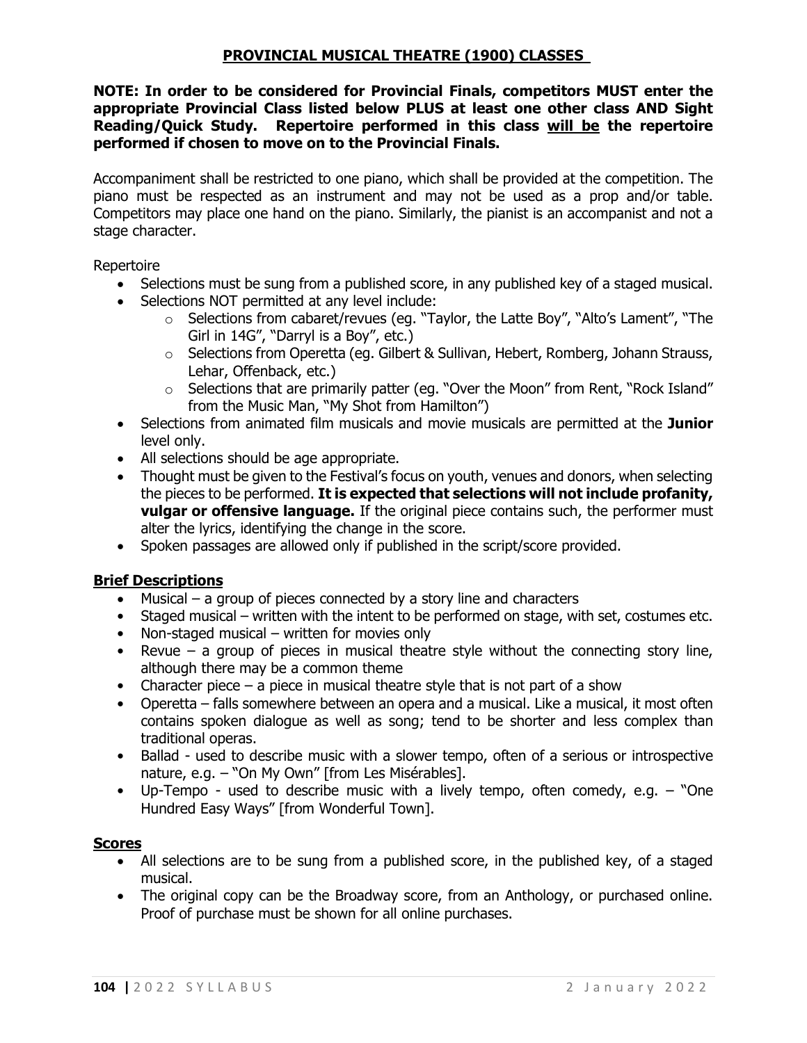# PROVINCIAL MUSICAL THEATRE (1900) CLASSES

**NOTE: In order to be considered for Provincial Finals, competitors MUST enter the appropriate Provincial Class listed below PLUS at least one other class AND Sight Reading/Quick Study. Repertoire performed in this class will be the repertoire performed if chosen to move on to the Provincial Finals.**

Accompaniment shall be restricted to one piano, which shall be provided at the competition. The piano must be respected as an instrument and may not be used as a prop and/or table. Competitors may place one hand on the piano. Similarly, the pianist is an accompanist and not a stage character.

Repertoire

- Selections must be sung from a published score, in any published key of a staged musical.
- Selections NOT permitted at any level include:
  - Selections from cabaret/revues (eg. "Taylor, the Latte Boy", "Alto's Lament", "The Girl in 14G", "Darryl is a Boy", etc.)
  - Selections from Operetta (eg. Gilbert & Sullivan, Hebert, Romberg, Johann Strauss, Lehar, Offenback, etc.)
  - Selections that are primarily patter (eg. "Over the Moon" from Rent, "Rock Island" from the Music Man, "My Shot from Hamilton")
- Selections from animated film musicals and movie musicals are permitted at the **Junior** level only.
- All selections should be age appropriate.
- Thought must be given to the Festival's focus on youth, venues and donors, when selecting the pieces to be performed. **It is expected that selections will not include profanity, vulgar or offensive language.** If the original piece contains such, the performer must alter the lyrics, identifying the change in the score.
- Spoken passages are allowed only if published in the script/score provided.

## Brief Descriptions

- Musical – a group of pieces connected by a story line and characters
- Staged musical – written with the intent to be performed on stage, with set, costumes etc.
- Non-staged musical – written for movies only
- Revue – a group of pieces in musical theatre style without the connecting story line, although there may be a common theme
- Character piece – a piece in musical theatre style that is not part of a show
- Operetta – falls somewhere between an opera and a musical. Like a musical, it most often contains spoken dialogue as well as song; tend to be shorter and less complex than traditional operas.
- Ballad - used to describe music with a slower tempo, often of a serious or introspective nature, e.g. – "On My Own" [from Les Misérables].
- Up-Tempo - used to describe music with a lively tempo, often comedy, e.g. – "One Hundred Easy Ways" [from Wonderful Town].

## Scores

- All selections are to be sung from a published score, in the published key, of a staged musical.
- The original copy can be the Broadway score, from an Anthology, or purchased online. Proof of purchase must be shown for all online purchases.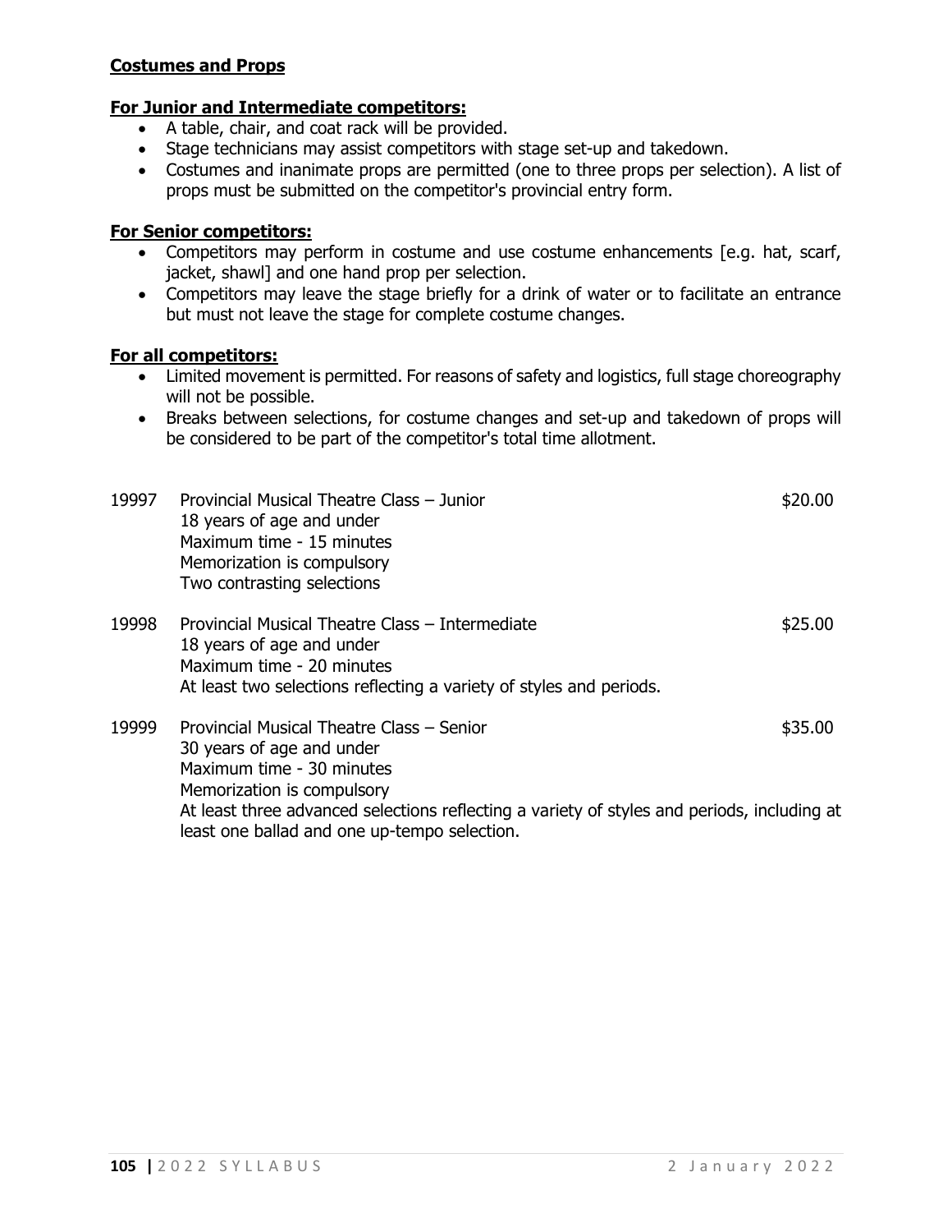**Costumes and Props**

**For Junior and Intermediate competitors:**

- A table, chair, and coat rack will be provided.
- Stage technicians may assist competitors with stage set-up and takedown.
- Costumes and inanimate props are permitted (one to three props per selection). A list of props must be submitted on the competitor's provincial entry form.

**For Senior competitors:**

- Competitors may perform in costume and use costume enhancements [e.g. hat, scarf, jacket, shawl] and one hand prop per selection.
- Competitors may leave the stage briefly for a drink of water or to facilitate an entrance but must not leave the stage for complete costume changes.

**For all competitors:**

- Limited movement is permitted. For reasons of safety and logistics, full stage choreography will not be possible.
- Breaks between selections, for costume changes and set-up and takedown of props will be considered to be part of the competitor's total time allotment.

19997 Provincial Musical Theatre Class – Junior — $20.00
18 years of age and under
Maximum time - 15 minutes
Memorization is compulsory
Two contrasting selections

19998 Provincial Musical Theatre Class – Intermediate — $25.00
18 years of age and under
Maximum time - 20 minutes
At least two selections reflecting a variety of styles and periods.

19999 Provincial Musical Theatre Class – Senior — $35.00
30 years of age and under
Maximum time - 30 minutes
Memorization is compulsory
At least three advanced selections reflecting a variety of styles and periods, including at least one ballad and one up-tempo selection.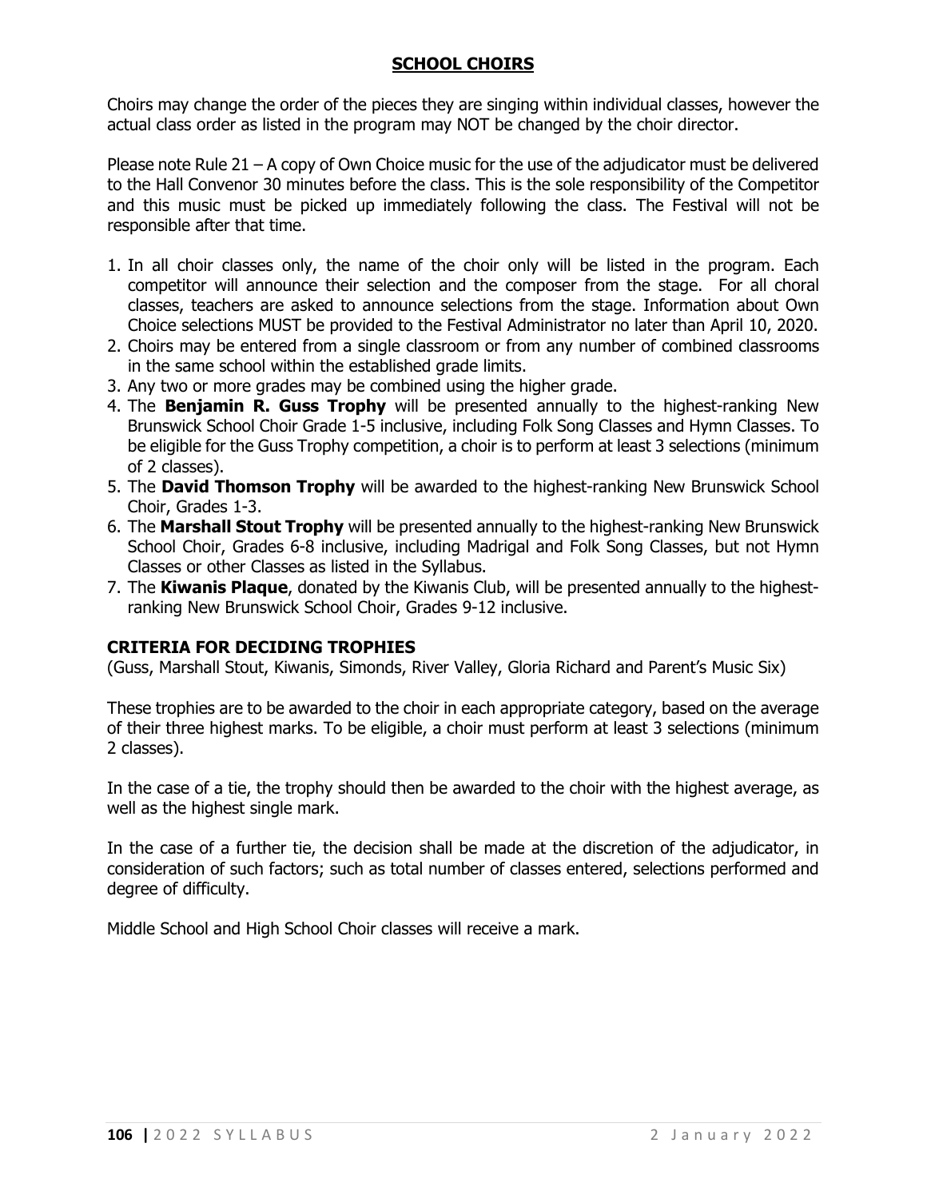# SCHOOL CHOIRS

Choirs may change the order of the pieces they are singing within individual classes, however the actual class order as listed in the program may NOT be changed by the choir director.

Please note Rule 21 – A copy of Own Choice music for the use of the adjudicator must be delivered to the Hall Convenor 30 minutes before the class. This is the sole responsibility of the Competitor and this music must be picked up immediately following the class. The Festival will not be responsible after that time.

1. In all choir classes only, the name of the choir only will be listed in the program. Each competitor will announce their selection and the composer from the stage. For all choral classes, teachers are asked to announce selections from the stage. Information about Own Choice selections MUST be provided to the Festival Administrator no later than April 10, 2020.
2. Choirs may be entered from a single classroom or from any number of combined classrooms in the same school within the established grade limits.
3. Any two or more grades may be combined using the higher grade.
4. The **Benjamin R. Guss Trophy** will be presented annually to the highest-ranking New Brunswick School Choir Grade 1-5 inclusive, including Folk Song Classes and Hymn Classes. To be eligible for the Guss Trophy competition, a choir is to perform at least 3 selections (minimum of 2 classes).
5. The **David Thomson Trophy** will be awarded to the highest-ranking New Brunswick School Choir, Grades 1-3.
6. The **Marshall Stout Trophy** will be presented annually to the highest-ranking New Brunswick School Choir, Grades 6-8 inclusive, including Madrigal and Folk Song Classes, but not Hymn Classes or other Classes as listed in the Syllabus.
7. The **Kiwanis Plaque**, donated by the Kiwanis Club, will be presented annually to the highest-ranking New Brunswick School Choir, Grades 9-12 inclusive.

## CRITERIA FOR DECIDING TROPHIES

(Guss, Marshall Stout, Kiwanis, Simonds, River Valley, Gloria Richard and Parent's Music Six)

These trophies are to be awarded to the choir in each appropriate category, based on the average of their three highest marks. To be eligible, a choir must perform at least 3 selections (minimum 2 classes).

In the case of a tie, the trophy should then be awarded to the choir with the highest average, as well as the highest single mark.

In the case of a further tie, the decision shall be made at the discretion of the adjudicator, in consideration of such factors; such as total number of classes entered, selections performed and degree of difficulty.

Middle School and High School Choir classes will receive a mark.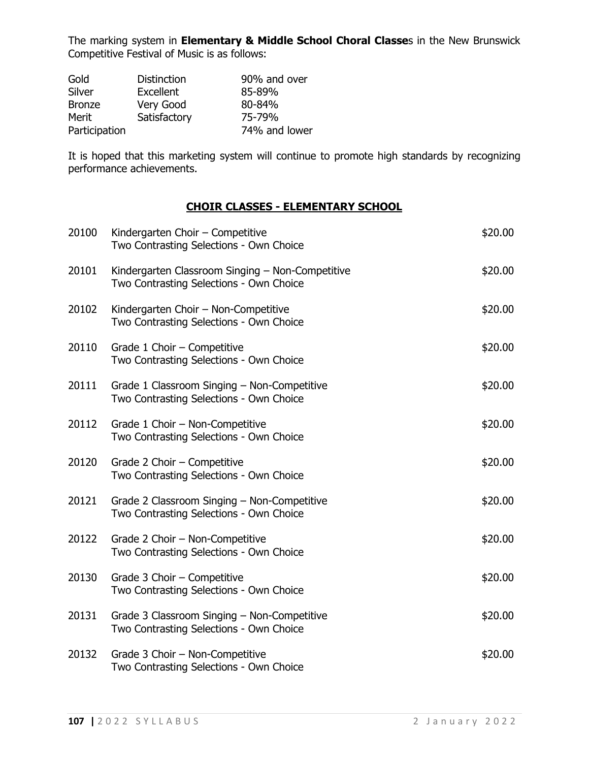The marking system in **Elementary & Middle School Choral Classe**s in the New Brunswick Competitive Festival of Music is as follows:

| | | |
|---|---|---|
| Gold | Distinction | 90% and over |
| Silver | Excellent | 85-89% |
| Bronze | Very Good | 80-84% |
| Merit | Satisfactory | 75-79% |
| Participation | | 74% and lower |

It is hoped that this marketing system will continue to promote high standards by recognizing performance achievements.

## CHOIR CLASSES - ELEMENTARY SCHOOL

| | | |
|---|---|---|
| 20100 | Kindergarten Choir – Competitive<br>Two Contrasting Selections - Own Choice | $20.00 |
| 20101 | Kindergarten Classroom Singing – Non-Competitive<br>Two Contrasting Selections - Own Choice | $20.00 |
| 20102 | Kindergarten Choir – Non-Competitive<br>Two Contrasting Selections - Own Choice | $20.00 |
| 20110 | Grade 1 Choir – Competitive<br>Two Contrasting Selections - Own Choice | $20.00 |
| 20111 | Grade 1 Classroom Singing – Non-Competitive<br>Two Contrasting Selections - Own Choice | $20.00 |
| 20112 | Grade 1 Choir – Non-Competitive<br>Two Contrasting Selections - Own Choice | $20.00 |
| 20120 | Grade 2 Choir – Competitive<br>Two Contrasting Selections - Own Choice | $20.00 |
| 20121 | Grade 2 Classroom Singing – Non-Competitive<br>Two Contrasting Selections - Own Choice | $20.00 |
| 20122 | Grade 2 Choir – Non-Competitive<br>Two Contrasting Selections - Own Choice | $20.00 |
| 20130 | Grade 3 Choir – Competitive<br>Two Contrasting Selections - Own Choice | $20.00 |
| 20131 | Grade 3 Classroom Singing – Non-Competitive<br>Two Contrasting Selections - Own Choice | $20.00 |
| 20132 | Grade 3 Choir – Non-Competitive<br>Two Contrasting Selections - Own Choice | $20.00 |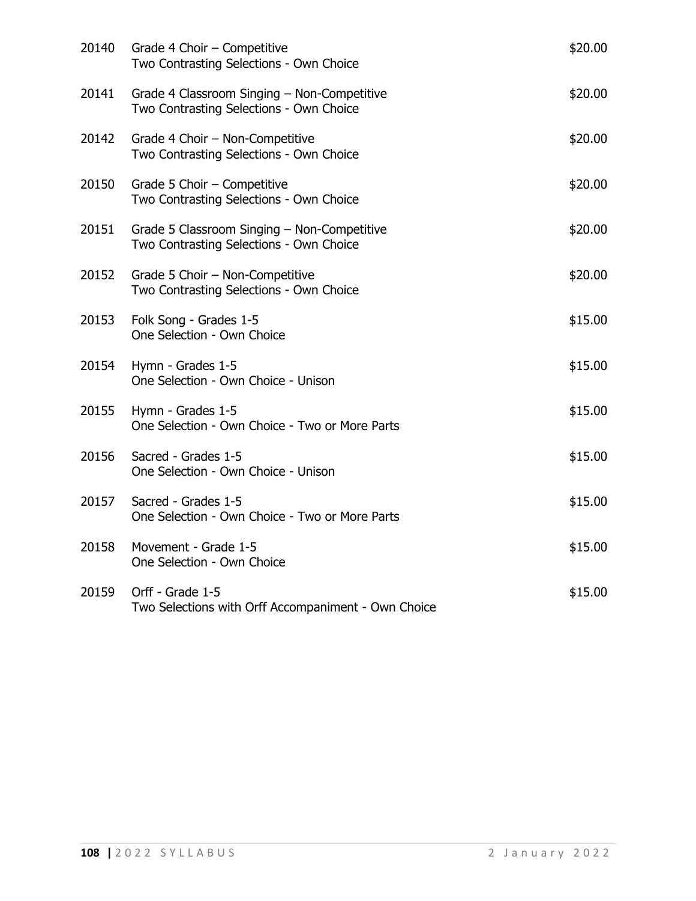| | | |
|---|---|---|
| 20140 | Grade 4 Choir – Competitive<br>Two Contrasting Selections - Own Choice | $20.00 |
| 20141 | Grade 4 Classroom Singing – Non-Competitive<br>Two Contrasting Selections - Own Choice | $20.00 |
| 20142 | Grade 4 Choir – Non-Competitive<br>Two Contrasting Selections - Own Choice | $20.00 |
| 20150 | Grade 5 Choir – Competitive<br>Two Contrasting Selections - Own Choice | $20.00 |
| 20151 | Grade 5 Classroom Singing – Non-Competitive<br>Two Contrasting Selections - Own Choice | $20.00 |
| 20152 | Grade 5 Choir – Non-Competitive<br>Two Contrasting Selections - Own Choice | $20.00 |
| 20153 | Folk Song - Grades 1-5<br>One Selection - Own Choice | $15.00 |
| 20154 | Hymn - Grades 1-5<br>One Selection - Own Choice - Unison | $15.00 |
| 20155 | Hymn - Grades 1-5<br>One Selection - Own Choice - Two or More Parts | $15.00 |
| 20156 | Sacred - Grades 1-5<br>One Selection - Own Choice - Unison | $15.00 |
| 20157 | Sacred - Grades 1-5<br>One Selection - Own Choice - Two or More Parts | $15.00 |
| 20158 | Movement - Grade 1-5<br>One Selection - Own Choice | $15.00 |
| 20159 | Orff - Grade 1-5<br>Two Selections with Orff Accompaniment - Own Choice | $15.00 |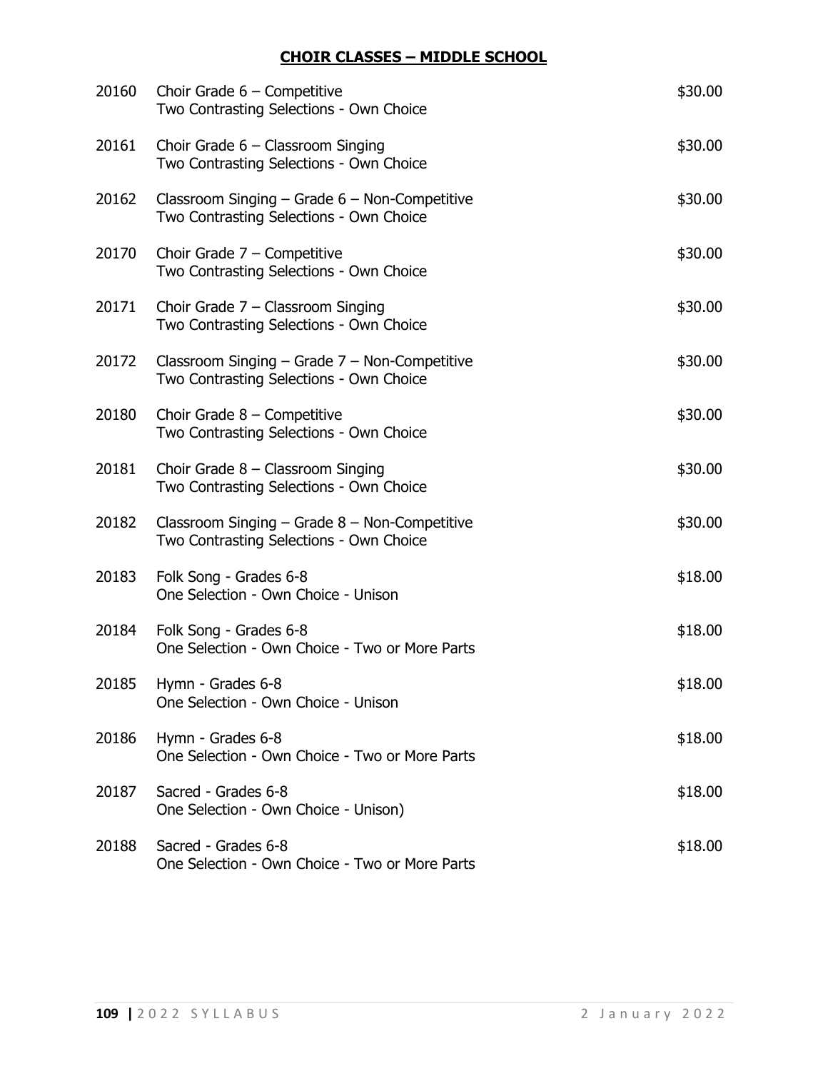## CHOIR CLASSES – MIDDLE SCHOOL

| | | |
|---|---|---|
| 20160 | Choir Grade 6 – Competitive<br>Two Contrasting Selections - Own Choice | $30.00 |
| 20161 | Choir Grade 6 – Classroom Singing<br>Two Contrasting Selections - Own Choice | $30.00 |
| 20162 | Classroom Singing – Grade 6 – Non-Competitive<br>Two Contrasting Selections - Own Choice | $30.00 |
| 20170 | Choir Grade 7 – Competitive<br>Two Contrasting Selections - Own Choice | $30.00 |
| 20171 | Choir Grade 7 – Classroom Singing<br>Two Contrasting Selections - Own Choice | $30.00 |
| 20172 | Classroom Singing – Grade 7 – Non-Competitive<br>Two Contrasting Selections - Own Choice | $30.00 |
| 20180 | Choir Grade 8 – Competitive<br>Two Contrasting Selections - Own Choice | $30.00 |
| 20181 | Choir Grade 8 – Classroom Singing<br>Two Contrasting Selections - Own Choice | $30.00 |
| 20182 | Classroom Singing – Grade 8 – Non-Competitive<br>Two Contrasting Selections - Own Choice | $30.00 |
| 20183 | Folk Song - Grades 6-8<br>One Selection - Own Choice - Unison | $18.00 |
| 20184 | Folk Song - Grades 6-8<br>One Selection - Own Choice - Two or More Parts | $18.00 |
| 20185 | Hymn - Grades 6-8<br>One Selection - Own Choice - Unison | $18.00 |
| 20186 | Hymn - Grades 6-8<br>One Selection - Own Choice - Two or More Parts | $18.00 |
| 20187 | Sacred - Grades 6-8<br>One Selection - Own Choice - Unison) | $18.00 |
| 20188 | Sacred - Grades 6-8<br>One Selection - Own Choice - Two or More Parts | $18.00 |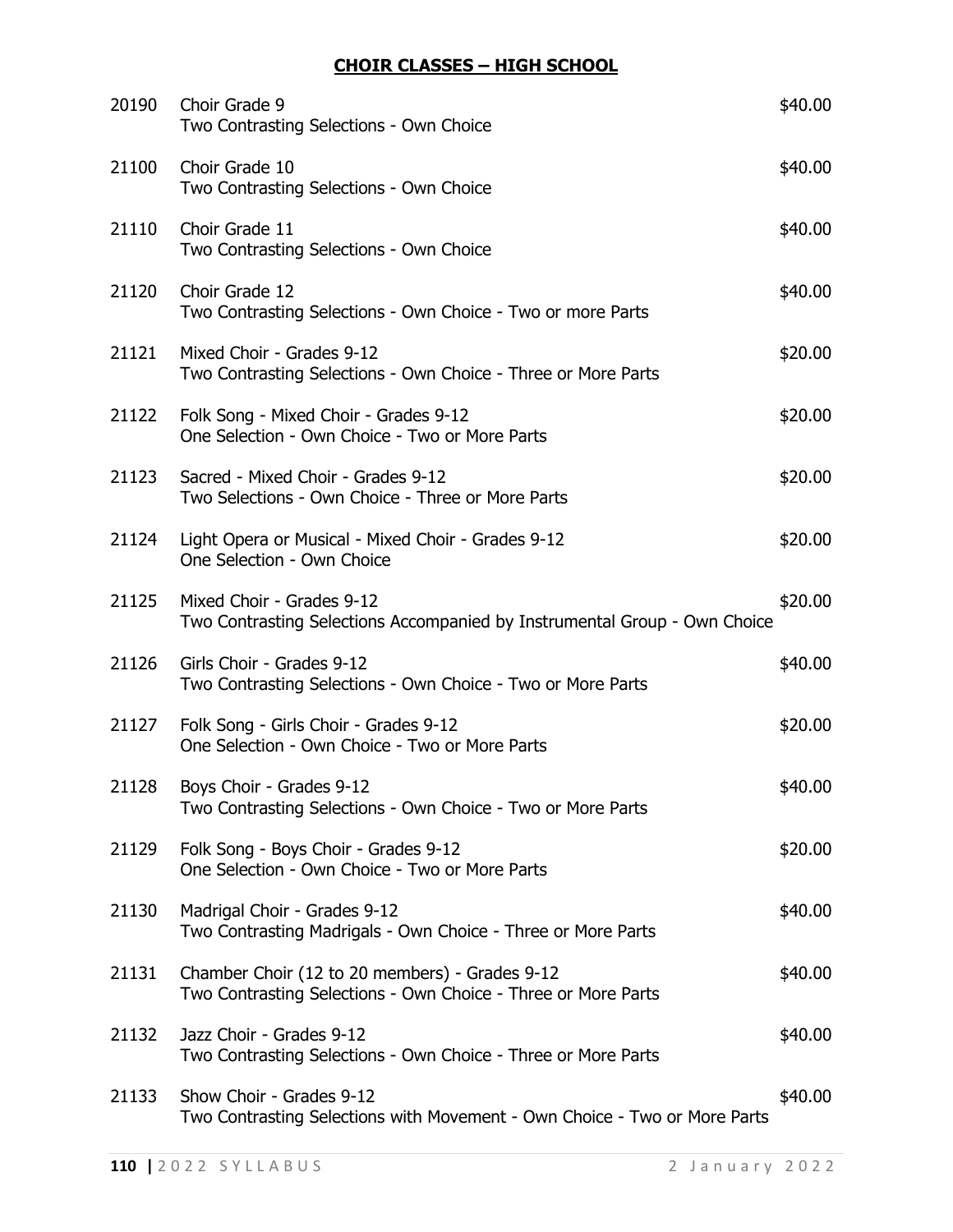## CHOIR CLASSES – HIGH SCHOOL

| | | |
|---|---|---|
| 20190 | Choir Grade 9<br>Two Contrasting Selections - Own Choice | $40.00 |
| 21100 | Choir Grade 10<br>Two Contrasting Selections - Own Choice | $40.00 |
| 21110 | Choir Grade 11<br>Two Contrasting Selections - Own Choice | $40.00 |
| 21120 | Choir Grade 12<br>Two Contrasting Selections - Own Choice - Two or more Parts | $40.00 |
| 21121 | Mixed Choir - Grades 9-12<br>Two Contrasting Selections - Own Choice - Three or More Parts | $20.00 |
| 21122 | Folk Song - Mixed Choir - Grades 9-12<br>One Selection - Own Choice - Two or More Parts | $20.00 |
| 21123 | Sacred - Mixed Choir - Grades 9-12<br>Two Selections - Own Choice - Three or More Parts | $20.00 |
| 21124 | Light Opera or Musical - Mixed Choir - Grades 9-12<br>One Selection - Own Choice | $20.00 |
| 21125 | Mixed Choir - Grades 9-12<br>Two Contrasting Selections Accompanied by Instrumental Group - Own Choice | $20.00 |
| 21126 | Girls Choir - Grades 9-12<br>Two Contrasting Selections - Own Choice - Two or More Parts | $40.00 |
| 21127 | Folk Song - Girls Choir - Grades 9-12<br>One Selection - Own Choice - Two or More Parts | $20.00 |
| 21128 | Boys Choir - Grades 9-12<br>Two Contrasting Selections - Own Choice - Two or More Parts | $40.00 |
| 21129 | Folk Song - Boys Choir - Grades 9-12<br>One Selection - Own Choice - Two or More Parts | $20.00 |
| 21130 | Madrigal Choir - Grades 9-12<br>Two Contrasting Madrigals - Own Choice - Three or More Parts | $40.00 |
| 21131 | Chamber Choir (12 to 20 members) - Grades 9-12<br>Two Contrasting Selections - Own Choice - Three or More Parts | $40.00 |
| 21132 | Jazz Choir - Grades 9-12<br>Two Contrasting Selections - Own Choice - Three or More Parts | $40.00 |
| 21133 | Show Choir - Grades 9-12<br>Two Contrasting Selections with Movement - Own Choice - Two or More Parts | $40.00 |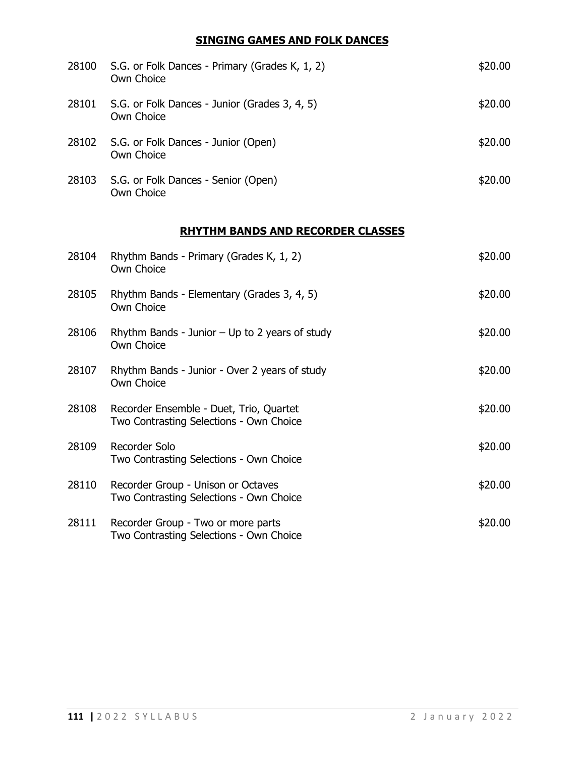## SINGING GAMES AND FOLK DANCES

| | | |
|---|---|---|
| 28100 | S.G. or Folk Dances - Primary (Grades K, 1, 2)<br>Own Choice | \$20.00 |
| 28101 | S.G. or Folk Dances - Junior (Grades 3, 4, 5)<br>Own Choice | \$20.00 |
| 28102 | S.G. or Folk Dances - Junior (Open)<br>Own Choice | \$20.00 |
| 28103 | S.G. or Folk Dances - Senior (Open)<br>Own Choice | \$20.00 |

## RHYTHM BANDS AND RECORDER CLASSES

| | | |
|---|---|---|
| 28104 | Rhythm Bands - Primary (Grades K, 1, 2)<br>Own Choice | \$20.00 |
| 28105 | Rhythm Bands - Elementary (Grades 3, 4, 5)<br>Own Choice | \$20.00 |
| 28106 | Rhythm Bands - Junior – Up to 2 years of study<br>Own Choice | \$20.00 |
| 28107 | Rhythm Bands - Junior - Over 2 years of study<br>Own Choice | \$20.00 |
| 28108 | Recorder Ensemble - Duet, Trio, Quartet<br>Two Contrasting Selections - Own Choice | \$20.00 |
| 28109 | Recorder Solo<br>Two Contrasting Selections - Own Choice | \$20.00 |
| 28110 | Recorder Group - Unison or Octaves<br>Two Contrasting Selections - Own Choice | \$20.00 |
| 28111 | Recorder Group - Two or more parts<br>Two Contrasting Selections - Own Choice | \$20.00 |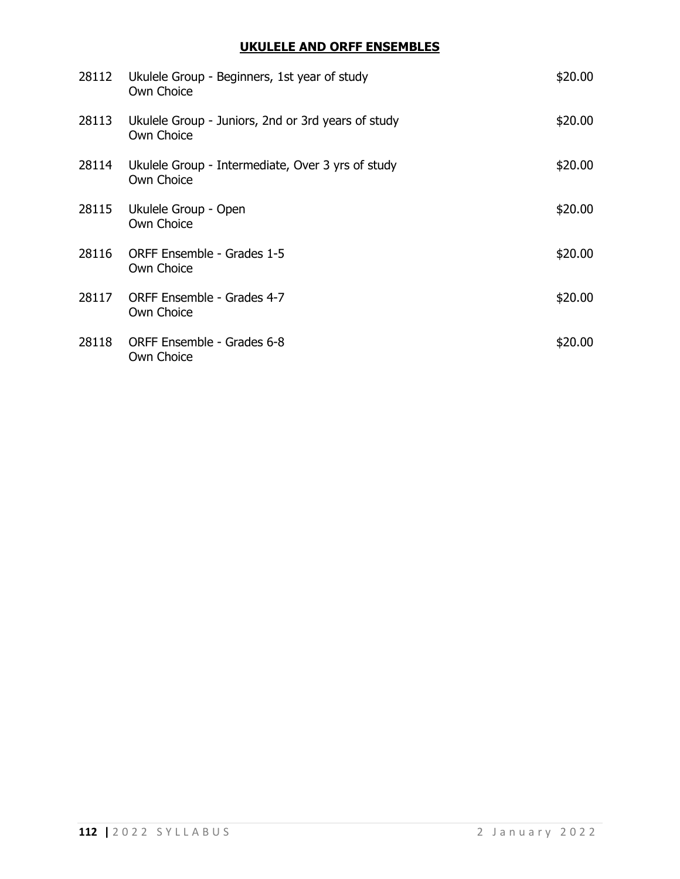## UKULELE AND ORFF ENSEMBLES

| | | |
|---|---|---|
| 28112 | Ukulele Group - Beginners, 1st year of study<br>Own Choice | $20.00 |
| 28113 | Ukulele Group - Juniors, 2nd or 3rd years of study<br>Own Choice | $20.00 |
| 28114 | Ukulele Group - Intermediate, Over 3 yrs of study<br>Own Choice | $20.00 |
| 28115 | Ukulele Group - Open<br>Own Choice | $20.00 |
| 28116 | ORFF Ensemble - Grades 1-5<br>Own Choice | $20.00 |
| 28117 | ORFF Ensemble - Grades 4-7<br>Own Choice | $20.00 |
| 28118 | ORFF Ensemble - Grades 6-8<br>Own Choice | $20.00 |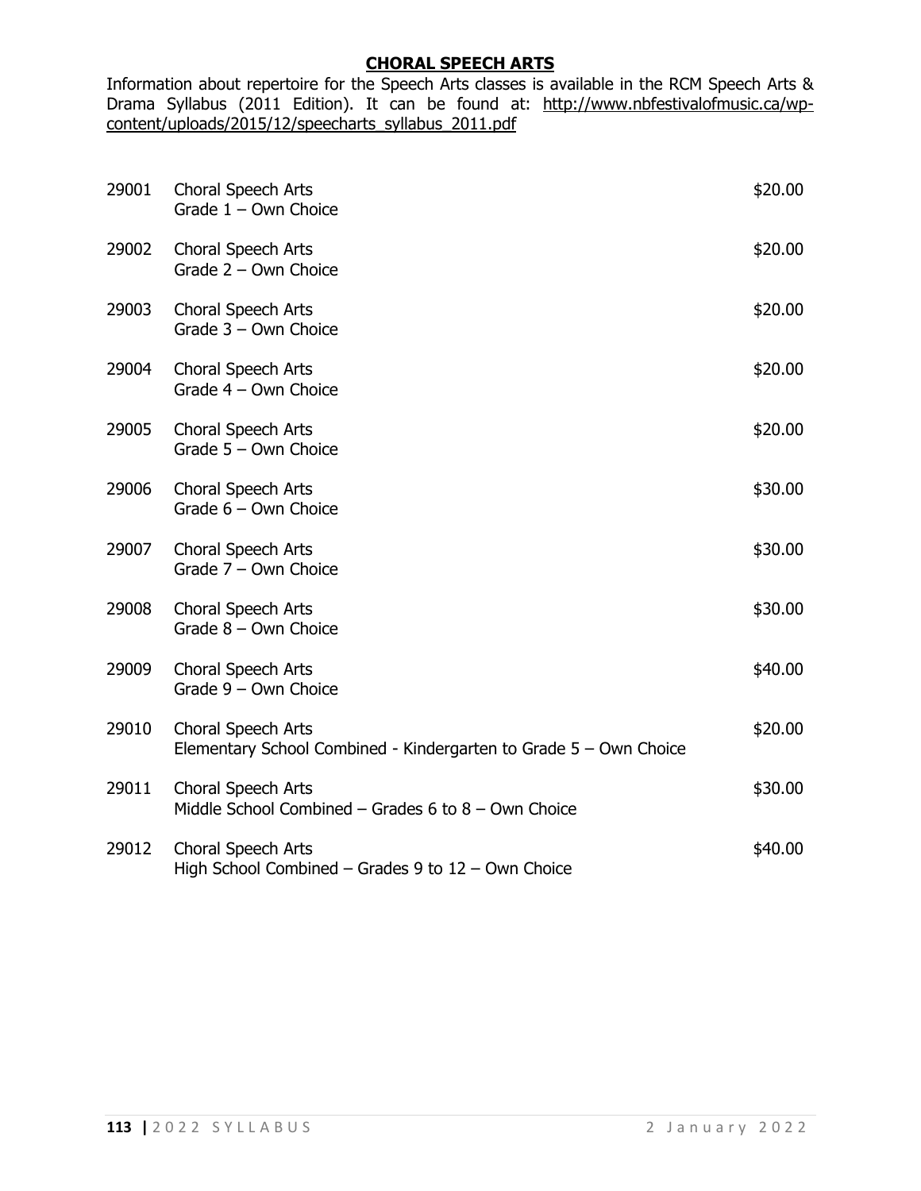## CHORAL SPEECH ARTS

Information about repertoire for the Speech Arts classes is available in the RCM Speech Arts & Drama Syllabus (2011 Edition). It can be found at: http://www.nbfestivalofmusic.ca/wp-content/uploads/2015/12/speecharts_syllabus_2011.pdf

| | | |
|---|---|---|
| 29001 | Choral Speech Arts<br>Grade 1 – Own Choice | $20.00 |
| 29002 | Choral Speech Arts<br>Grade 2 – Own Choice | $20.00 |
| 29003 | Choral Speech Arts<br>Grade 3 – Own Choice | $20.00 |
| 29004 | Choral Speech Arts<br>Grade 4 – Own Choice | $20.00 |
| 29005 | Choral Speech Arts<br>Grade 5 – Own Choice | $20.00 |
| 29006 | Choral Speech Arts<br>Grade 6 – Own Choice | $30.00 |
| 29007 | Choral Speech Arts<br>Grade 7 – Own Choice | $30.00 |
| 29008 | Choral Speech Arts<br>Grade 8 – Own Choice | $30.00 |
| 29009 | Choral Speech Arts<br>Grade 9 – Own Choice | $40.00 |
| 29010 | Choral Speech Arts<br>Elementary School Combined - Kindergarten to Grade 5 – Own Choice | $20.00 |
| 29011 | Choral Speech Arts<br>Middle School Combined – Grades 6 to 8 – Own Choice | $30.00 |
| 29012 | Choral Speech Arts<br>High School Combined – Grades 9 to 12 – Own Choice | $40.00 |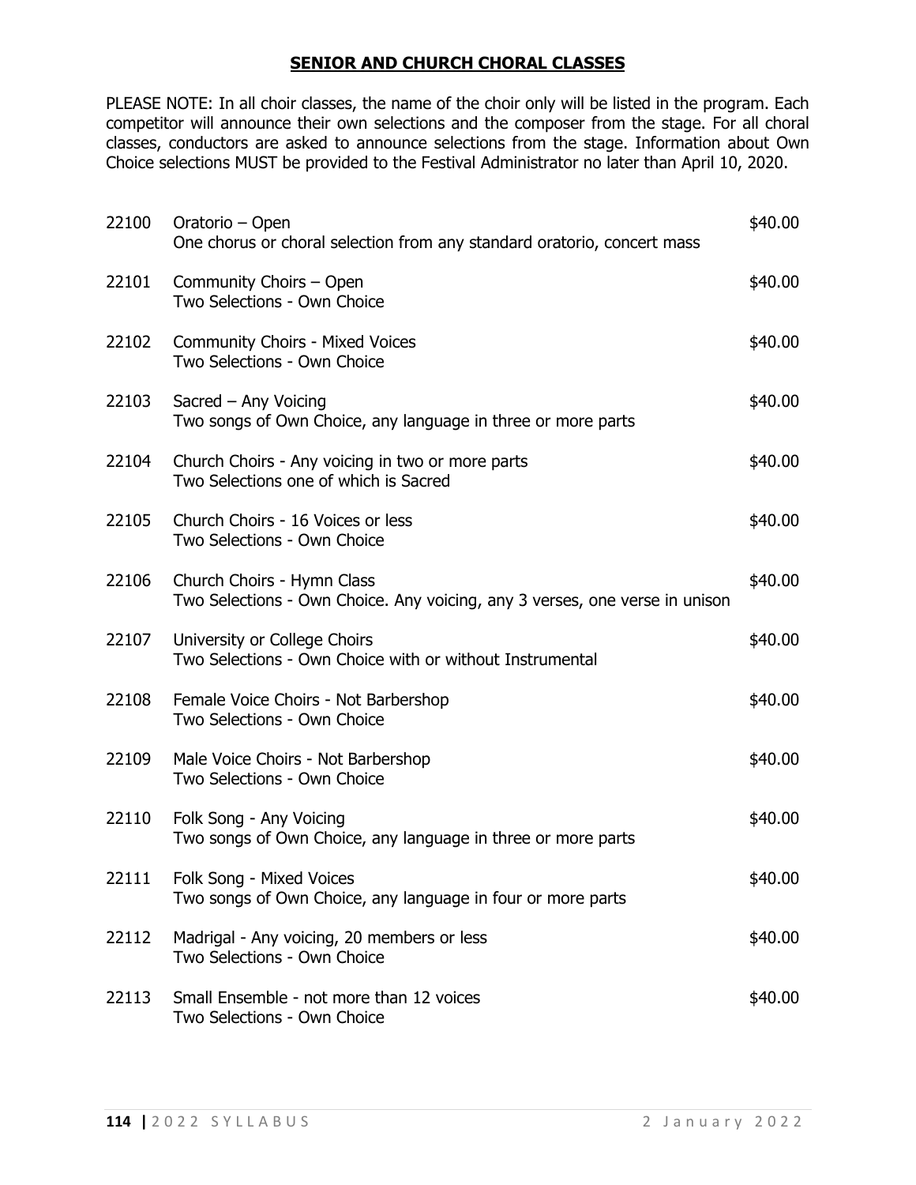## SENIOR AND CHURCH CHORAL CLASSES

PLEASE NOTE: In all choir classes, the name of the choir only will be listed in the program. Each competitor will announce their own selections and the composer from the stage. For all choral classes, conductors are asked to announce selections from the stage. Information about Own Choice selections MUST be provided to the Festival Administrator no later than April 10, 2020.

| | | |
|---|---|---|
| 22100 | Oratorio – Open<br>One chorus or choral selection from any standard oratorio, concert mass | $40.00 |
| 22101 | Community Choirs – Open<br>Two Selections - Own Choice | $40.00 |
| 22102 | Community Choirs - Mixed Voices<br>Two Selections - Own Choice | $40.00 |
| 22103 | Sacred – Any Voicing<br>Two songs of Own Choice, any language in three or more parts | $40.00 |
| 22104 | Church Choirs - Any voicing in two or more parts<br>Two Selections one of which is Sacred | $40.00 |
| 22105 | Church Choirs - 16 Voices or less<br>Two Selections - Own Choice | $40.00 |
| 22106 | Church Choirs - Hymn Class<br>Two Selections - Own Choice. Any voicing, any 3 verses, one verse in unison | $40.00 |
| 22107 | University or College Choirs<br>Two Selections - Own Choice with or without Instrumental | $40.00 |
| 22108 | Female Voice Choirs - Not Barbershop<br>Two Selections - Own Choice | $40.00 |
| 22109 | Male Voice Choirs - Not Barbershop<br>Two Selections - Own Choice | $40.00 |
| 22110 | Folk Song - Any Voicing<br>Two songs of Own Choice, any language in three or more parts | $40.00 |
| 22111 | Folk Song - Mixed Voices<br>Two songs of Own Choice, any language in four or more parts | $40.00 |
| 22112 | Madrigal - Any voicing, 20 members or less<br>Two Selections - Own Choice | $40.00 |
| 22113 | Small Ensemble - not more than 12 voices<br>Two Selections - Own Choice | $40.00 |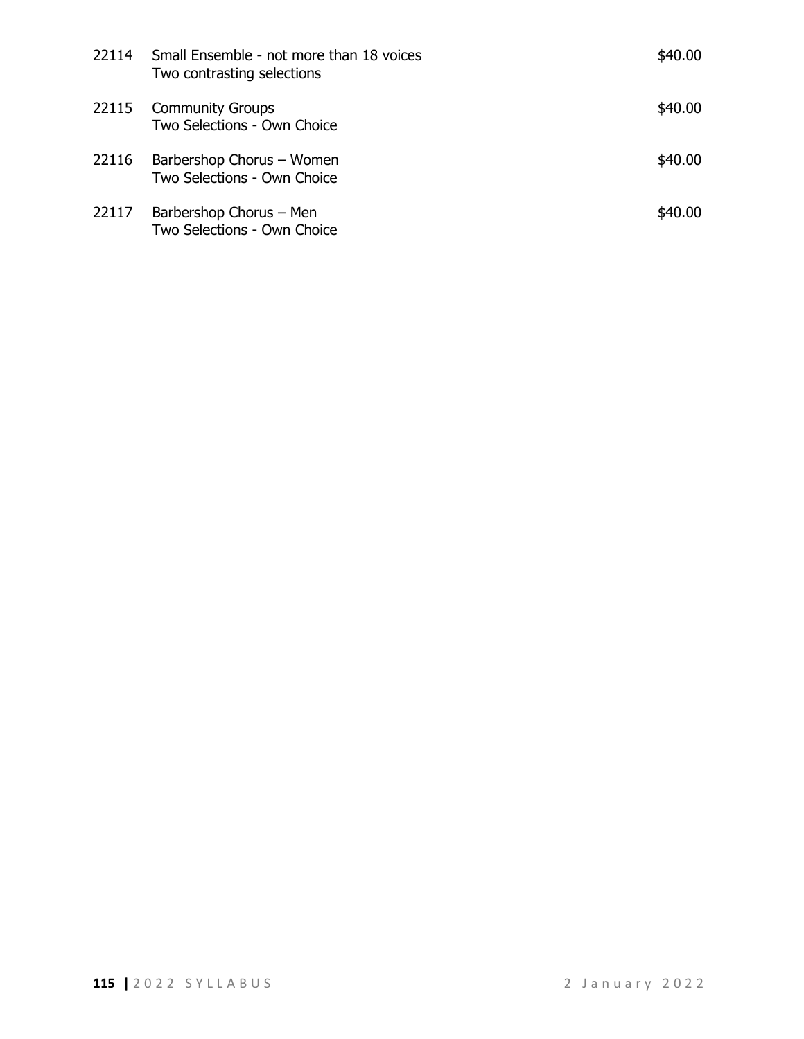| | | |
|---|---|---|
| 22114 | Small Ensemble - not more than 18 voices<br>Two contrasting selections | $40.00 |
| 22115 | Community Groups<br>Two Selections - Own Choice | $40.00 |
| 22116 | Barbershop Chorus – Women<br>Two Selections - Own Choice | $40.00 |
| 22117 | Barbershop Chorus – Men<br>Two Selections - Own Choice | $40.00 |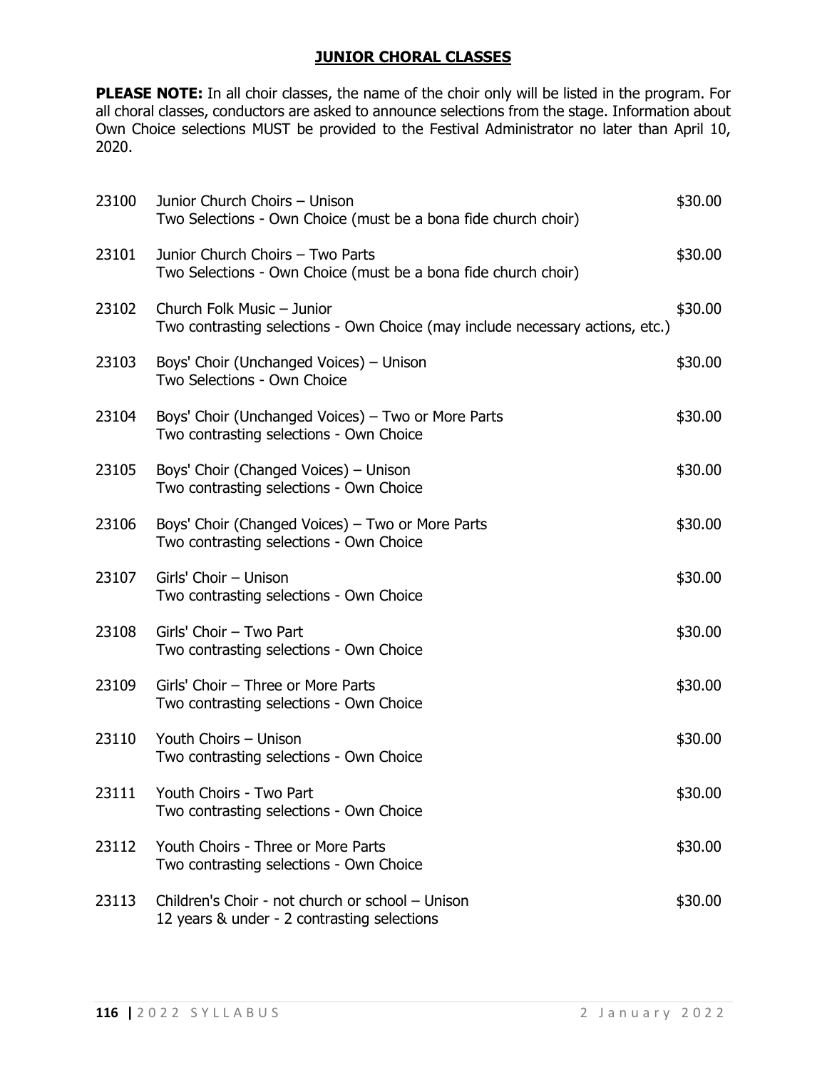## JUNIOR CHORAL CLASSES

**PLEASE NOTE:** In all choir classes, the name of the choir only will be listed in the program. For all choral classes, conductors are asked to announce selections from the stage. Information about Own Choice selections MUST be provided to the Festival Administrator no later than April 10, 2020.

| | | |
|---|---|---|
| 23100 | Junior Church Choirs – Unison<br>Two Selections - Own Choice (must be a bona fide church choir) | $30.00 |
| 23101 | Junior Church Choirs – Two Parts<br>Two Selections - Own Choice (must be a bona fide church choir) | $30.00 |
| 23102 | Church Folk Music – Junior<br>Two contrasting selections - Own Choice (may include necessary actions, etc.) | $30.00 |
| 23103 | Boys' Choir (Unchanged Voices) – Unison<br>Two Selections - Own Choice | $30.00 |
| 23104 | Boys' Choir (Unchanged Voices) – Two or More Parts<br>Two contrasting selections - Own Choice | $30.00 |
| 23105 | Boys' Choir (Changed Voices) – Unison<br>Two contrasting selections - Own Choice | $30.00 |
| 23106 | Boys' Choir (Changed Voices) – Two or More Parts<br>Two contrasting selections - Own Choice | $30.00 |
| 23107 | Girls' Choir – Unison<br>Two contrasting selections - Own Choice | $30.00 |
| 23108 | Girls' Choir – Two Part<br>Two contrasting selections - Own Choice | $30.00 |
| 23109 | Girls' Choir – Three or More Parts<br>Two contrasting selections - Own Choice | $30.00 |
| 23110 | Youth Choirs – Unison<br>Two contrasting selections - Own Choice | $30.00 |
| 23111 | Youth Choirs - Two Part<br>Two contrasting selections - Own Choice | $30.00 |
| 23112 | Youth Choirs - Three or More Parts<br>Two contrasting selections - Own Choice | $30.00 |
| 23113 | Children's Choir - not church or school – Unison<br>12 years & under - 2 contrasting selections | $30.00 |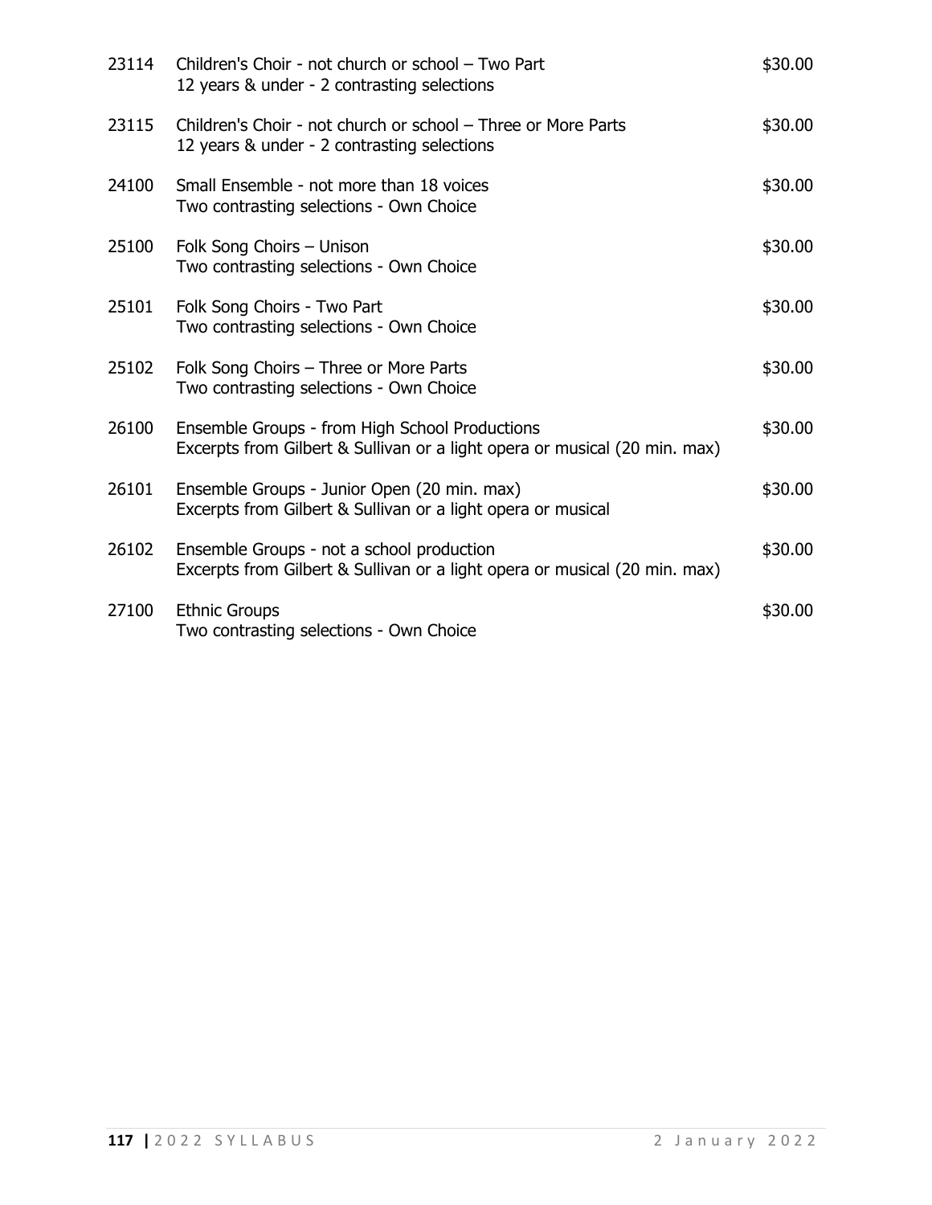| | | |
|---|---|---|
| 23114 | Children's Choir - not church or school – Two Part<br>12 years & under - 2 contrasting selections | $30.00 |
| 23115 | Children's Choir - not church or school – Three or More Parts<br>12 years & under - 2 contrasting selections | $30.00 |
| 24100 | Small Ensemble - not more than 18 voices<br>Two contrasting selections - Own Choice | $30.00 |
| 25100 | Folk Song Choirs – Unison<br>Two contrasting selections - Own Choice | $30.00 |
| 25101 | Folk Song Choirs - Two Part<br>Two contrasting selections - Own Choice | $30.00 |
| 25102 | Folk Song Choirs – Three or More Parts<br>Two contrasting selections - Own Choice | $30.00 |
| 26100 | Ensemble Groups - from High School Productions<br>Excerpts from Gilbert & Sullivan or a light opera or musical (20 min. max) | $30.00 |
| 26101 | Ensemble Groups - Junior Open (20 min. max)<br>Excerpts from Gilbert & Sullivan or a light opera or musical | $30.00 |
| 26102 | Ensemble Groups - not a school production<br>Excerpts from Gilbert & Sullivan or a light opera or musical (20 min. max) | $30.00 |
| 27100 | Ethnic Groups<br>Two contrasting selections - Own Choice | $30.00 |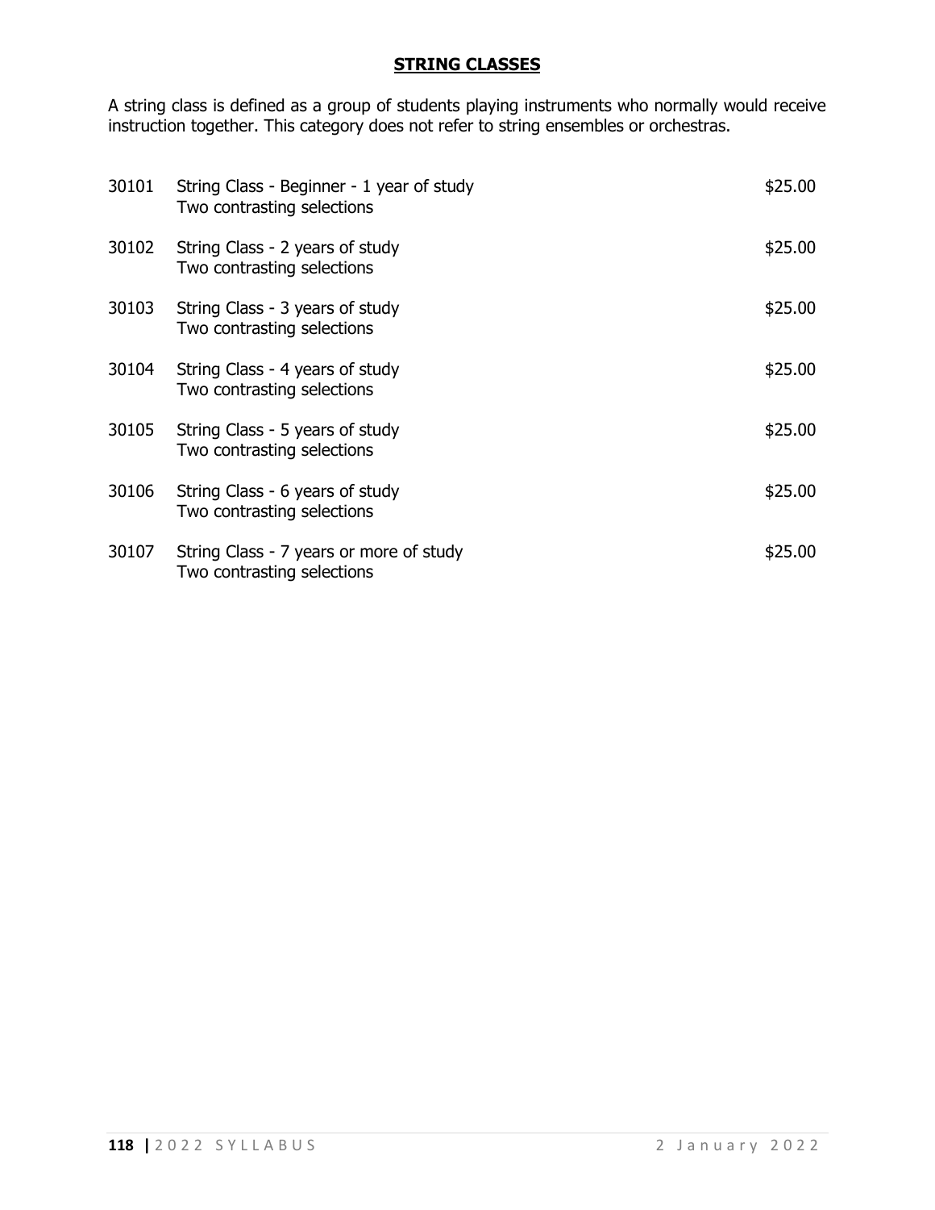## STRING CLASSES

A string class is defined as a group of students playing instruments who normally would receive instruction together. This category does not refer to string ensembles or orchestras.

| | | |
|---|---|---|
| 30101 | String Class - Beginner - 1 year of study<br>Two contrasting selections | $25.00 |
| 30102 | String Class - 2 years of study<br>Two contrasting selections | $25.00 |
| 30103 | String Class - 3 years of study<br>Two contrasting selections | $25.00 |
| 30104 | String Class - 4 years of study<br>Two contrasting selections | $25.00 |
| 30105 | String Class - 5 years of study<br>Two contrasting selections | $25.00 |
| 30106 | String Class - 6 years of study<br>Two contrasting selections | $25.00 |
| 30107 | String Class - 7 years or more of study<br>Two contrasting selections | $25.00 |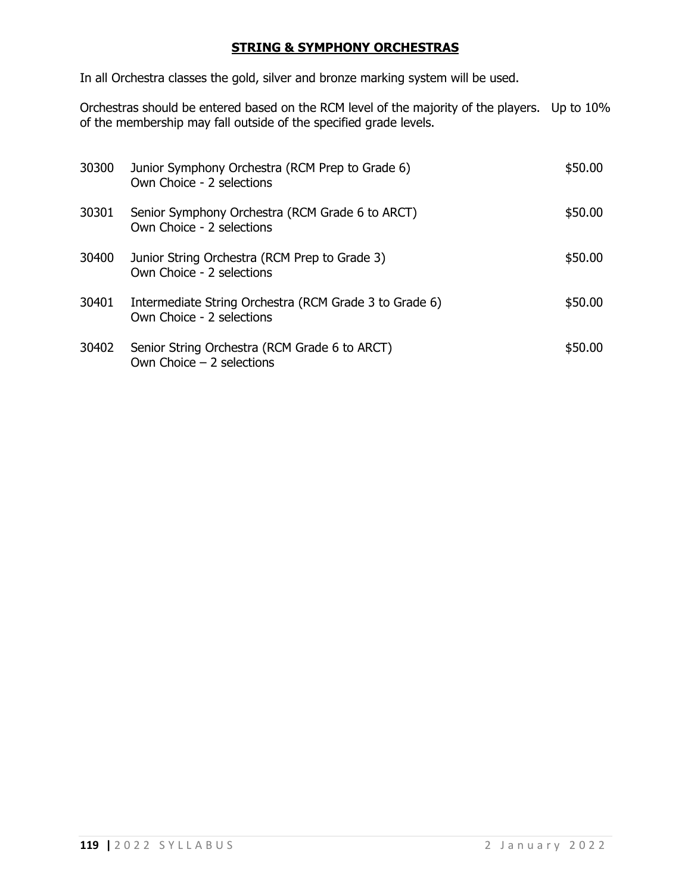## **STRING & SYMPHONY ORCHESTRAS**

In all Orchestra classes the gold, silver and bronze marking system will be used.

Orchestras should be entered based on the RCM level of the majority of the players. Up to 10% of the membership may fall outside of the specified grade levels.

| | | |
|---|---|---|
| 30300 | Junior Symphony Orchestra (RCM Prep to Grade 6)<br>Own Choice - 2 selections | $50.00 |
| 30301 | Senior Symphony Orchestra (RCM Grade 6 to ARCT)<br>Own Choice - 2 selections | $50.00 |
| 30400 | Junior String Orchestra (RCM Prep to Grade 3)<br>Own Choice - 2 selections | $50.00 |
| 30401 | Intermediate String Orchestra (RCM Grade 3 to Grade 6)<br>Own Choice - 2 selections | $50.00 |
| 30402 | Senior String Orchestra (RCM Grade 6 to ARCT)<br>Own Choice – 2 selections | $50.00 |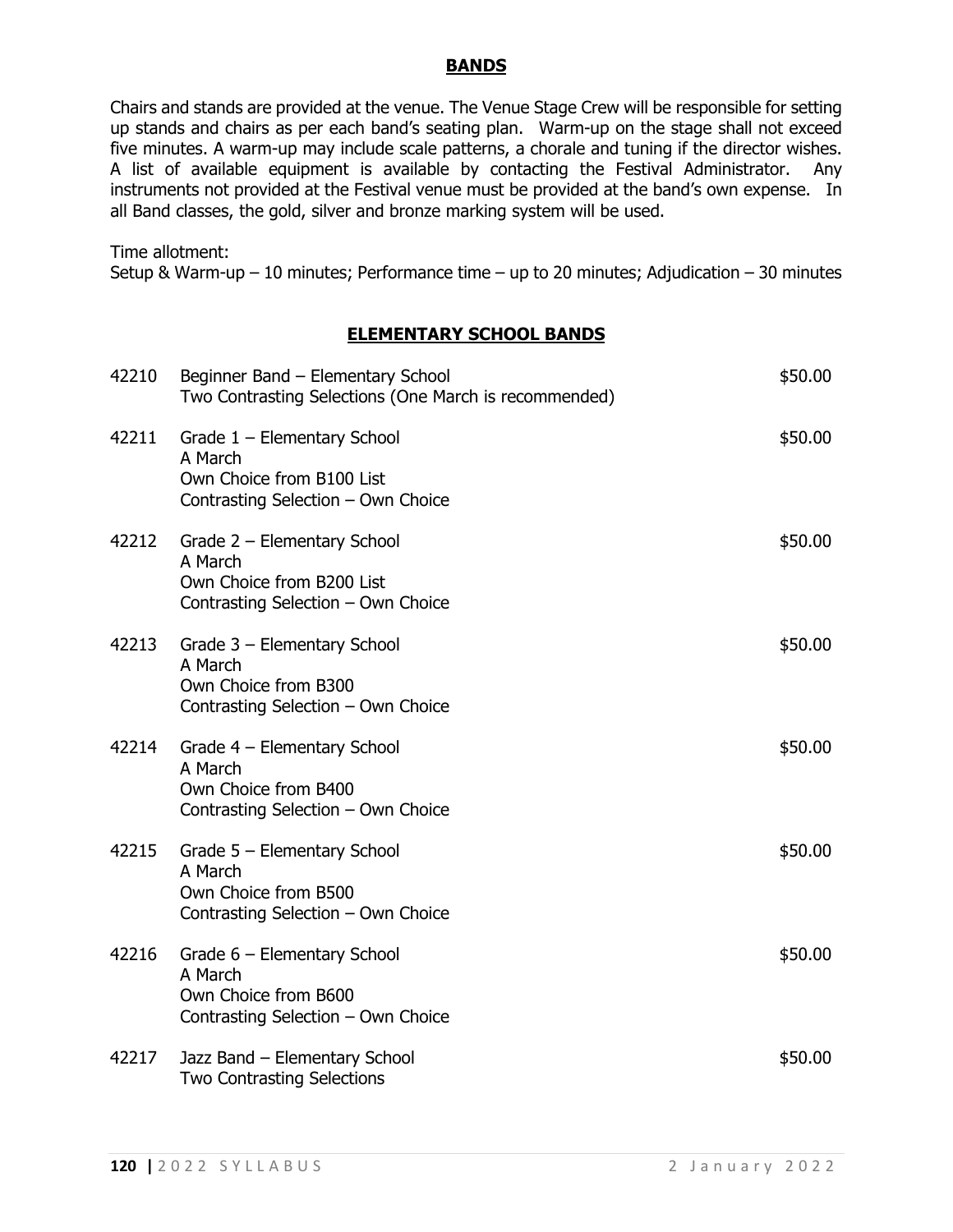# BANDS

Chairs and stands are provided at the venue. The Venue Stage Crew will be responsible for setting up stands and chairs as per each band's seating plan. Warm-up on the stage shall not exceed five minutes. A warm-up may include scale patterns, a chorale and tuning if the director wishes. A list of available equipment is available by contacting the Festival Administrator. Any instruments not provided at the Festival venue must be provided at the band's own expense. In all Band classes, the gold, silver and bronze marking system will be used.

Time allotment:
Setup & Warm-up – 10 minutes; Performance time – up to 20 minutes; Adjudication – 30 minutes

## ELEMENTARY SCHOOL BANDS

| | | |
|---|---|---|
| 42210 | Beginner Band – Elementary School<br>Two Contrasting Selections (One March is recommended) | $50.00 |
| 42211 | Grade 1 – Elementary School<br>A March<br>Own Choice from B100 List<br>Contrasting Selection – Own Choice | $50.00 |
| 42212 | Grade 2 – Elementary School<br>A March<br>Own Choice from B200 List<br>Contrasting Selection – Own Choice | $50.00 |
| 42213 | Grade 3 – Elementary School<br>A March<br>Own Choice from B300<br>Contrasting Selection – Own Choice | $50.00 |
| 42214 | Grade 4 – Elementary School<br>A March<br>Own Choice from B400<br>Contrasting Selection – Own Choice | $50.00 |
| 42215 | Grade 5 – Elementary School<br>A March<br>Own Choice from B500<br>Contrasting Selection – Own Choice | $50.00 |
| 42216 | Grade 6 – Elementary School<br>A March<br>Own Choice from B600<br>Contrasting Selection – Own Choice | $50.00 |
| 42217 | Jazz Band – Elementary School<br>Two Contrasting Selections | $50.00 |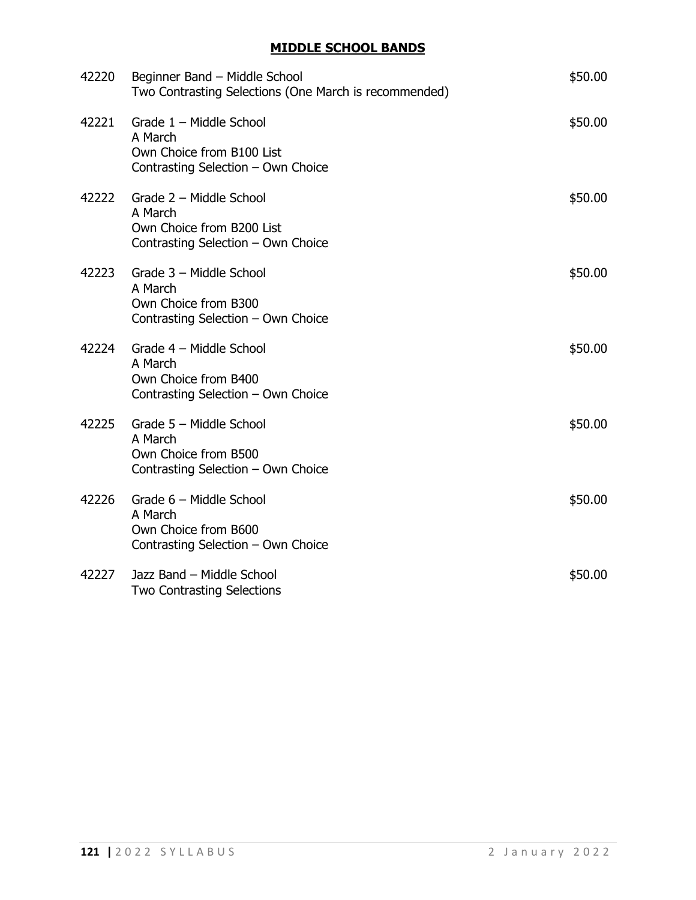## MIDDLE SCHOOL BANDS

| | | |
|---|---|---|
| 42220 | Beginner Band – Middle School<br>Two Contrasting Selections (One March is recommended) | $50.00 |
| 42221 | Grade 1 – Middle School<br>A March<br>Own Choice from B100 List<br>Contrasting Selection – Own Choice | $50.00 |
| 42222 | Grade 2 – Middle School<br>A March<br>Own Choice from B200 List<br>Contrasting Selection – Own Choice | $50.00 |
| 42223 | Grade 3 – Middle School<br>A March<br>Own Choice from B300<br>Contrasting Selection – Own Choice | $50.00 |
| 42224 | Grade 4 – Middle School<br>A March<br>Own Choice from B400<br>Contrasting Selection – Own Choice | $50.00 |
| 42225 | Grade 5 – Middle School<br>A March<br>Own Choice from B500<br>Contrasting Selection – Own Choice | $50.00 |
| 42226 | Grade 6 – Middle School<br>A March<br>Own Choice from B600<br>Contrasting Selection – Own Choice | $50.00 |
| 42227 | Jazz Band – Middle School<br>Two Contrasting Selections | $50.00 |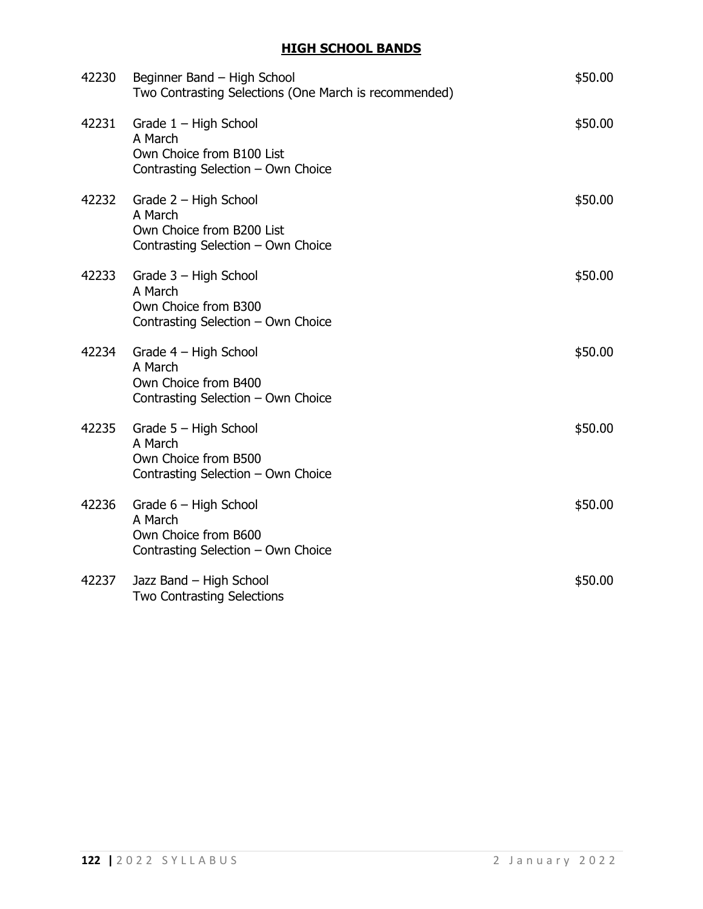## HIGH SCHOOL BANDS

| | | |
|---|---|---|
| 42230 | Beginner Band – High School<br>Two Contrasting Selections (One March is recommended) | $50.00 |
| 42231 | Grade 1 – High School<br>A March<br>Own Choice from B100 List<br>Contrasting Selection – Own Choice | $50.00 |
| 42232 | Grade 2 – High School<br>A March<br>Own Choice from B200 List<br>Contrasting Selection – Own Choice | $50.00 |
| 42233 | Grade 3 – High School<br>A March<br>Own Choice from B300<br>Contrasting Selection – Own Choice | $50.00 |
| 42234 | Grade 4 – High School<br>A March<br>Own Choice from B400<br>Contrasting Selection – Own Choice | $50.00 |
| 42235 | Grade 5 – High School<br>A March<br>Own Choice from B500<br>Contrasting Selection – Own Choice | $50.00 |
| 42236 | Grade 6 – High School<br>A March<br>Own Choice from B600<br>Contrasting Selection – Own Choice | $50.00 |
| 42237 | Jazz Band – High School<br>Two Contrasting Selections | $50.00 |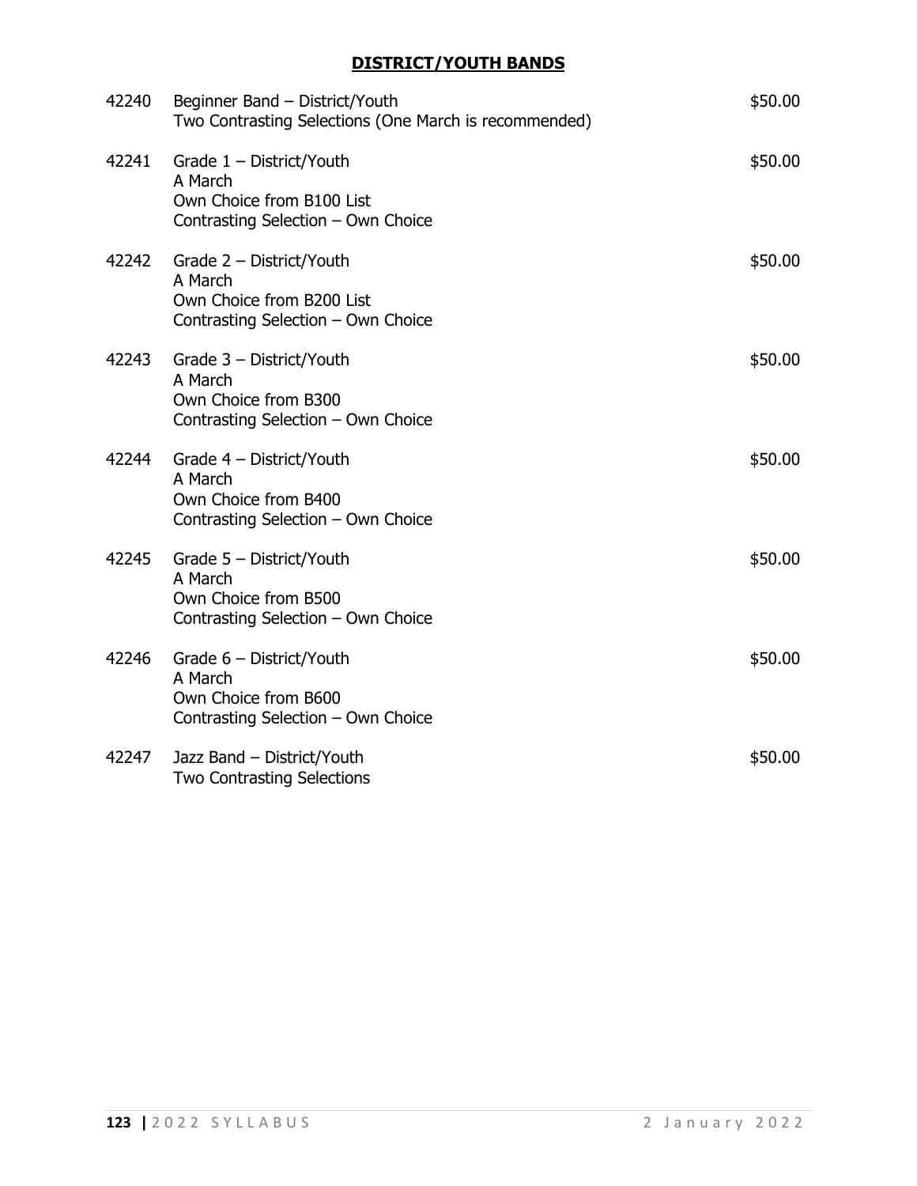## DISTRICT/YOUTH BANDS

| | | |
|---|---|---|
| 42240 | Beginner Band – District/Youth<br>Two Contrasting Selections (One March is recommended) | \$50.00 |
| 42241 | Grade 1 – District/Youth<br>A March<br>Own Choice from B100 List<br>Contrasting Selection – Own Choice | \$50.00 |
| 42242 | Grade 2 – District/Youth<br>A March<br>Own Choice from B200 List<br>Contrasting Selection – Own Choice | \$50.00 |
| 42243 | Grade 3 – District/Youth<br>A March<br>Own Choice from B300<br>Contrasting Selection – Own Choice | \$50.00 |
| 42244 | Grade 4 – District/Youth<br>A March<br>Own Choice from B400<br>Contrasting Selection – Own Choice | \$50.00 |
| 42245 | Grade 5 – District/Youth<br>A March<br>Own Choice from B500<br>Contrasting Selection – Own Choice | \$50.00 |
| 42246 | Grade 6 – District/Youth<br>A March<br>Own Choice from B600<br>Contrasting Selection – Own Choice | \$50.00 |
| 42247 | Jazz Band – District/Youth<br>Two Contrasting Selections | \$50.00 |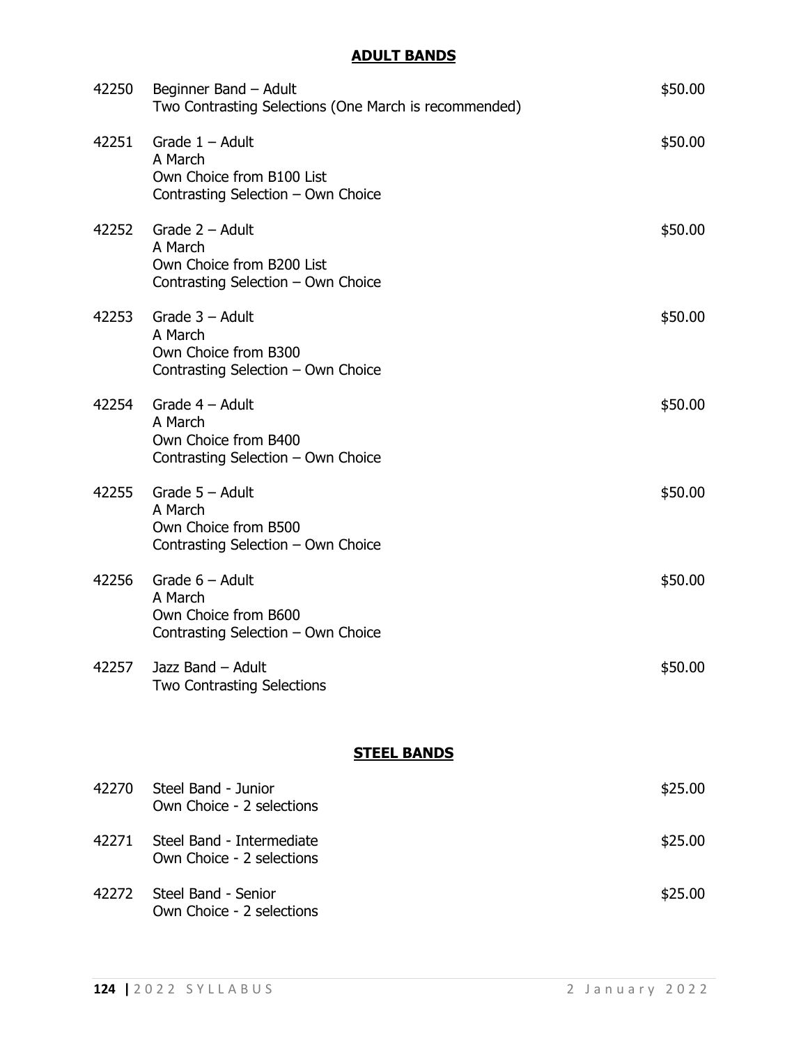## ADULT BANDS

| | | |
|---|---|---|
| 42250 | Beginner Band – Adult<br>Two Contrasting Selections (One March is recommended) | $50.00 |
| 42251 | Grade 1 – Adult<br>A March<br>Own Choice from B100 List<br>Contrasting Selection – Own Choice | $50.00 |
| 42252 | Grade 2 – Adult<br>A March<br>Own Choice from B200 List<br>Contrasting Selection – Own Choice | $50.00 |
| 42253 | Grade 3 – Adult<br>A March<br>Own Choice from B300<br>Contrasting Selection – Own Choice | $50.00 |
| 42254 | Grade 4 – Adult<br>A March<br>Own Choice from B400<br>Contrasting Selection – Own Choice | $50.00 |
| 42255 | Grade 5 – Adult<br>A March<br>Own Choice from B500<br>Contrasting Selection – Own Choice | $50.00 |
| 42256 | Grade 6 – Adult<br>A March<br>Own Choice from B600<br>Contrasting Selection – Own Choice | $50.00 |
| 42257 | Jazz Band – Adult<br>Two Contrasting Selections | $50.00 |

## STEEL BANDS

| | | |
|---|---|---|
| 42270 | Steel Band - Junior<br>Own Choice - 2 selections | $25.00 |
| 42271 | Steel Band - Intermediate<br>Own Choice - 2 selections | $25.00 |
| 42272 | Steel Band - Senior<br>Own Choice - 2 selections | $25.00 |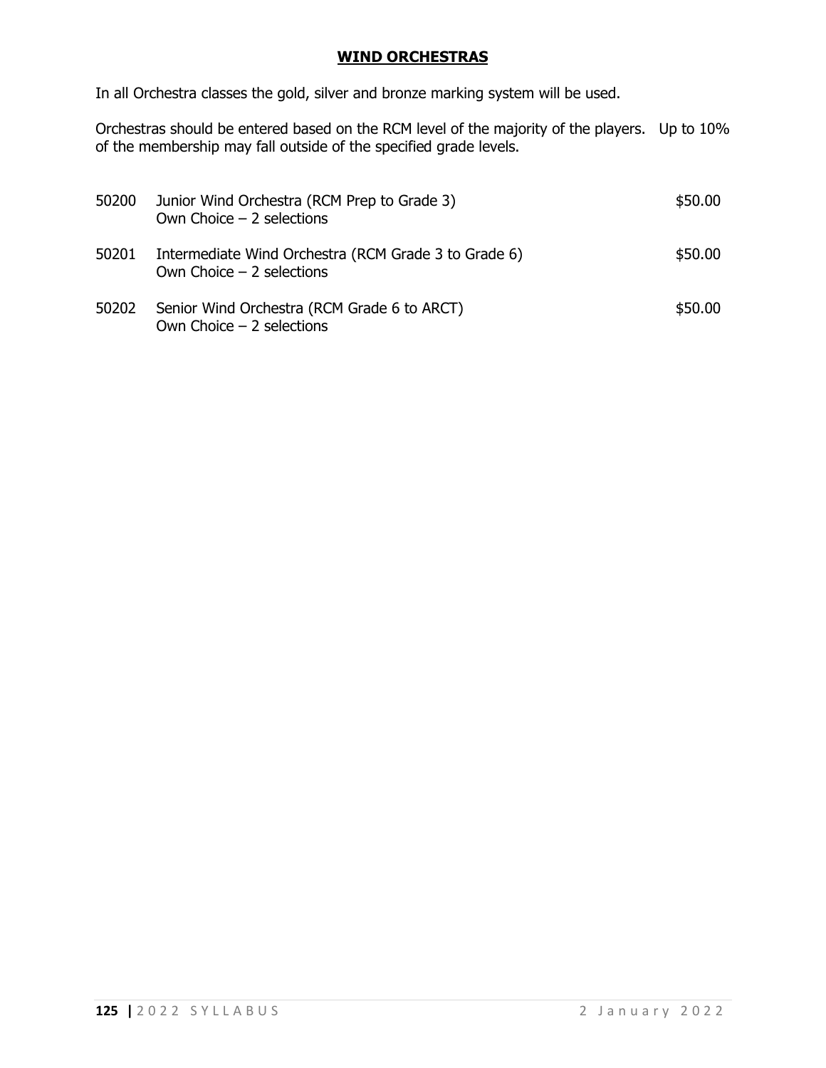## WIND ORCHESTRAS

In all Orchestra classes the gold, silver and bronze marking system will be used.

Orchestras should be entered based on the RCM level of the majority of the players. Up to 10% of the membership may fall outside of the specified grade levels.

| | | |
|---|---|---|
| 50200 | Junior Wind Orchestra (RCM Prep to Grade 3)<br>Own Choice – 2 selections | $50.00 |
| 50201 | Intermediate Wind Orchestra (RCM Grade 3 to Grade 6)<br>Own Choice – 2 selections | $50.00 |
| 50202 | Senior Wind Orchestra (RCM Grade 6 to ARCT)<br>Own Choice – 2 selections | $50.00 |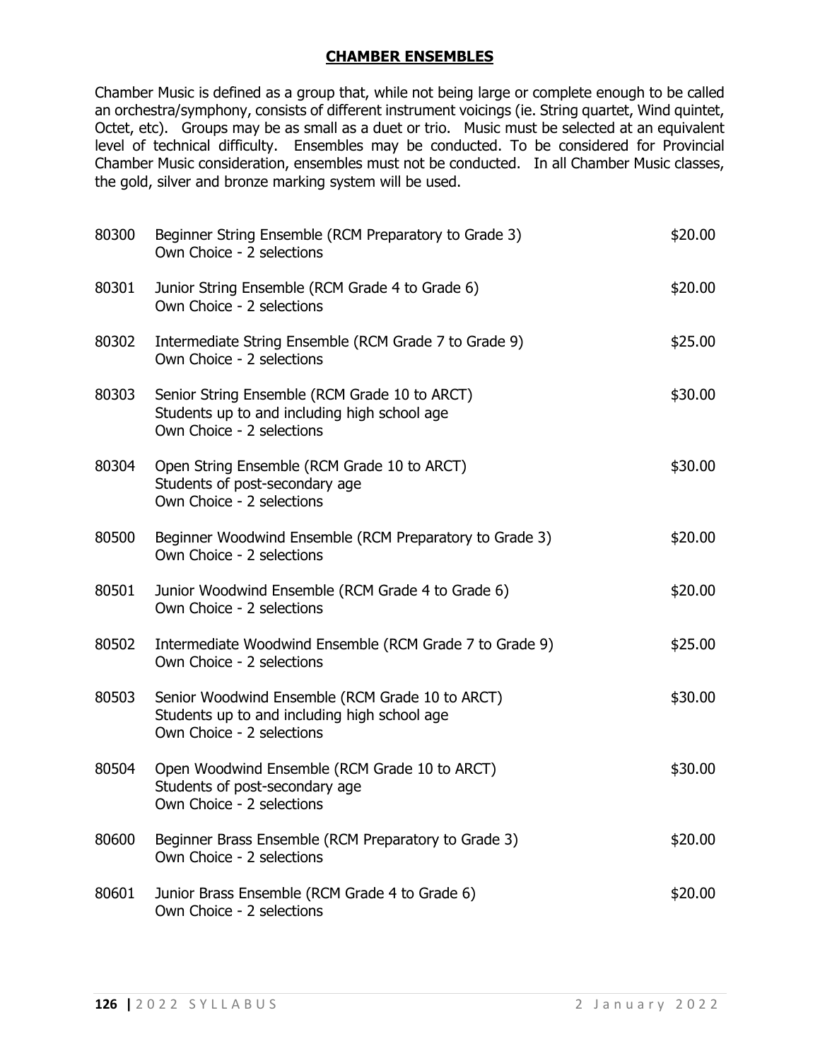## CHAMBER ENSEMBLES

Chamber Music is defined as a group that, while not being large or complete enough to be called an orchestra/symphony, consists of different instrument voicings (ie. String quartet, Wind quintet, Octet, etc). Groups may be as small as a duet or trio. Music must be selected at an equivalent level of technical difficulty. Ensembles may be conducted. To be considered for Provincial Chamber Music consideration, ensembles must not be conducted. In all Chamber Music classes, the gold, silver and bronze marking system will be used.

| | | |
|---|---|---|
| 80300 | Beginner String Ensemble (RCM Preparatory to Grade 3)<br>Own Choice - 2 selections | $20.00 |
| 80301 | Junior String Ensemble (RCM Grade 4 to Grade 6)<br>Own Choice - 2 selections | $20.00 |
| 80302 | Intermediate String Ensemble (RCM Grade 7 to Grade 9)<br>Own Choice - 2 selections | $25.00 |
| 80303 | Senior String Ensemble (RCM Grade 10 to ARCT)<br>Students up to and including high school age<br>Own Choice - 2 selections | $30.00 |
| 80304 | Open String Ensemble (RCM Grade 10 to ARCT)<br>Students of post-secondary age<br>Own Choice - 2 selections | $30.00 |
| 80500 | Beginner Woodwind Ensemble (RCM Preparatory to Grade 3)<br>Own Choice - 2 selections | $20.00 |
| 80501 | Junior Woodwind Ensemble (RCM Grade 4 to Grade 6)<br>Own Choice - 2 selections | $20.00 |
| 80502 | Intermediate Woodwind Ensemble (RCM Grade 7 to Grade 9)<br>Own Choice - 2 selections | $25.00 |
| 80503 | Senior Woodwind Ensemble (RCM Grade 10 to ARCT)<br>Students up to and including high school age<br>Own Choice - 2 selections | $30.00 |
| 80504 | Open Woodwind Ensemble (RCM Grade 10 to ARCT)<br>Students of post-secondary age<br>Own Choice - 2 selections | $30.00 |
| 80600 | Beginner Brass Ensemble (RCM Preparatory to Grade 3)<br>Own Choice - 2 selections | $20.00 |
| 80601 | Junior Brass Ensemble (RCM Grade 4 to Grade 6)<br>Own Choice - 2 selections | $20.00 |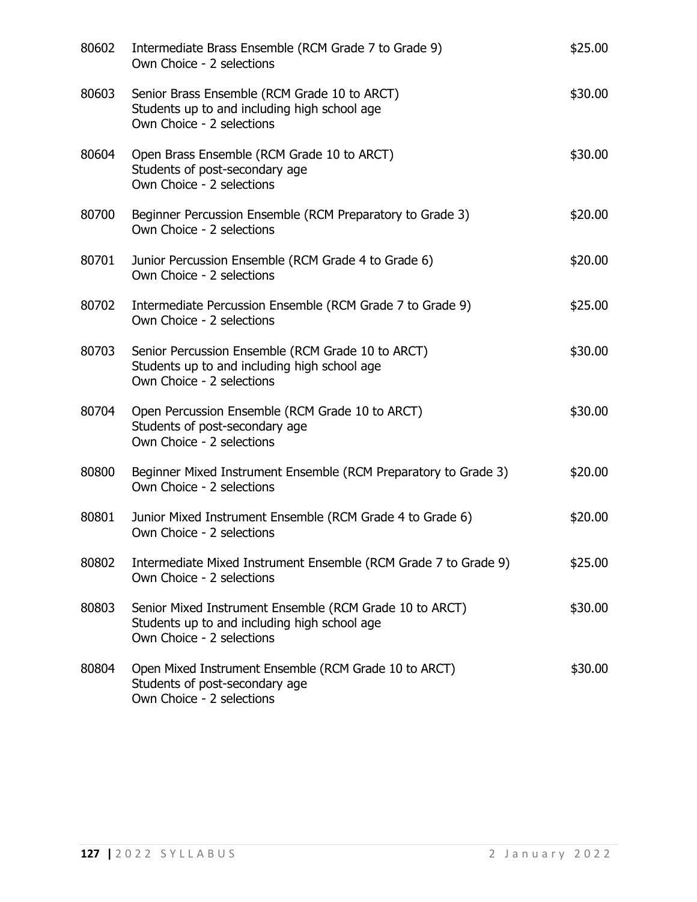80602 Intermediate Brass Ensemble (RCM Grade 7 to Grade 9) $25.00
Own Choice - 2 selections

80603 Senior Brass Ensemble (RCM Grade 10 to ARCT) $30.00
Students up to and including high school age
Own Choice - 2 selections

80604 Open Brass Ensemble (RCM Grade 10 to ARCT) $30.00
Students of post-secondary age
Own Choice - 2 selections

80700 Beginner Percussion Ensemble (RCM Preparatory to Grade 3) $20.00
Own Choice - 2 selections

80701 Junior Percussion Ensemble (RCM Grade 4 to Grade 6) $20.00
Own Choice - 2 selections

80702 Intermediate Percussion Ensemble (RCM Grade 7 to Grade 9) $25.00
Own Choice - 2 selections

80703 Senior Percussion Ensemble (RCM Grade 10 to ARCT) $30.00
Students up to and including high school age
Own Choice - 2 selections

80704 Open Percussion Ensemble (RCM Grade 10 to ARCT) $30.00
Students of post-secondary age
Own Choice - 2 selections

80800 Beginner Mixed Instrument Ensemble (RCM Preparatory to Grade 3) $20.00
Own Choice - 2 selections

80801 Junior Mixed Instrument Ensemble (RCM Grade 4 to Grade 6) $20.00
Own Choice - 2 selections

80802 Intermediate Mixed Instrument Ensemble (RCM Grade 7 to Grade 9) $25.00
Own Choice - 2 selections

80803 Senior Mixed Instrument Ensemble (RCM Grade 10 to ARCT) $30.00
Students up to and including high school age
Own Choice - 2 selections

80804 Open Mixed Instrument Ensemble (RCM Grade 10 to ARCT) $30.00
Students of post-secondary age
Own Choice - 2 selections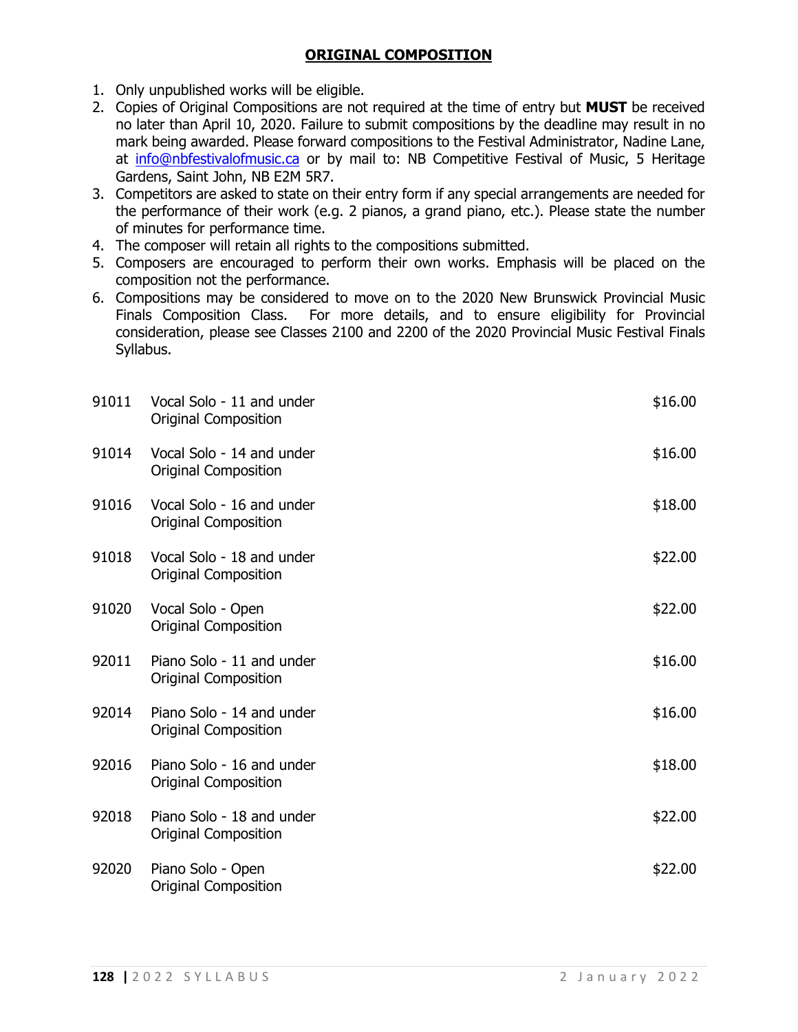## ORIGINAL COMPOSITION

1. Only unpublished works will be eligible.
2. Copies of Original Compositions are not required at the time of entry but **MUST** be received no later than April 10, 2020. Failure to submit compositions by the deadline may result in no mark being awarded. Please forward compositions to the Festival Administrator, Nadine Lane, at info@nbfestivalofmusic.ca or by mail to: NB Competitive Festival of Music, 5 Heritage Gardens, Saint John, NB E2M 5R7.
3. Competitors are asked to state on their entry form if any special arrangements are needed for the performance of their work (e.g. 2 pianos, a grand piano, etc.). Please state the number of minutes for performance time.
4. The composer will retain all rights to the compositions submitted.
5. Composers are encouraged to perform their own works. Emphasis will be placed on the composition not the performance.
6. Compositions may be considered to move on to the 2020 New Brunswick Provincial Music Finals Composition Class. For more details, and to ensure eligibility for Provincial consideration, please see Classes 2100 and 2200 of the 2020 Provincial Music Festival Finals Syllabus.

| | | |
|---|---|---|
| 91011 | Vocal Solo - 11 and under<br>Original Composition | $16.00 |
| 91014 | Vocal Solo - 14 and under<br>Original Composition | $16.00 |
| 91016 | Vocal Solo - 16 and under<br>Original Composition | $18.00 |
| 91018 | Vocal Solo - 18 and under<br>Original Composition | $22.00 |
| 91020 | Vocal Solo - Open<br>Original Composition | $22.00 |
| 92011 | Piano Solo - 11 and under<br>Original Composition | $16.00 |
| 92014 | Piano Solo - 14 and under<br>Original Composition | $16.00 |
| 92016 | Piano Solo - 16 and under<br>Original Composition | $18.00 |
| 92018 | Piano Solo - 18 and under<br>Original Composition | $22.00 |
| 92020 | Piano Solo - Open<br>Original Composition | $22.00 |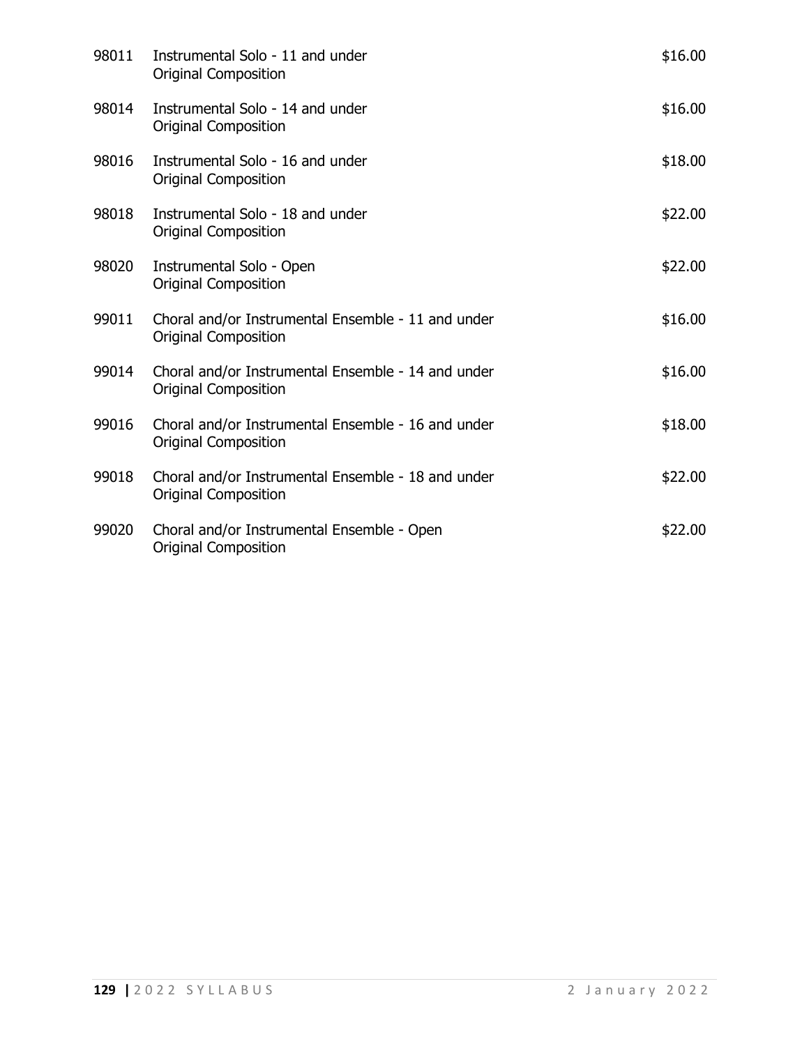| | | |
|---|---|---|
| 98011 | Instrumental Solo - 11 and under<br>Original Composition | $16.00 |
| 98014 | Instrumental Solo - 14 and under<br>Original Composition | $16.00 |
| 98016 | Instrumental Solo - 16 and under<br>Original Composition | $18.00 |
| 98018 | Instrumental Solo - 18 and under<br>Original Composition | $22.00 |
| 98020 | Instrumental Solo - Open<br>Original Composition | $22.00 |
| 99011 | Choral and/or Instrumental Ensemble - 11 and under<br>Original Composition | $16.00 |
| 99014 | Choral and/or Instrumental Ensemble - 14 and under<br>Original Composition | $16.00 |
| 99016 | Choral and/or Instrumental Ensemble - 16 and under<br>Original Composition | $18.00 |
| 99018 | Choral and/or Instrumental Ensemble - 18 and under<br>Original Composition | $22.00 |
| 99020 | Choral and/or Instrumental Ensemble - Open<br>Original Composition | $22.00 |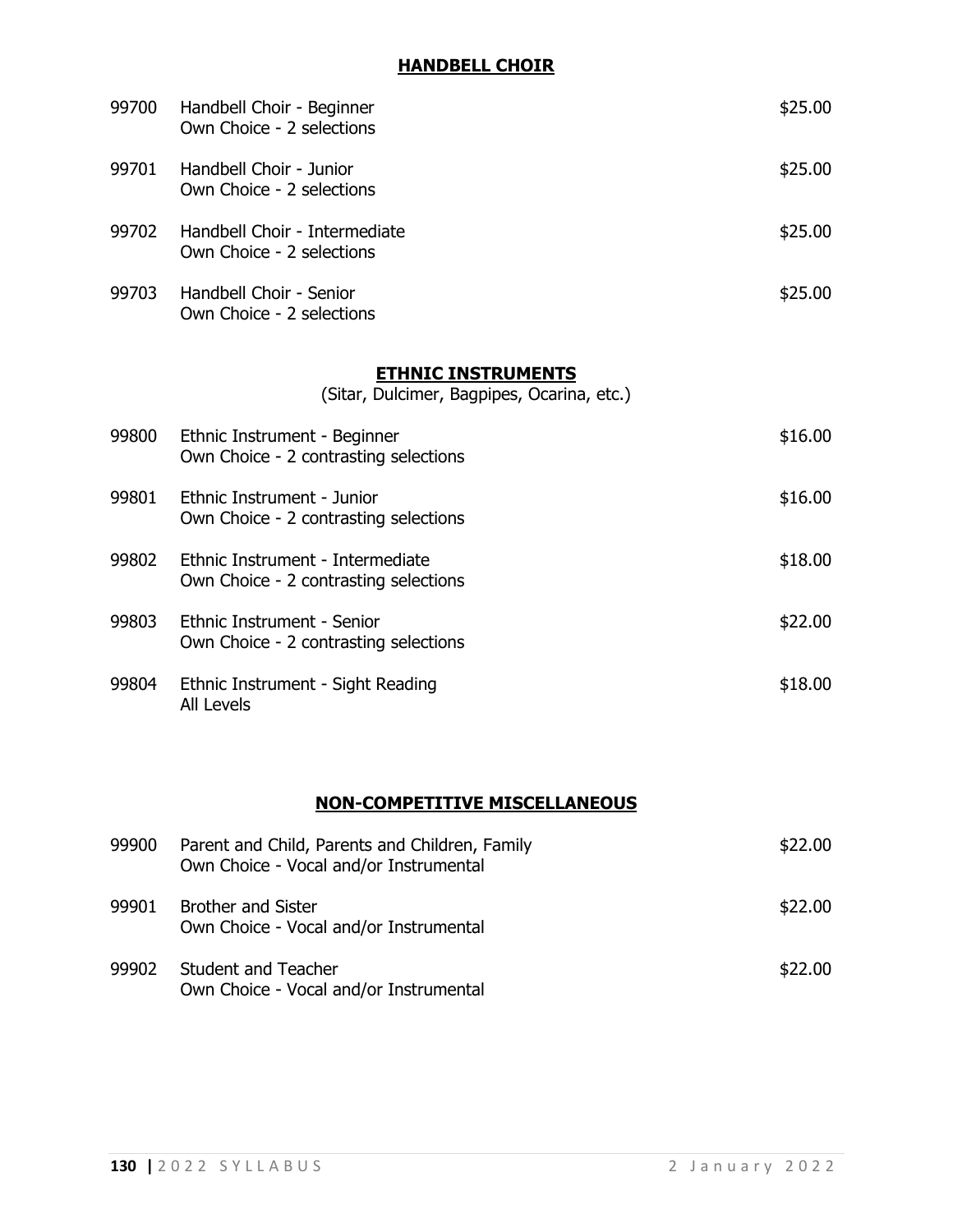## HANDBELL CHOIR

| | | |
|---|---|---|
| 99700 | Handbell Choir - Beginner<br>Own Choice - 2 selections | $25.00 |
| 99701 | Handbell Choir - Junior<br>Own Choice - 2 selections | $25.00 |
| 99702 | Handbell Choir - Intermediate<br>Own Choice - 2 selections | $25.00 |
| 99703 | Handbell Choir - Senior<br>Own Choice - 2 selections | $25.00 |

## ETHNIC INSTRUMENTS

(Sitar, Dulcimer, Bagpipes, Ocarina, etc.)

| | | |
|---|---|---|
| 99800 | Ethnic Instrument - Beginner<br>Own Choice - 2 contrasting selections | $16.00 |
| 99801 | Ethnic Instrument - Junior<br>Own Choice - 2 contrasting selections | $16.00 |
| 99802 | Ethnic Instrument - Intermediate<br>Own Choice - 2 contrasting selections | $18.00 |
| 99803 | Ethnic Instrument - Senior<br>Own Choice - 2 contrasting selections | $22.00 |
| 99804 | Ethnic Instrument - Sight Reading<br>All Levels | $18.00 |

## NON-COMPETITIVE MISCELLANEOUS

| | | |
|---|---|---|
| 99900 | Parent and Child, Parents and Children, Family<br>Own Choice - Vocal and/or Instrumental | $22.00 |
| 99901 | Brother and Sister<br>Own Choice - Vocal and/or Instrumental | $22.00 |
| 99902 | Student and Teacher<br>Own Choice - Vocal and/or Instrumental | $22.00 |